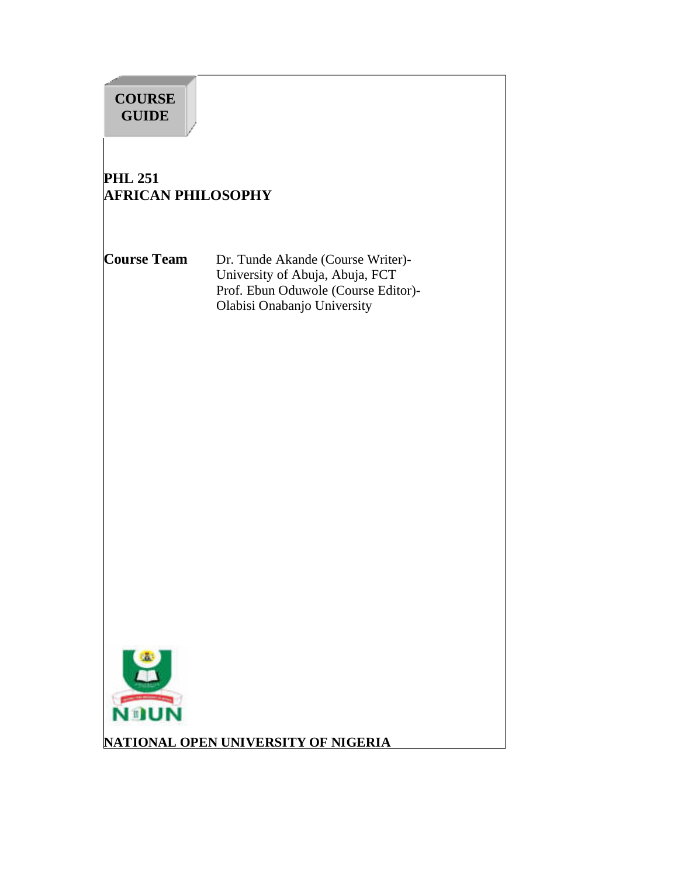# COURSE GUIDE

## PHL 251
## AFRICAN PHILOSOPHY

**Course Team** Dr. Tunde Akande (Course Writer)-
University of Abuja, Abuja, FCT
Prof. Ebun Oduwole (Course Editor)-
Olabisi Onabanjo University

NOUN

**NATIONAL OPEN UNIVERSITY OF NIGERIA**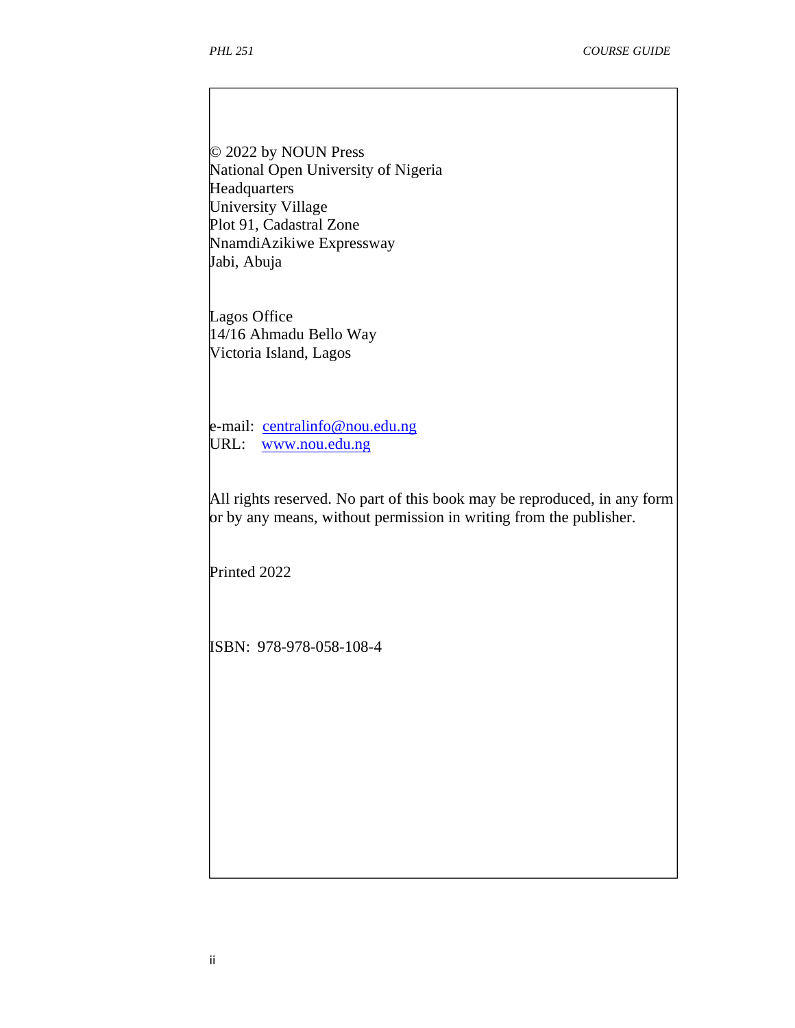© 2022 by NOUN Press
National Open University of Nigeria
Headquarters
University Village
Plot 91, Cadastral Zone
NnamdiAzikiwe Expressway
Jabi, Abuja

Lagos Office
14/16 Ahmadu Bello Way
Victoria Island, Lagos

e-mail: centralinfo@nou.edu.ng
URL: www.nou.edu.ng

All rights reserved. No part of this book may be reproduced, in any form or by any means, without permission in writing from the publisher.

Printed 2022

ISBN: 978-978-058-108-4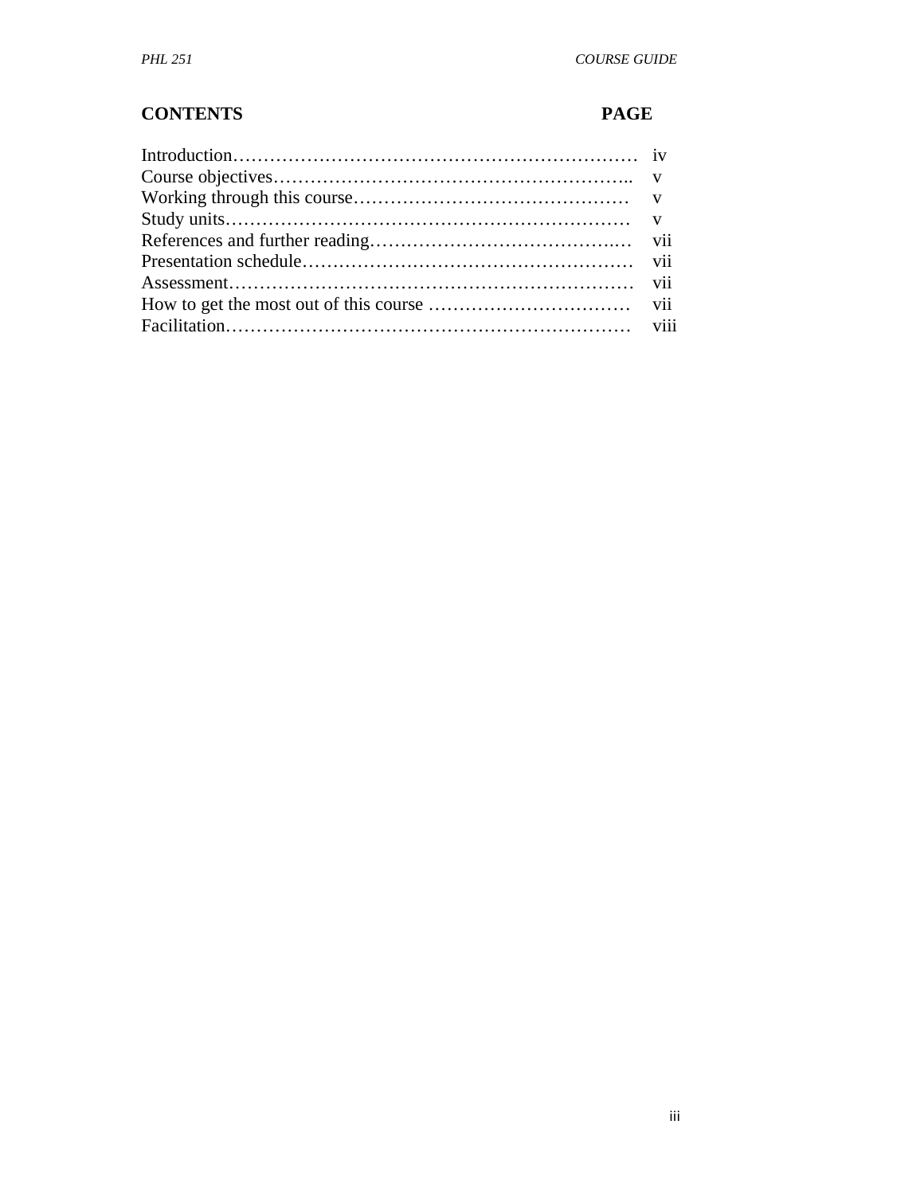| CONTENTS | PAGE |
|---|---|
| Introduction………………………………………………………… | iv |
| Course objectives………………………………………………….. | v |
| Working through this course……………………………………… | v |
| Study units………………………………………………………… | v |
| References and further reading…………………………………..… | vii |
| Presentation schedule……………………………………………… | vii |
| Assessment………………………………………………………… | vii |
| How to get the most out of this course …………………………… | vii |
| Facilitation………………………………………………………… | viii |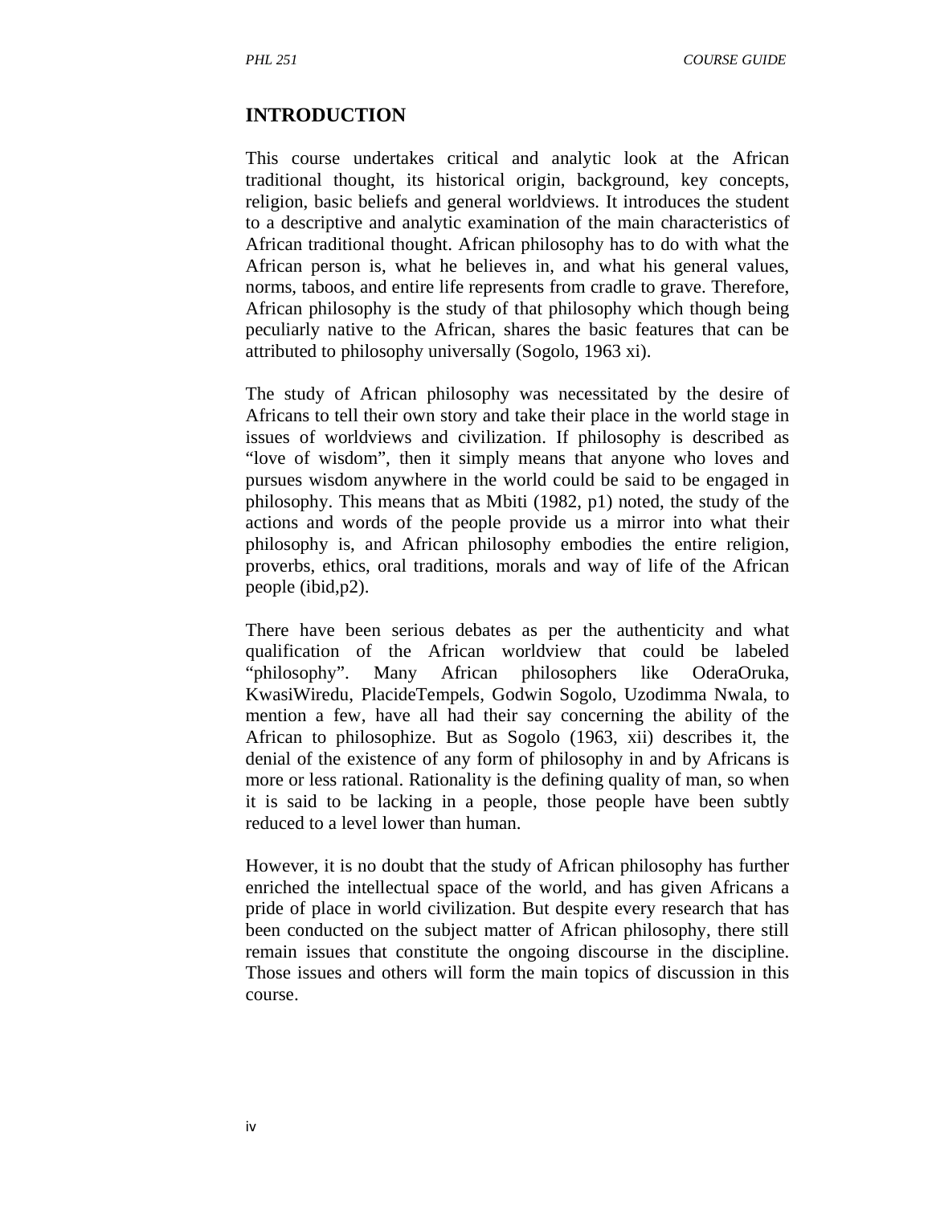## INTRODUCTION

This course undertakes critical and analytic look at the African traditional thought, its historical origin, background, key concepts, religion, basic beliefs and general worldviews. It introduces the student to a descriptive and analytic examination of the main characteristics of African traditional thought. African philosophy has to do with what the African person is, what he believes in, and what his general values, norms, taboos, and entire life represents from cradle to grave. Therefore, African philosophy is the study of that philosophy which though being peculiarly native to the African, shares the basic features that can be attributed to philosophy universally (Sogolo, 1963 xi).

The study of African philosophy was necessitated by the desire of Africans to tell their own story and take their place in the world stage in issues of worldviews and civilization. If philosophy is described as "love of wisdom", then it simply means that anyone who loves and pursues wisdom anywhere in the world could be said to be engaged in philosophy. This means that as Mbiti (1982, p1) noted, the study of the actions and words of the people provide us a mirror into what their philosophy is, and African philosophy embodies the entire religion, proverbs, ethics, oral traditions, morals and way of life of the African people (ibid,p2).

There have been serious debates as per the authenticity and what qualification of the African worldview that could be labeled "philosophy". Many African philosophers like OderaOruka, KwasiWiredu, PlacideTempels, Godwin Sogolo, Uzodimma Nwala, to mention a few, have all had their say concerning the ability of the African to philosophize. But as Sogolo (1963, xii) describes it, the denial of the existence of any form of philosophy in and by Africans is more or less rational. Rationality is the defining quality of man, so when it is said to be lacking in a people, those people have been subtly reduced to a level lower than human.

However, it is no doubt that the study of African philosophy has further enriched the intellectual space of the world, and has given Africans a pride of place in world civilization. But despite every research that has been conducted on the subject matter of African philosophy, there still remain issues that constitute the ongoing discourse in the discipline. Those issues and others will form the main topics of discussion in this course.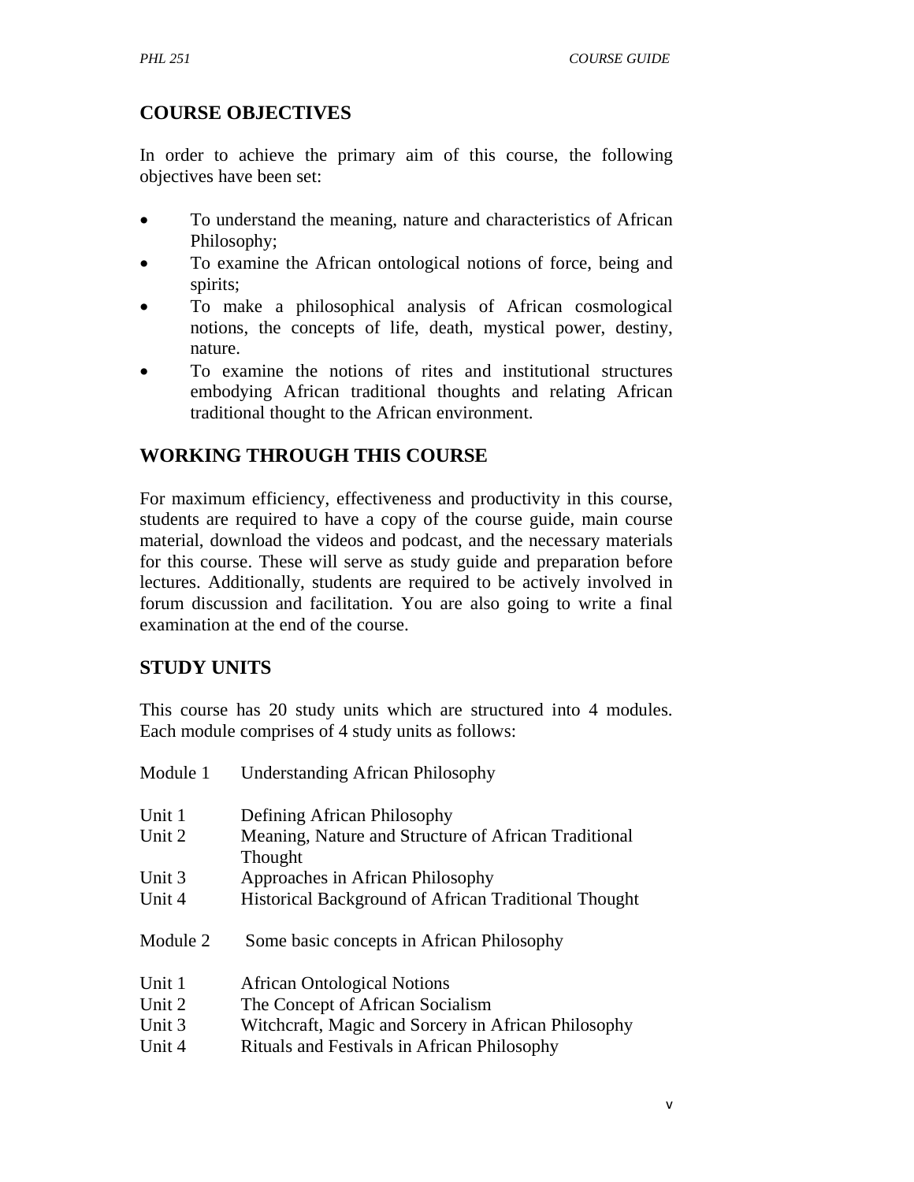## COURSE OBJECTIVES

In order to achieve the primary aim of this course, the following objectives have been set:

- To understand the meaning, nature and characteristics of African Philosophy;
- To examine the African ontological notions of force, being and spirits;
- To make a philosophical analysis of African cosmological notions, the concepts of life, death, mystical power, destiny, nature.
- To examine the notions of rites and institutional structures embodying African traditional thoughts and relating African traditional thought to the African environment.

## WORKING THROUGH THIS COURSE

For maximum efficiency, effectiveness and productivity in this course, students are required to have a copy of the course guide, main course material, download the videos and podcast, and the necessary materials for this course. These will serve as study guide and preparation before lectures. Additionally, students are required to be actively involved in forum discussion and facilitation. You are also going to write a final examination at the end of the course.

## STUDY UNITS

This course has 20 study units which are structured into 4 modules. Each module comprises of 4 study units as follows:

Module 1 Understanding African Philosophy

Unit 1 Defining African Philosophy
Unit 2 Meaning, Nature and Structure of African Traditional Thought
Unit 3 Approaches in African Philosophy
Unit 4 Historical Background of African Traditional Thought

Module 2 Some basic concepts in African Philosophy

Unit 1 African Ontological Notions
Unit 2 The Concept of African Socialism
Unit 3 Witchcraft, Magic and Sorcery in African Philosophy
Unit 4 Rituals and Festivals in African Philosophy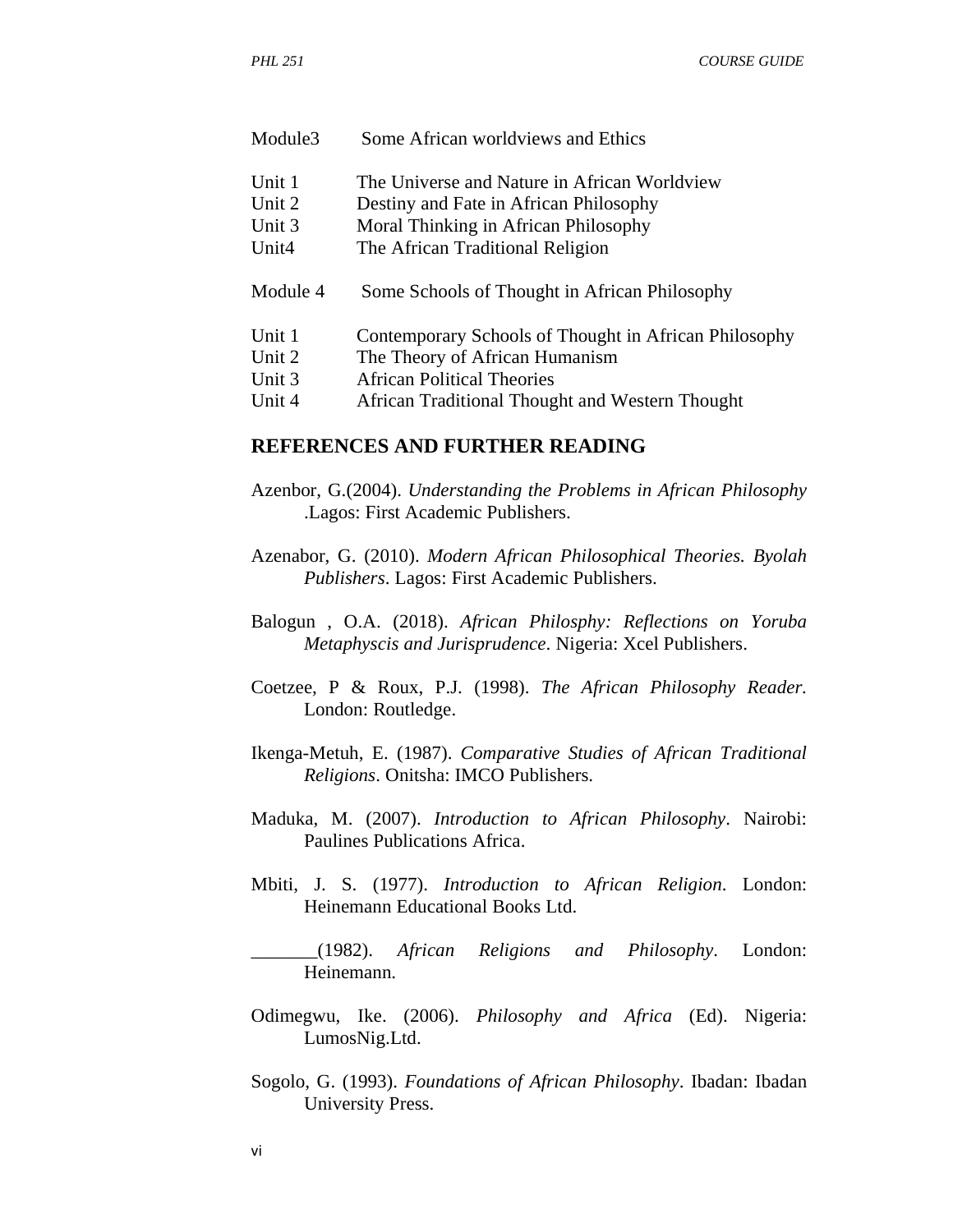Module3 Some African worldviews and Ethics

Unit 1 The Universe and Nature in African Worldview
Unit 2 Destiny and Fate in African Philosophy
Unit 3 Moral Thinking in African Philosophy
Unit4 The African Traditional Religion

Module 4 Some Schools of Thought in African Philosophy

Unit 1 Contemporary Schools of Thought in African Philosophy
Unit 2 The Theory of African Humanism
Unit 3 African Political Theories
Unit 4 African Traditional Thought and Western Thought

## REFERENCES AND FURTHER READING

Azenbor, G.(2004). *Understanding the Problems in African Philosophy* .Lagos: First Academic Publishers.

Azenabor, G. (2010). *Modern African Philosophical Theories. Byolah Publishers*. Lagos: First Academic Publishers.

Balogun , O.A. (2018). *African Philosphy: Reflections on Yoruba Metaphyscis and Jurisprudence*. Nigeria: Xcel Publishers.

Coetzee, P & Roux, P.J. (1998). *The African Philosophy Reader.* London: Routledge.

Ikenga-Metuh, E. (1987). *Comparative Studies of African Traditional Religions*. Onitsha: IMCO Publishers.

Maduka, M. (2007). *Introduction to African Philosophy*. Nairobi: Paulines Publications Africa.

Mbiti, J. S. (1977). *Introduction to African Religion*. London: Heinemann Educational Books Ltd.

_______(1982). *African Religions and Philosophy*. London: Heinemann.

Odimegwu, Ike. (2006). *Philosophy and Africa* (Ed). Nigeria: LumosNig.Ltd.

Sogolo, G. (1993). *Foundations of African Philosophy*. Ibadan: Ibadan University Press.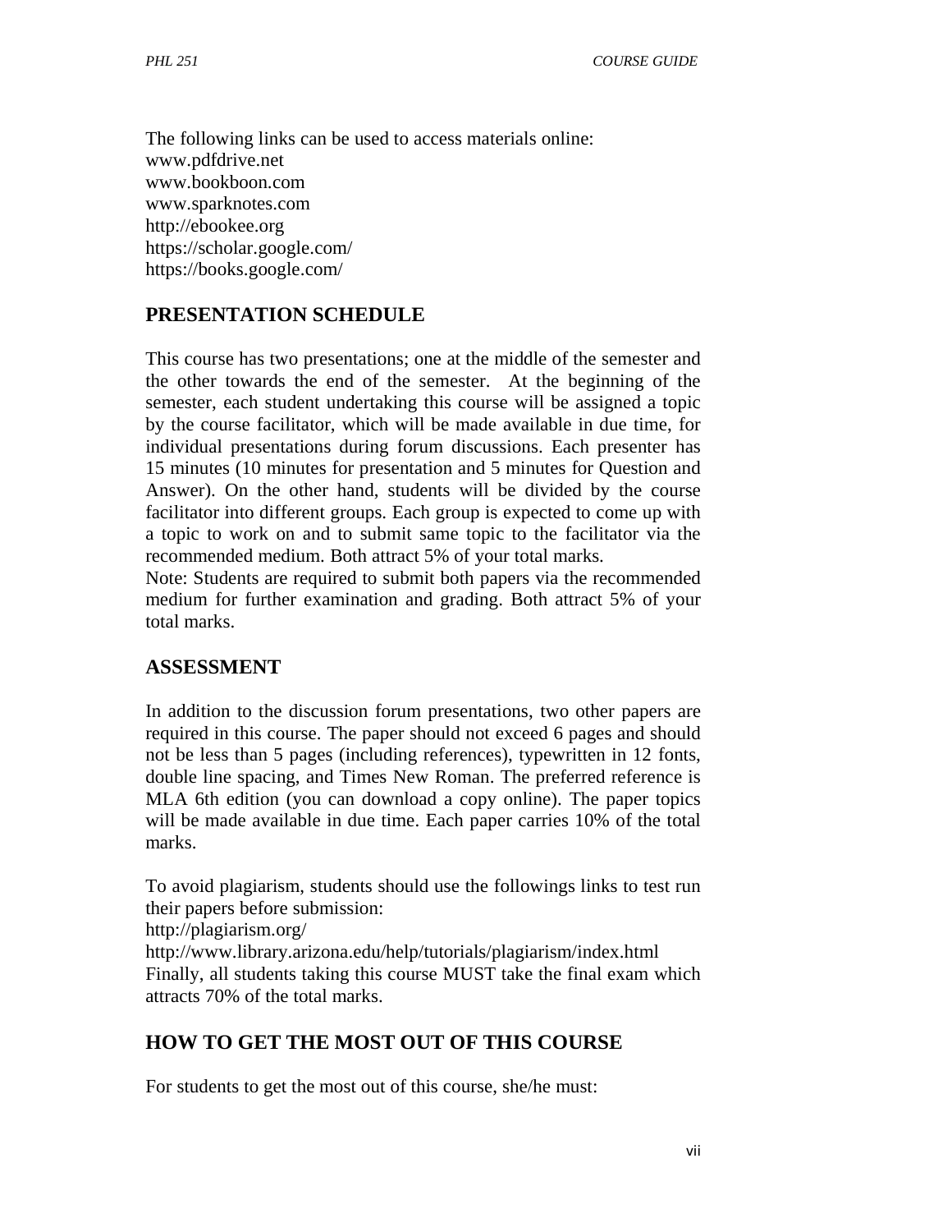The following links can be used to access materials online:
www.pdfdrive.net
www.bookboon.com
www.sparknotes.com
http://ebookee.org
https://scholar.google.com/
https://books.google.com/

## PRESENTATION SCHEDULE

This course has two presentations; one at the middle of the semester and the other towards the end of the semester. At the beginning of the semester, each student undertaking this course will be assigned a topic by the course facilitator, which will be made available in due time, for individual presentations during forum discussions. Each presenter has 15 minutes (10 minutes for presentation and 5 minutes for Question and Answer). On the other hand, students will be divided by the course facilitator into different groups. Each group is expected to come up with a topic to work on and to submit same topic to the facilitator via the recommended medium. Both attract 5% of your total marks.
Note: Students are required to submit both papers via the recommended medium for further examination and grading. Both attract 5% of your total marks.

## ASSESSMENT

In addition to the discussion forum presentations, two other papers are required in this course. The paper should not exceed 6 pages and should not be less than 5 pages (including references), typewritten in 12 fonts, double line spacing, and Times New Roman. The preferred reference is MLA 6th edition (you can download a copy online). The paper topics will be made available in due time. Each paper carries 10% of the total marks.

To avoid plagiarism, students should use the followings links to test run their papers before submission:
http://plagiarism.org/
http://www.library.arizona.edu/help/tutorials/plagiarism/index.html
Finally, all students taking this course MUST take the final exam which attracts 70% of the total marks.

## HOW TO GET THE MOST OUT OF THIS COURSE

For students to get the most out of this course, she/he must: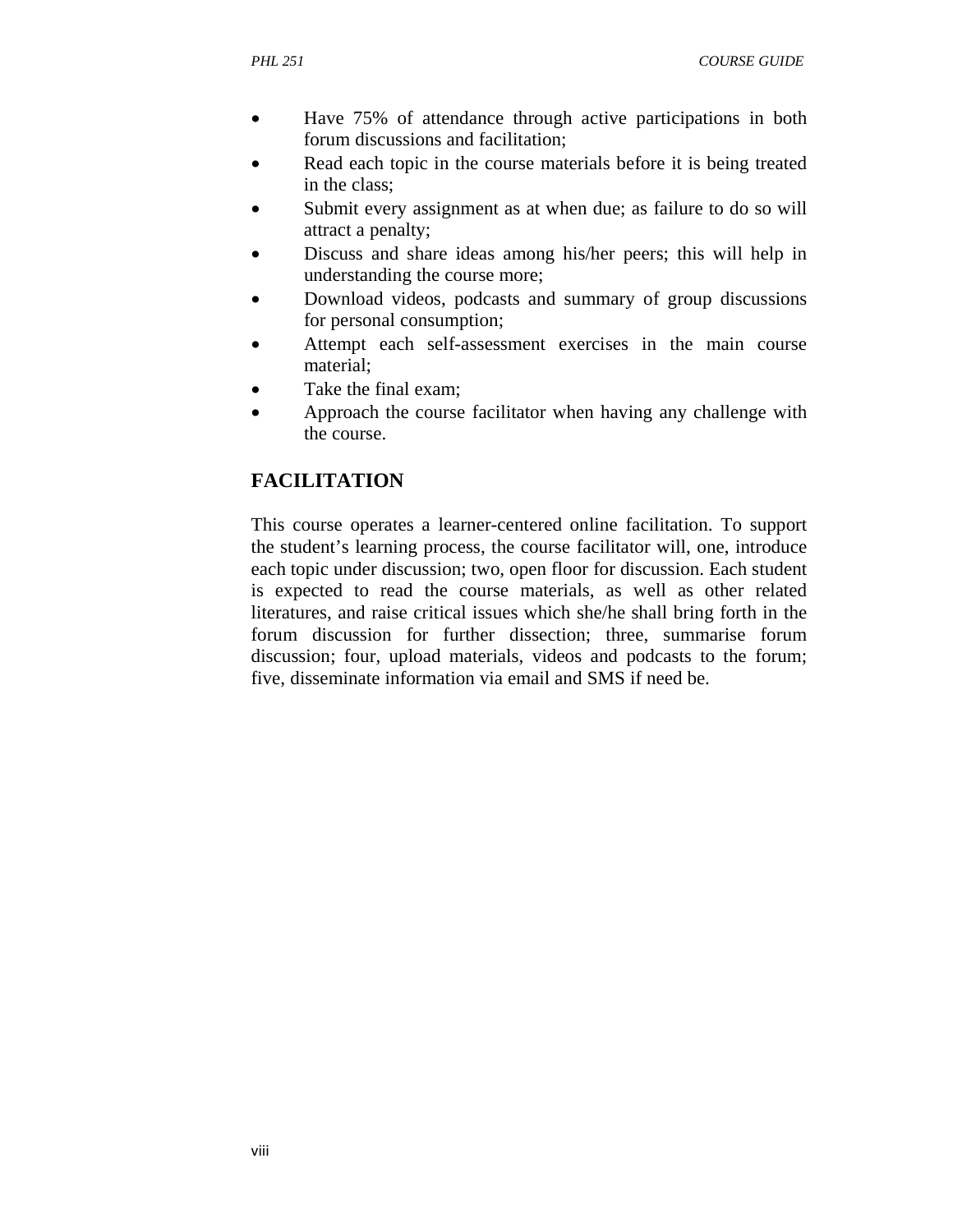- Have 75% of attendance through active participations in both forum discussions and facilitation;
- Read each topic in the course materials before it is being treated in the class;
- Submit every assignment as at when due; as failure to do so will attract a penalty;
- Discuss and share ideas among his/her peers; this will help in understanding the course more;
- Download videos, podcasts and summary of group discussions for personal consumption;
- Attempt each self-assessment exercises in the main course material;
- Take the final exam;
- Approach the course facilitator when having any challenge with the course.

## FACILITATION

This course operates a learner-centered online facilitation. To support the student's learning process, the course facilitator will, one, introduce each topic under discussion; two, open floor for discussion. Each student is expected to read the course materials, as well as other related literatures, and raise critical issues which she/he shall bring forth in the forum discussion for further dissection; three, summarise forum discussion; four, upload materials, videos and podcasts to the forum; five, disseminate information via email and SMS if need be.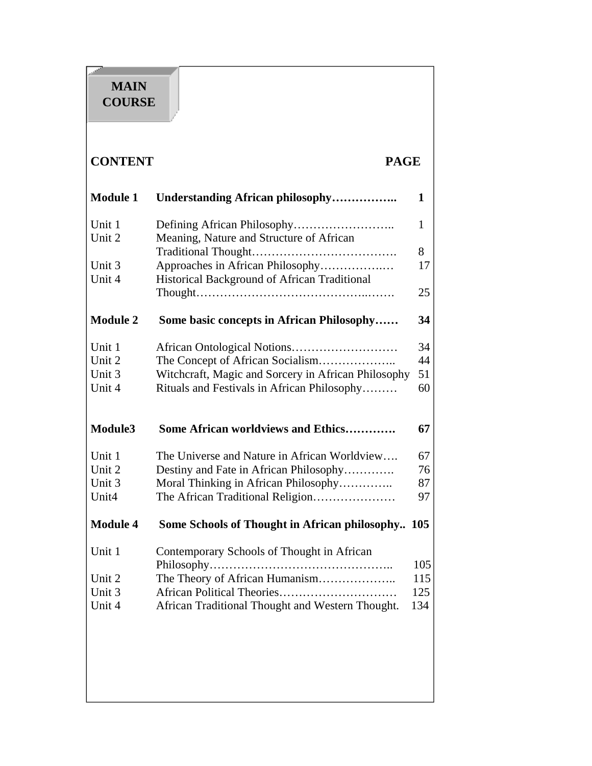**MAIN COURSE**

| CONTENT | | PAGE |
|---|---|---|
| **Module 1** | **Understanding African philosophy……………..** | **1** |
| Unit 1 | Defining African Philosophy…………………….. | 1 |
| Unit 2 | Meaning, Nature and Structure of African Traditional Thought………………….…………. | 8 |
| Unit 3 | Approaches in African Philosophy…………….… | 17 |
| Unit 4 | Historical Background of African Traditional Thought……………………………………..……. | 25 |
| **Module 2** | **Some basic concepts in African Philosophy……** | **34** |
| Unit 1 | African Ontological Notions……………………… | 34 |
| Unit 2 | The Concept of African Socialism……………….. | 44 |
| Unit 3 | Witchcraft, Magic and Sorcery in African Philosophy | 51 |
| Unit 4 | Rituals and Festivals in African Philosophy……… | 60 |
| **Module3** | **Some African worldviews and Ethics………….** | **67** |
| Unit 1 | The Universe and Nature in African Worldview…. | 67 |
| Unit 2 | Destiny and Fate in African Philosophy…………. | 76 |
| Unit 3 | Moral Thinking in African Philosophy………….. | 87 |
| Unit4 | The African Traditional Religion………………… | 97 |
| **Module 4** | **Some Schools of Thought in African philosophy..** | **105** |
| Unit 1 | Contemporary Schools of Thought in African Philosophy……………………………………….. | 105 |
| Unit 2 | The Theory of African Humanism……………….. | 115 |
| Unit 3 | African Political Theories………………………… | 125 |
| Unit 4 | African Traditional Thought and Western Thought. | 134 |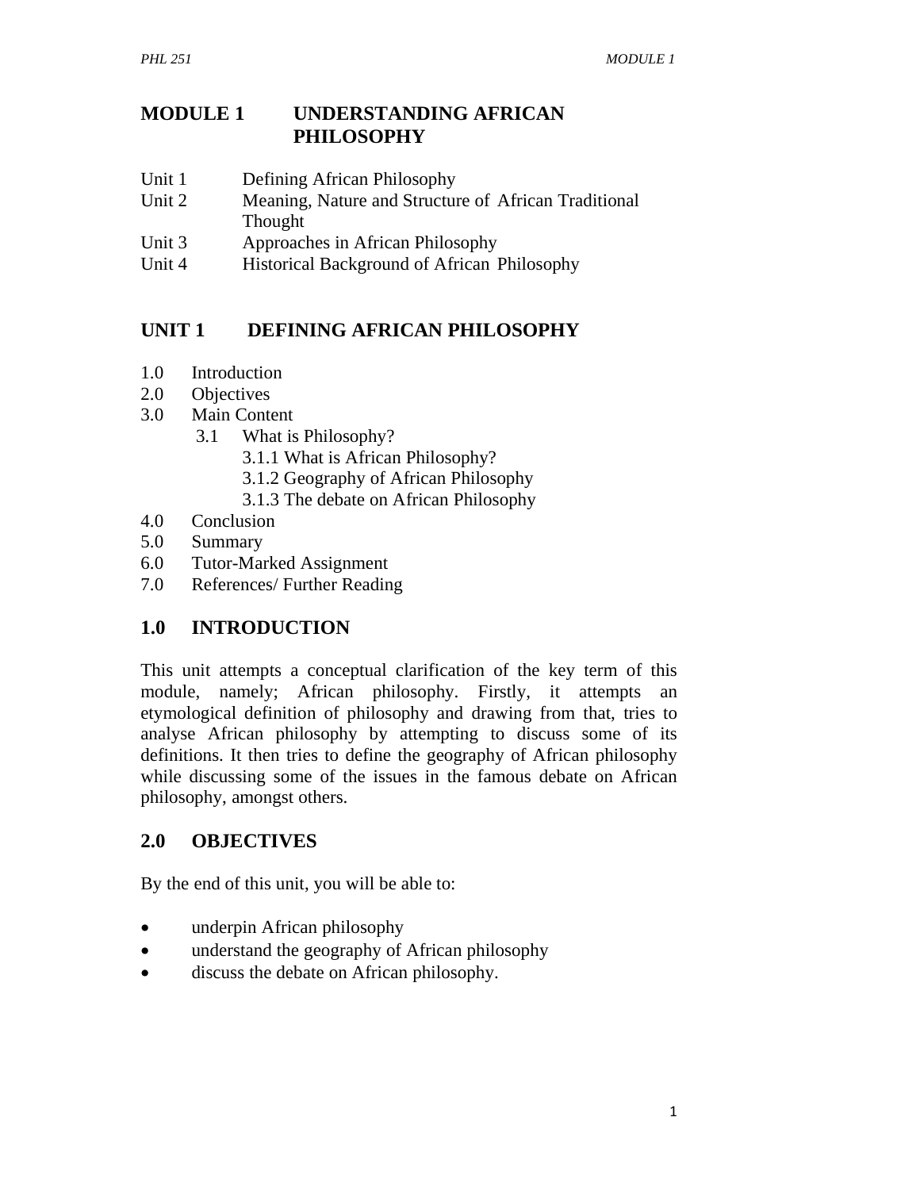# MODULE 1 UNDERSTANDING AFRICAN PHILOSOPHY

Unit 1 Defining African Philosophy
Unit 2 Meaning, Nature and Structure of African Traditional Thought
Unit 3 Approaches in African Philosophy
Unit 4 Historical Background of African Philosophy

## UNIT 1 DEFINING AFRICAN PHILOSOPHY

1.0 Introduction
2.0 Objectives
3.0 Main Content
 3.1 What is Philosophy?
  3.1.1 What is African Philosophy?
  3.1.2 Geography of African Philosophy
  3.1.3 The debate on African Philosophy
4.0 Conclusion
5.0 Summary
6.0 Tutor-Marked Assignment
7.0 References/ Further Reading

## 1.0 INTRODUCTION

This unit attempts a conceptual clarification of the key term of this module, namely; African philosophy. Firstly, it attempts an etymological definition of philosophy and drawing from that, tries to analyse African philosophy by attempting to discuss some of its definitions. It then tries to define the geography of African philosophy while discussing some of the issues in the famous debate on African philosophy, amongst others.

## 2.0 OBJECTIVES

By the end of this unit, you will be able to:

- underpin African philosophy
- understand the geography of African philosophy
- discuss the debate on African philosophy.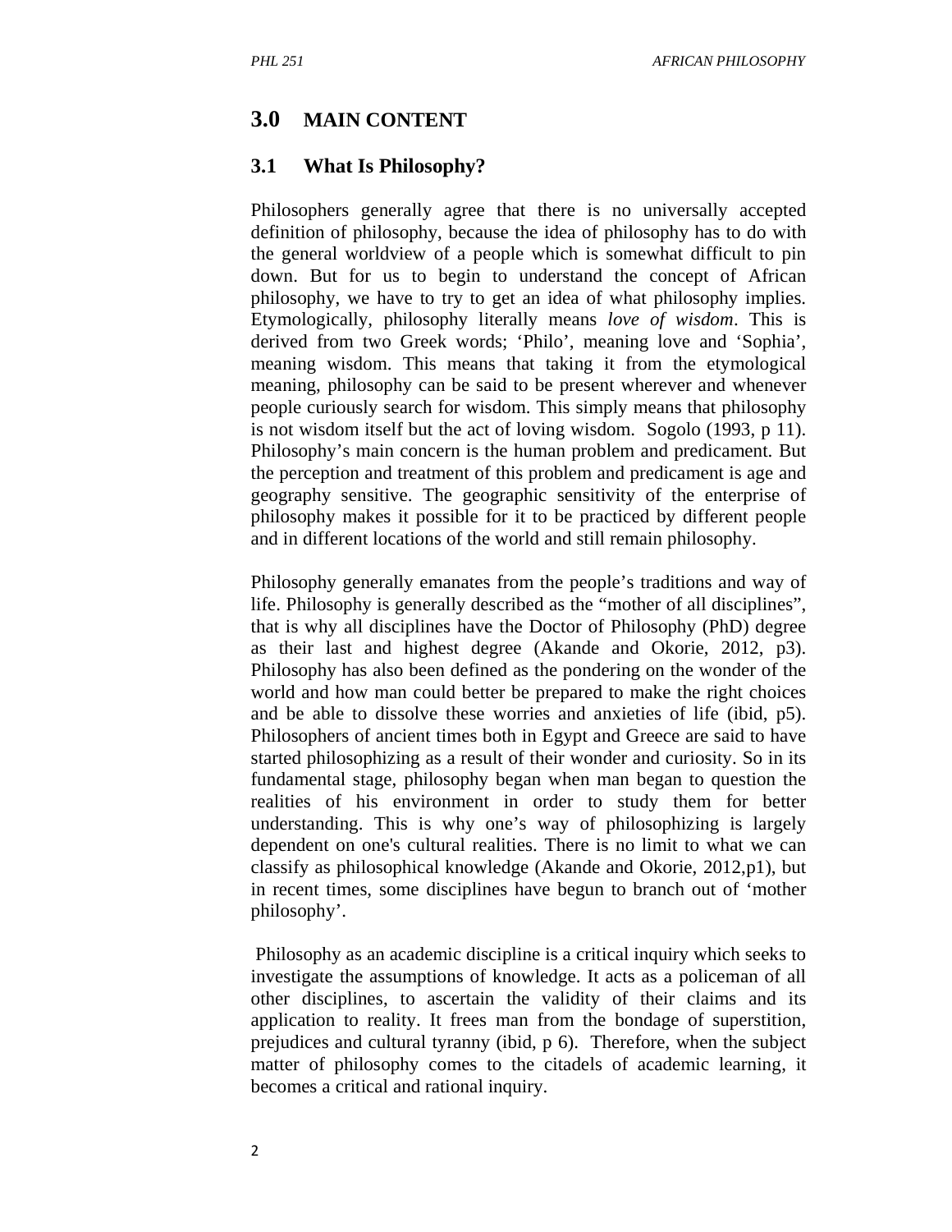## 3.0 MAIN CONTENT

### 3.1 What Is Philosophy?

Philosophers generally agree that there is no universally accepted definition of philosophy, because the idea of philosophy has to do with the general worldview of a people which is somewhat difficult to pin down. But for us to begin to understand the concept of African philosophy, we have to try to get an idea of what philosophy implies. Etymologically, philosophy literally means *love of wisdom*. This is derived from two Greek words; 'Philo', meaning love and 'Sophia', meaning wisdom. This means that taking it from the etymological meaning, philosophy can be said to be present wherever and whenever people curiously search for wisdom. This simply means that philosophy is not wisdom itself but the act of loving wisdom. Sogolo (1993, p 11). Philosophy's main concern is the human problem and predicament. But the perception and treatment of this problem and predicament is age and geography sensitive. The geographic sensitivity of the enterprise of philosophy makes it possible for it to be practiced by different people and in different locations of the world and still remain philosophy.

Philosophy generally emanates from the people's traditions and way of life. Philosophy is generally described as the "mother of all disciplines", that is why all disciplines have the Doctor of Philosophy (PhD) degree as their last and highest degree (Akande and Okorie, 2012, p3). Philosophy has also been defined as the pondering on the wonder of the world and how man could better be prepared to make the right choices and be able to dissolve these worries and anxieties of life (ibid, p5). Philosophers of ancient times both in Egypt and Greece are said to have started philosophizing as a result of their wonder and curiosity. So in its fundamental stage, philosophy began when man began to question the realities of his environment in order to study them for better understanding. This is why one's way of philosophizing is largely dependent on one's cultural realities. There is no limit to what we can classify as philosophical knowledge (Akande and Okorie, 2012,p1), but in recent times, some disciplines have begun to branch out of 'mother philosophy'.

Philosophy as an academic discipline is a critical inquiry which seeks to investigate the assumptions of knowledge. It acts as a policeman of all other disciplines, to ascertain the validity of their claims and its application to reality. It frees man from the bondage of superstition, prejudices and cultural tyranny (ibid, p 6). Therefore, when the subject matter of philosophy comes to the citadels of academic learning, it becomes a critical and rational inquiry.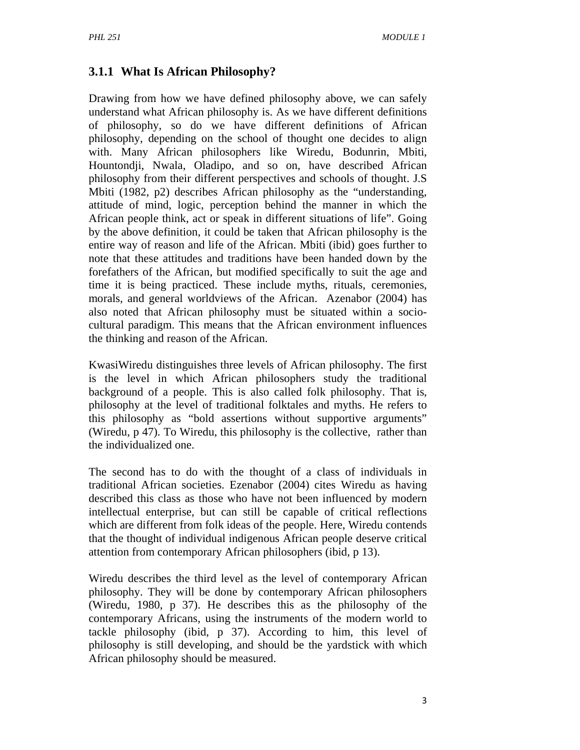### 3.1.1 What Is African Philosophy?

Drawing from how we have defined philosophy above, we can safely understand what African philosophy is. As we have different definitions of philosophy, so do we have different definitions of African philosophy, depending on the school of thought one decides to align with. Many African philosophers like Wiredu, Bodunrin, Mbiti, Hountondji, Nwala, Oladipo, and so on, have described African philosophy from their different perspectives and schools of thought. J.S Mbiti (1982, p2) describes African philosophy as the "understanding, attitude of mind, logic, perception behind the manner in which the African people think, act or speak in different situations of life". Going by the above definition, it could be taken that African philosophy is the entire way of reason and life of the African. Mbiti (ibid) goes further to note that these attitudes and traditions have been handed down by the forefathers of the African, but modified specifically to suit the age and time it is being practiced. These include myths, rituals, ceremonies, morals, and general worldviews of the African. Azenabor (2004) has also noted that African philosophy must be situated within a socio-cultural paradigm. This means that the African environment influences the thinking and reason of the African.

KwasiWiredu distinguishes three levels of African philosophy. The first is the level in which African philosophers study the traditional background of a people. This is also called folk philosophy. That is, philosophy at the level of traditional folktales and myths. He refers to this philosophy as "bold assertions without supportive arguments" (Wiredu, p 47). To Wiredu, this philosophy is the collective, rather than the individualized one.

The second has to do with the thought of a class of individuals in traditional African societies. Ezenabor (2004) cites Wiredu as having described this class as those who have not been influenced by modern intellectual enterprise, but can still be capable of critical reflections which are different from folk ideas of the people. Here, Wiredu contends that the thought of individual indigenous African people deserve critical attention from contemporary African philosophers (ibid, p 13).

Wiredu describes the third level as the level of contemporary African philosophy. They will be done by contemporary African philosophers (Wiredu, 1980, p 37). He describes this as the philosophy of the contemporary Africans, using the instruments of the modern world to tackle philosophy (ibid, p 37). According to him, this level of philosophy is still developing, and should be the yardstick with which African philosophy should be measured.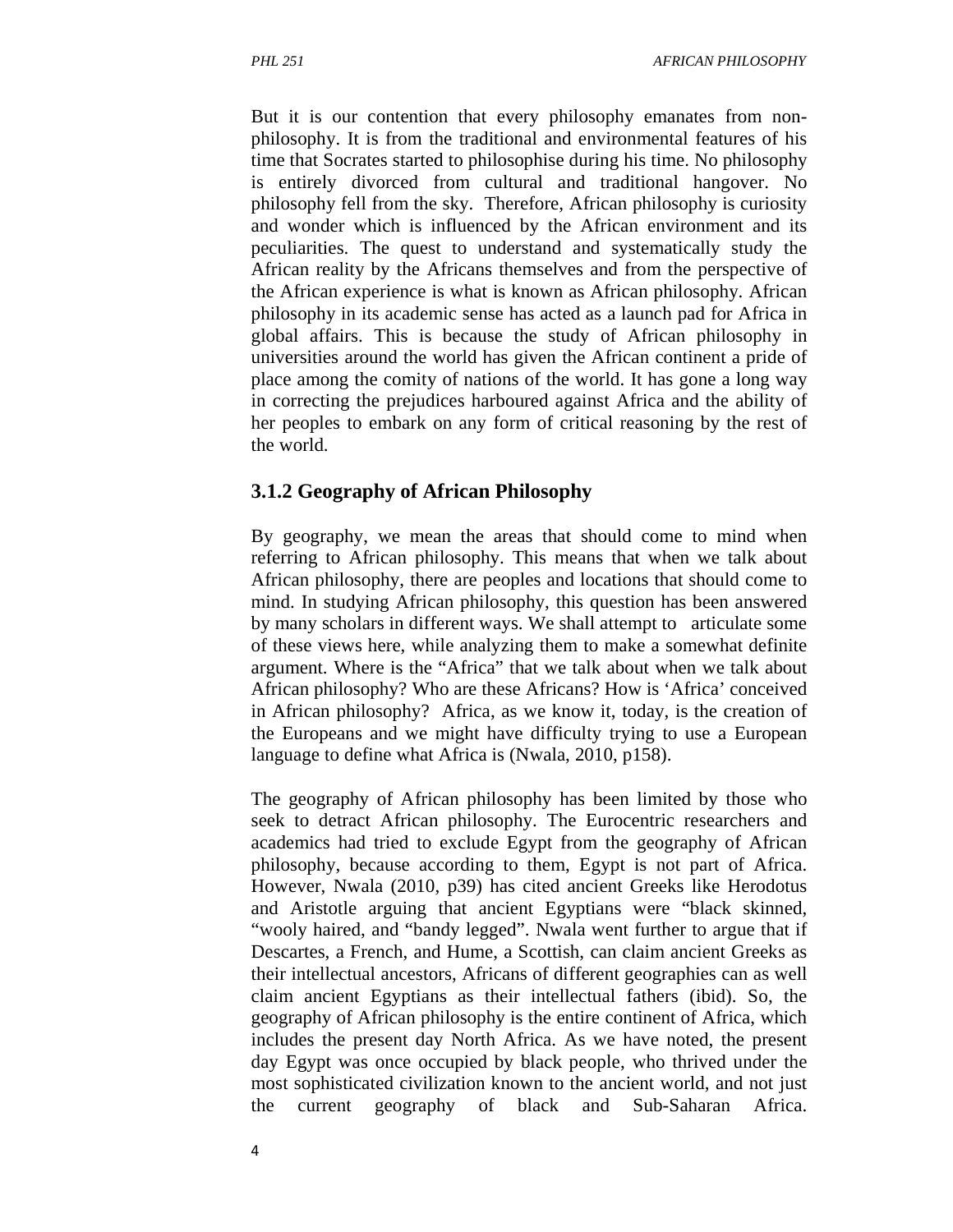But it is our contention that every philosophy emanates from non-philosophy. It is from the traditional and environmental features of his time that Socrates started to philosophise during his time. No philosophy is entirely divorced from cultural and traditional hangover. No philosophy fell from the sky. Therefore, African philosophy is curiosity and wonder which is influenced by the African environment and its peculiarities. The quest to understand and systematically study the African reality by the Africans themselves and from the perspective of the African experience is what is known as African philosophy. African philosophy in its academic sense has acted as a launch pad for Africa in global affairs. This is because the study of African philosophy in universities around the world has given the African continent a pride of place among the comity of nations of the world. It has gone a long way in correcting the prejudices harboured against Africa and the ability of her peoples to embark on any form of critical reasoning by the rest of the world.

### 3.1.2 Geography of African Philosophy

By geography, we mean the areas that should come to mind when referring to African philosophy. This means that when we talk about African philosophy, there are peoples and locations that should come to mind. In studying African philosophy, this question has been answered by many scholars in different ways. We shall attempt to articulate some of these views here, while analyzing them to make a somewhat definite argument. Where is the "Africa" that we talk about when we talk about African philosophy? Who are these Africans? How is 'Africa' conceived in African philosophy? Africa, as we know it, today, is the creation of the Europeans and we might have difficulty trying to use a European language to define what Africa is (Nwala, 2010, p158).

The geography of African philosophy has been limited by those who seek to detract African philosophy. The Eurocentric researchers and academics had tried to exclude Egypt from the geography of African philosophy, because according to them, Egypt is not part of Africa. However, Nwala (2010, p39) has cited ancient Greeks like Herodotus and Aristotle arguing that ancient Egyptians were "black skinned, "wooly haired, and "bandy legged". Nwala went further to argue that if Descartes, a French, and Hume, a Scottish, can claim ancient Greeks as their intellectual ancestors, Africans of different geographies can as well claim ancient Egyptians as their intellectual fathers (ibid). So, the geography of African philosophy is the entire continent of Africa, which includes the present day North Africa. As we have noted, the present day Egypt was once occupied by black people, who thrived under the most sophisticated civilization known to the ancient world, and not just the current geography of black and Sub-Saharan Africa.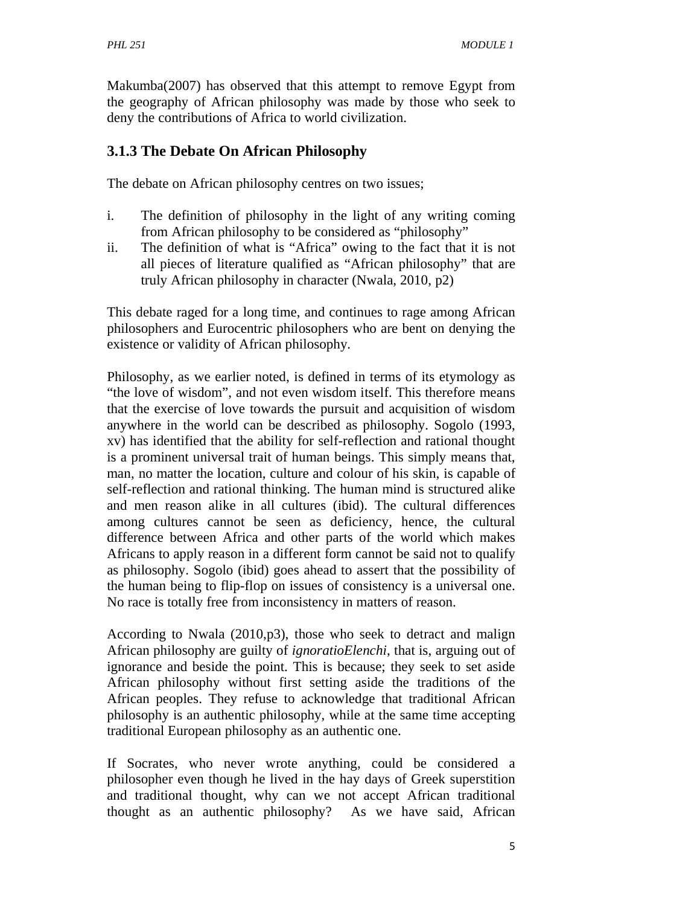Makumba(2007) has observed that this attempt to remove Egypt from the geography of African philosophy was made by those who seek to deny the contributions of Africa to world civilization.

### 3.1.3 The Debate On African Philosophy

The debate on African philosophy centres on two issues;

i. The definition of philosophy in the light of any writing coming from African philosophy to be considered as "philosophy"
ii. The definition of what is "Africa" owing to the fact that it is not all pieces of literature qualified as "African philosophy" that are truly African philosophy in character (Nwala, 2010, p2)

This debate raged for a long time, and continues to rage among African philosophers and Eurocentric philosophers who are bent on denying the existence or validity of African philosophy.

Philosophy, as we earlier noted, is defined in terms of its etymology as "the love of wisdom", and not even wisdom itself. This therefore means that the exercise of love towards the pursuit and acquisition of wisdom anywhere in the world can be described as philosophy. Sogolo (1993, xv) has identified that the ability for self-reflection and rational thought is a prominent universal trait of human beings. This simply means that, man, no matter the location, culture and colour of his skin, is capable of self-reflection and rational thinking. The human mind is structured alike and men reason alike in all cultures (ibid). The cultural differences among cultures cannot be seen as deficiency, hence, the cultural difference between Africa and other parts of the world which makes Africans to apply reason in a different form cannot be said not to qualify as philosophy. Sogolo (ibid) goes ahead to assert that the possibility of the human being to flip-flop on issues of consistency is a universal one. No race is totally free from inconsistency in matters of reason.

According to Nwala (2010,p3), those who seek to detract and malign African philosophy are guilty of *ignoratioElenchi*, that is, arguing out of ignorance and beside the point. This is because; they seek to set aside African philosophy without first setting aside the traditions of the African peoples. They refuse to acknowledge that traditional African philosophy is an authentic philosophy, while at the same time accepting traditional European philosophy as an authentic one.

If Socrates, who never wrote anything, could be considered a philosopher even though he lived in the hay days of Greek superstition and traditional thought, why can we not accept African traditional thought as an authentic philosophy? As we have said, African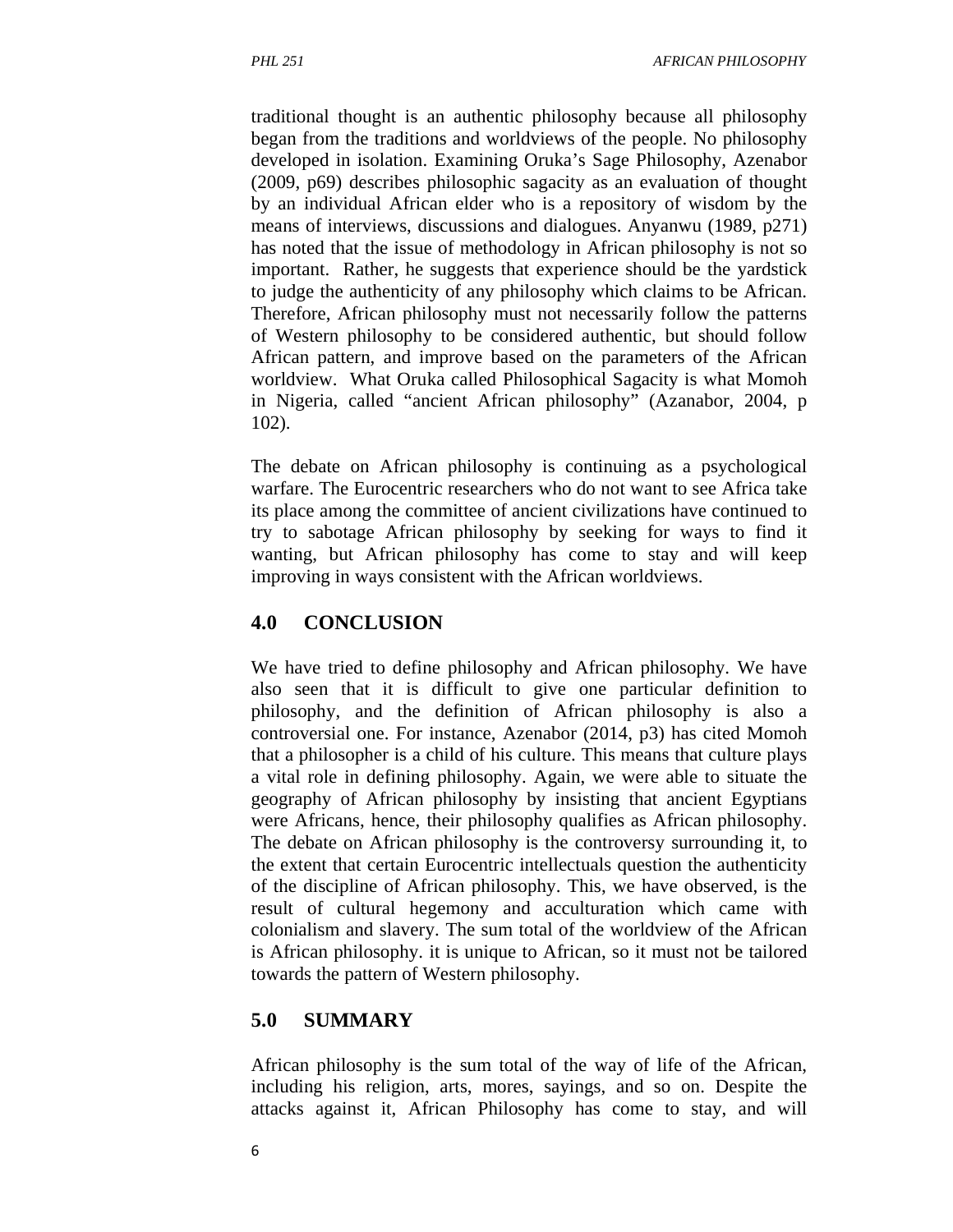traditional thought is an authentic philosophy because all philosophy began from the traditions and worldviews of the people. No philosophy developed in isolation. Examining Oruka's Sage Philosophy, Azenabor (2009, p69) describes philosophic sagacity as an evaluation of thought by an individual African elder who is a repository of wisdom by the means of interviews, discussions and dialogues. Anyanwu (1989, p271) has noted that the issue of methodology in African philosophy is not so important. Rather, he suggests that experience should be the yardstick to judge the authenticity of any philosophy which claims to be African. Therefore, African philosophy must not necessarily follow the patterns of Western philosophy to be considered authentic, but should follow African pattern, and improve based on the parameters of the African worldview. What Oruka called Philosophical Sagacity is what Momoh in Nigeria, called "ancient African philosophy" (Azanabor, 2004, p 102).

The debate on African philosophy is continuing as a psychological warfare. The Eurocentric researchers who do not want to see Africa take its place among the committee of ancient civilizations have continued to try to sabotage African philosophy by seeking for ways to find it wanting, but African philosophy has come to stay and will keep improving in ways consistent with the African worldviews.

## 4.0 CONCLUSION

We have tried to define philosophy and African philosophy. We have also seen that it is difficult to give one particular definition to philosophy, and the definition of African philosophy is also a controversial one. For instance, Azenabor (2014, p3) has cited Momoh that a philosopher is a child of his culture. This means that culture plays a vital role in defining philosophy. Again, we were able to situate the geography of African philosophy by insisting that ancient Egyptians were Africans, hence, their philosophy qualifies as African philosophy. The debate on African philosophy is the controversy surrounding it, to the extent that certain Eurocentric intellectuals question the authenticity of the discipline of African philosophy. This, we have observed, is the result of cultural hegemony and acculturation which came with colonialism and slavery. The sum total of the worldview of the African is African philosophy. it is unique to African, so it must not be tailored towards the pattern of Western philosophy.

## 5.0 SUMMARY

African philosophy is the sum total of the way of life of the African, including his religion, arts, mores, sayings, and so on. Despite the attacks against it, African Philosophy has come to stay, and will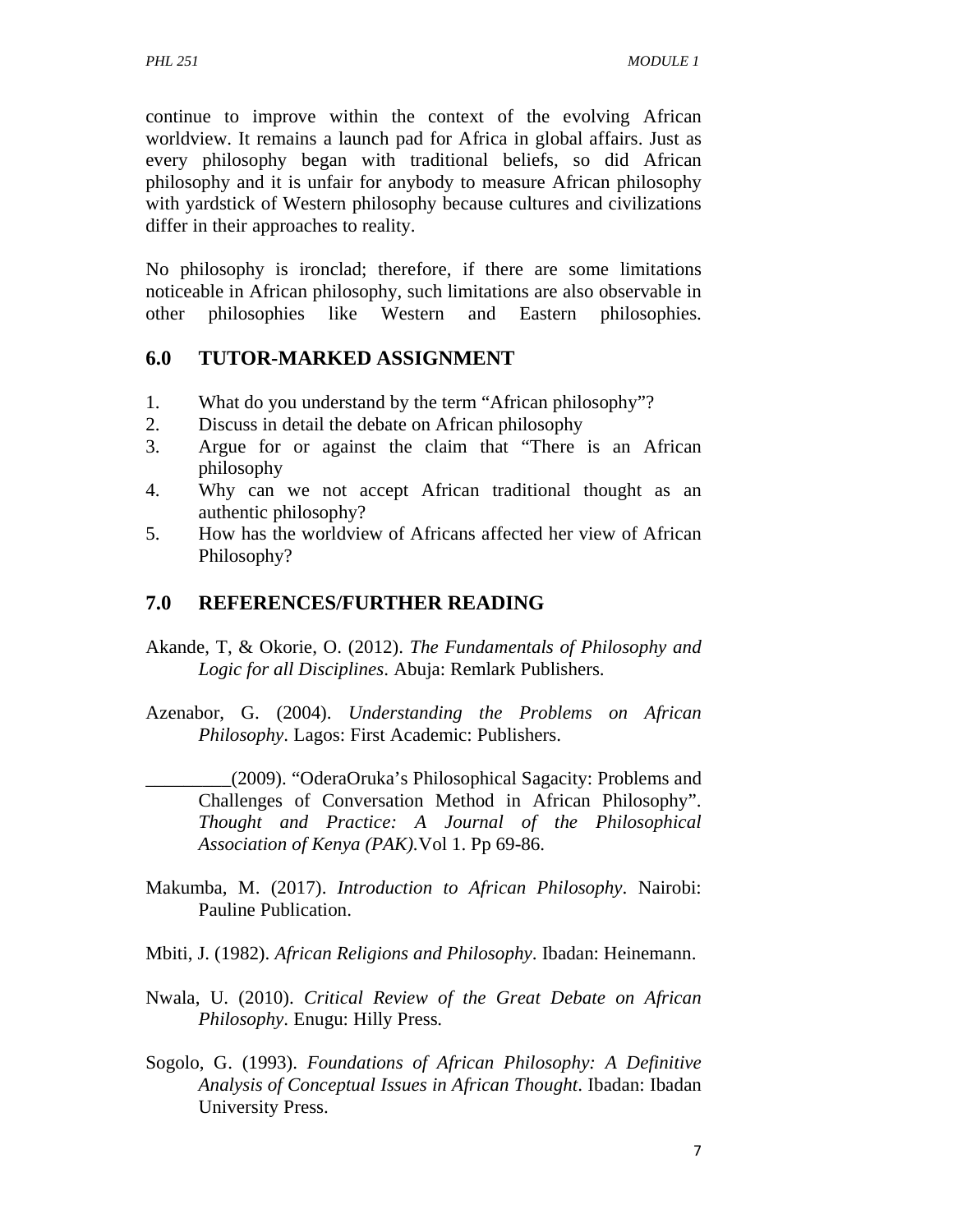continue to improve within the context of the evolving African worldview. It remains a launch pad for Africa in global affairs. Just as every philosophy began with traditional beliefs, so did African philosophy and it is unfair for anybody to measure African philosophy with yardstick of Western philosophy because cultures and civilizations differ in their approaches to reality.

No philosophy is ironclad; therefore, if there are some limitations noticeable in African philosophy, such limitations are also observable in other philosophies like Western and Eastern philosophies.

## 6.0 TUTOR-MARKED ASSIGNMENT

1. What do you understand by the term "African philosophy"?
2. Discuss in detail the debate on African philosophy
3. Argue for or against the claim that "There is an African philosophy
4. Why can we not accept African traditional thought as an authentic philosophy?
5. How has the worldview of Africans affected her view of African Philosophy?

## 7.0 REFERENCES/FURTHER READING

Akande, T, & Okorie, O. (2012). *The Fundamentals of Philosophy and Logic for all Disciplines*. Abuja: Remlark Publishers.

Azenabor, G. (2004). *Understanding the Problems on African Philosophy*. Lagos: First Academic: Publishers.

_________(2009). "OderaOruka's Philosophical Sagacity: Problems and Challenges of Conversation Method in African Philosophy". *Thought and Practice: A Journal of the Philosophical Association of Kenya (PAK)*.Vol 1. Pp 69-86.

Makumba, M. (2017). *Introduction to African Philosophy*. Nairobi: Pauline Publication.

Mbiti, J. (1982). *African Religions and Philosophy*. Ibadan: Heinemann.

Nwala, U. (2010). *Critical Review of the Great Debate on African Philosophy*. Enugu: Hilly Press.

Sogolo, G. (1993). *Foundations of African Philosophy: A Definitive Analysis of Conceptual Issues in African Thought*. Ibadan: Ibadan University Press.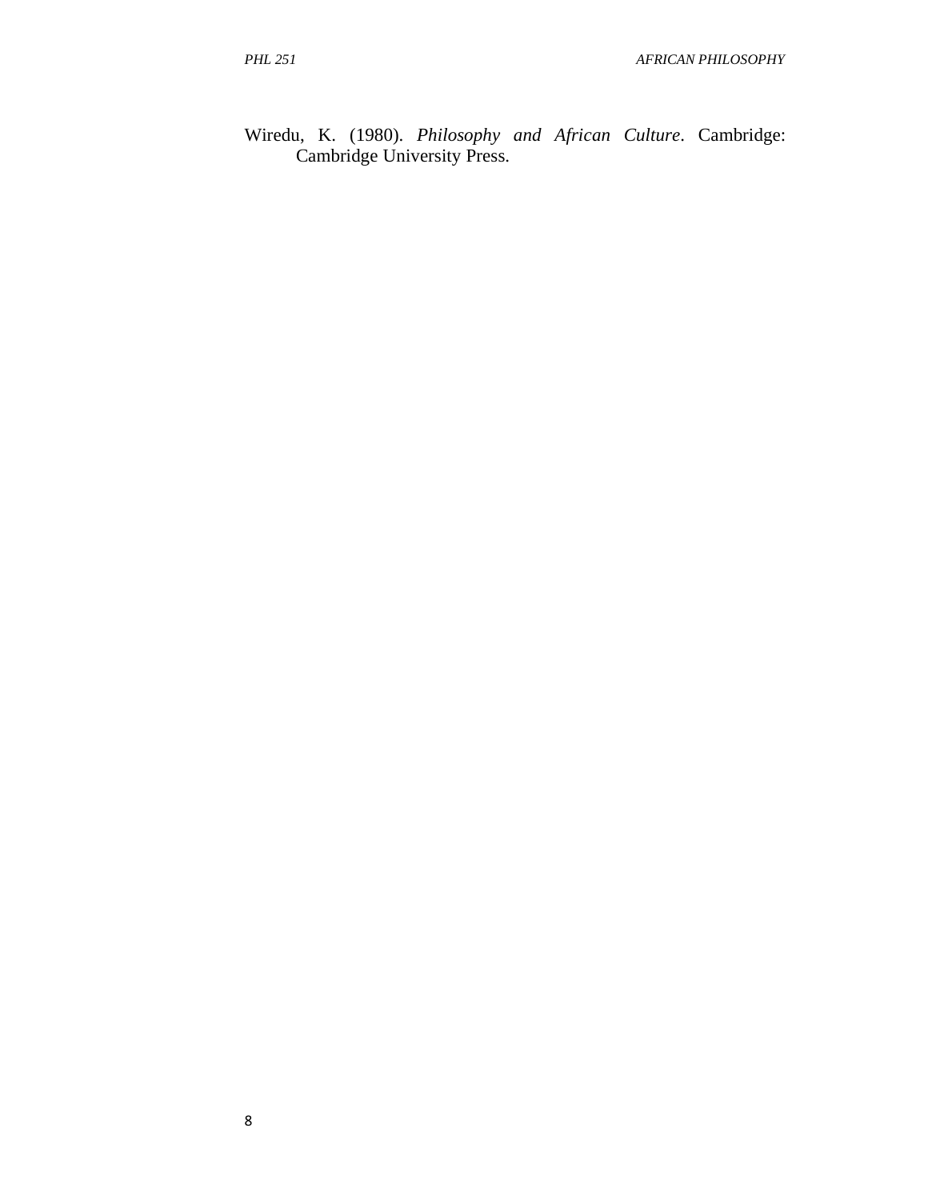Wiredu, K. (1980). *Philosophy and African Culture*. Cambridge: Cambridge University Press.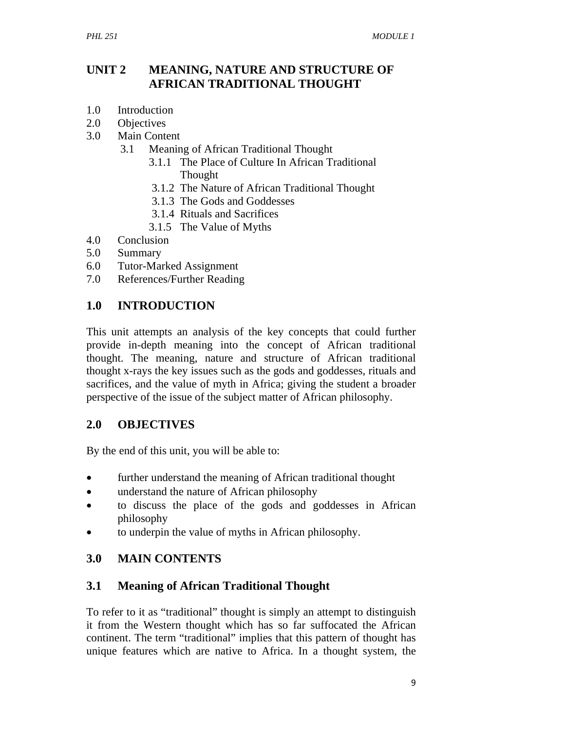# UNIT 2 MEANING, NATURE AND STRUCTURE OF AFRICAN TRADITIONAL THOUGHT

1.0 Introduction
2.0 Objectives
3.0 Main Content
  3.1 Meaning of African Traditional Thought
    3.1.1 The Place of Culture In African Traditional Thought
    3.1.2 The Nature of African Traditional Thought
    3.1.3 The Gods and Goddesses
    3.1.4 Rituals and Sacrifices
    3.1.5 The Value of Myths
4.0 Conclusion
5.0 Summary
6.0 Tutor-Marked Assignment
7.0 References/Further Reading

## 1.0 INTRODUCTION

This unit attempts an analysis of the key concepts that could further provide in-depth meaning into the concept of African traditional thought. The meaning, nature and structure of African traditional thought x-rays the key issues such as the gods and goddesses, rituals and sacrifices, and the value of myth in Africa; giving the student a broader perspective of the issue of the subject matter of African philosophy.

## 2.0 OBJECTIVES

By the end of this unit, you will be able to:

- further understand the meaning of African traditional thought
- understand the nature of African philosophy
- to discuss the place of the gods and goddesses in African philosophy
- to underpin the value of myths in African philosophy.

## 3.0 MAIN CONTENTS

### 3.1 Meaning of African Traditional Thought

To refer to it as "traditional" thought is simply an attempt to distinguish it from the Western thought which has so far suffocated the African continent. The term "traditional" implies that this pattern of thought has unique features which are native to Africa. In a thought system, the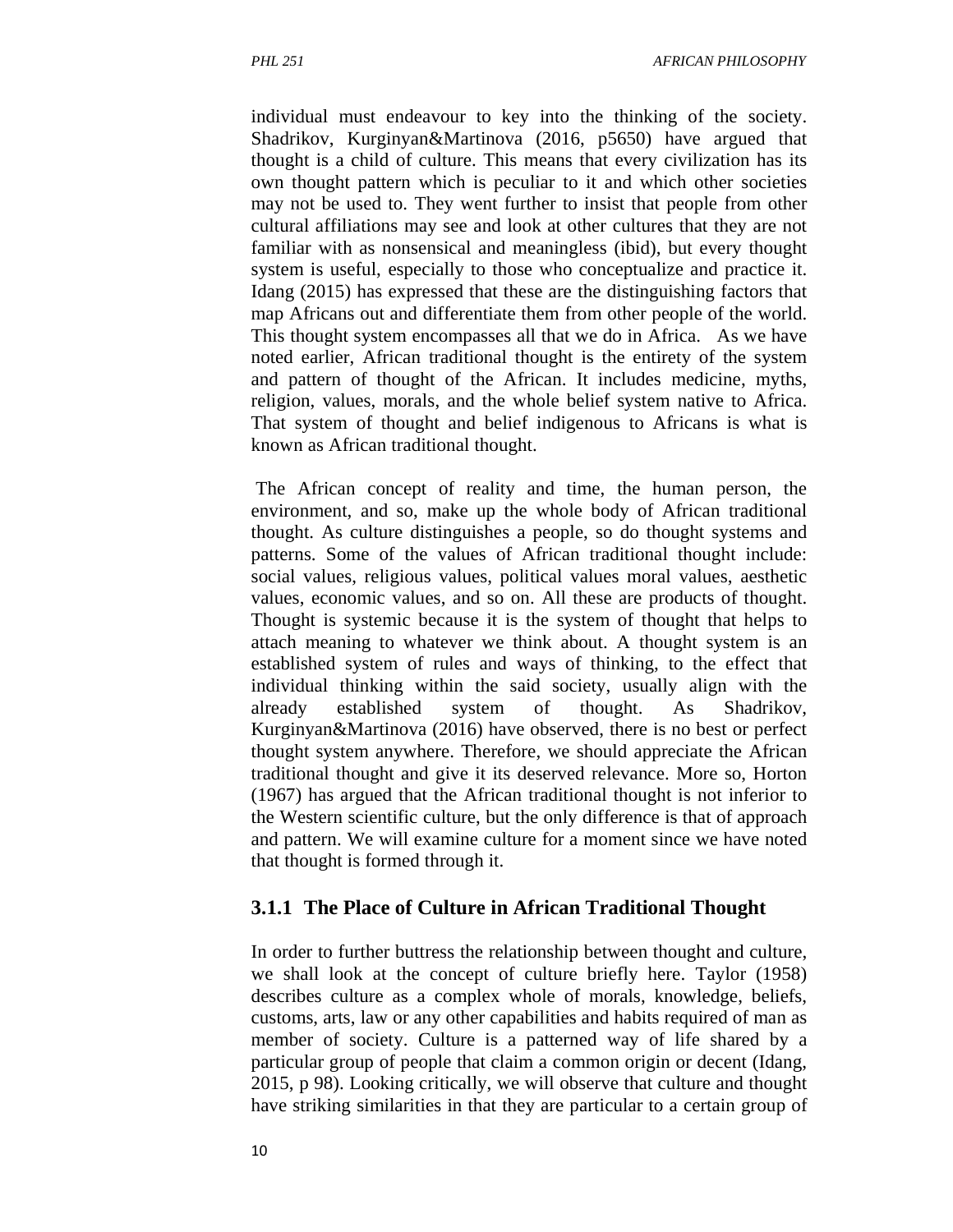individual must endeavour to key into the thinking of the society. Shadrikov, Kurginyan&Martinova (2016, p5650) have argued that thought is a child of culture. This means that every civilization has its own thought pattern which is peculiar to it and which other societies may not be used to. They went further to insist that people from other cultural affiliations may see and look at other cultures that they are not familiar with as nonsensical and meaningless (ibid), but every thought system is useful, especially to those who conceptualize and practice it. Idang (2015) has expressed that these are the distinguishing factors that map Africans out and differentiate them from other people of the world. This thought system encompasses all that we do in Africa. As we have noted earlier, African traditional thought is the entirety of the system and pattern of thought of the African. It includes medicine, myths, religion, values, morals, and the whole belief system native to Africa. That system of thought and belief indigenous to Africans is what is known as African traditional thought.

The African concept of reality and time, the human person, the environment, and so, make up the whole body of African traditional thought. As culture distinguishes a people, so do thought systems and patterns. Some of the values of African traditional thought include: social values, religious values, political values moral values, aesthetic values, economic values, and so on. All these are products of thought. Thought is systemic because it is the system of thought that helps to attach meaning to whatever we think about. A thought system is an established system of rules and ways of thinking, to the effect that individual thinking within the said society, usually align with the already established system of thought. As Shadrikov, Kurginyan&Martinova (2016) have observed, there is no best or perfect thought system anywhere. Therefore, we should appreciate the African traditional thought and give it its deserved relevance. More so, Horton (1967) has argued that the African traditional thought is not inferior to the Western scientific culture, but the only difference is that of approach and pattern. We will examine culture for a moment since we have noted that thought is formed through it.

### 3.1.1 The Place of Culture in African Traditional Thought

In order to further buttress the relationship between thought and culture, we shall look at the concept of culture briefly here. Taylor (1958) describes culture as a complex whole of morals, knowledge, beliefs, customs, arts, law or any other capabilities and habits required of man as member of society. Culture is a patterned way of life shared by a particular group of people that claim a common origin or decent (Idang, 2015, p 98). Looking critically, we will observe that culture and thought have striking similarities in that they are particular to a certain group of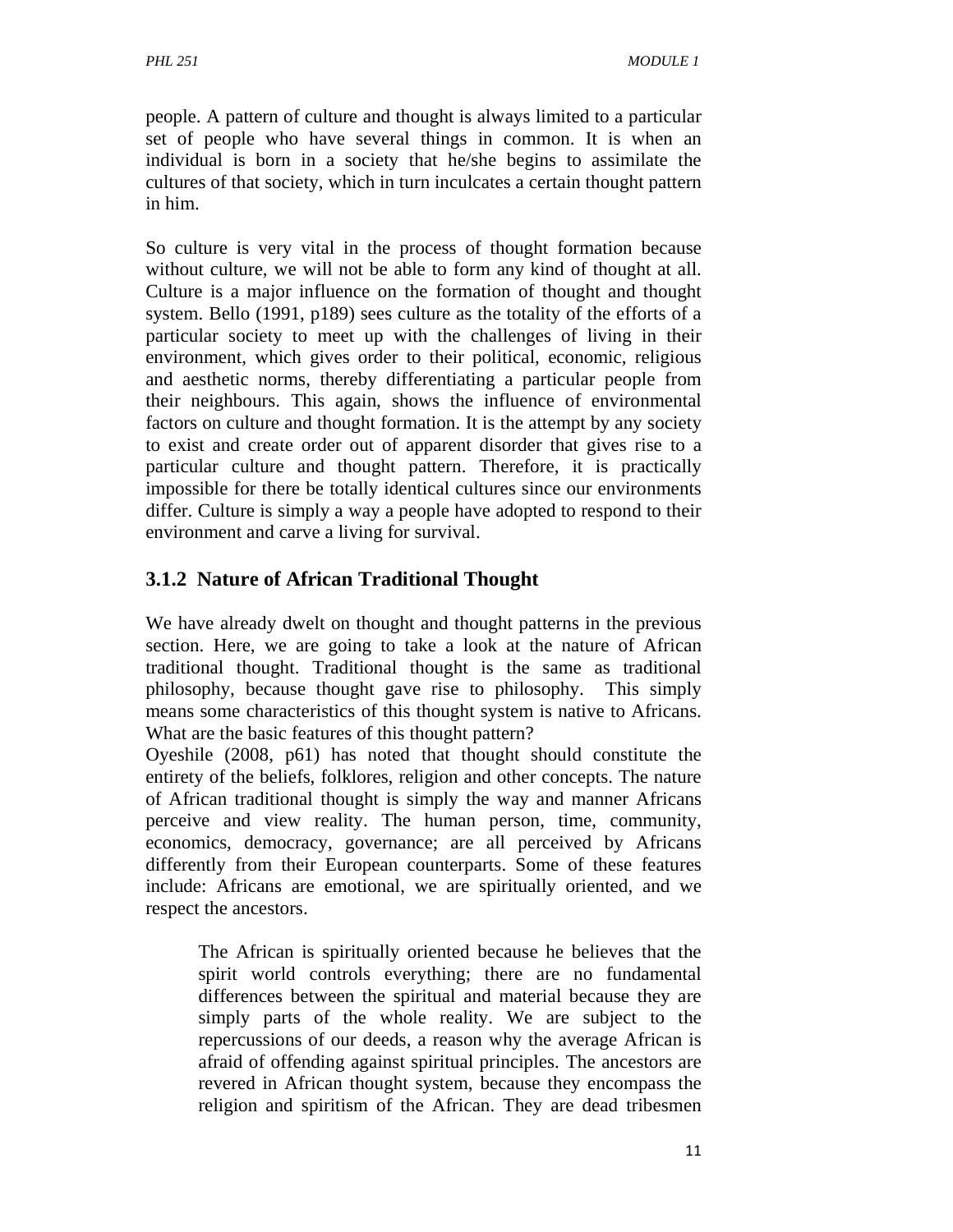people. A pattern of culture and thought is always limited to a particular set of people who have several things in common. It is when an individual is born in a society that he/she begins to assimilate the cultures of that society, which in turn inculcates a certain thought pattern in him.

So culture is very vital in the process of thought formation because without culture, we will not be able to form any kind of thought at all. Culture is a major influence on the formation of thought and thought system. Bello (1991, p189) sees culture as the totality of the efforts of a particular society to meet up with the challenges of living in their environment, which gives order to their political, economic, religious and aesthetic norms, thereby differentiating a particular people from their neighbours. This again, shows the influence of environmental factors on culture and thought formation. It is the attempt by any society to exist and create order out of apparent disorder that gives rise to a particular culture and thought pattern. Therefore, it is practically impossible for there be totally identical cultures since our environments differ. Culture is simply a way a people have adopted to respond to their environment and carve a living for survival.

### 3.1.2 Nature of African Traditional Thought

We have already dwelt on thought and thought patterns in the previous section. Here, we are going to take a look at the nature of African traditional thought. Traditional thought is the same as traditional philosophy, because thought gave rise to philosophy. This simply means some characteristics of this thought system is native to Africans. What are the basic features of this thought pattern?

Oyeshile (2008, p61) has noted that thought should constitute the entirety of the beliefs, folklores, religion and other concepts. The nature of African traditional thought is simply the way and manner Africans perceive and view reality. The human person, time, community, economics, democracy, governance; are all perceived by Africans differently from their European counterparts. Some of these features include: Africans are emotional, we are spiritually oriented, and we respect the ancestors.

> The African is spiritually oriented because he believes that the spirit world controls everything; there are no fundamental differences between the spiritual and material because they are simply parts of the whole reality. We are subject to the repercussions of our deeds, a reason why the average African is afraid of offending against spiritual principles. The ancestors are revered in African thought system, because they encompass the religion and spiritism of the African. They are dead tribesmen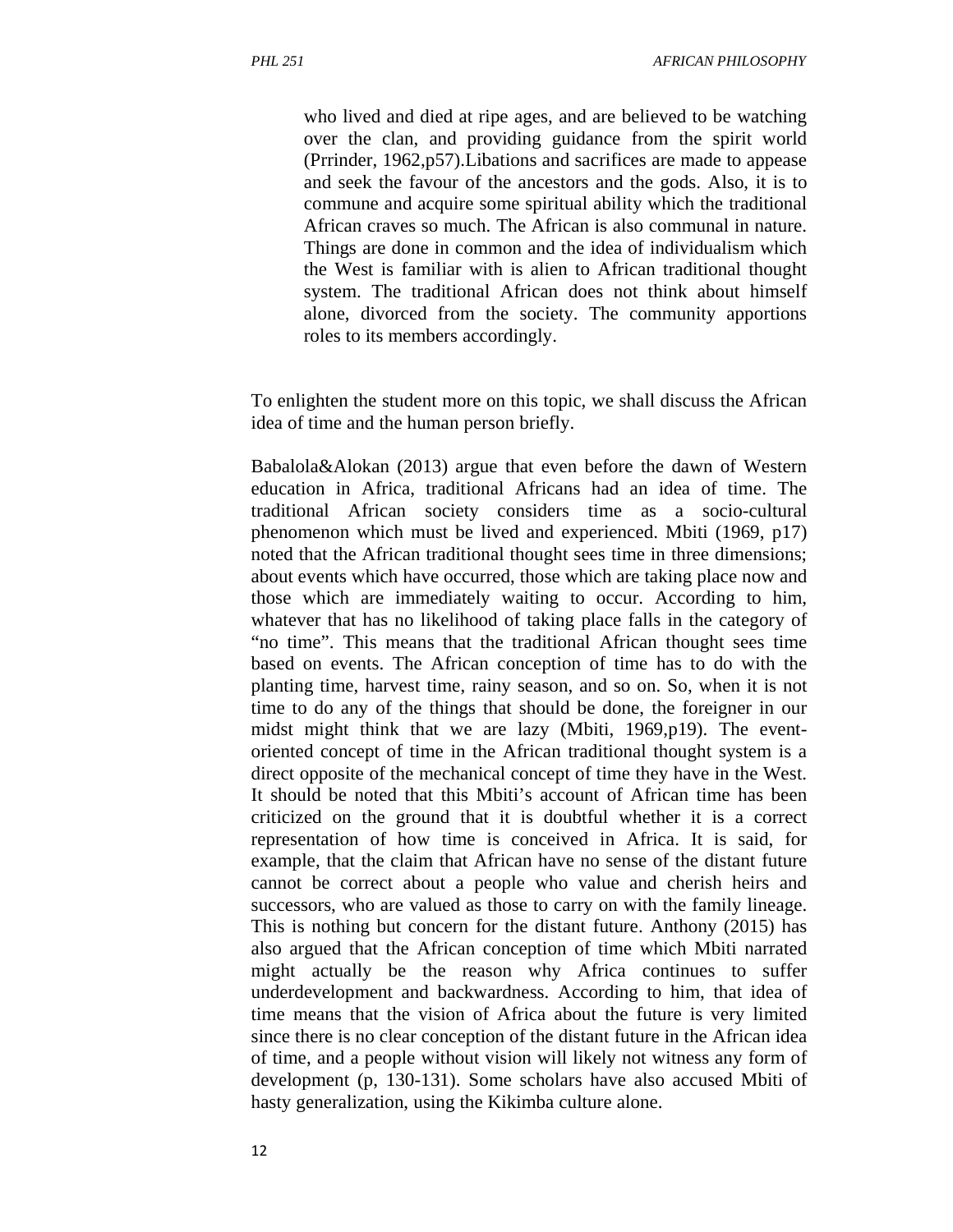who lived and died at ripe ages, and are believed to be watching over the clan, and providing guidance from the spirit world (Prrinder, 1962,p57).Libations and sacrifices are made to appease and seek the favour of the ancestors and the gods. Also, it is to commune and acquire some spiritual ability which the traditional African craves so much. The African is also communal in nature. Things are done in common and the idea of individualism which the West is familiar with is alien to African traditional thought system. The traditional African does not think about himself alone, divorced from the society. The community apportions roles to its members accordingly.

To enlighten the student more on this topic, we shall discuss the African idea of time and the human person briefly.

Babalola&Alokan (2013) argue that even before the dawn of Western education in Africa, traditional Africans had an idea of time. The traditional African society considers time as a socio-cultural phenomenon which must be lived and experienced. Mbiti (1969, p17) noted that the African traditional thought sees time in three dimensions; about events which have occurred, those which are taking place now and those which are immediately waiting to occur. According to him, whatever that has no likelihood of taking place falls in the category of "no time". This means that the traditional African thought sees time based on events. The African conception of time has to do with the planting time, harvest time, rainy season, and so on. So, when it is not time to do any of the things that should be done, the foreigner in our midst might think that we are lazy (Mbiti, 1969,p19). The event-oriented concept of time in the African traditional thought system is a direct opposite of the mechanical concept of time they have in the West. It should be noted that this Mbiti's account of African time has been criticized on the ground that it is doubtful whether it is a correct representation of how time is conceived in Africa. It is said, for example, that the claim that African have no sense of the distant future cannot be correct about a people who value and cherish heirs and successors, who are valued as those to carry on with the family lineage. This is nothing but concern for the distant future. Anthony (2015) has also argued that the African conception of time which Mbiti narrated might actually be the reason why Africa continues to suffer underdevelopment and backwardness. According to him, that idea of time means that the vision of Africa about the future is very limited since there is no clear conception of the distant future in the African idea of time, and a people without vision will likely not witness any form of development (p, 130-131). Some scholars have also accused Mbiti of hasty generalization, using the Kikimba culture alone.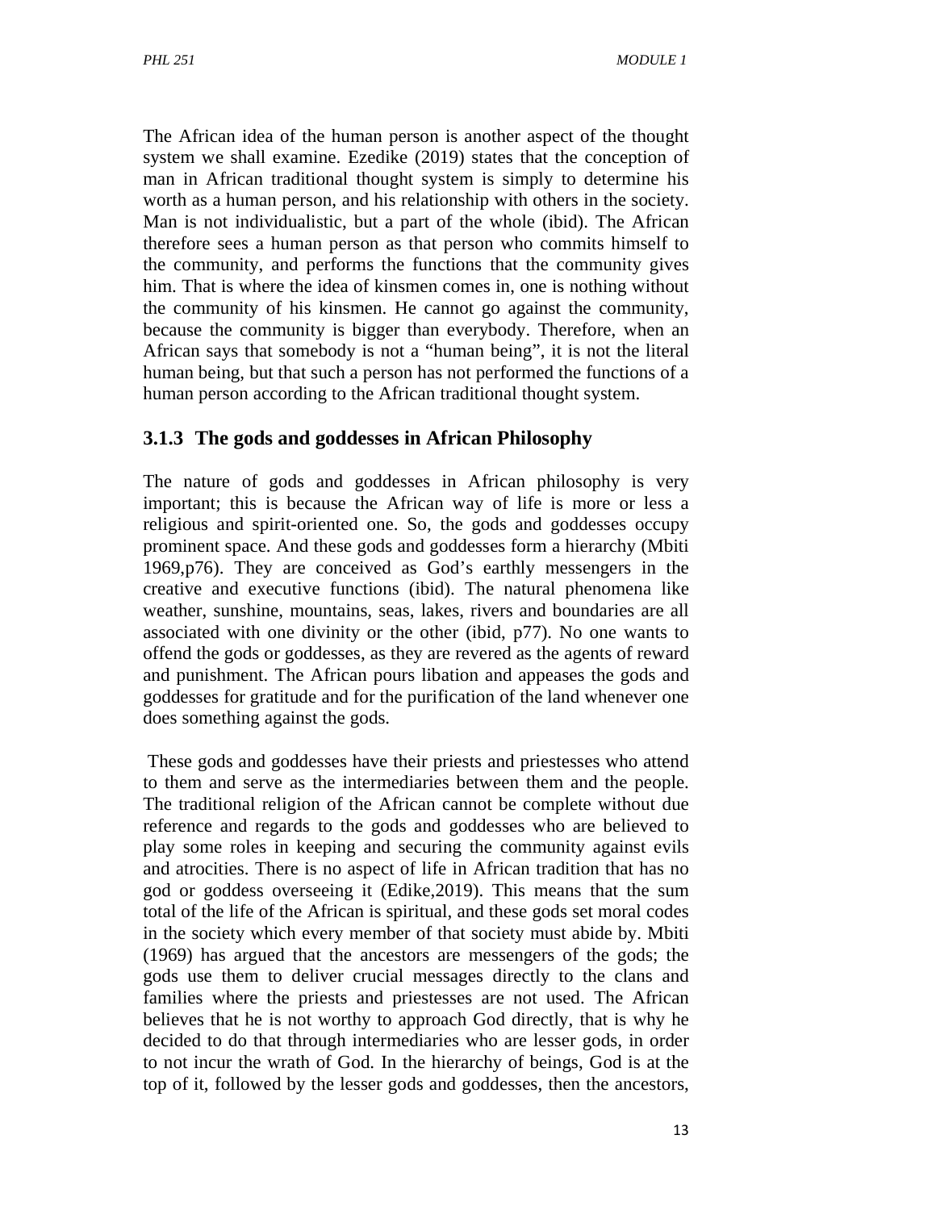The African idea of the human person is another aspect of the thought system we shall examine. Ezedike (2019) states that the conception of man in African traditional thought system is simply to determine his worth as a human person, and his relationship with others in the society. Man is not individualistic, but a part of the whole (ibid). The African therefore sees a human person as that person who commits himself to the community, and performs the functions that the community gives him. That is where the idea of kinsmen comes in, one is nothing without the community of his kinsmen. He cannot go against the community, because the community is bigger than everybody. Therefore, when an African says that somebody is not a "human being", it is not the literal human being, but that such a person has not performed the functions of a human person according to the African traditional thought system.

### 3.1.3 The gods and goddesses in African Philosophy

The nature of gods and goddesses in African philosophy is very important; this is because the African way of life is more or less a religious and spirit-oriented one. So, the gods and goddesses occupy prominent space. And these gods and goddesses form a hierarchy (Mbiti 1969,p76). They are conceived as God's earthly messengers in the creative and executive functions (ibid). The natural phenomena like weather, sunshine, mountains, seas, lakes, rivers and boundaries are all associated with one divinity or the other (ibid, p77). No one wants to offend the gods or goddesses, as they are revered as the agents of reward and punishment. The African pours libation and appeases the gods and goddesses for gratitude and for the purification of the land whenever one does something against the gods.

These gods and goddesses have their priests and priestesses who attend to them and serve as the intermediaries between them and the people. The traditional religion of the African cannot be complete without due reference and regards to the gods and goddesses who are believed to play some roles in keeping and securing the community against evils and atrocities. There is no aspect of life in African tradition that has no god or goddess overseeing it (Edike,2019). This means that the sum total of the life of the African is spiritual, and these gods set moral codes in the society which every member of that society must abide by. Mbiti (1969) has argued that the ancestors are messengers of the gods; the gods use them to deliver crucial messages directly to the clans and families where the priests and priestesses are not used. The African believes that he is not worthy to approach God directly, that is why he decided to do that through intermediaries who are lesser gods, in order to not incur the wrath of God. In the hierarchy of beings, God is at the top of it, followed by the lesser gods and goddesses, then the ancestors,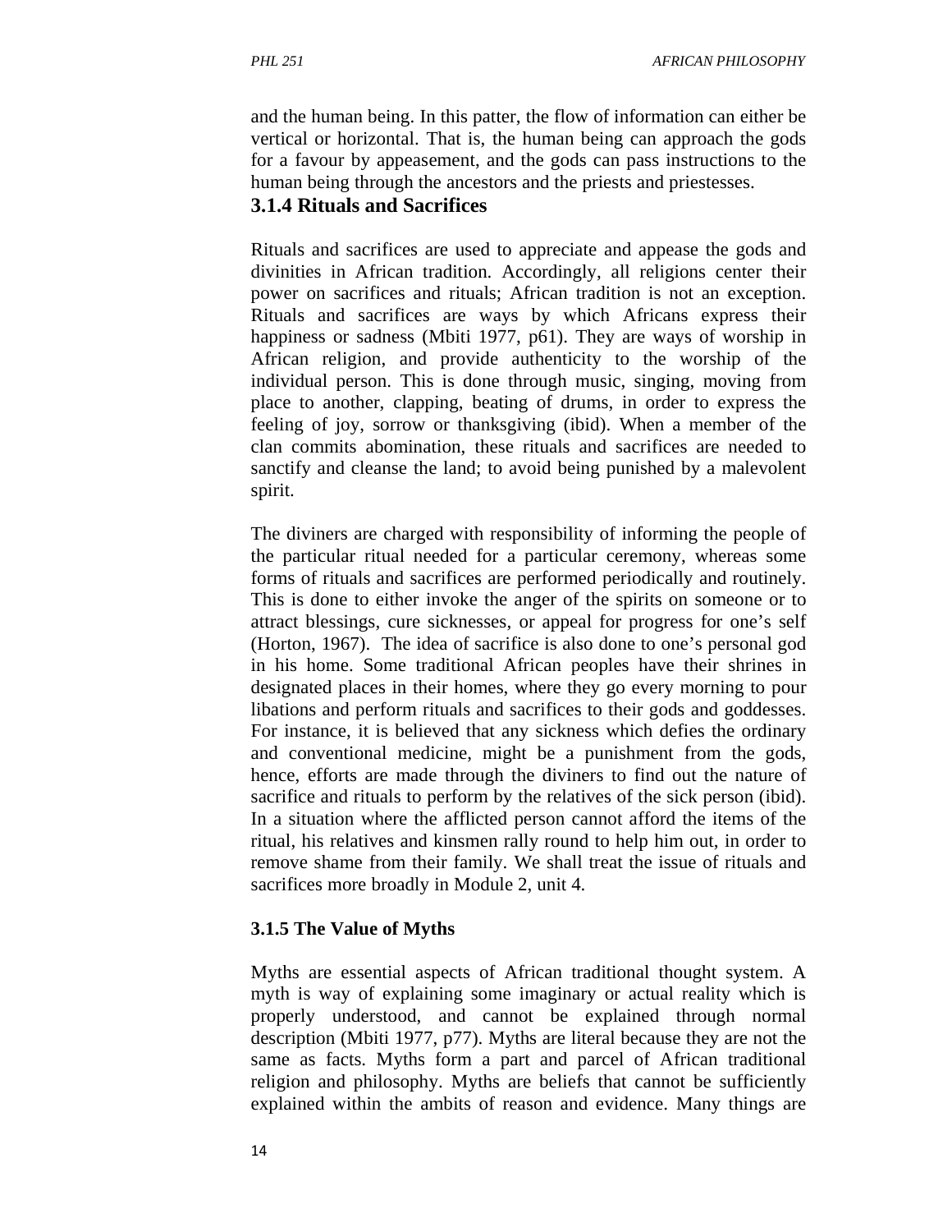and the human being. In this patter, the flow of information can either be vertical or horizontal. That is, the human being can approach the gods for a favour by appeasement, and the gods can pass instructions to the human being through the ancestors and the priests and priestesses.

### 3.1.4 Rituals and Sacrifices

Rituals and sacrifices are used to appreciate and appease the gods and divinities in African tradition. Accordingly, all religions center their power on sacrifices and rituals; African tradition is not an exception. Rituals and sacrifices are ways by which Africans express their happiness or sadness (Mbiti 1977, p61). They are ways of worship in African religion, and provide authenticity to the worship of the individual person. This is done through music, singing, moving from place to another, clapping, beating of drums, in order to express the feeling of joy, sorrow or thanksgiving (ibid). When a member of the clan commits abomination, these rituals and sacrifices are needed to sanctify and cleanse the land; to avoid being punished by a malevolent spirit.

The diviners are charged with responsibility of informing the people of the particular ritual needed for a particular ceremony, whereas some forms of rituals and sacrifices are performed periodically and routinely. This is done to either invoke the anger of the spirits on someone or to attract blessings, cure sicknesses, or appeal for progress for one's self (Horton, 1967). The idea of sacrifice is also done to one's personal god in his home. Some traditional African peoples have their shrines in designated places in their homes, where they go every morning to pour libations and perform rituals and sacrifices to their gods and goddesses. For instance, it is believed that any sickness which defies the ordinary and conventional medicine, might be a punishment from the gods, hence, efforts are made through the diviners to find out the nature of sacrifice and rituals to perform by the relatives of the sick person (ibid). In a situation where the afflicted person cannot afford the items of the ritual, his relatives and kinsmen rally round to help him out, in order to remove shame from their family. We shall treat the issue of rituals and sacrifices more broadly in Module 2, unit 4.

### 3.1.5 The Value of Myths

Myths are essential aspects of African traditional thought system. A myth is way of explaining some imaginary or actual reality which is properly understood, and cannot be explained through normal description (Mbiti 1977, p77). Myths are literal because they are not the same as facts. Myths form a part and parcel of African traditional religion and philosophy. Myths are beliefs that cannot be sufficiently explained within the ambits of reason and evidence. Many things are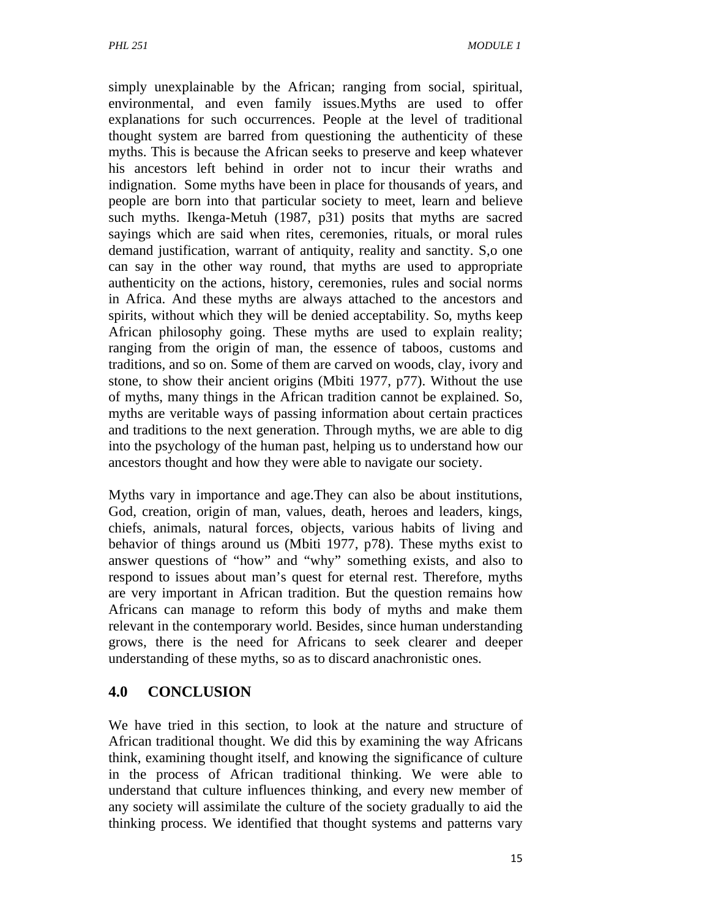simply unexplainable by the African; ranging from social, spiritual, environmental, and even family issues.Myths are used to offer explanations for such occurrences. People at the level of traditional thought system are barred from questioning the authenticity of these myths. This is because the African seeks to preserve and keep whatever his ancestors left behind in order not to incur their wraths and indignation. Some myths have been in place for thousands of years, and people are born into that particular society to meet, learn and believe such myths. Ikenga-Metuh (1987, p31) posits that myths are sacred sayings which are said when rites, ceremonies, rituals, or moral rules demand justification, warrant of antiquity, reality and sanctity. S,o one can say in the other way round, that myths are used to appropriate authenticity on the actions, history, ceremonies, rules and social norms in Africa. And these myths are always attached to the ancestors and spirits, without which they will be denied acceptability. So, myths keep African philosophy going. These myths are used to explain reality; ranging from the origin of man, the essence of taboos, customs and traditions, and so on. Some of them are carved on woods, clay, ivory and stone, to show their ancient origins (Mbiti 1977, p77). Without the use of myths, many things in the African tradition cannot be explained. So, myths are veritable ways of passing information about certain practices and traditions to the next generation. Through myths, we are able to dig into the psychology of the human past, helping us to understand how our ancestors thought and how they were able to navigate our society.

Myths vary in importance and age.They can also be about institutions, God, creation, origin of man, values, death, heroes and leaders, kings, chiefs, animals, natural forces, objects, various habits of living and behavior of things around us (Mbiti 1977, p78). These myths exist to answer questions of "how" and "why" something exists, and also to respond to issues about man's quest for eternal rest. Therefore, myths are very important in African tradition. But the question remains how Africans can manage to reform this body of myths and make them relevant in the contemporary world. Besides, since human understanding grows, there is the need for Africans to seek clearer and deeper understanding of these myths, so as to discard anachronistic ones.

## 4.0 CONCLUSION

We have tried in this section, to look at the nature and structure of African traditional thought. We did this by examining the way Africans think, examining thought itself, and knowing the significance of culture in the process of African traditional thinking. We were able to understand that culture influences thinking, and every new member of any society will assimilate the culture of the society gradually to aid the thinking process. We identified that thought systems and patterns vary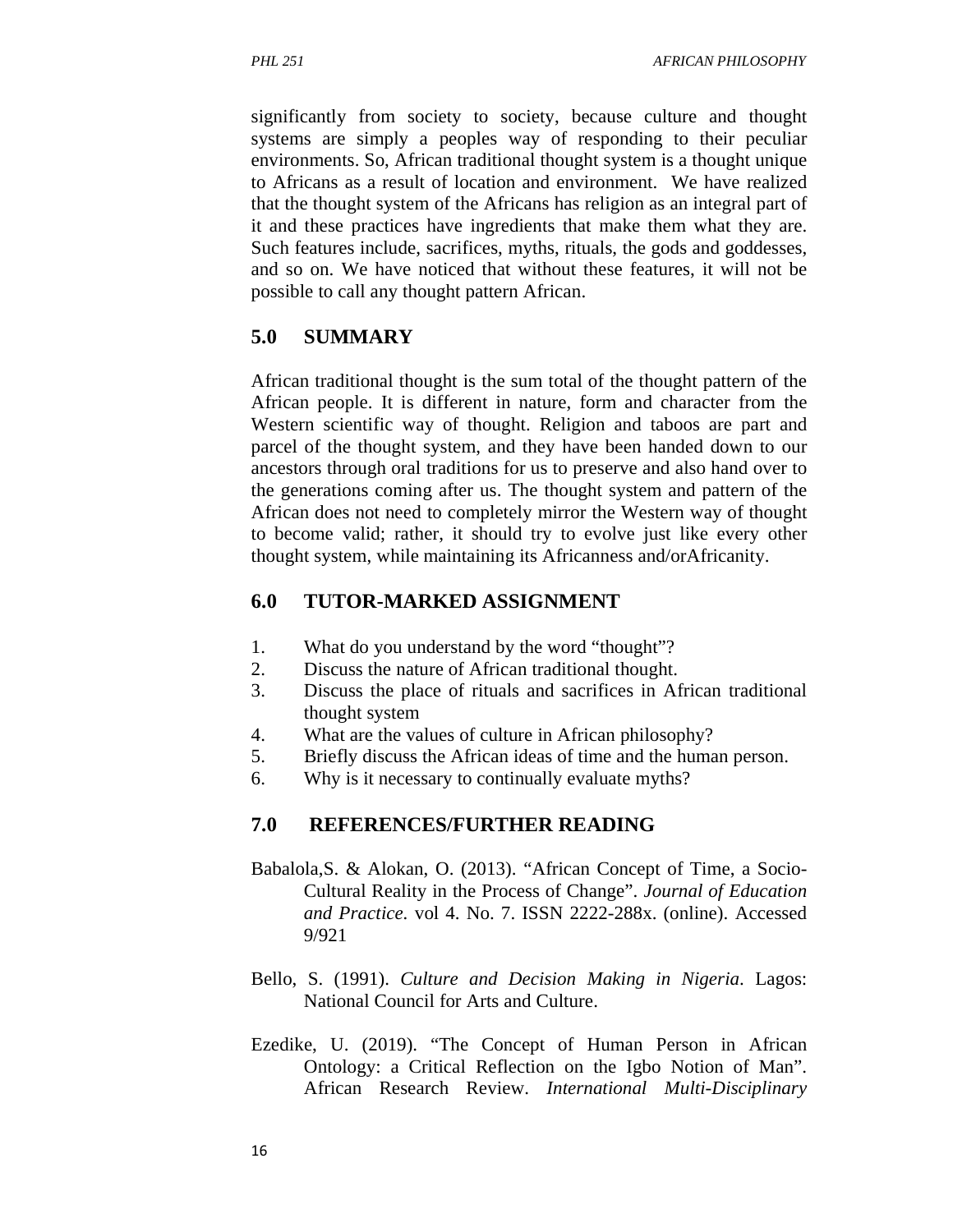significantly from society to society, because culture and thought systems are simply a peoples way of responding to their peculiar environments. So, African traditional thought system is a thought unique to Africans as a result of location and environment. We have realized that the thought system of the Africans has religion as an integral part of it and these practices have ingredients that make them what they are. Such features include, sacrifices, myths, rituals, the gods and goddesses, and so on. We have noticed that without these features, it will not be possible to call any thought pattern African.

## 5.0 SUMMARY

African traditional thought is the sum total of the thought pattern of the African people. It is different in nature, form and character from the Western scientific way of thought. Religion and taboos are part and parcel of the thought system, and they have been handed down to our ancestors through oral traditions for us to preserve and also hand over to the generations coming after us. The thought system and pattern of the African does not need to completely mirror the Western way of thought to become valid; rather, it should try to evolve just like every other thought system, while maintaining its Africanness and/orAfricanity.

## 6.0 TUTOR-MARKED ASSIGNMENT

1. What do you understand by the word "thought"?
2. Discuss the nature of African traditional thought.
3. Discuss the place of rituals and sacrifices in African traditional thought system
4. What are the values of culture in African philosophy?
5. Briefly discuss the African ideas of time and the human person.
6. Why is it necessary to continually evaluate myths?

## 7.0 REFERENCES/FURTHER READING

Babalola,S. & Alokan, O. (2013). "African Concept of Time, a Socio-Cultural Reality in the Process of Change". *Journal of Education and Practice*. vol 4. No. 7. ISSN 2222-288x. (online). Accessed 9/921

Bello, S. (1991). *Culture and Decision Making in Nigeria*. Lagos: National Council for Arts and Culture.

Ezedike, U. (2019). "The Concept of Human Person in African Ontology: a Critical Reflection on the Igbo Notion of Man". African Research Review. *International Multi-Disciplinary*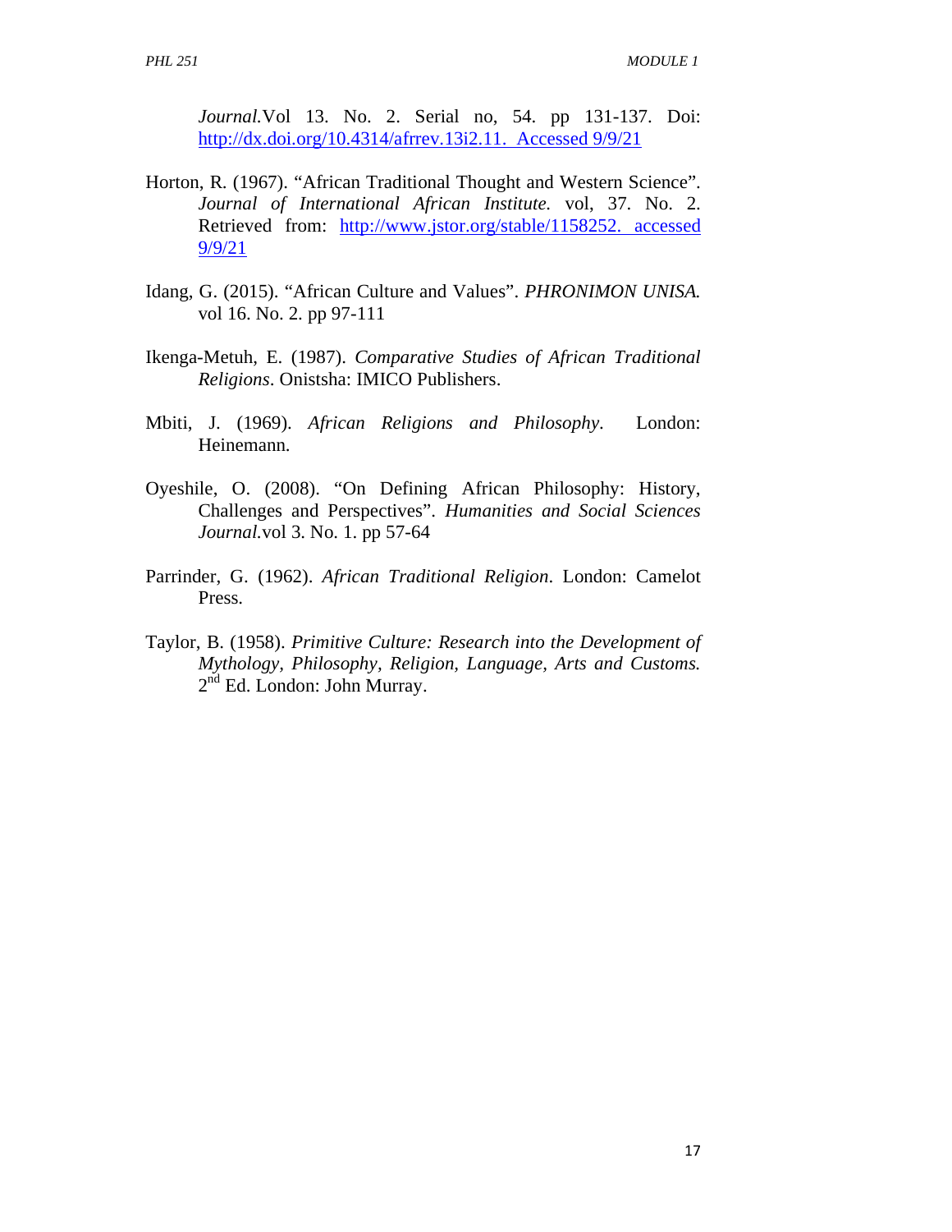*Journal.*Vol 13. No. 2. Serial no, 54. pp 131-137. Doi: http://dx.doi.org/10.4314/afrrev.13i2.11. Accessed 9/9/21

Horton, R. (1967). "African Traditional Thought and Western Science". *Journal of International African Institute.* vol, 37. No. 2. Retrieved from: http://www.jstor.org/stable/1158252. accessed 9/9/21

Idang, G. (2015). "African Culture and Values". *PHRONIMON UNISA.* vol 16. No. 2. pp 97-111

Ikenga-Metuh, E. (1987). *Comparative Studies of African Traditional Religions*. Onistsha: IMICO Publishers.

Mbiti, J. (1969). *African Religions and Philosophy*. London: Heinemann.

Oyeshile, O. (2008). "On Defining African Philosophy: History, Challenges and Perspectives". *Humanities and Social Sciences Journal.*vol 3. No. 1. pp 57-64

Parrinder, G. (1962). *African Traditional Religion*. London: Camelot Press.

Taylor, B. (1958). *Primitive Culture: Research into the Development of Mythology, Philosophy, Religion, Language, Arts and Customs.* 2nd Ed. London: John Murray.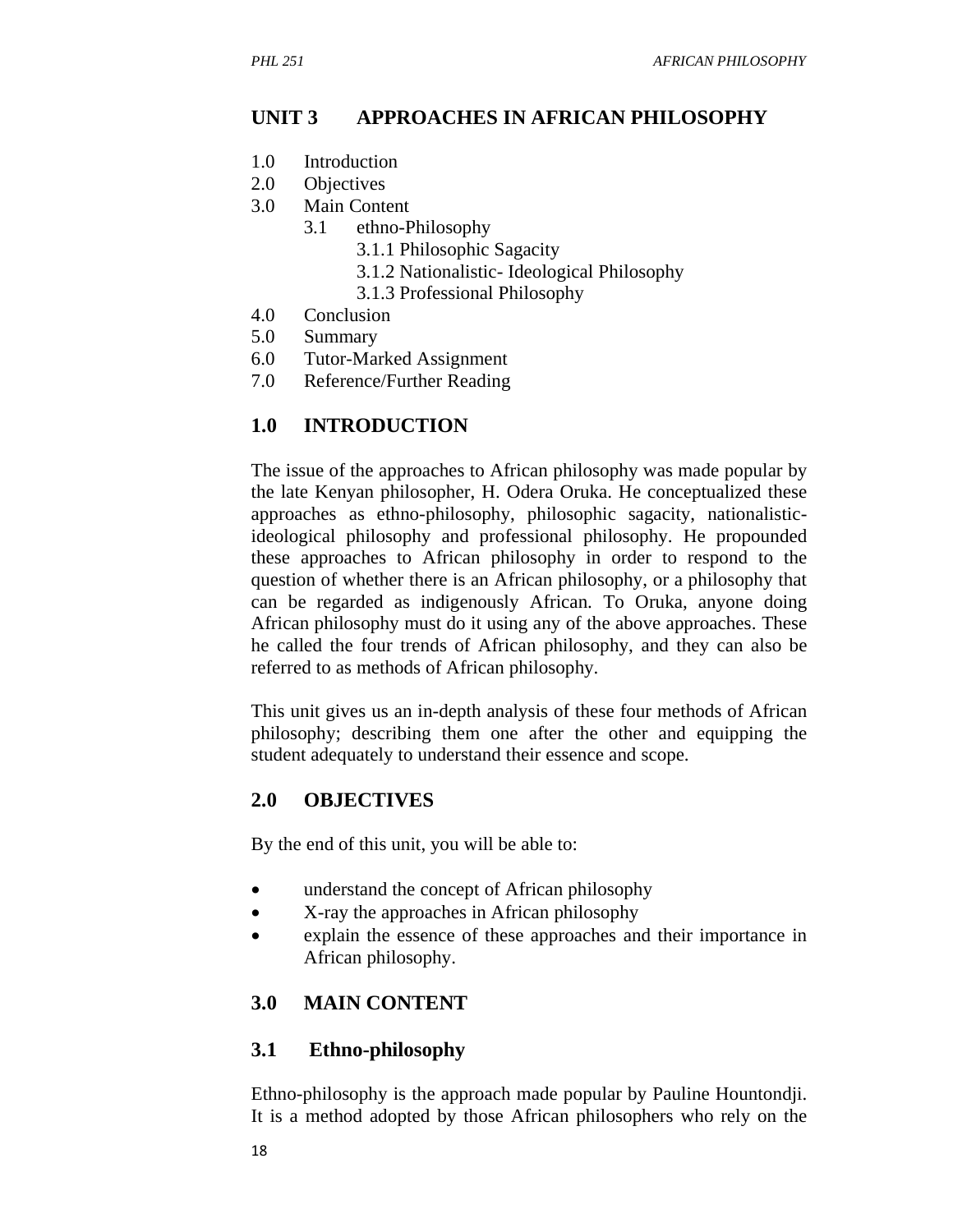## UNIT 3 APPROACHES IN AFRICAN PHILOSOPHY

1.0 Introduction
2.0 Objectives
3.0 Main Content
  3.1 ethno-Philosophy
    3.1.1 Philosophic Sagacity
    3.1.2 Nationalistic- Ideological Philosophy
    3.1.3 Professional Philosophy
4.0 Conclusion
5.0 Summary
6.0 Tutor-Marked Assignment
7.0 Reference/Further Reading

## 1.0 INTRODUCTION

The issue of the approaches to African philosophy was made popular by the late Kenyan philosopher, H. Odera Oruka. He conceptualized these approaches as ethno-philosophy, philosophic sagacity, nationalistic-ideological philosophy and professional philosophy. He propounded these approaches to African philosophy in order to respond to the question of whether there is an African philosophy, or a philosophy that can be regarded as indigenously African. To Oruka, anyone doing African philosophy must do it using any of the above approaches. These he called the four trends of African philosophy, and they can also be referred to as methods of African philosophy.

This unit gives us an in-depth analysis of these four methods of African philosophy; describing them one after the other and equipping the student adequately to understand their essence and scope.

## 2.0 OBJECTIVES

By the end of this unit, you will be able to:

- understand the concept of African philosophy
- X-ray the approaches in African philosophy
- explain the essence of these approaches and their importance in African philosophy.

## 3.0 MAIN CONTENT

### 3.1 Ethno-philosophy

Ethno-philosophy is the approach made popular by Pauline Hountondji. It is a method adopted by those African philosophers who rely on the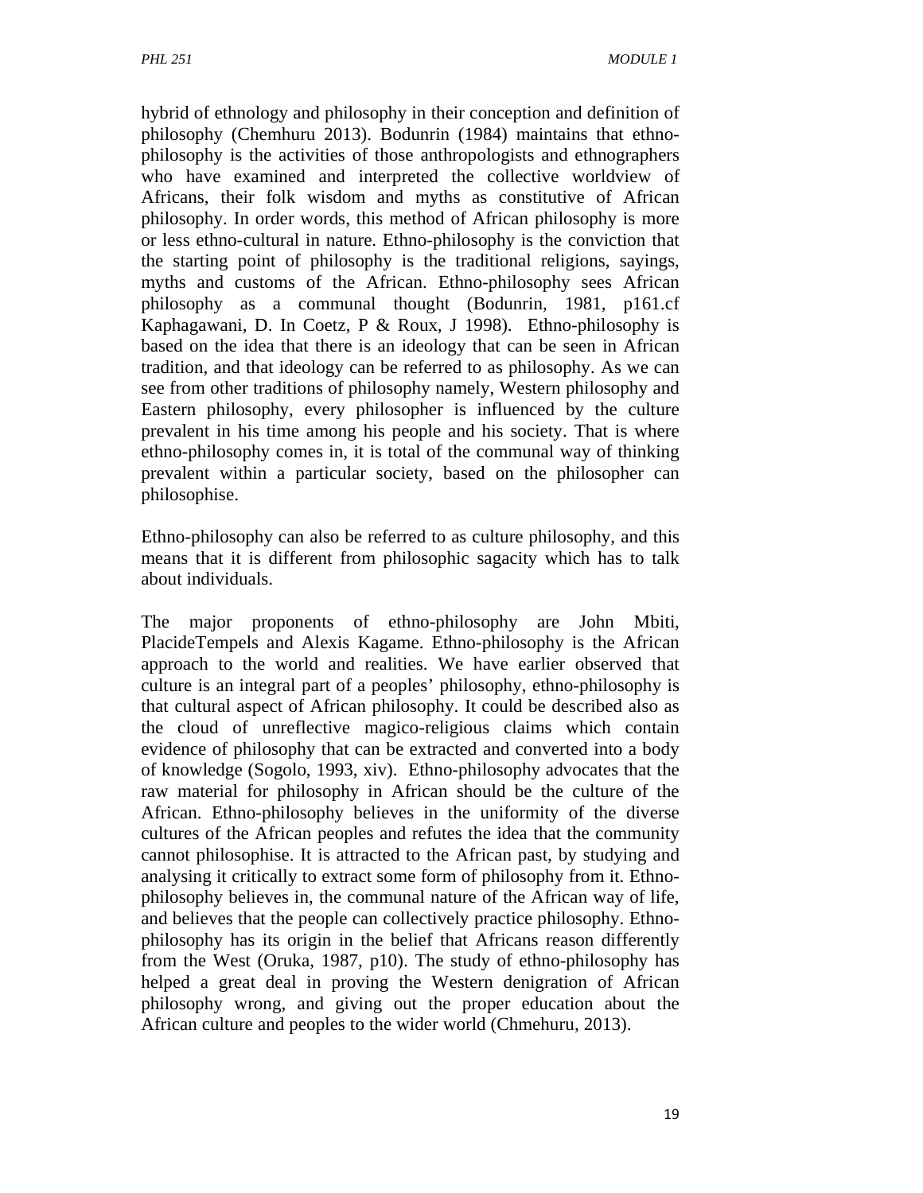hybrid of ethnology and philosophy in their conception and definition of philosophy (Chemhuru 2013). Bodunrin (1984) maintains that ethno-philosophy is the activities of those anthropologists and ethnographers who have examined and interpreted the collective worldview of Africans, their folk wisdom and myths as constitutive of African philosophy. In order words, this method of African philosophy is more or less ethno-cultural in nature. Ethno-philosophy is the conviction that the starting point of philosophy is the traditional religions, sayings, myths and customs of the African. Ethno-philosophy sees African philosophy as a communal thought (Bodunrin, 1981, p161.cf Kaphagawani, D. In Coetz, P & Roux, J 1998). Ethno-philosophy is based on the idea that there is an ideology that can be seen in African tradition, and that ideology can be referred to as philosophy. As we can see from other traditions of philosophy namely, Western philosophy and Eastern philosophy, every philosopher is influenced by the culture prevalent in his time among his people and his society. That is where ethno-philosophy comes in, it is total of the communal way of thinking prevalent within a particular society, based on the philosopher can philosophise.

Ethno-philosophy can also be referred to as culture philosophy, and this means that it is different from philosophic sagacity which has to talk about individuals.

The major proponents of ethno-philosophy are John Mbiti, PlacideTempels and Alexis Kagame. Ethno-philosophy is the African approach to the world and realities. We have earlier observed that culture is an integral part of a peoples' philosophy, ethno-philosophy is that cultural aspect of African philosophy. It could be described also as the cloud of unreflective magico-religious claims which contain evidence of philosophy that can be extracted and converted into a body of knowledge (Sogolo, 1993, xiv). Ethno-philosophy advocates that the raw material for philosophy in African should be the culture of the African. Ethno-philosophy believes in the uniformity of the diverse cultures of the African peoples and refutes the idea that the community cannot philosophise. It is attracted to the African past, by studying and analysing it critically to extract some form of philosophy from it. Ethno-philosophy believes in, the communal nature of the African way of life, and believes that the people can collectively practice philosophy. Ethno-philosophy has its origin in the belief that Africans reason differently from the West (Oruka, 1987, p10). The study of ethno-philosophy has helped a great deal in proving the Western denigration of African philosophy wrong, and giving out the proper education about the African culture and peoples to the wider world (Chmehuru, 2013).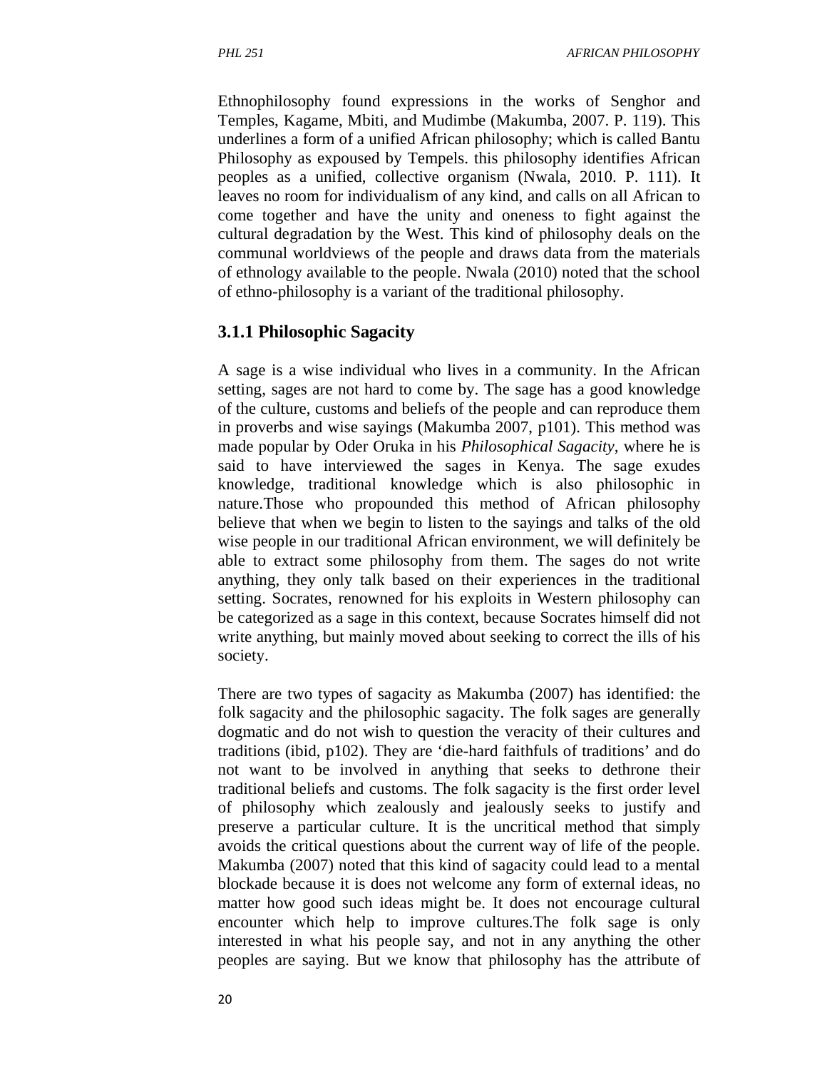Ethnophilosophy found expressions in the works of Senghor and Temples, Kagame, Mbiti, and Mudimbe (Makumba, 2007. P. 119). This underlines a form of a unified African philosophy; which is called Bantu Philosophy as expoused by Tempels. this philosophy identifies African peoples as a unified, collective organism (Nwala, 2010. P. 111). It leaves no room for individualism of any kind, and calls on all African to come together and have the unity and oneness to fight against the cultural degradation by the West. This kind of philosophy deals on the communal worldviews of the people and draws data from the materials of ethnology available to the people. Nwala (2010) noted that the school of ethno-philosophy is a variant of the traditional philosophy.

### 3.1.1 Philosophic Sagacity

A sage is a wise individual who lives in a community. In the African setting, sages are not hard to come by. The sage has a good knowledge of the culture, customs and beliefs of the people and can reproduce them in proverbs and wise sayings (Makumba 2007, p101). This method was made popular by Oder Oruka in his *Philosophical Sagacity,* where he is said to have interviewed the sages in Kenya. The sage exudes knowledge, traditional knowledge which is also philosophic in nature.Those who propounded this method of African philosophy believe that when we begin to listen to the sayings and talks of the old wise people in our traditional African environment, we will definitely be able to extract some philosophy from them. The sages do not write anything, they only talk based on their experiences in the traditional setting. Socrates, renowned for his exploits in Western philosophy can be categorized as a sage in this context, because Socrates himself did not write anything, but mainly moved about seeking to correct the ills of his society.

There are two types of sagacity as Makumba (2007) has identified: the folk sagacity and the philosophic sagacity. The folk sages are generally dogmatic and do not wish to question the veracity of their cultures and traditions (ibid, p102). They are 'die-hard faithfuls of traditions' and do not want to be involved in anything that seeks to dethrone their traditional beliefs and customs. The folk sagacity is the first order level of philosophy which zealously and jealously seeks to justify and preserve a particular culture. It is the uncritical method that simply avoids the critical questions about the current way of life of the people. Makumba (2007) noted that this kind of sagacity could lead to a mental blockade because it is does not welcome any form of external ideas, no matter how good such ideas might be. It does not encourage cultural encounter which help to improve cultures.The folk sage is only interested in what his people say, and not in any anything the other peoples are saying. But we know that philosophy has the attribute of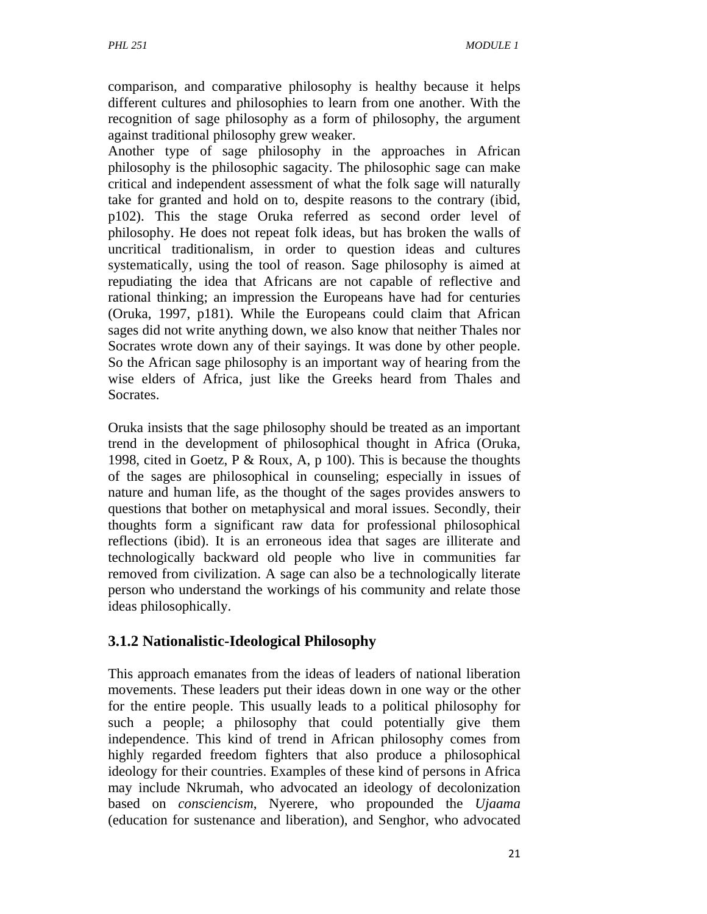comparison, and comparative philosophy is healthy because it helps different cultures and philosophies to learn from one another. With the recognition of sage philosophy as a form of philosophy, the argument against traditional philosophy grew weaker.

Another type of sage philosophy in the approaches in African philosophy is the philosophic sagacity. The philosophic sage can make critical and independent assessment of what the folk sage will naturally take for granted and hold on to, despite reasons to the contrary (ibid, p102). This the stage Oruka referred as second order level of philosophy. He does not repeat folk ideas, but has broken the walls of uncritical traditionalism, in order to question ideas and cultures systematically, using the tool of reason. Sage philosophy is aimed at repudiating the idea that Africans are not capable of reflective and rational thinking; an impression the Europeans have had for centuries (Oruka, 1997, p181). While the Europeans could claim that African sages did not write anything down, we also know that neither Thales nor Socrates wrote down any of their sayings. It was done by other people. So the African sage philosophy is an important way of hearing from the wise elders of Africa, just like the Greeks heard from Thales and Socrates.

Oruka insists that the sage philosophy should be treated as an important trend in the development of philosophical thought in Africa (Oruka, 1998, cited in Goetz, P & Roux, A, p 100). This is because the thoughts of the sages are philosophical in counseling; especially in issues of nature and human life, as the thought of the sages provides answers to questions that bother on metaphysical and moral issues. Secondly, their thoughts form a significant raw data for professional philosophical reflections (ibid). It is an erroneous idea that sages are illiterate and technologically backward old people who live in communities far removed from civilization. A sage can also be a technologically literate person who understand the workings of his community and relate those ideas philosophically.

### 3.1.2 Nationalistic-Ideological Philosophy

This approach emanates from the ideas of leaders of national liberation movements. These leaders put their ideas down in one way or the other for the entire people. This usually leads to a political philosophy for such a people; a philosophy that could potentially give them independence. This kind of trend in African philosophy comes from highly regarded freedom fighters that also produce a philosophical ideology for their countries. Examples of these kind of persons in Africa may include Nkrumah, who advocated an ideology of decolonization based on *consciencism*, Nyerere, who propounded the *Ujaama* (education for sustenance and liberation), and Senghor, who advocated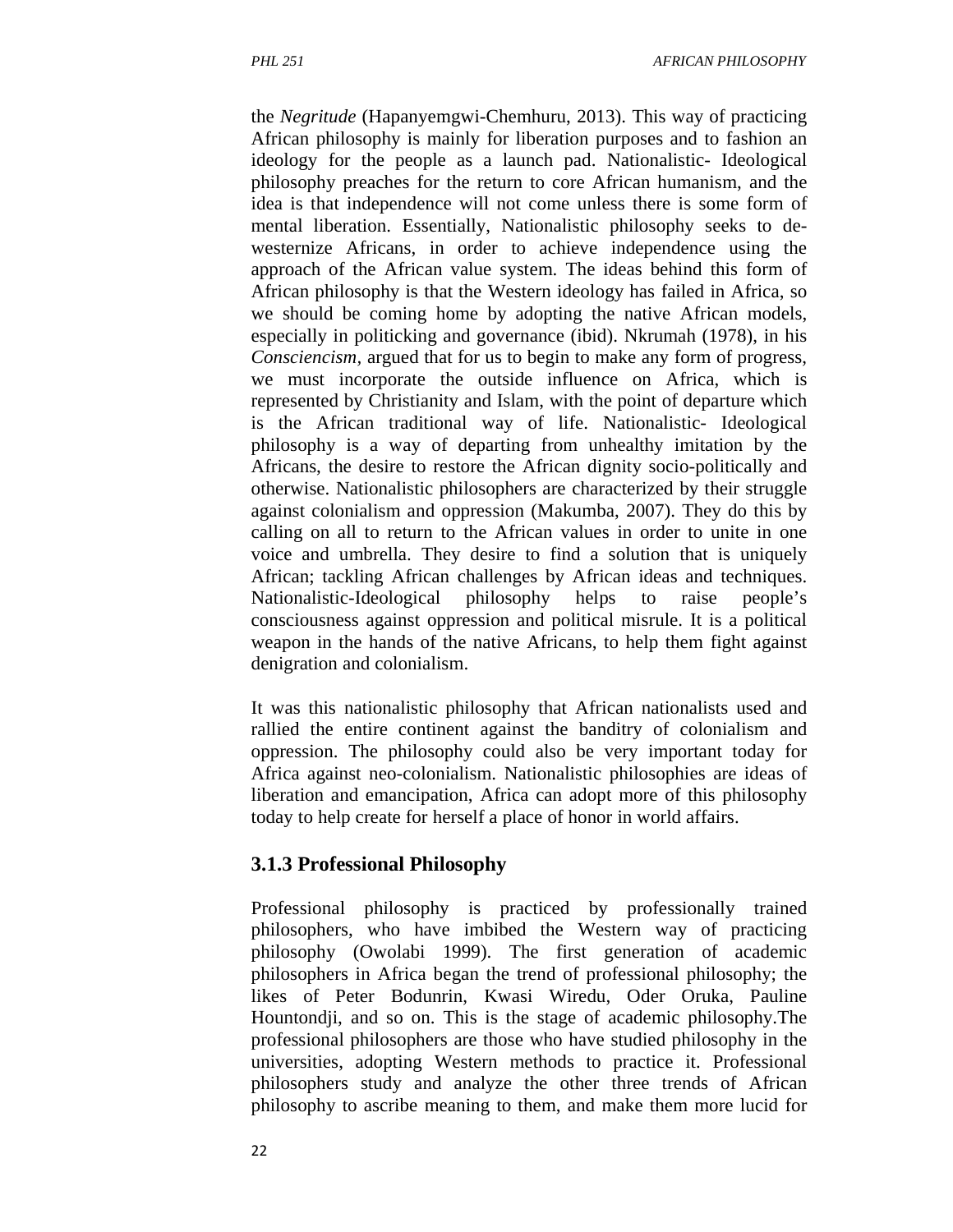the *Negritude* (Hapanyemgwi-Chemhuru, 2013). This way of practicing African philosophy is mainly for liberation purposes and to fashion an ideology for the people as a launch pad. Nationalistic- Ideological philosophy preaches for the return to core African humanism, and the idea is that independence will not come unless there is some form of mental liberation. Essentially, Nationalistic philosophy seeks to de-westernize Africans, in order to achieve independence using the approach of the African value system. The ideas behind this form of African philosophy is that the Western ideology has failed in Africa, so we should be coming home by adopting the native African models, especially in politicking and governance (ibid). Nkrumah (1978), in his *Consciencism*, argued that for us to begin to make any form of progress, we must incorporate the outside influence on Africa, which is represented by Christianity and Islam, with the point of departure which is the African traditional way of life. Nationalistic- Ideological philosophy is a way of departing from unhealthy imitation by the Africans, the desire to restore the African dignity socio-politically and otherwise. Nationalistic philosophers are characterized by their struggle against colonialism and oppression (Makumba, 2007). They do this by calling on all to return to the African values in order to unite in one voice and umbrella. They desire to find a solution that is uniquely African; tackling African challenges by African ideas and techniques. Nationalistic-Ideological philosophy helps to raise people's consciousness against oppression and political misrule. It is a political weapon in the hands of the native Africans, to help them fight against denigration and colonialism.

It was this nationalistic philosophy that African nationalists used and rallied the entire continent against the banditry of colonialism and oppression. The philosophy could also be very important today for Africa against neo-colonialism. Nationalistic philosophies are ideas of liberation and emancipation, Africa can adopt more of this philosophy today to help create for herself a place of honor in world affairs.

### 3.1.3 Professional Philosophy

Professional philosophy is practiced by professionally trained philosophers, who have imbibed the Western way of practicing philosophy (Owolabi 1999). The first generation of academic philosophers in Africa began the trend of professional philosophy; the likes of Peter Bodunrin, Kwasi Wiredu, Oder Oruka, Pauline Hountondji, and so on. This is the stage of academic philosophy.The professional philosophers are those who have studied philosophy in the universities, adopting Western methods to practice it. Professional philosophers study and analyze the other three trends of African philosophy to ascribe meaning to them, and make them more lucid for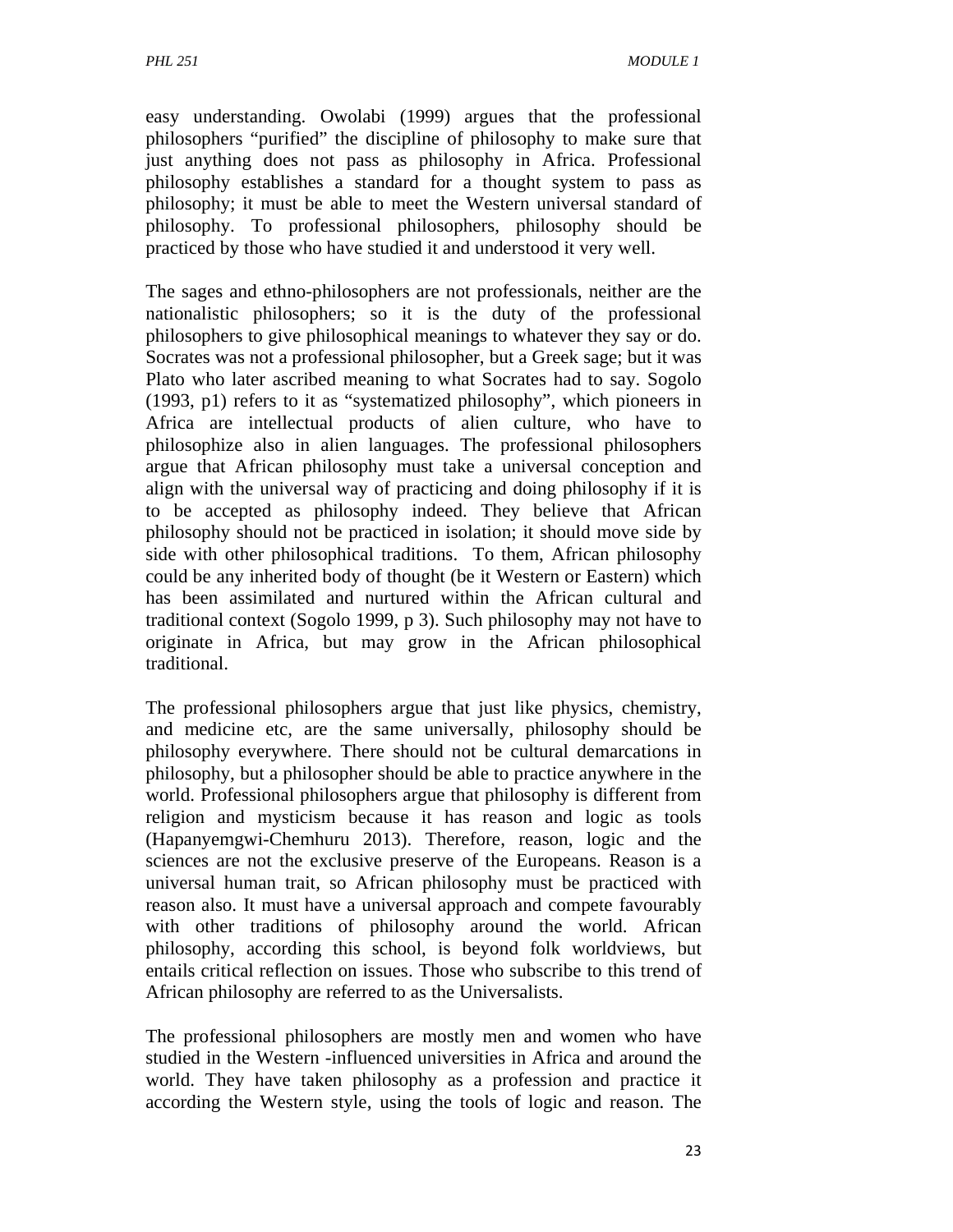easy understanding. Owolabi (1999) argues that the professional philosophers "purified" the discipline of philosophy to make sure that just anything does not pass as philosophy in Africa. Professional philosophy establishes a standard for a thought system to pass as philosophy; it must be able to meet the Western universal standard of philosophy. To professional philosophers, philosophy should be practiced by those who have studied it and understood it very well.

The sages and ethno-philosophers are not professionals, neither are the nationalistic philosophers; so it is the duty of the professional philosophers to give philosophical meanings to whatever they say or do. Socrates was not a professional philosopher, but a Greek sage; but it was Plato who later ascribed meaning to what Socrates had to say. Sogolo (1993, p1) refers to it as "systematized philosophy", which pioneers in Africa are intellectual products of alien culture, who have to philosophize also in alien languages. The professional philosophers argue that African philosophy must take a universal conception and align with the universal way of practicing and doing philosophy if it is to be accepted as philosophy indeed. They believe that African philosophy should not be practiced in isolation; it should move side by side with other philosophical traditions. To them, African philosophy could be any inherited body of thought (be it Western or Eastern) which has been assimilated and nurtured within the African cultural and traditional context (Sogolo 1999, p 3). Such philosophy may not have to originate in Africa, but may grow in the African philosophical traditional.

The professional philosophers argue that just like physics, chemistry, and medicine etc, are the same universally, philosophy should be philosophy everywhere. There should not be cultural demarcations in philosophy, but a philosopher should be able to practice anywhere in the world. Professional philosophers argue that philosophy is different from religion and mysticism because it has reason and logic as tools (Hapanyemgwi-Chemhuru 2013). Therefore, reason, logic and the sciences are not the exclusive preserve of the Europeans. Reason is a universal human trait, so African philosophy must be practiced with reason also. It must have a universal approach and compete favourably with other traditions of philosophy around the world. African philosophy, according this school, is beyond folk worldviews, but entails critical reflection on issues. Those who subscribe to this trend of African philosophy are referred to as the Universalists.

The professional philosophers are mostly men and women who have studied in the Western -influenced universities in Africa and around the world. They have taken philosophy as a profession and practice it according the Western style, using the tools of logic and reason. The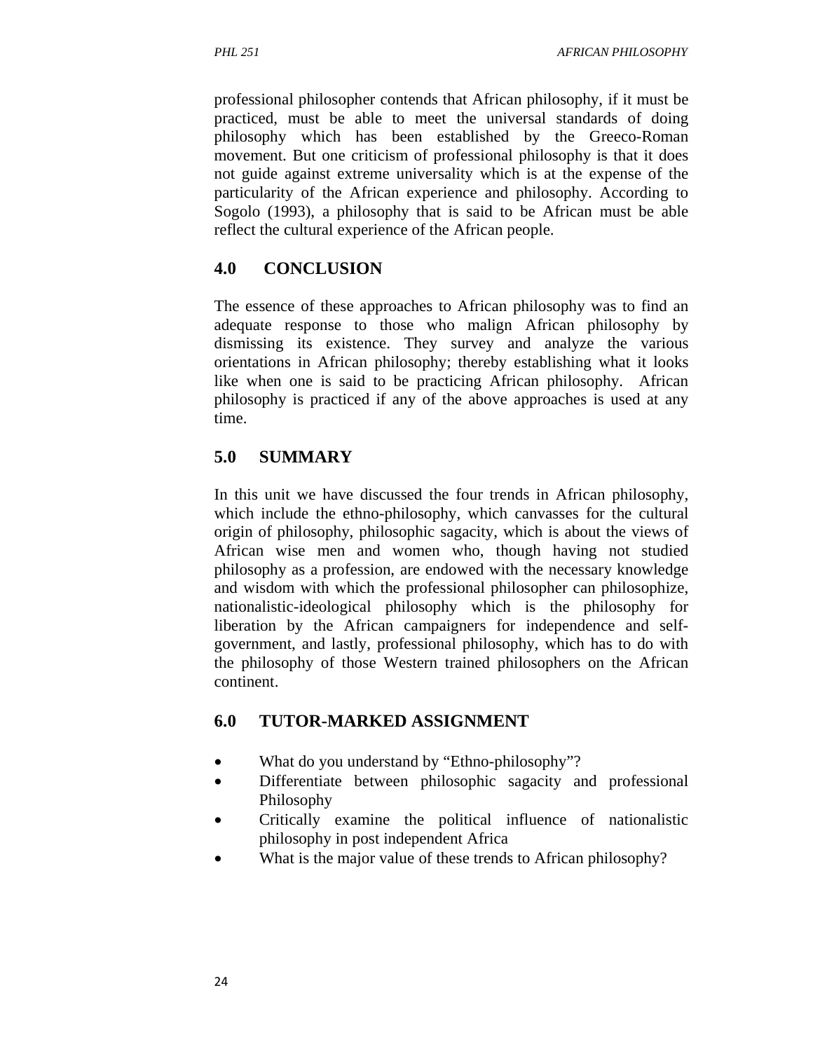professional philosopher contends that African philosophy, if it must be practiced, must be able to meet the universal standards of doing philosophy which has been established by the Greeco-Roman movement. But one criticism of professional philosophy is that it does not guide against extreme universality which is at the expense of the particularity of the African experience and philosophy. According to Sogolo (1993), a philosophy that is said to be African must be able reflect the cultural experience of the African people.

## 4.0 CONCLUSION

The essence of these approaches to African philosophy was to find an adequate response to those who malign African philosophy by dismissing its existence. They survey and analyze the various orientations in African philosophy; thereby establishing what it looks like when one is said to be practicing African philosophy. African philosophy is practiced if any of the above approaches is used at any time.

## 5.0 SUMMARY

In this unit we have discussed the four trends in African philosophy, which include the ethno-philosophy, which canvasses for the cultural origin of philosophy, philosophic sagacity, which is about the views of African wise men and women who, though having not studied philosophy as a profession, are endowed with the necessary knowledge and wisdom with which the professional philosopher can philosophize, nationalistic-ideological philosophy which is the philosophy for liberation by the African campaigners for independence and self-government, and lastly, professional philosophy, which has to do with the philosophy of those Western trained philosophers on the African continent.

## 6.0 TUTOR-MARKED ASSIGNMENT

- What do you understand by "Ethno-philosophy"?
- Differentiate between philosophic sagacity and professional Philosophy
- Critically examine the political influence of nationalistic philosophy in post independent Africa
- What is the major value of these trends to African philosophy?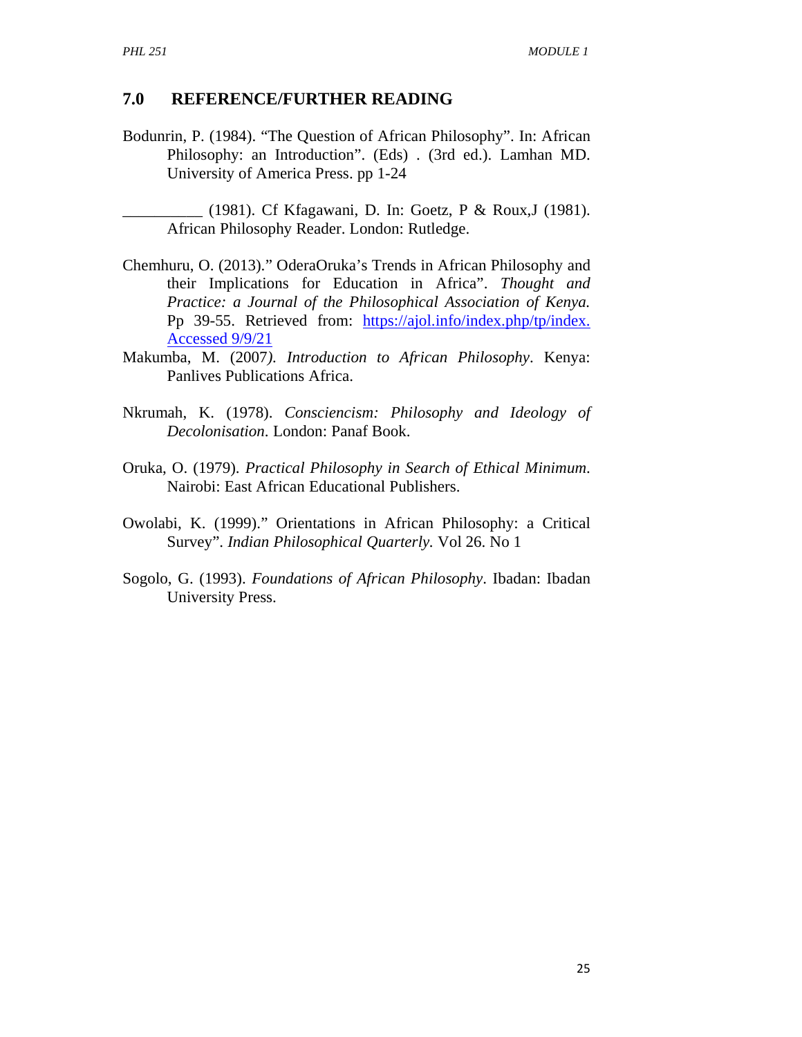## 7.0 REFERENCE/FURTHER READING

Bodunrin, P. (1984). “The Question of African Philosophy”. In: African Philosophy: an Introduction”. (Eds) . (3rd ed.). Lamhan MD. University of America Press. pp 1-24

__________ (1981). Cf Kfagawani, D. In: Goetz, P & Roux,J (1981). African Philosophy Reader. London: Rutledge.

Chemhuru, O. (2013).” OderaOruka’s Trends in African Philosophy and their Implications for Education in Africa”. *Thought and Practice: a Journal of the Philosophical Association of Kenya.* Pp 39-55. Retrieved from: https://ajol.info/index.php/tp/index. Accessed 9/9/21

Makumba, M. (2007*). Introduction to African Philosophy*. Kenya: Panlives Publications Africa.

Nkrumah, K. (1978). *Consciencism: Philosophy and Ideology of Decolonisation*. London: Panaf Book.

Oruka, O. (1979). *Practical Philosophy in Search of Ethical Minimum*. Nairobi: East African Educational Publishers.

Owolabi, K. (1999).” Orientations in African Philosophy: a Critical Survey”. *Indian Philosophical Quarterly.* Vol 26. No 1

Sogolo, G. (1993). *Foundations of African Philosophy*. Ibadan: Ibadan University Press.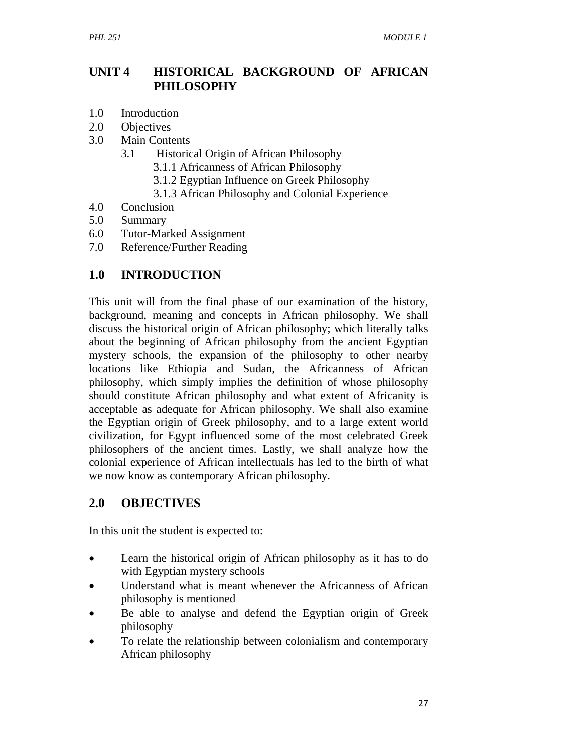## UNIT 4 HISTORICAL BACKGROUND OF AFRICAN PHILOSOPHY

1.0 Introduction
2.0 Objectives
3.0 Main Contents
   3.1 Historical Origin of African Philosophy
      3.1.1 Africanness of African Philosophy
      3.1.2 Egyptian Influence on Greek Philosophy
      3.1.3 African Philosophy and Colonial Experience
4.0 Conclusion
5.0 Summary
6.0 Tutor-Marked Assignment
7.0 Reference/Further Reading

## 1.0 INTRODUCTION

This unit will from the final phase of our examination of the history, background, meaning and concepts in African philosophy. We shall discuss the historical origin of African philosophy; which literally talks about the beginning of African philosophy from the ancient Egyptian mystery schools, the expansion of the philosophy to other nearby locations like Ethiopia and Sudan, the Africanness of African philosophy, which simply implies the definition of whose philosophy should constitute African philosophy and what extent of Africanity is acceptable as adequate for African philosophy. We shall also examine the Egyptian origin of Greek philosophy, and to a large extent world civilization, for Egypt influenced some of the most celebrated Greek philosophers of the ancient times. Lastly, we shall analyze how the colonial experience of African intellectuals has led to the birth of what we now know as contemporary African philosophy.

## 2.0 OBJECTIVES

In this unit the student is expected to:

- Learn the historical origin of African philosophy as it has to do with Egyptian mystery schools
- Understand what is meant whenever the Africanness of African philosophy is mentioned
- Be able to analyse and defend the Egyptian origin of Greek philosophy
- To relate the relationship between colonialism and contemporary African philosophy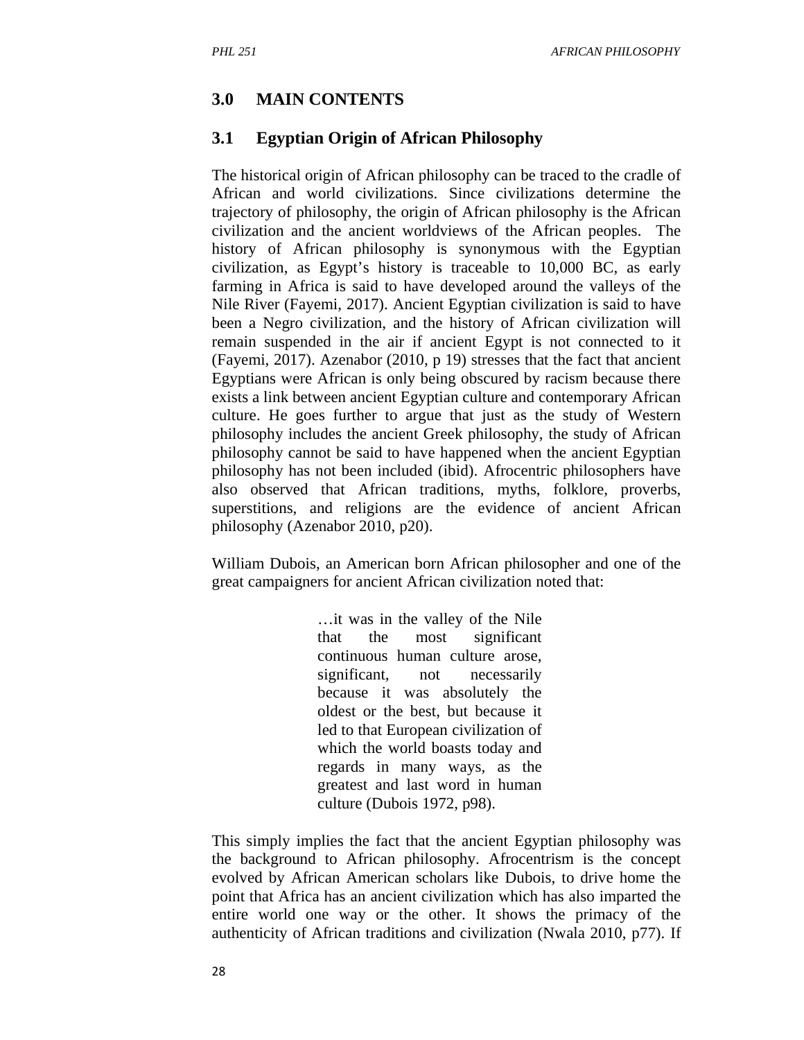## 3.0 MAIN CONTENTS

### 3.1 Egyptian Origin of African Philosophy

The historical origin of African philosophy can be traced to the cradle of African and world civilizations. Since civilizations determine the trajectory of philosophy, the origin of African philosophy is the African civilization and the ancient worldviews of the African peoples. The history of African philosophy is synonymous with the Egyptian civilization, as Egypt's history is traceable to 10,000 BC, as early farming in Africa is said to have developed around the valleys of the Nile River (Fayemi, 2017). Ancient Egyptian civilization is said to have been a Negro civilization, and the history of African civilization will remain suspended in the air if ancient Egypt is not connected to it (Fayemi, 2017). Azenabor (2010, p 19) stresses that the fact that ancient Egyptians were African is only being obscured by racism because there exists a link between ancient Egyptian culture and contemporary African culture. He goes further to argue that just as the study of Western philosophy includes the ancient Greek philosophy, the study of African philosophy cannot be said to have happened when the ancient Egyptian philosophy has not been included (ibid). Afrocentric philosophers have also observed that African traditions, myths, folklore, proverbs, superstitions, and religions are the evidence of ancient African philosophy (Azenabor 2010, p20).

William Dubois, an American born African philosopher and one of the great campaigners for ancient African civilization noted that:

> …it was in the valley of the Nile that the most significant continuous human culture arose, significant, not necessarily because it was absolutely the oldest or the best, but because it led to that European civilization of which the world boasts today and regards in many ways, as the greatest and last word in human culture (Dubois 1972, p98).

This simply implies the fact that the ancient Egyptian philosophy was the background to African philosophy. Afrocentrism is the concept evolved by African American scholars like Dubois, to drive home the point that Africa has an ancient civilization which has also imparted the entire world one way or the other. It shows the primacy of the authenticity of African traditions and civilization (Nwala 2010, p77). If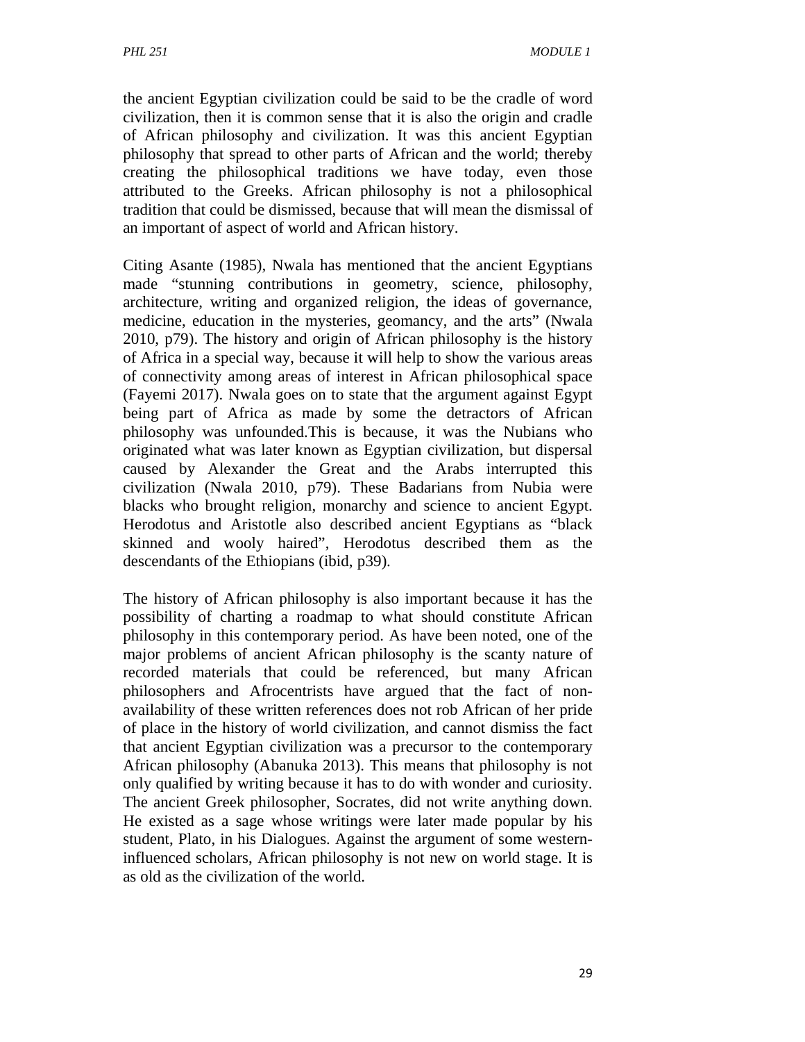the ancient Egyptian civilization could be said to be the cradle of word civilization, then it is common sense that it is also the origin and cradle of African philosophy and civilization. It was this ancient Egyptian philosophy that spread to other parts of African and the world; thereby creating the philosophical traditions we have today, even those attributed to the Greeks. African philosophy is not a philosophical tradition that could be dismissed, because that will mean the dismissal of an important of aspect of world and African history.

Citing Asante (1985), Nwala has mentioned that the ancient Egyptians made "stunning contributions in geometry, science, philosophy, architecture, writing and organized religion, the ideas of governance, medicine, education in the mysteries, geomancy, and the arts" (Nwala 2010, p79). The history and origin of African philosophy is the history of Africa in a special way, because it will help to show the various areas of connectivity among areas of interest in African philosophical space (Fayemi 2017). Nwala goes on to state that the argument against Egypt being part of Africa as made by some the detractors of African philosophy was unfounded.This is because, it was the Nubians who originated what was later known as Egyptian civilization, but dispersal caused by Alexander the Great and the Arabs interrupted this civilization (Nwala 2010, p79). These Badarians from Nubia were blacks who brought religion, monarchy and science to ancient Egypt. Herodotus and Aristotle also described ancient Egyptians as "black skinned and wooly haired", Herodotus described them as the descendants of the Ethiopians (ibid, p39).

The history of African philosophy is also important because it has the possibility of charting a roadmap to what should constitute African philosophy in this contemporary period. As have been noted, one of the major problems of ancient African philosophy is the scanty nature of recorded materials that could be referenced, but many African philosophers and Afrocentrists have argued that the fact of non-availability of these written references does not rob African of her pride of place in the history of world civilization, and cannot dismiss the fact that ancient Egyptian civilization was a precursor to the contemporary African philosophy (Abanuka 2013). This means that philosophy is not only qualified by writing because it has to do with wonder and curiosity. The ancient Greek philosopher, Socrates, did not write anything down. He existed as a sage whose writings were later made popular by his student, Plato, in his Dialogues. Against the argument of some western-influenced scholars, African philosophy is not new on world stage. It is as old as the civilization of the world.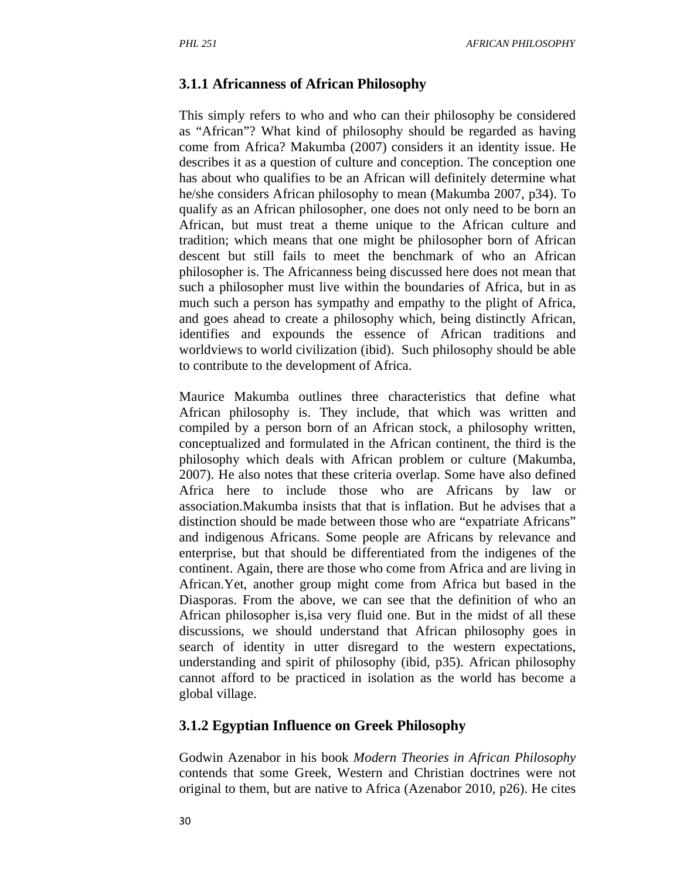### 3.1.1 Africanness of African Philosophy

This simply refers to who and who can their philosophy be considered as "African"? What kind of philosophy should be regarded as having come from Africa? Makumba (2007) considers it an identity issue. He describes it as a question of culture and conception. The conception one has about who qualifies to be an African will definitely determine what he/she considers African philosophy to mean (Makumba 2007, p34). To qualify as an African philosopher, one does not only need to be born an African, but must treat a theme unique to the African culture and tradition; which means that one might be philosopher born of African descent but still fails to meet the benchmark of who an African philosopher is. The Africanness being discussed here does not mean that such a philosopher must live within the boundaries of Africa, but in as much such a person has sympathy and empathy to the plight of Africa, and goes ahead to create a philosophy which, being distinctly African, identifies and expounds the essence of African traditions and worldviews to world civilization (ibid). Such philosophy should be able to contribute to the development of Africa.

Maurice Makumba outlines three characteristics that define what African philosophy is. They include, that which was written and compiled by a person born of an African stock, a philosophy written, conceptualized and formulated in the African continent, the third is the philosophy which deals with African problem or culture (Makumba, 2007). He also notes that these criteria overlap. Some have also defined Africa here to include those who are Africans by law or association.Makumba insists that that is inflation. But he advises that a distinction should be made between those who are "expatriate Africans" and indigenous Africans. Some people are Africans by relevance and enterprise, but that should be differentiated from the indigenes of the continent. Again, there are those who come from Africa and are living in African.Yet, another group might come from Africa but based in the Diasporas. From the above, we can see that the definition of who an African philosopher is,isa very fluid one. But in the midst of all these discussions, we should understand that African philosophy goes in search of identity in utter disregard to the western expectations, understanding and spirit of philosophy (ibid, p35). African philosophy cannot afford to be practiced in isolation as the world has become a global village.

### 3.1.2 Egyptian Influence on Greek Philosophy

Godwin Azenabor in his book *Modern Theories in African Philosophy* contends that some Greek, Western and Christian doctrines were not original to them, but are native to Africa (Azenabor 2010, p26). He cites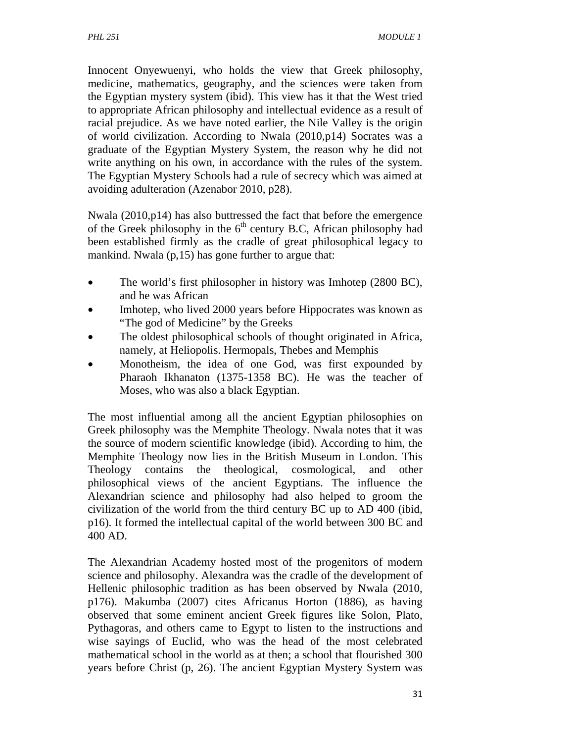Innocent Onyewuenyi, who holds the view that Greek philosophy, medicine, mathematics, geography, and the sciences were taken from the Egyptian mystery system (ibid). This view has it that the West tried to appropriate African philosophy and intellectual evidence as a result of racial prejudice. As we have noted earlier, the Nile Valley is the origin of world civilization. According to Nwala (2010,p14) Socrates was a graduate of the Egyptian Mystery System, the reason why he did not write anything on his own, in accordance with the rules of the system. The Egyptian Mystery Schools had a rule of secrecy which was aimed at avoiding adulteration (Azenabor 2010, p28).

Nwala (2010,p14) has also buttressed the fact that before the emergence of the Greek philosophy in the 6th century B.C, African philosophy had been established firmly as the cradle of great philosophical legacy to mankind. Nwala (p,15) has gone further to argue that:

- The world's first philosopher in history was Imhotep (2800 BC), and he was African
- Imhotep, who lived 2000 years before Hippocrates was known as "The god of Medicine" by the Greeks
- The oldest philosophical schools of thought originated in Africa, namely, at Heliopolis. Hermopals, Thebes and Memphis
- Monotheism, the idea of one God, was first expounded by Pharaoh Ikhanaton (1375-1358 BC). He was the teacher of Moses, who was also a black Egyptian.

The most influential among all the ancient Egyptian philosophies on Greek philosophy was the Memphite Theology. Nwala notes that it was the source of modern scientific knowledge (ibid). According to him, the Memphite Theology now lies in the British Museum in London. This Theology contains the theological, cosmological, and other philosophical views of the ancient Egyptians. The influence the Alexandrian science and philosophy had also helped to groom the civilization of the world from the third century BC up to AD 400 (ibid, p16). It formed the intellectual capital of the world between 300 BC and 400 AD.

The Alexandrian Academy hosted most of the progenitors of modern science and philosophy. Alexandra was the cradle of the development of Hellenic philosophic tradition as has been observed by Nwala (2010, p176). Makumba (2007) cites Africanus Horton (1886), as having observed that some eminent ancient Greek figures like Solon, Plato, Pythagoras, and others came to Egypt to listen to the instructions and wise sayings of Euclid, who was the head of the most celebrated mathematical school in the world as at then; a school that flourished 300 years before Christ (p, 26). The ancient Egyptian Mystery System was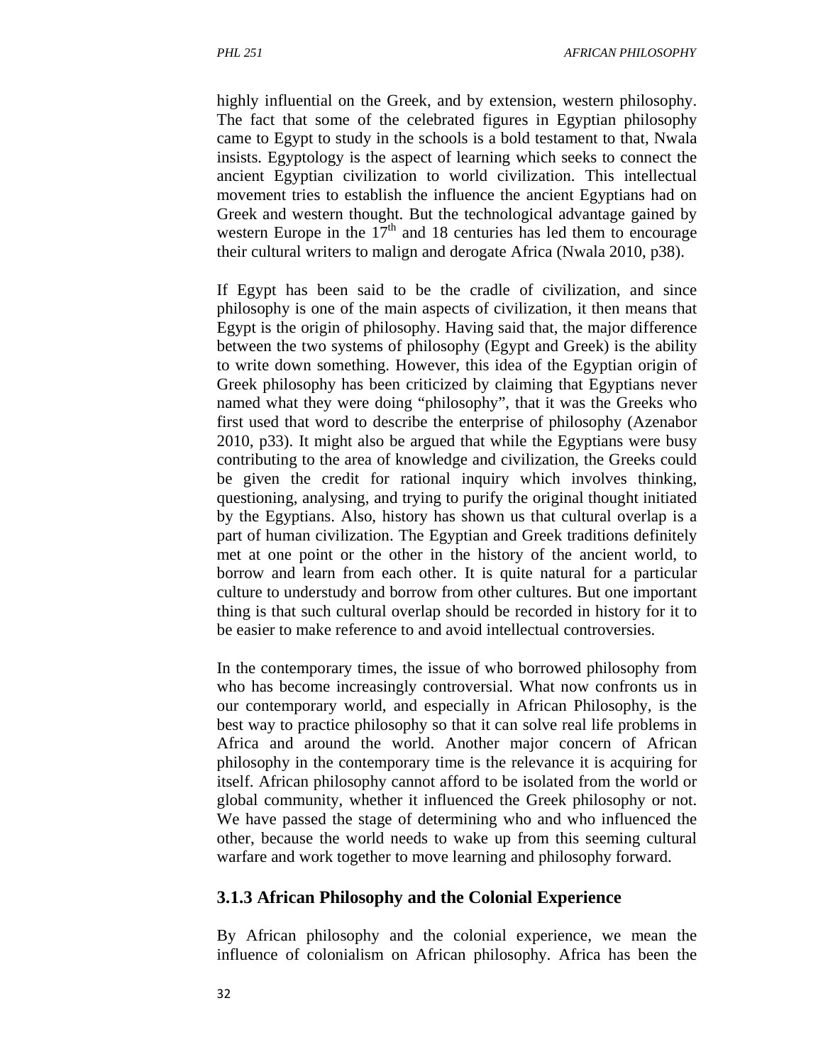highly influential on the Greek, and by extension, western philosophy. The fact that some of the celebrated figures in Egyptian philosophy came to Egypt to study in the schools is a bold testament to that, Nwala insists. Egyptology is the aspect of learning which seeks to connect the ancient Egyptian civilization to world civilization. This intellectual movement tries to establish the influence the ancient Egyptians had on Greek and western thought. But the technological advantage gained by western Europe in the $17^{th}$ and 18 centuries has led them to encourage their cultural writers to malign and derogate Africa (Nwala 2010, p38).

If Egypt has been said to be the cradle of civilization, and since philosophy is one of the main aspects of civilization, it then means that Egypt is the origin of philosophy. Having said that, the major difference between the two systems of philosophy (Egypt and Greek) is the ability to write down something. However, this idea of the Egyptian origin of Greek philosophy has been criticized by claiming that Egyptians never named what they were doing "philosophy", that it was the Greeks who first used that word to describe the enterprise of philosophy (Azenabor 2010, p33). It might also be argued that while the Egyptians were busy contributing to the area of knowledge and civilization, the Greeks could be given the credit for rational inquiry which involves thinking, questioning, analysing, and trying to purify the original thought initiated by the Egyptians. Also, history has shown us that cultural overlap is a part of human civilization. The Egyptian and Greek traditions definitely met at one point or the other in the history of the ancient world, to borrow and learn from each other. It is quite natural for a particular culture to understudy and borrow from other cultures. But one important thing is that such cultural overlap should be recorded in history for it to be easier to make reference to and avoid intellectual controversies.

In the contemporary times, the issue of who borrowed philosophy from who has become increasingly controversial. What now confronts us in our contemporary world, and especially in African Philosophy, is the best way to practice philosophy so that it can solve real life problems in Africa and around the world. Another major concern of African philosophy in the contemporary time is the relevance it is acquiring for itself. African philosophy cannot afford to be isolated from the world or global community, whether it influenced the Greek philosophy or not. We have passed the stage of determining who and who influenced the other, because the world needs to wake up from this seeming cultural warfare and work together to move learning and philosophy forward.

### 3.1.3 African Philosophy and the Colonial Experience

By African philosophy and the colonial experience, we mean the influence of colonialism on African philosophy. Africa has been the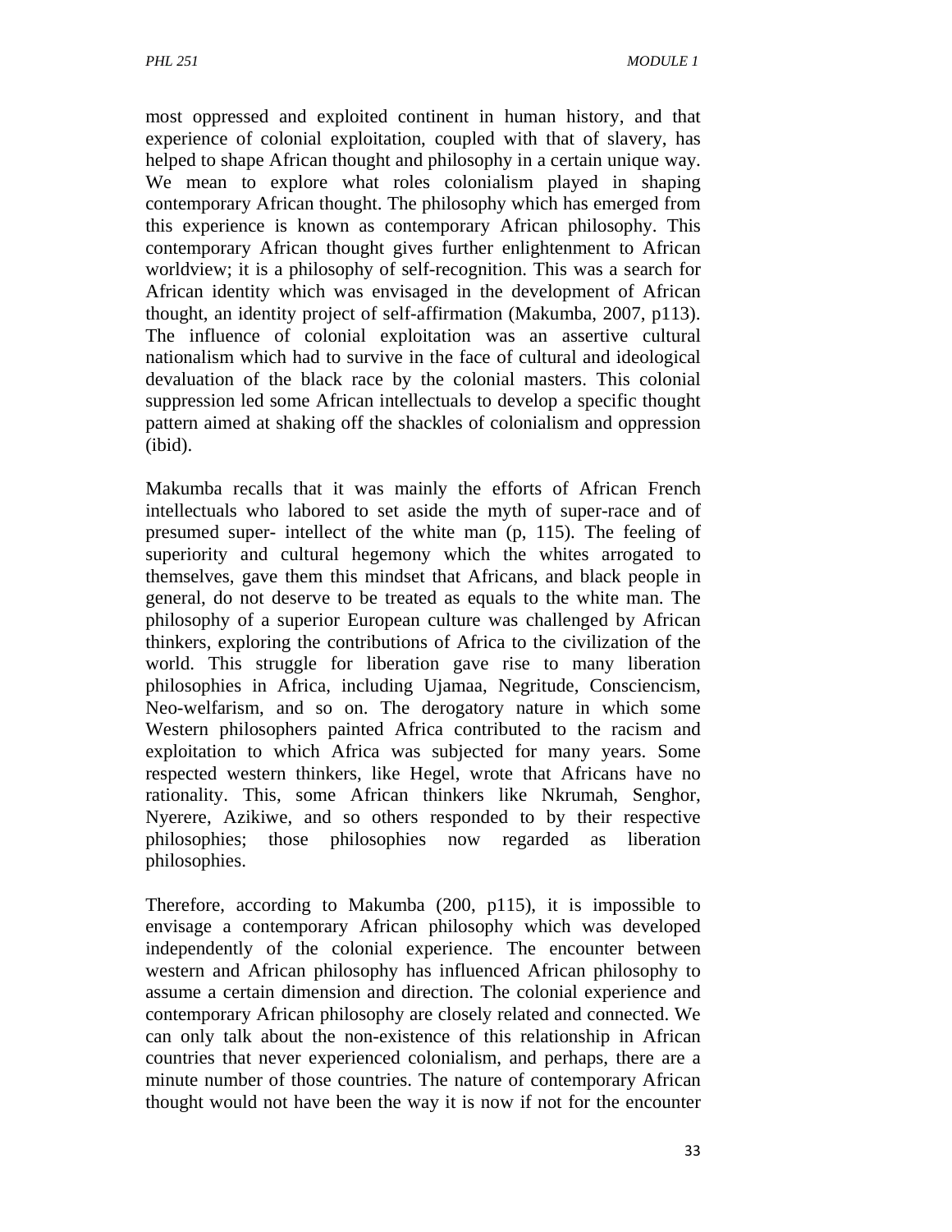most oppressed and exploited continent in human history, and that experience of colonial exploitation, coupled with that of slavery, has helped to shape African thought and philosophy in a certain unique way. We mean to explore what roles colonialism played in shaping contemporary African thought. The philosophy which has emerged from this experience is known as contemporary African philosophy. This contemporary African thought gives further enlightenment to African worldview; it is a philosophy of self-recognition. This was a search for African identity which was envisaged in the development of African thought, an identity project of self-affirmation (Makumba, 2007, p113). The influence of colonial exploitation was an assertive cultural nationalism which had to survive in the face of cultural and ideological devaluation of the black race by the colonial masters. This colonial suppression led some African intellectuals to develop a specific thought pattern aimed at shaking off the shackles of colonialism and oppression (ibid).

Makumba recalls that it was mainly the efforts of African French intellectuals who labored to set aside the myth of super-race and of presumed super- intellect of the white man (p, 115). The feeling of superiority and cultural hegemony which the whites arrogated to themselves, gave them this mindset that Africans, and black people in general, do not deserve to be treated as equals to the white man. The philosophy of a superior European culture was challenged by African thinkers, exploring the contributions of Africa to the civilization of the world. This struggle for liberation gave rise to many liberation philosophies in Africa, including Ujamaa, Negritude, Consciencism, Neo-welfarism, and so on. The derogatory nature in which some Western philosophers painted Africa contributed to the racism and exploitation to which Africa was subjected for many years. Some respected western thinkers, like Hegel, wrote that Africans have no rationality. This, some African thinkers like Nkrumah, Senghor, Nyerere, Azikiwe, and so others responded to by their respective philosophies; those philosophies now regarded as liberation philosophies.

Therefore, according to Makumba (200, p115), it is impossible to envisage a contemporary African philosophy which was developed independently of the colonial experience. The encounter between western and African philosophy has influenced African philosophy to assume a certain dimension and direction. The colonial experience and contemporary African philosophy are closely related and connected. We can only talk about the non-existence of this relationship in African countries that never experienced colonialism, and perhaps, there are a minute number of those countries. The nature of contemporary African thought would not have been the way it is now if not for the encounter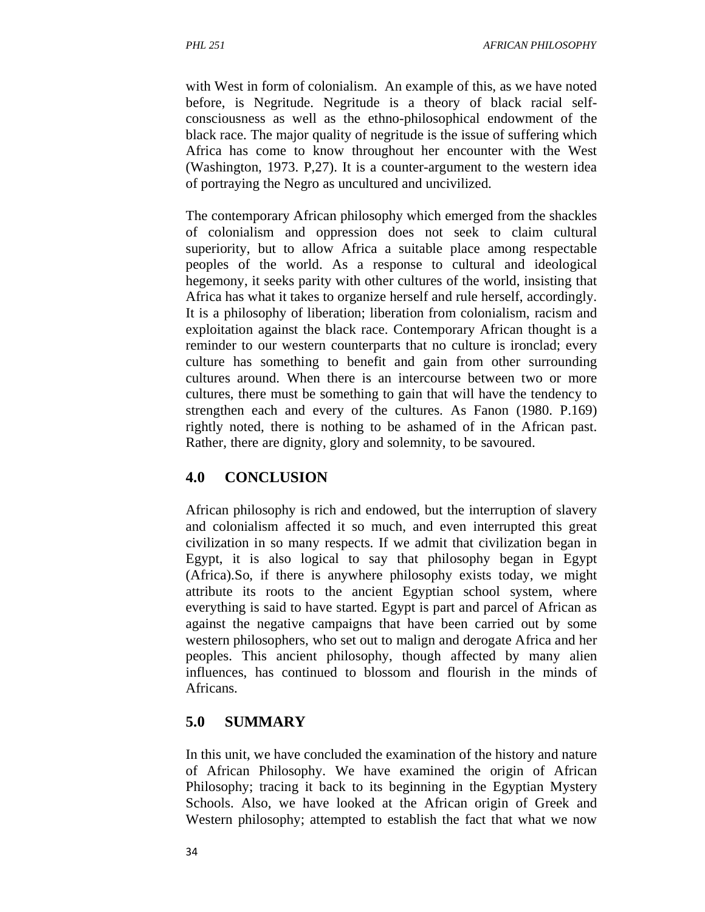with West in form of colonialism. An example of this, as we have noted before, is Negritude. Negritude is a theory of black racial self-consciousness as well as the ethno-philosophical endowment of the black race. The major quality of negritude is the issue of suffering which Africa has come to know throughout her encounter with the West (Washington, 1973. P,27). It is a counter-argument to the western idea of portraying the Negro as uncultured and uncivilized.

The contemporary African philosophy which emerged from the shackles of colonialism and oppression does not seek to claim cultural superiority, but to allow Africa a suitable place among respectable peoples of the world. As a response to cultural and ideological hegemony, it seeks parity with other cultures of the world, insisting that Africa has what it takes to organize herself and rule herself, accordingly. It is a philosophy of liberation; liberation from colonialism, racism and exploitation against the black race. Contemporary African thought is a reminder to our western counterparts that no culture is ironclad; every culture has something to benefit and gain from other surrounding cultures around. When there is an intercourse between two or more cultures, there must be something to gain that will have the tendency to strengthen each and every of the cultures. As Fanon (1980. P.169) rightly noted, there is nothing to be ashamed of in the African past. Rather, there are dignity, glory and solemnity, to be savoured.

## 4.0 CONCLUSION

African philosophy is rich and endowed, but the interruption of slavery and colonialism affected it so much, and even interrupted this great civilization in so many respects. If we admit that civilization began in Egypt, it is also logical to say that philosophy began in Egypt (Africa).So, if there is anywhere philosophy exists today, we might attribute its roots to the ancient Egyptian school system, where everything is said to have started. Egypt is part and parcel of African as against the negative campaigns that have been carried out by some western philosophers, who set out to malign and derogate Africa and her peoples. This ancient philosophy, though affected by many alien influences, has continued to blossom and flourish in the minds of Africans.

## 5.0 SUMMARY

In this unit, we have concluded the examination of the history and nature of African Philosophy. We have examined the origin of African Philosophy; tracing it back to its beginning in the Egyptian Mystery Schools. Also, we have looked at the African origin of Greek and Western philosophy; attempted to establish the fact that what we now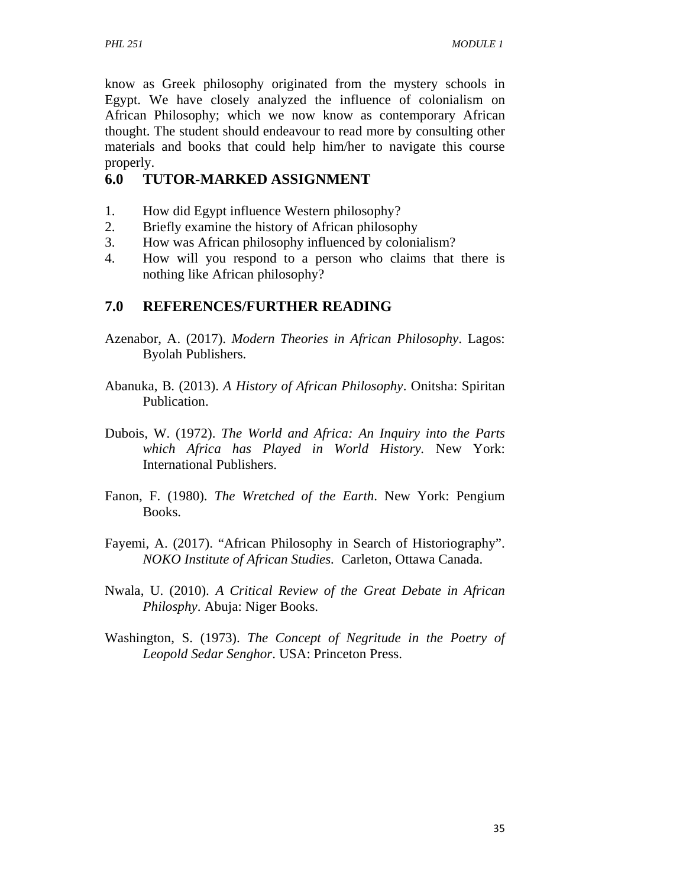know as Greek philosophy originated from the mystery schools in Egypt. We have closely analyzed the influence of colonialism on African Philosophy; which we now know as contemporary African thought. The student should endeavour to read more by consulting other materials and books that could help him/her to navigate this course properly.

## 6.0 TUTOR-MARKED ASSIGNMENT

1. How did Egypt influence Western philosophy?
2. Briefly examine the history of African philosophy
3. How was African philosophy influenced by colonialism?
4. How will you respond to a person who claims that there is nothing like African philosophy?

## 7.0 REFERENCES/FURTHER READING

Azenabor, A. (2017). *Modern Theories in African Philosophy*. Lagos: Byolah Publishers.

Abanuka, B. (2013). *A History of African Philosophy*. Onitsha: Spiritan Publication.

Dubois, W. (1972). *The World and Africa: An Inquiry into the Parts which Africa has Played in World History.* New York: International Publishers.

Fanon, F. (1980). *The Wretched of the Earth*. New York: Pengium Books.

Fayemi, A. (2017). "African Philosophy in Search of Historiography". *NOKO Institute of African Studies*. Carleton, Ottawa Canada.

Nwala, U. (2010). *A Critical Review of the Great Debate in African Philosphy*. Abuja: Niger Books.

Washington, S. (1973). *The Concept of Negritude in the Poetry of Leopold Sedar Senghor*. USA: Princeton Press.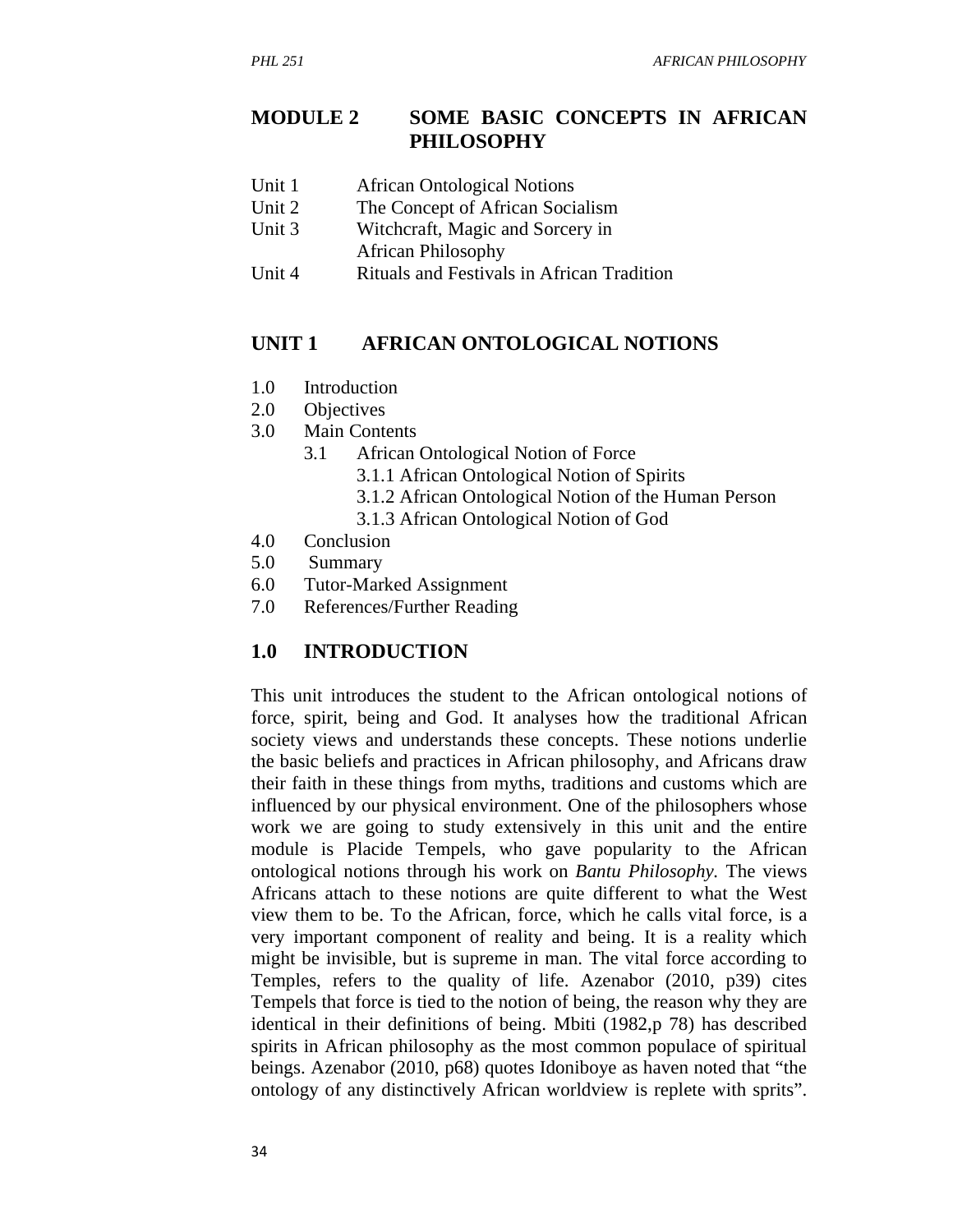## MODULE 2 SOME BASIC CONCEPTS IN AFRICAN PHILOSOPHY

Unit 1 African Ontological Notions
Unit 2 The Concept of African Socialism
Unit 3 Witchcraft, Magic and Sorcery in African Philosophy
Unit 4 Rituals and Festivals in African Tradition

## UNIT 1 AFRICAN ONTOLOGICAL NOTIONS

1.0 Introduction
2.0 Objectives
3.0 Main Contents
   3.1 African Ontological Notion of Force
      3.1.1 African Ontological Notion of Spirits
      3.1.2 African Ontological Notion of the Human Person
      3.1.3 African Ontological Notion of God
4.0 Conclusion
5.0 Summary
6.0 Tutor-Marked Assignment
7.0 References/Further Reading

## 1.0 INTRODUCTION

This unit introduces the student to the African ontological notions of force, spirit, being and God. It analyses how the traditional African society views and understands these concepts. These notions underlie the basic beliefs and practices in African philosophy, and Africans draw their faith in these things from myths, traditions and customs which are influenced by our physical environment. One of the philosophers whose work we are going to study extensively in this unit and the entire module is Placide Tempels, who gave popularity to the African ontological notions through his work on *Bantu Philosophy.* The views Africans attach to these notions are quite different to what the West view them to be. To the African, force, which he calls vital force, is a very important component of reality and being. It is a reality which might be invisible, but is supreme in man. The vital force according to Temples, refers to the quality of life. Azenabor (2010, p39) cites Tempels that force is tied to the notion of being, the reason why they are identical in their definitions of being. Mbiti (1982,p 78) has described spirits in African philosophy as the most common populace of spiritual beings. Azenabor (2010, p68) quotes Idoniboye as haven noted that "the ontology of any distinctively African worldview is replete with sprits".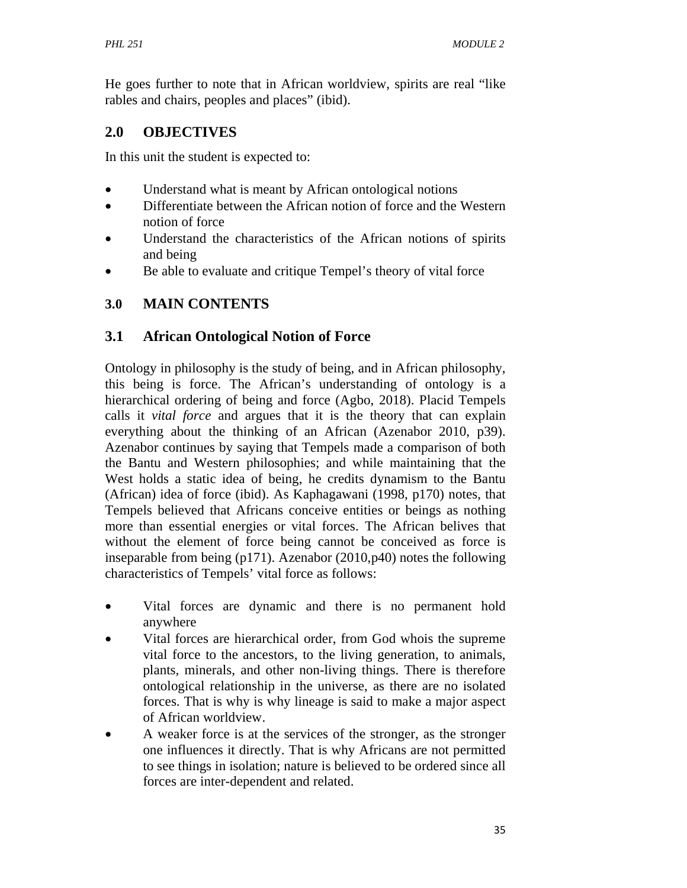He goes further to note that in African worldview, spirits are real "like rables and chairs, peoples and places" (ibid).

## 2.0 OBJECTIVES

In this unit the student is expected to:

- Understand what is meant by African ontological notions
- Differentiate between the African notion of force and the Western notion of force
- Understand the characteristics of the African notions of spirits and being
- Be able to evaluate and critique Tempel's theory of vital force

## 3.0 MAIN CONTENTS

### 3.1 African Ontological Notion of Force

Ontology in philosophy is the study of being, and in African philosophy, this being is force. The African's understanding of ontology is a hierarchical ordering of being and force (Agbo, 2018). Placid Tempels calls it *vital force* and argues that it is the theory that can explain everything about the thinking of an African (Azenabor 2010, p39). Azenabor continues by saying that Tempels made a comparison of both the Bantu and Western philosophies; and while maintaining that the West holds a static idea of being, he credits dynamism to the Bantu (African) idea of force (ibid). As Kaphagawani (1998, p170) notes, that Tempels believed that Africans conceive entities or beings as nothing more than essential energies or vital forces. The African belives that without the element of force being cannot be conceived as force is inseparable from being (p171). Azenabor (2010,p40) notes the following characteristics of Tempels' vital force as follows:

- Vital forces are dynamic and there is no permanent hold anywhere
- Vital forces are hierarchical order, from God whois the supreme vital force to the ancestors, to the living generation, to animals, plants, minerals, and other non-living things. There is therefore ontological relationship in the universe, as there are no isolated forces. That is why is why lineage is said to make a major aspect of African worldview.
- A weaker force is at the services of the stronger, as the stronger one influences it directly. That is why Africans are not permitted to see things in isolation; nature is believed to be ordered since all forces are inter-dependent and related.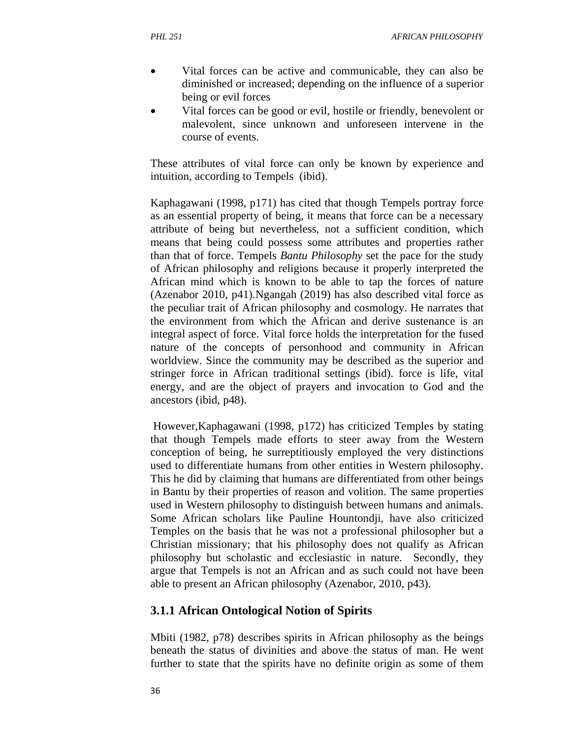- Vital forces can be active and communicable, they can also be diminished or increased; depending on the influence of a superior being or evil forces
- Vital forces can be good or evil, hostile or friendly, benevolent or malevolent, since unknown and unforeseen intervene in the course of events.

These attributes of vital force can only be known by experience and intuition, according to Tempels (ibid).

Kaphagawani (1998, p171) has cited that though Tempels portray force as an essential property of being, it means that force can be a necessary attribute of being but nevertheless, not a sufficient condition, which means that being could possess some attributes and properties rather than that of force. Tempels *Bantu Philosophy* set the pace for the study of African philosophy and religions because it properly interpreted the African mind which is known to be able to tap the forces of nature (Azenabor 2010, p41).Ngangah (2019) has also described vital force as the peculiar trait of African philosophy and cosmology. He narrates that the environment from which the African and derive sustenance is an integral aspect of force. Vital force holds the interpretation for the fused nature of the concepts of personhood and community in African worldview. Since the community may be described as the superior and stringer force in African traditional settings (ibid). force is life, vital energy, and are the object of prayers and invocation to God and the ancestors (ibid, p48).

However,Kaphagawani (1998, p172) has criticized Temples by stating that though Tempels made efforts to steer away from the Western conception of being, he surreptitiously employed the very distinctions used to differentiate humans from other entities in Western philosophy. This he did by claiming that humans are differentiated from other beings in Bantu by their properties of reason and volition. The same properties used in Western philosophy to distinguish between humans and animals. Some African scholars like Pauline Hountondji, have also criticized Temples on the basis that he was not a professional philosopher but a Christian missionary; that his philosophy does not qualify as African philosophy but scholastic and ecclesiastic in nature. Secondly, they argue that Tempels is not an African and as such could not have been able to present an African philosophy (Azenabor, 2010, p43).

### 3.1.1 African Ontological Notion of Spirits

Mbiti (1982, p78) describes spirits in African philosophy as the beings beneath the status of divinities and above the status of man. He went further to state that the spirits have no definite origin as some of them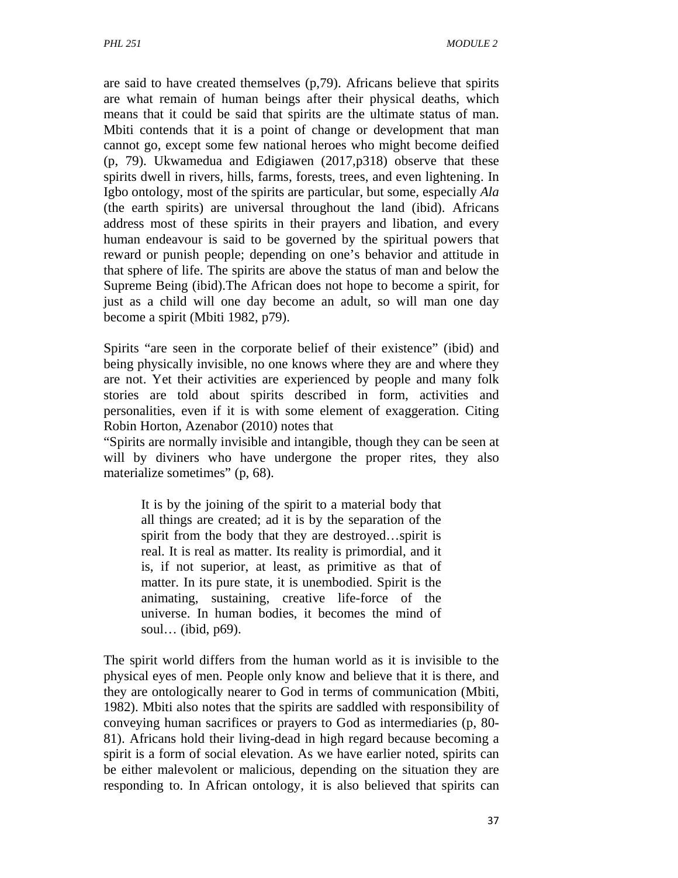are said to have created themselves (p,79). Africans believe that spirits are what remain of human beings after their physical deaths, which means that it could be said that spirits are the ultimate status of man. Mbiti contends that it is a point of change or development that man cannot go, except some few national heroes who might become deified (p, 79). Ukwamedua and Edigiawen (2017,p318) observe that these spirits dwell in rivers, hills, farms, forests, trees, and even lightening. In Igbo ontology, most of the spirits are particular, but some, especially *Ala* (the earth spirits) are universal throughout the land (ibid). Africans address most of these spirits in their prayers and libation, and every human endeavour is said to be governed by the spiritual powers that reward or punish people; depending on one's behavior and attitude in that sphere of life. The spirits are above the status of man and below the Supreme Being (ibid).The African does not hope to become a spirit, for just as a child will one day become an adult, so will man one day become a spirit (Mbiti 1982, p79).

Spirits "are seen in the corporate belief of their existence" (ibid) and being physically invisible, no one knows where they are and where they are not. Yet their activities are experienced by people and many folk stories are told about spirits described in form, activities and personalities, even if it is with some element of exaggeration. Citing Robin Horton, Azenabor (2010) notes that
"Spirits are normally invisible and intangible, though they can be seen at will by diviners who have undergone the proper rites, they also materialize sometimes" (p, 68).

> It is by the joining of the spirit to a material body that all things are created; ad it is by the separation of the spirit from the body that they are destroyed…spirit is real. It is real as matter. Its reality is primordial, and it is, if not superior, at least, as primitive as that of matter. In its pure state, it is unembodied. Spirit is the animating, sustaining, creative life-force of the universe. In human bodies, it becomes the mind of soul… (ibid, p69).

The spirit world differs from the human world as it is invisible to the physical eyes of men. People only know and believe that it is there, and they are ontologically nearer to God in terms of communication (Mbiti, 1982). Mbiti also notes that the spirits are saddled with responsibility of conveying human sacrifices or prayers to God as intermediaries (p, 80-81). Africans hold their living-dead in high regard because becoming a spirit is a form of social elevation. As we have earlier noted, spirits can be either malevolent or malicious, depending on the situation they are responding to. In African ontology, it is also believed that spirits can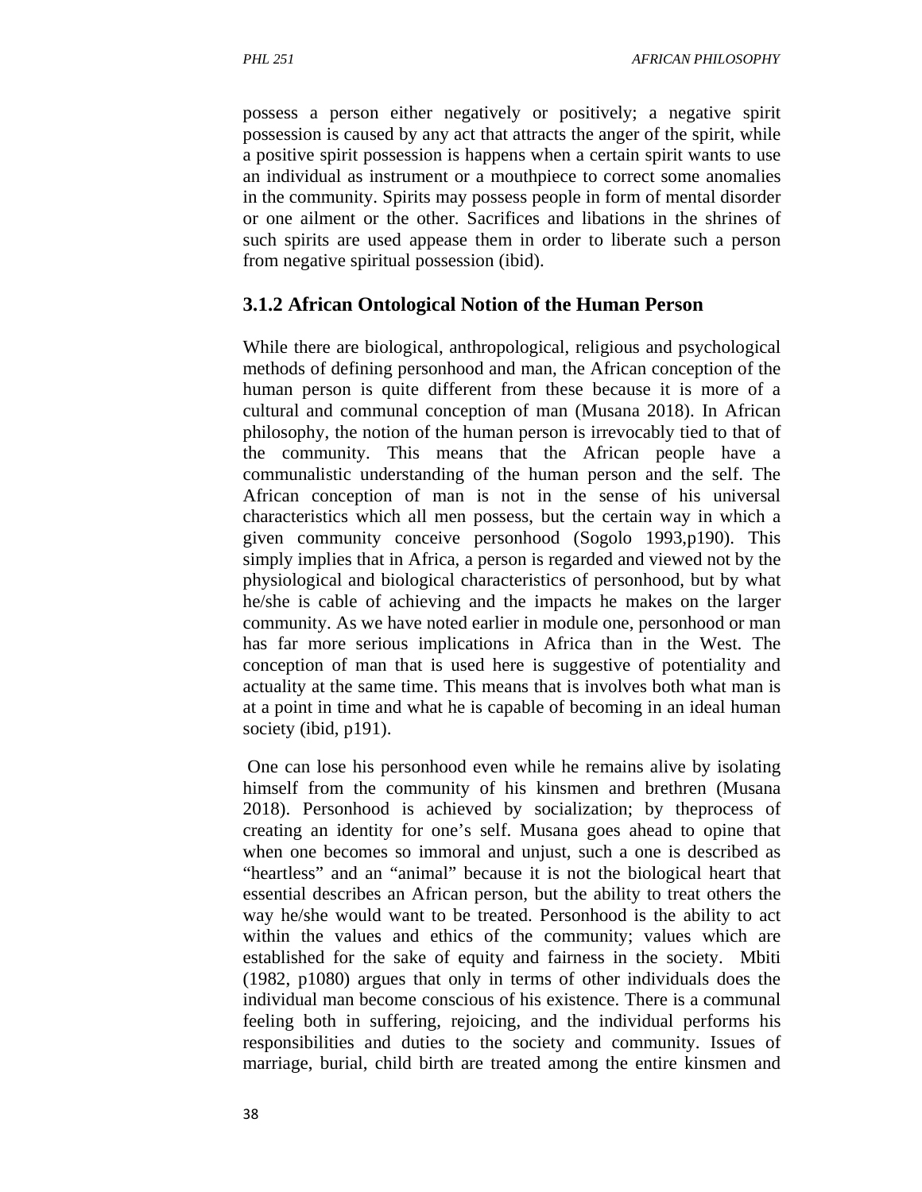possess a person either negatively or positively; a negative spirit possession is caused by any act that attracts the anger of the spirit, while a positive spirit possession is happens when a certain spirit wants to use an individual as instrument or a mouthpiece to correct some anomalies in the community. Spirits may possess people in form of mental disorder or one ailment or the other. Sacrifices and libations in the shrines of such spirits are used appease them in order to liberate such a person from negative spiritual possession (ibid).

### 3.1.2 African Ontological Notion of the Human Person

While there are biological, anthropological, religious and psychological methods of defining personhood and man, the African conception of the human person is quite different from these because it is more of a cultural and communal conception of man (Musana 2018). In African philosophy, the notion of the human person is irrevocably tied to that of the community. This means that the African people have a communalistic understanding of the human person and the self. The African conception of man is not in the sense of his universal characteristics which all men possess, but the certain way in which a given community conceive personhood (Sogolo 1993,p190). This simply implies that in Africa, a person is regarded and viewed not by the physiological and biological characteristics of personhood, but by what he/she is cable of achieving and the impacts he makes on the larger community. As we have noted earlier in module one, personhood or man has far more serious implications in Africa than in the West. The conception of man that is used here is suggestive of potentiality and actuality at the same time. This means that is involves both what man is at a point in time and what he is capable of becoming in an ideal human society (ibid, p191).

One can lose his personhood even while he remains alive by isolating himself from the community of his kinsmen and brethren (Musana 2018). Personhood is achieved by socialization; by theprocess of creating an identity for one's self. Musana goes ahead to opine that when one becomes so immoral and unjust, such a one is described as "heartless" and an "animal" because it is not the biological heart that essential describes an African person, but the ability to treat others the way he/she would want to be treated. Personhood is the ability to act within the values and ethics of the community; values which are established for the sake of equity and fairness in the society. Mbiti (1982, p1080) argues that only in terms of other individuals does the individual man become conscious of his existence. There is a communal feeling both in suffering, rejoicing, and the individual performs his responsibilities and duties to the society and community. Issues of marriage, burial, child birth are treated among the entire kinsmen and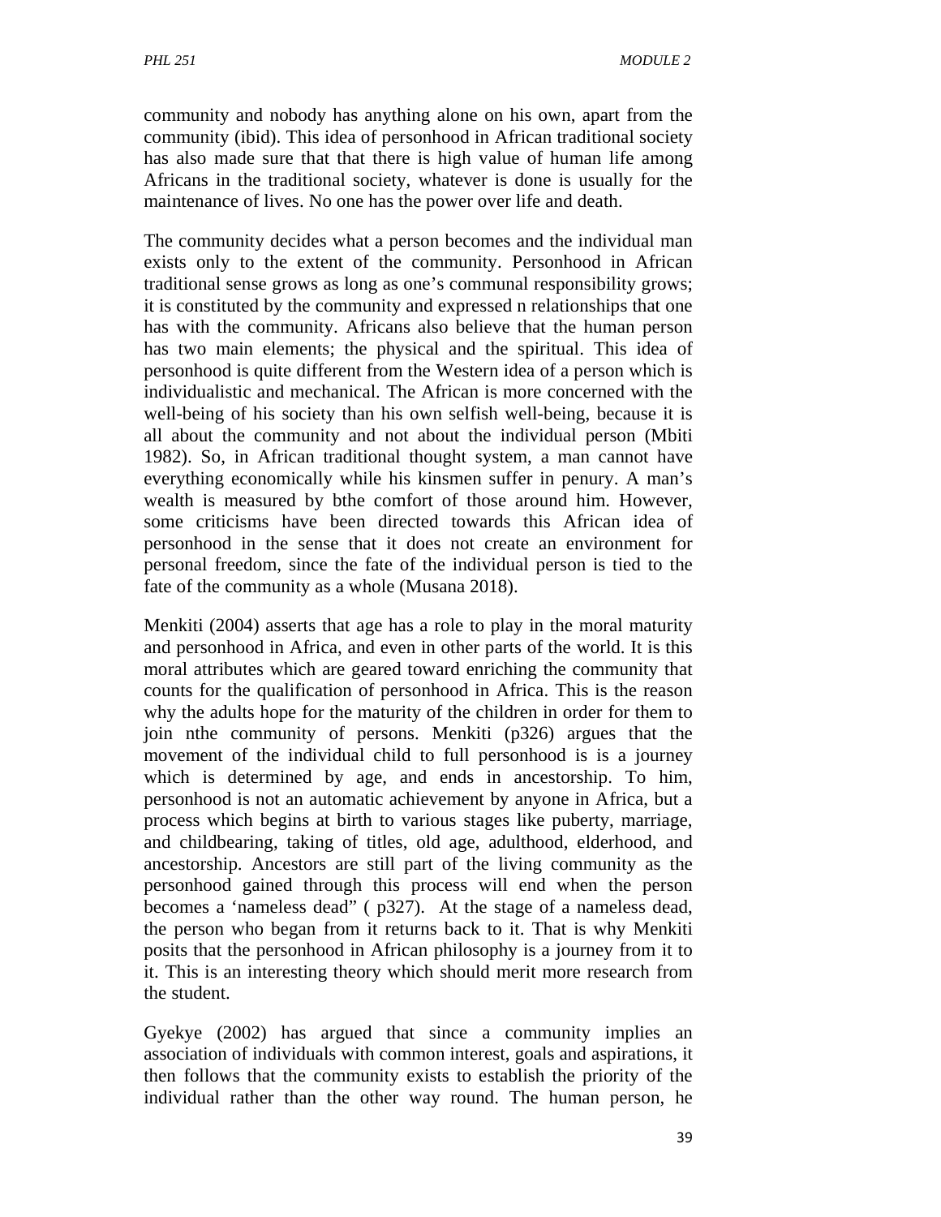community and nobody has anything alone on his own, apart from the community (ibid). This idea of personhood in African traditional society has also made sure that that there is high value of human life among Africans in the traditional society, whatever is done is usually for the maintenance of lives. No one has the power over life and death.

The community decides what a person becomes and the individual man exists only to the extent of the community. Personhood in African traditional sense grows as long as one's communal responsibility grows; it is constituted by the community and expressed n relationships that one has with the community. Africans also believe that the human person has two main elements; the physical and the spiritual. This idea of personhood is quite different from the Western idea of a person which is individualistic and mechanical. The African is more concerned with the well-being of his society than his own selfish well-being, because it is all about the community and not about the individual person (Mbiti 1982). So, in African traditional thought system, a man cannot have everything economically while his kinsmen suffer in penury. A man's wealth is measured by bthe comfort of those around him. However, some criticisms have been directed towards this African idea of personhood in the sense that it does not create an environment for personal freedom, since the fate of the individual person is tied to the fate of the community as a whole (Musana 2018).

Menkiti (2004) asserts that age has a role to play in the moral maturity and personhood in Africa, and even in other parts of the world. It is this moral attributes which are geared toward enriching the community that counts for the qualification of personhood in Africa. This is the reason why the adults hope for the maturity of the children in order for them to join nthe community of persons. Menkiti (p326) argues that the movement of the individual child to full personhood is is a journey which is determined by age, and ends in ancestorship. To him, personhood is not an automatic achievement by anyone in Africa, but a process which begins at birth to various stages like puberty, marriage, and childbearing, taking of titles, old age, adulthood, elderhood, and ancestorship. Ancestors are still part of the living community as the personhood gained through this process will end when the person becomes a 'nameless dead" ( p327). At the stage of a nameless dead, the person who began from it returns back to it. That is why Menkiti posits that the personhood in African philosophy is a journey from it to it. This is an interesting theory which should merit more research from the student.

Gyekye (2002) has argued that since a community implies an association of individuals with common interest, goals and aspirations, it then follows that the community exists to establish the priority of the individual rather than the other way round. The human person, he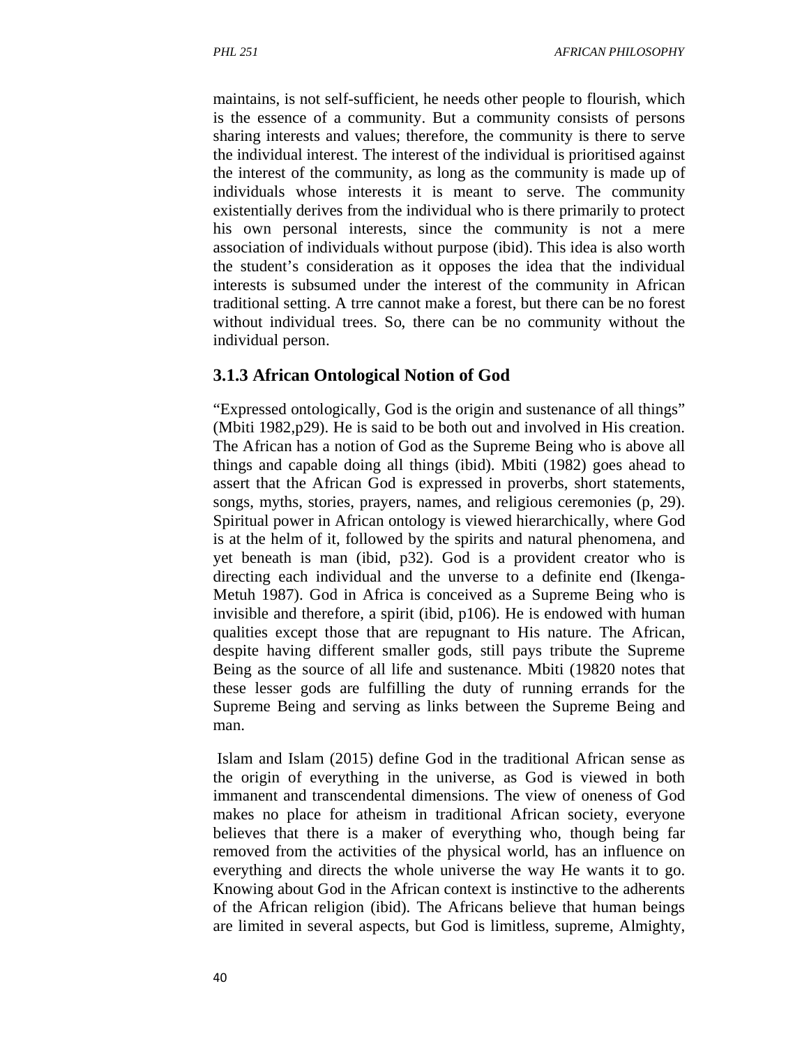maintains, is not self-sufficient, he needs other people to flourish, which is the essence of a community. But a community consists of persons sharing interests and values; therefore, the community is there to serve the individual interest. The interest of the individual is prioritised against the interest of the community, as long as the community is made up of individuals whose interests it is meant to serve. The community existentially derives from the individual who is there primarily to protect his own personal interests, since the community is not a mere association of individuals without purpose (ibid). This idea is also worth the student's consideration as it opposes the idea that the individual interests is subsumed under the interest of the community in African traditional setting. A trre cannot make a forest, but there can be no forest without individual trees. So, there can be no community without the individual person.

### 3.1.3 African Ontological Notion of God

"Expressed ontologically, God is the origin and sustenance of all things" (Mbiti 1982,p29). He is said to be both out and involved in His creation. The African has a notion of God as the Supreme Being who is above all things and capable doing all things (ibid). Mbiti (1982) goes ahead to assert that the African God is expressed in proverbs, short statements, songs, myths, stories, prayers, names, and religious ceremonies (p, 29). Spiritual power in African ontology is viewed hierarchically, where God is at the helm of it, followed by the spirits and natural phenomena, and yet beneath is man (ibid, p32). God is a provident creator who is directing each individual and the unverse to a definite end (Ikenga-Metuh 1987). God in Africa is conceived as a Supreme Being who is invisible and therefore, a spirit (ibid, p106). He is endowed with human qualities except those that are repugnant to His nature. The African, despite having different smaller gods, still pays tribute the Supreme Being as the source of all life and sustenance. Mbiti (19820 notes that these lesser gods are fulfilling the duty of running errands for the Supreme Being and serving as links between the Supreme Being and man.

Islam and Islam (2015) define God in the traditional African sense as the origin of everything in the universe, as God is viewed in both immanent and transcendental dimensions. The view of oneness of God makes no place for atheism in traditional African society, everyone believes that there is a maker of everything who, though being far removed from the activities of the physical world, has an influence on everything and directs the whole universe the way He wants it to go. Knowing about God in the African context is instinctive to the adherents of the African religion (ibid). The Africans believe that human beings are limited in several aspects, but God is limitless, supreme, Almighty,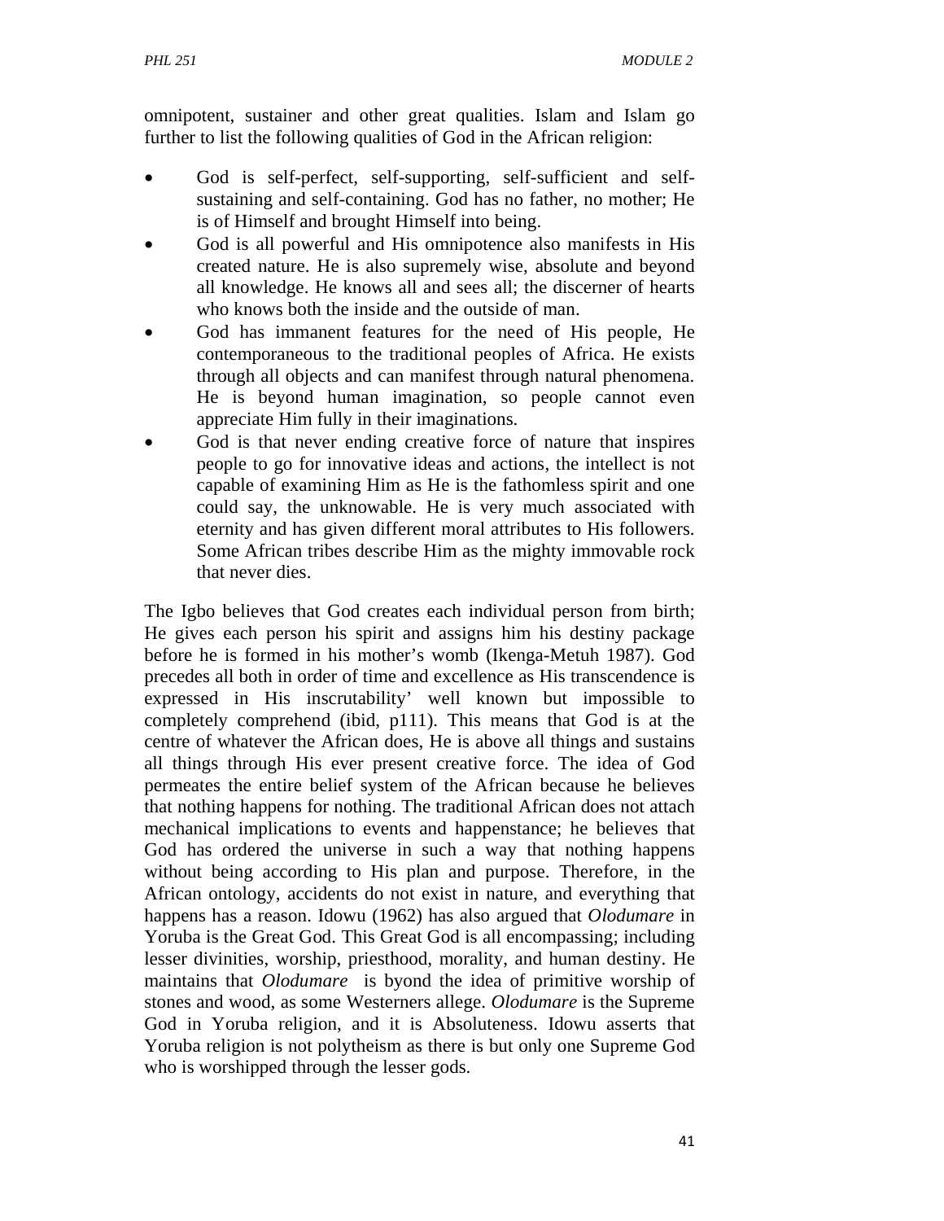omnipotent, sustainer and other great qualities. Islam and Islam go further to list the following qualities of God in the African religion:

- God is self-perfect, self-supporting, self-sufficient and self-sustaining and self-containing. God has no father, no mother; He is of Himself and brought Himself into being.
- God is all powerful and His omnipotence also manifests in His created nature. He is also supremely wise, absolute and beyond all knowledge. He knows all and sees all; the discerner of hearts who knows both the inside and the outside of man.
- God has immanent features for the need of His people, He contemporaneous to the traditional peoples of Africa. He exists through all objects and can manifest through natural phenomena. He is beyond human imagination, so people cannot even appreciate Him fully in their imaginations.
- God is that never ending creative force of nature that inspires people to go for innovative ideas and actions, the intellect is not capable of examining Him as He is the fathomless spirit and one could say, the unknowable. He is very much associated with eternity and has given different moral attributes to His followers. Some African tribes describe Him as the mighty immovable rock that never dies.

The Igbo believes that God creates each individual person from birth; He gives each person his spirit and assigns him his destiny package before he is formed in his mother's womb (Ikenga-Metuh 1987). God precedes all both in order of time and excellence as His transcendence is expressed in His inscrutability' well known but impossible to completely comprehend (ibid, p111). This means that God is at the centre of whatever the African does, He is above all things and sustains all things through His ever present creative force. The idea of God permeates the entire belief system of the African because he believes that nothing happens for nothing. The traditional African does not attach mechanical implications to events and happenstance; he believes that God has ordered the universe in such a way that nothing happens without being according to His plan and purpose. Therefore, in the African ontology, accidents do not exist in nature, and everything that happens has a reason. Idowu (1962) has also argued that *Olodumare* in Yoruba is the Great God. This Great God is all encompassing; including lesser divinities, worship, priesthood, morality, and human destiny. He maintains that *Olodumare* is byond the idea of primitive worship of stones and wood, as some Westerners allege. *Olodumare* is the Supreme God in Yoruba religion, and it is Absoluteness. Idowu asserts that Yoruba religion is not polytheism as there is but only one Supreme God who is worshipped through the lesser gods.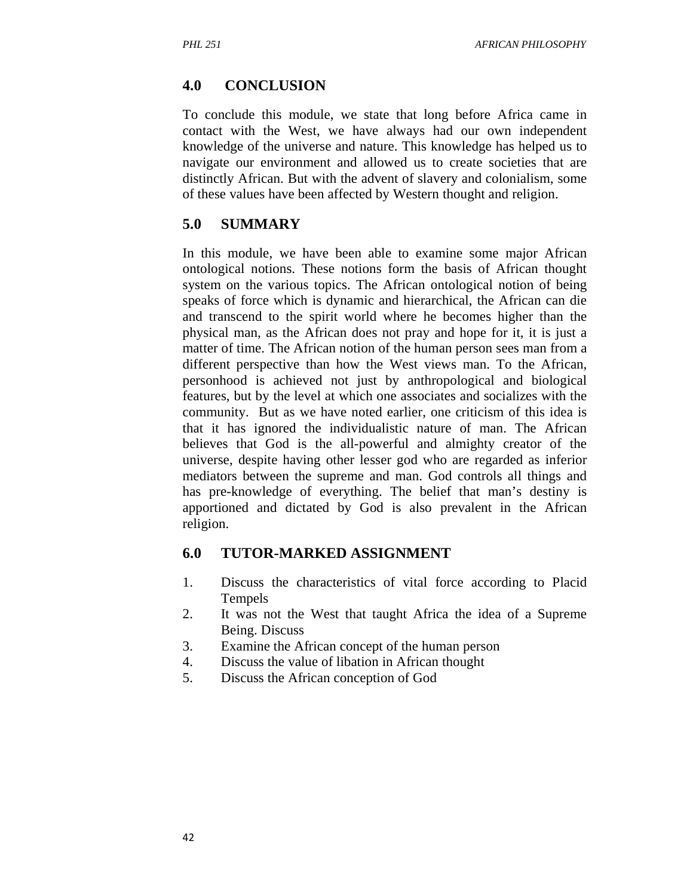## 4.0 CONCLUSION

To conclude this module, we state that long before Africa came in contact with the West, we have always had our own independent knowledge of the universe and nature. This knowledge has helped us to navigate our environment and allowed us to create societies that are distinctly African. But with the advent of slavery and colonialism, some of these values have been affected by Western thought and religion.

## 5.0 SUMMARY

In this module, we have been able to examine some major African ontological notions. These notions form the basis of African thought system on the various topics. The African ontological notion of being speaks of force which is dynamic and hierarchical, the African can die and transcend to the spirit world where he becomes higher than the physical man, as the African does not pray and hope for it, it is just a matter of time. The African notion of the human person sees man from a different perspective than how the West views man. To the African, personhood is achieved not just by anthropological and biological features, but by the level at which one associates and socializes with the community. But as we have noted earlier, one criticism of this idea is that it has ignored the individualistic nature of man. The African believes that God is the all-powerful and almighty creator of the universe, despite having other lesser god who are regarded as inferior mediators between the supreme and man. God controls all things and has pre-knowledge of everything. The belief that man's destiny is apportioned and dictated by God is also prevalent in the African religion.

## 6.0 TUTOR-MARKED ASSIGNMENT

1. Discuss the characteristics of vital force according to Placid Tempels
2. It was not the West that taught Africa the idea of a Supreme Being. Discuss
3. Examine the African concept of the human person
4. Discuss the value of libation in African thought
5. Discuss the African conception of God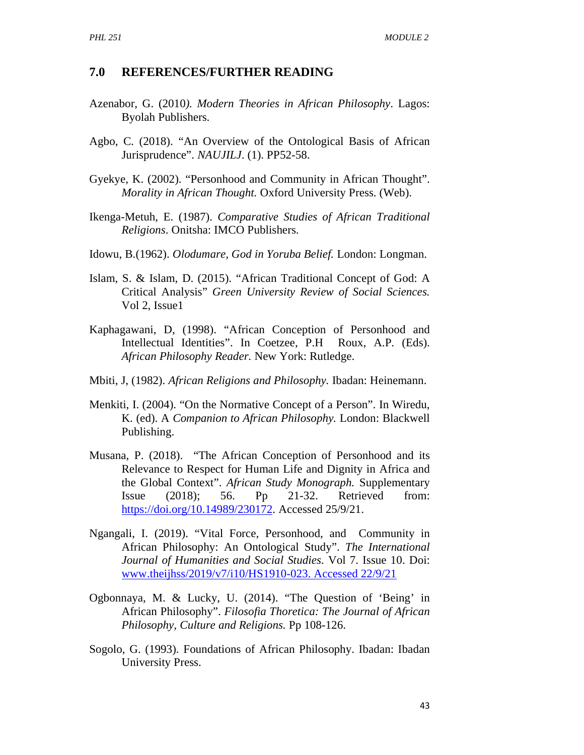## 7.0 REFERENCES/FURTHER READING

Azenabor, G. (2010*). Modern Theories in African Philosophy*. Lagos: Byolah Publishers.

Agbo, C. (2018). "An Overview of the Ontological Basis of African Jurisprudence". *NAUJILJ*. (1). PP52-58.

Gyekye, K. (2002). "Personhood and Community in African Thought". *Morality in African Thought.* Oxford University Press. (Web).

Ikenga-Metuh, E. (1987). *Comparative Studies of African Traditional Religions*. Onitsha: IMCO Publishers.

Idowu, B.(1962). *Olodumare, God in Yoruba Belief.* London: Longman.

Islam, S. & Islam, D. (2015). "African Traditional Concept of God: A Critical Analysis" *Green University Review of Social Sciences.* Vol 2, Issue1

Kaphagawani, D, (1998). "African Conception of Personhood and Intellectual Identities". In Coetzee, P.H Roux, A.P. (Eds). *African Philosophy Reader.* New York: Rutledge.

Mbiti, J, (1982). *African Religions and Philosophy.* Ibadan: Heinemann.

Menkiti, I. (2004). "On the Normative Concept of a Person". In Wiredu, K. (ed). A *Companion to African Philosophy.* London: Blackwell Publishing.

Musana, P. (2018). "The African Conception of Personhood and its Relevance to Respect for Human Life and Dignity in Africa and the Global Context". *African Study Monograph.* Supplementary Issue (2018); 56. Pp 21-32. Retrieved from: https://doi.org/10.14989/230172. Accessed 25/9/21.

Ngangali, I. (2019). "Vital Force, Personhood, and Community in African Philosophy: An Ontological Study". *The International Journal of Humanities and Social Studies*. Vol 7. Issue 10. Doi: www.theijhss/2019/v7/i10/HS1910-023. Accessed 22/9/21

Ogbonnaya, M. & Lucky, U. (2014). "The Question of 'Being' in African Philosophy". *Filosofia Thoretica: The Journal of African Philosophy, Culture and Religions.* Pp 108-126.

Sogolo, G. (1993). Foundations of African Philosophy. Ibadan: Ibadan University Press.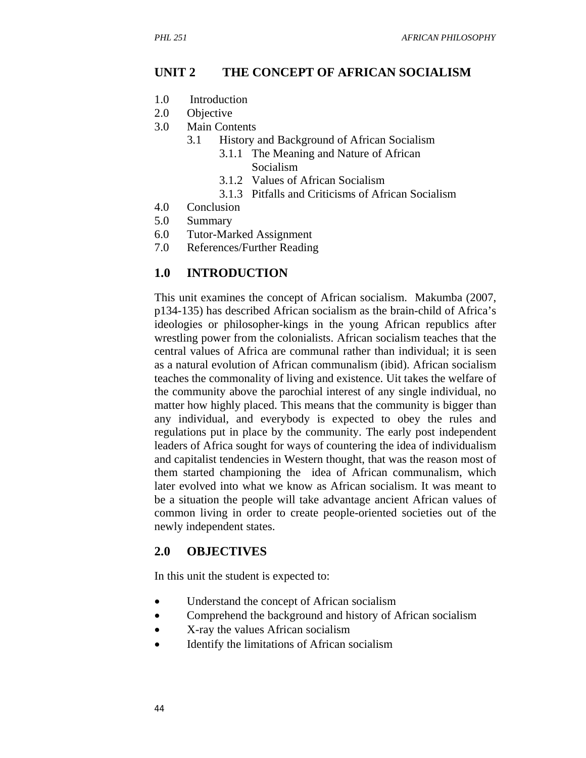# UNIT 2 THE CONCEPT OF AFRICAN SOCIALISM

1.0 Introduction
2.0 Objective
3.0 Main Contents
    3.1 History and Background of African Socialism
        3.1.1 The Meaning and Nature of African Socialism
        3.1.2 Values of African Socialism
        3.1.3 Pitfalls and Criticisms of African Socialism
4.0 Conclusion
5.0 Summary
6.0 Tutor-Marked Assignment
7.0 References/Further Reading

## 1.0 INTRODUCTION

This unit examines the concept of African socialism. Makumba (2007, p134-135) has described African socialism as the brain-child of Africa's ideologies or philosopher-kings in the young African republics after wrestling power from the colonialists. African socialism teaches that the central values of Africa are communal rather than individual; it is seen as a natural evolution of African communalism (ibid). African socialism teaches the commonality of living and existence. Uit takes the welfare of the community above the parochial interest of any single individual, no matter how highly placed. This means that the community is bigger than any individual, and everybody is expected to obey the rules and regulations put in place by the community. The early post independent leaders of Africa sought for ways of countering the idea of individualism and capitalist tendencies in Western thought, that was the reason most of them started championing the idea of African communalism, which later evolved into what we know as African socialism. It was meant to be a situation the people will take advantage ancient African values of common living in order to create people-oriented societies out of the newly independent states.

## 2.0 OBJECTIVES

In this unit the student is expected to:

- Understand the concept of African socialism
- Comprehend the background and history of African socialism
- X-ray the values African socialism
- Identify the limitations of African socialism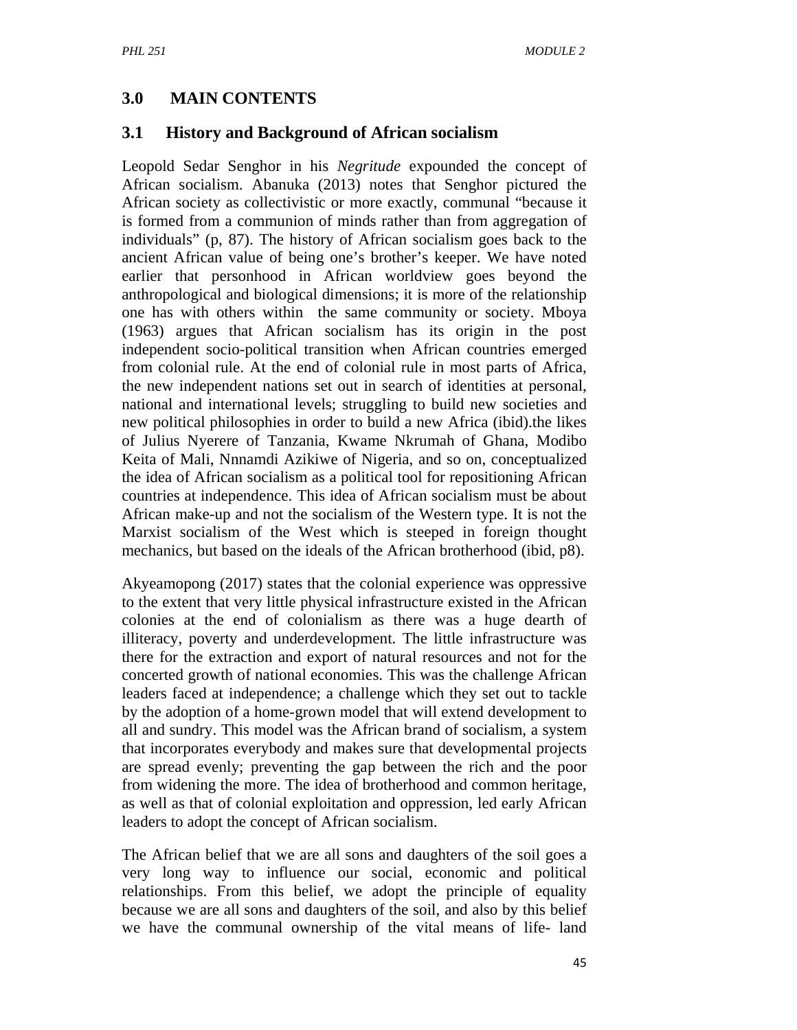## 3.0 MAIN CONTENTS

### 3.1 History and Background of African socialism

Leopold Sedar Senghor in his *Negritude* expounded the concept of African socialism. Abanuka (2013) notes that Senghor pictured the African society as collectivistic or more exactly, communal "because it is formed from a communion of minds rather than from aggregation of individuals" (p, 87). The history of African socialism goes back to the ancient African value of being one's brother's keeper. We have noted earlier that personhood in African worldview goes beyond the anthropological and biological dimensions; it is more of the relationship one has with others within the same community or society. Mboya (1963) argues that African socialism has its origin in the post independent socio-political transition when African countries emerged from colonial rule. At the end of colonial rule in most parts of Africa, the new independent nations set out in search of identities at personal, national and international levels; struggling to build new societies and new political philosophies in order to build a new Africa (ibid).the likes of Julius Nyerere of Tanzania, Kwame Nkrumah of Ghana, Modibo Keita of Mali, Nnnamdi Azikiwe of Nigeria, and so on, conceptualized the idea of African socialism as a political tool for repositioning African countries at independence. This idea of African socialism must be about African make-up and not the socialism of the Western type. It is not the Marxist socialism of the West which is steeped in foreign thought mechanics, but based on the ideals of the African brotherhood (ibid, p8).

Akyeamopong (2017) states that the colonial experience was oppressive to the extent that very little physical infrastructure existed in the African colonies at the end of colonialism as there was a huge dearth of illiteracy, poverty and underdevelopment. The little infrastructure was there for the extraction and export of natural resources and not for the concerted growth of national economies. This was the challenge African leaders faced at independence; a challenge which they set out to tackle by the adoption of a home-grown model that will extend development to all and sundry. This model was the African brand of socialism, a system that incorporates everybody and makes sure that developmental projects are spread evenly; preventing the gap between the rich and the poor from widening the more. The idea of brotherhood and common heritage, as well as that of colonial exploitation and oppression, led early African leaders to adopt the concept of African socialism.

The African belief that we are all sons and daughters of the soil goes a very long way to influence our social, economic and political relationships. From this belief, we adopt the principle of equality because we are all sons and daughters of the soil, and also by this belief we have the communal ownership of the vital means of life- land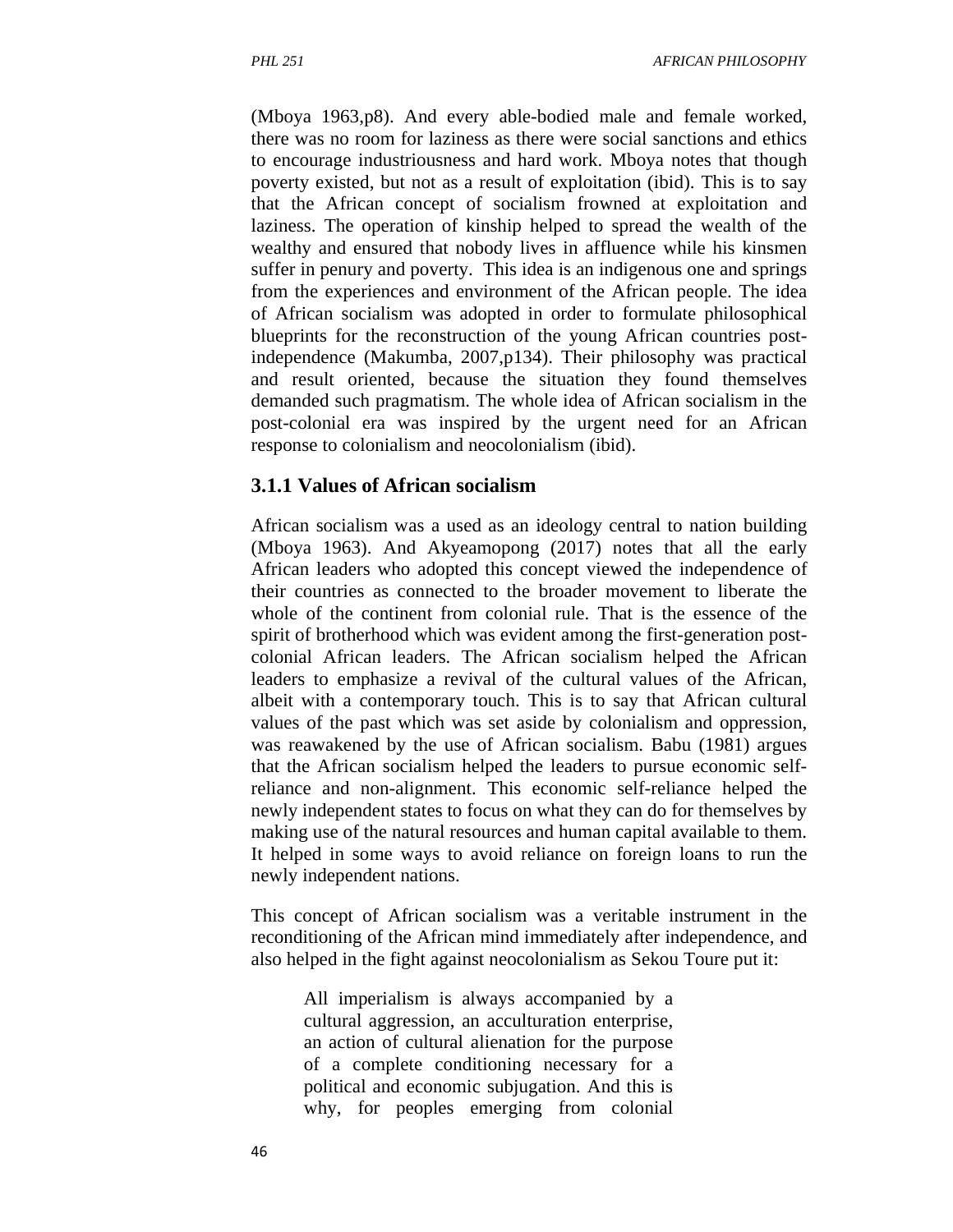(Mboya 1963,p8). And every able-bodied male and female worked, there was no room for laziness as there were social sanctions and ethics to encourage industriousness and hard work. Mboya notes that though poverty existed, but not as a result of exploitation (ibid). This is to say that the African concept of socialism frowned at exploitation and laziness. The operation of kinship helped to spread the wealth of the wealthy and ensured that nobody lives in affluence while his kinsmen suffer in penury and poverty. This idea is an indigenous one and springs from the experiences and environment of the African people. The idea of African socialism was adopted in order to formulate philosophical blueprints for the reconstruction of the young African countries post-independence (Makumba, 2007,p134). Their philosophy was practical and result oriented, because the situation they found themselves demanded such pragmatism. The whole idea of African socialism in the post-colonial era was inspired by the urgent need for an African response to colonialism and neocolonialism (ibid).

### 3.1.1 Values of African socialism

African socialism was a used as an ideology central to nation building (Mboya 1963). And Akyeamopong (2017) notes that all the early African leaders who adopted this concept viewed the independence of their countries as connected to the broader movement to liberate the whole of the continent from colonial rule. That is the essence of the spirit of brotherhood which was evident among the first-generation post-colonial African leaders. The African socialism helped the African leaders to emphasize a revival of the cultural values of the African, albeit with a contemporary touch. This is to say that African cultural values of the past which was set aside by colonialism and oppression, was reawakened by the use of African socialism. Babu (1981) argues that the African socialism helped the leaders to pursue economic self-reliance and non-alignment. This economic self-reliance helped the newly independent states to focus on what they can do for themselves by making use of the natural resources and human capital available to them. It helped in some ways to avoid reliance on foreign loans to run the newly independent nations.

This concept of African socialism was a veritable instrument in the reconditioning of the African mind immediately after independence, and also helped in the fight against neocolonialism as Sekou Toure put it:

> All imperialism is always accompanied by a cultural aggression, an acculturation enterprise, an action of cultural alienation for the purpose of a complete conditioning necessary for a political and economic subjugation. And this is why, for peoples emerging from colonial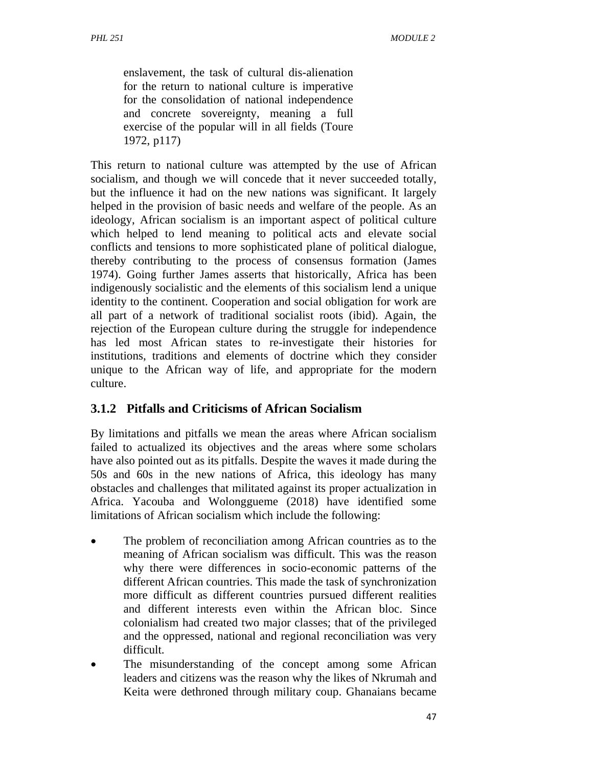> enslavement, the task of cultural dis-alienation for the return to national culture is imperative for the consolidation of national independence and concrete sovereignty, meaning a full exercise of the popular will in all fields (Toure 1972, p117)

This return to national culture was attempted by the use of African socialism, and though we will concede that it never succeeded totally, but the influence it had on the new nations was significant. It largely helped in the provision of basic needs and welfare of the people. As an ideology, African socialism is an important aspect of political culture which helped to lend meaning to political acts and elevate social conflicts and tensions to more sophisticated plane of political dialogue, thereby contributing to the process of consensus formation (James 1974). Going further James asserts that historically, Africa has been indigenously socialistic and the elements of this socialism lend a unique identity to the continent. Cooperation and social obligation for work are all part of a network of traditional socialist roots (ibid). Again, the rejection of the European culture during the struggle for independence has led most African states to re-investigate their histories for institutions, traditions and elements of doctrine which they consider unique to the African way of life, and appropriate for the modern culture.

### 3.1.2 Pitfalls and Criticisms of African Socialism

By limitations and pitfalls we mean the areas where African socialism failed to actualized its objectives and the areas where some scholars have also pointed out as its pitfalls. Despite the waves it made during the 50s and 60s in the new nations of Africa, this ideology has many obstacles and challenges that militated against its proper actualization in Africa. Yacouba and Wolonggueme (2018) have identified some limitations of African socialism which include the following:

- The problem of reconciliation among African countries as to the meaning of African socialism was difficult. This was the reason why there were differences in socio-economic patterns of the different African countries. This made the task of synchronization more difficult as different countries pursued different realities and different interests even within the African bloc. Since colonialism had created two major classes; that of the privileged and the oppressed, national and regional reconciliation was very difficult.
- The misunderstanding of the concept among some African leaders and citizens was the reason why the likes of Nkrumah and Keita were dethroned through military coup. Ghanaians became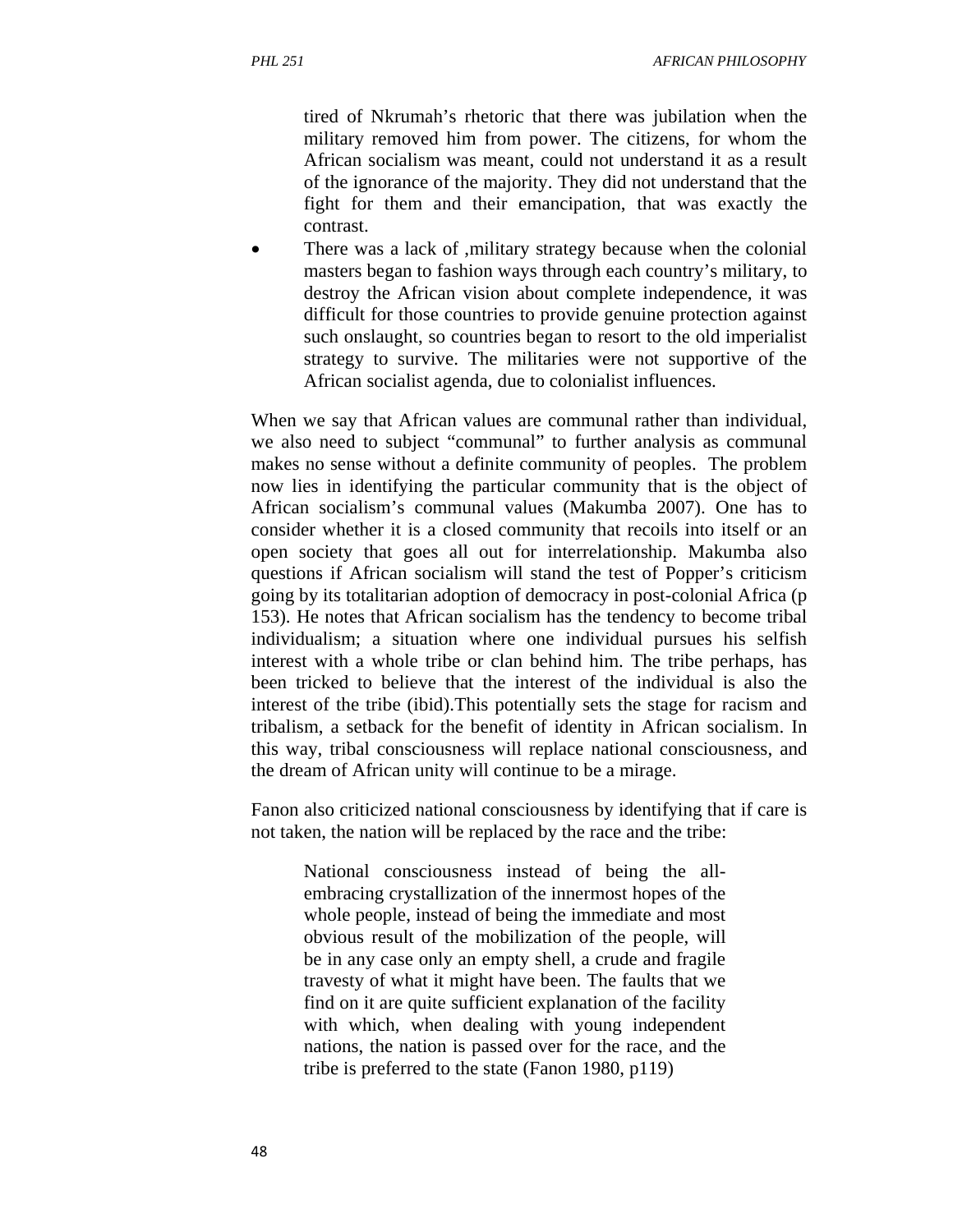tired of Nkrumah's rhetoric that there was jubilation when the military removed him from power. The citizens, for whom the African socialism was meant, could not understand it as a result of the ignorance of the majority. They did not understand that the fight for them and their emancipation, that was exactly the contrast.

- There was a lack of ,military strategy because when the colonial masters began to fashion ways through each country's military, to destroy the African vision about complete independence, it was difficult for those countries to provide genuine protection against such onslaught, so countries began to resort to the old imperialist strategy to survive. The militaries were not supportive of the African socialist agenda, due to colonialist influences.

When we say that African values are communal rather than individual, we also need to subject "communal" to further analysis as communal makes no sense without a definite community of peoples. The problem now lies in identifying the particular community that is the object of African socialism's communal values (Makumba 2007). One has to consider whether it is a closed community that recoils into itself or an open society that goes all out for interrelationship. Makumba also questions if African socialism will stand the test of Popper's criticism going by its totalitarian adoption of democracy in post-colonial Africa (p 153). He notes that African socialism has the tendency to become tribal individualism; a situation where one individual pursues his selfish interest with a whole tribe or clan behind him. The tribe perhaps, has been tricked to believe that the interest of the individual is also the interest of the tribe (ibid).This potentially sets the stage for racism and tribalism, a setback for the benefit of identity in African socialism. In this way, tribal consciousness will replace national consciousness, and the dream of African unity will continue to be a mirage.

Fanon also criticized national consciousness by identifying that if care is not taken, the nation will be replaced by the race and the tribe:

> National consciousness instead of being the all-embracing crystallization of the innermost hopes of the whole people, instead of being the immediate and most obvious result of the mobilization of the people, will be in any case only an empty shell, a crude and fragile travesty of what it might have been. The faults that we find on it are quite sufficient explanation of the facility with which, when dealing with young independent nations, the nation is passed over for the race, and the tribe is preferred to the state (Fanon 1980, p119)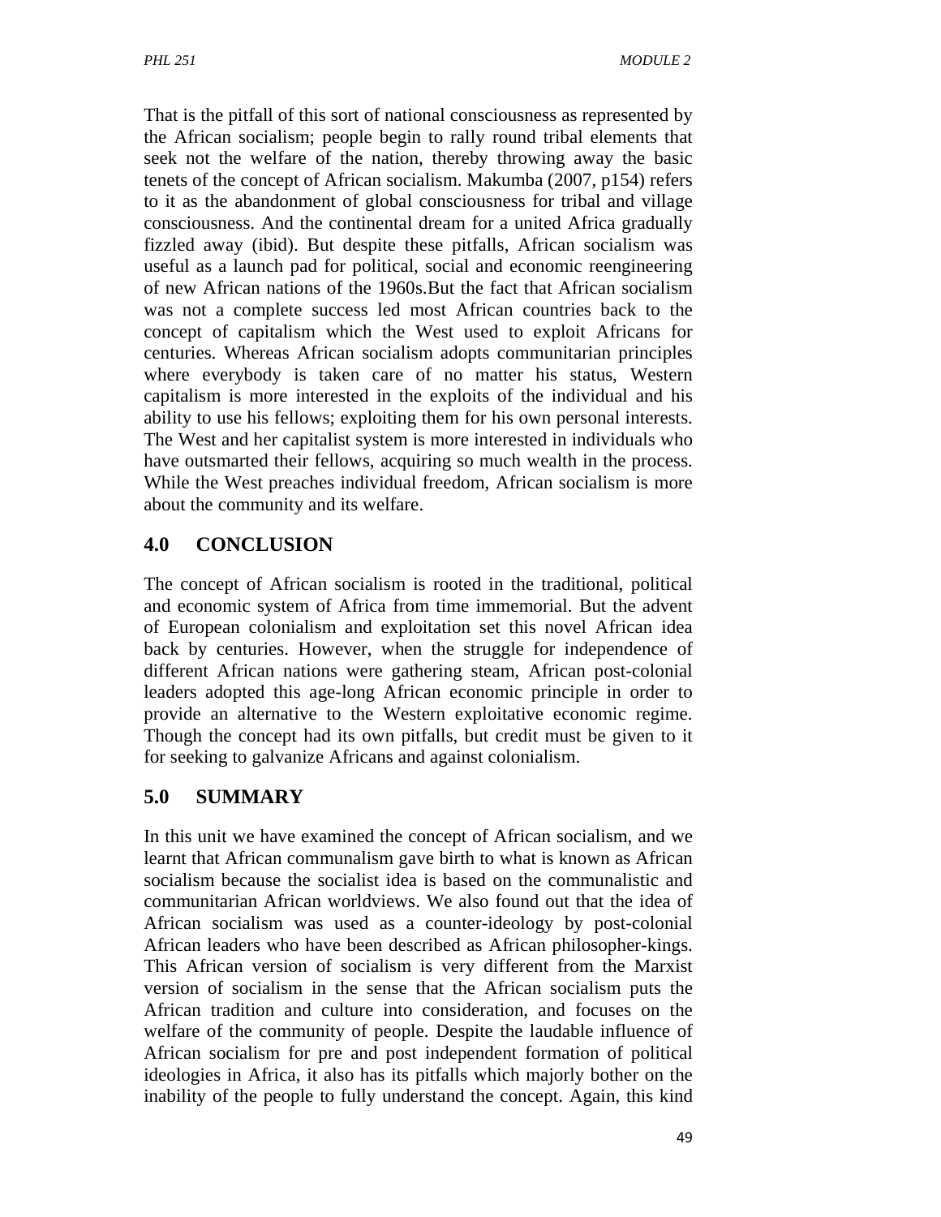That is the pitfall of this sort of national consciousness as represented by the African socialism; people begin to rally round tribal elements that seek not the welfare of the nation, thereby throwing away the basic tenets of the concept of African socialism. Makumba (2007, p154) refers to it as the abandonment of global consciousness for tribal and village consciousness. And the continental dream for a united Africa gradually fizzled away (ibid). But despite these pitfalls, African socialism was useful as a launch pad for political, social and economic reengineering of new African nations of the 1960s.But the fact that African socialism was not a complete success led most African countries back to the concept of capitalism which the West used to exploit Africans for centuries. Whereas African socialism adopts communitarian principles where everybody is taken care of no matter his status, Western capitalism is more interested in the exploits of the individual and his ability to use his fellows; exploiting them for his own personal interests. The West and her capitalist system is more interested in individuals who have outsmarted their fellows, acquiring so much wealth in the process. While the West preaches individual freedom, African socialism is more about the community and its welfare.

## 4.0 CONCLUSION

The concept of African socialism is rooted in the traditional, political and economic system of Africa from time immemorial. But the advent of European colonialism and exploitation set this novel African idea back by centuries. However, when the struggle for independence of different African nations were gathering steam, African post-colonial leaders adopted this age-long African economic principle in order to provide an alternative to the Western exploitative economic regime. Though the concept had its own pitfalls, but credit must be given to it for seeking to galvanize Africans and against colonialism.

## 5.0 SUMMARY

In this unit we have examined the concept of African socialism, and we learnt that African communalism gave birth to what is known as African socialism because the socialist idea is based on the communalistic and communitarian African worldviews. We also found out that the idea of African socialism was used as a counter-ideology by post-colonial African leaders who have been described as African philosopher-kings. This African version of socialism is very different from the Marxist version of socialism in the sense that the African socialism puts the African tradition and culture into consideration, and focuses on the welfare of the community of people. Despite the laudable influence of African socialism for pre and post independent formation of political ideologies in Africa, it also has its pitfalls which majorly bother on the inability of the people to fully understand the concept. Again, this kind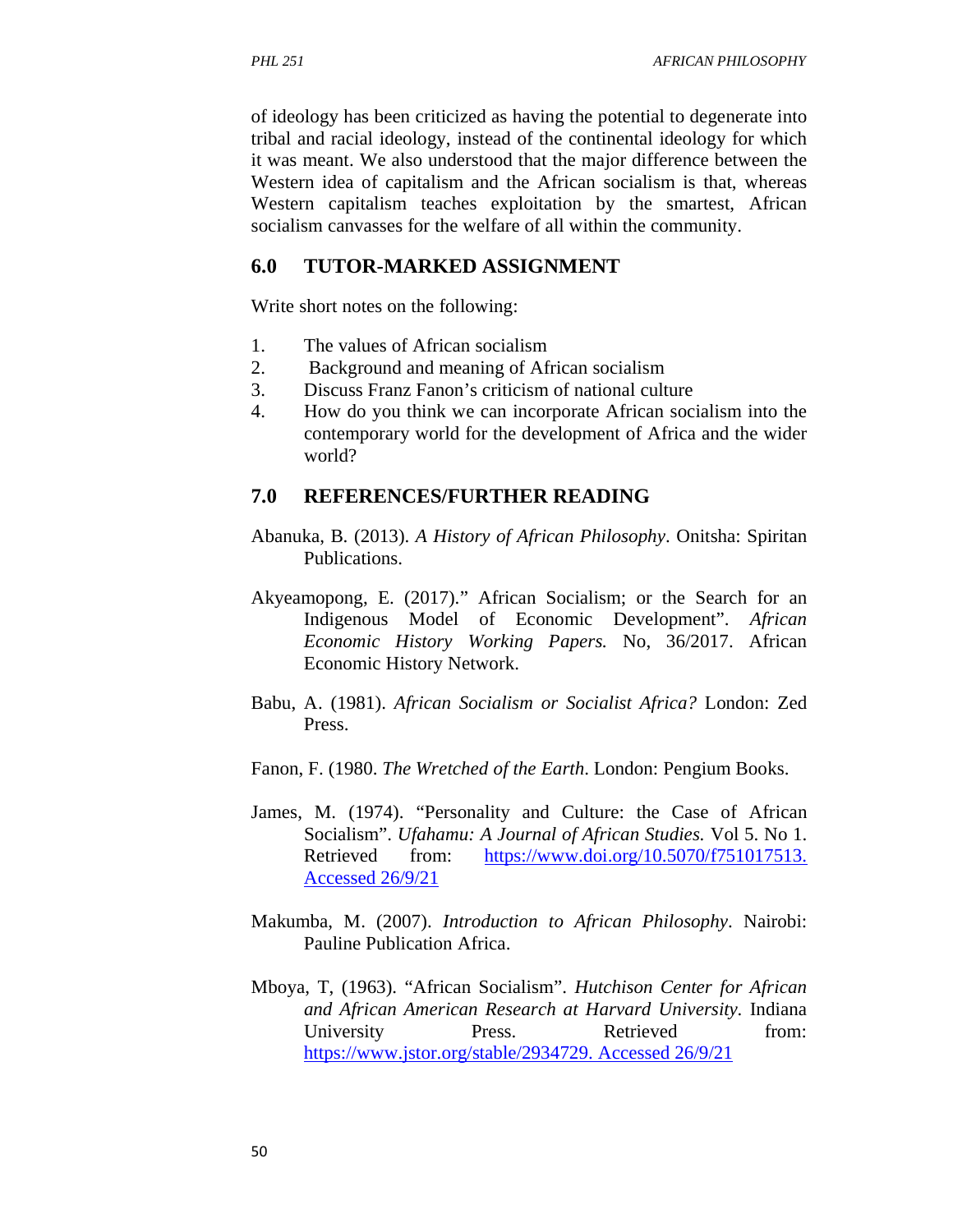of ideology has been criticized as having the potential to degenerate into tribal and racial ideology, instead of the continental ideology for which it was meant. We also understood that the major difference between the Western idea of capitalism and the African socialism is that, whereas Western capitalism teaches exploitation by the smartest, African socialism canvasses for the welfare of all within the community.

## 6.0 TUTOR-MARKED ASSIGNMENT

Write short notes on the following:

1. The values of African socialism
2. Background and meaning of African socialism
3. Discuss Franz Fanon's criticism of national culture
4. How do you think we can incorporate African socialism into the contemporary world for the development of Africa and the wider world?

## 7.0 REFERENCES/FURTHER READING

Abanuka, B. (2013). *A History of African Philosophy*. Onitsha: Spiritan Publications.

Akyeamopong, E. (2017)." African Socialism; or the Search for an Indigenous Model of Economic Development". *African Economic History Working Papers.* No, 36/2017. African Economic History Network.

Babu, A. (1981). *African Socialism or Socialist Africa?* London: Zed Press.

Fanon, F. (1980. *The Wretched of the Earth*. London: Pengium Books.

James, M. (1974). "Personality and Culture: the Case of African Socialism". *Ufahamu: A Journal of African Studies.* Vol 5. No 1. Retrieved from: https://www.doi.org/10.5070/f751017513. Accessed 26/9/21

Makumba, M. (2007). *Introduction to African Philosophy*. Nairobi: Pauline Publication Africa.

Mboya, T, (1963). "African Socialism". *Hutchison Center for African and African American Research at Harvard University.* Indiana University Press. Retrieved from: https://www.jstor.org/stable/2934729. Accessed 26/9/21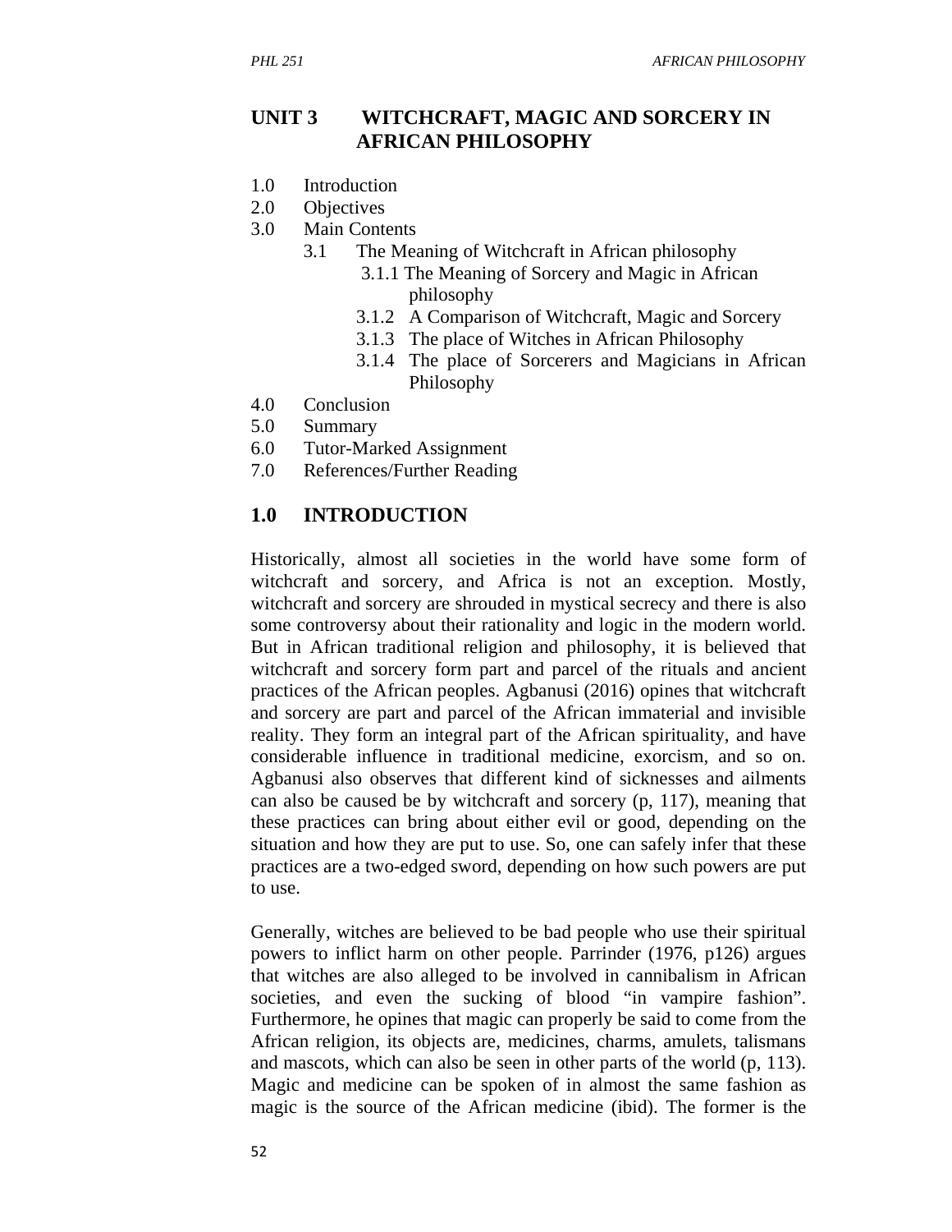## UNIT 3 WITCHCRAFT, MAGIC AND SORCERY IN AFRICAN PHILOSOPHY

1.0 Introduction
2.0 Objectives
3.0 Main Contents
   3.1 The Meaning of Witchcraft in African philosophy
      3.1.1 The Meaning of Sorcery and Magic in African philosophy
      3.1.2 A Comparison of Witchcraft, Magic and Sorcery
      3.1.3 The place of Witches in African Philosophy
      3.1.4 The place of Sorcerers and Magicians in African Philosophy
4.0 Conclusion
5.0 Summary
6.0 Tutor-Marked Assignment
7.0 References/Further Reading

## 1.0 INTRODUCTION

Historically, almost all societies in the world have some form of witchcraft and sorcery, and Africa is not an exception. Mostly, witchcraft and sorcery are shrouded in mystical secrecy and there is also some controversy about their rationality and logic in the modern world. But in African traditional religion and philosophy, it is believed that witchcraft and sorcery form part and parcel of the rituals and ancient practices of the African peoples. Agbanusi (2016) opines that witchcraft and sorcery are part and parcel of the African immaterial and invisible reality. They form an integral part of the African spirituality, and have considerable influence in traditional medicine, exorcism, and so on. Agbanusi also observes that different kind of sicknesses and ailments can also be caused be by witchcraft and sorcery (p, 117), meaning that these practices can bring about either evil or good, depending on the situation and how they are put to use. So, one can safely infer that these practices are a two-edged sword, depending on how such powers are put to use.

Generally, witches are believed to be bad people who use their spiritual powers to inflict harm on other people. Parrinder (1976, p126) argues that witches are also alleged to be involved in cannibalism in African societies, and even the sucking of blood "in vampire fashion". Furthermore, he opines that magic can properly be said to come from the African religion, its objects are, medicines, charms, amulets, talismans and mascots, which can also be seen in other parts of the world (p, 113). Magic and medicine can be spoken of in almost the same fashion as magic is the source of the African medicine (ibid). The former is the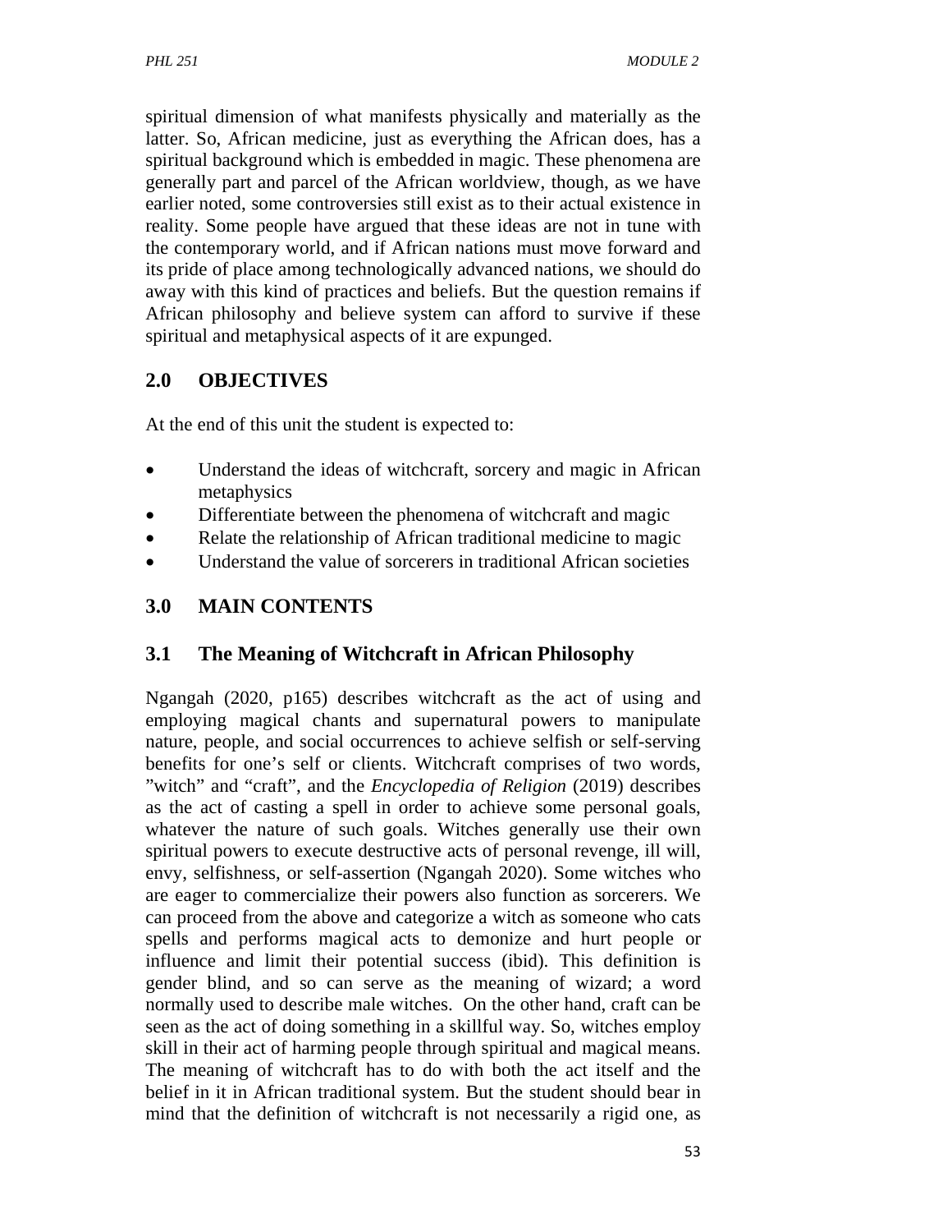spiritual dimension of what manifests physically and materially as the latter. So, African medicine, just as everything the African does, has a spiritual background which is embedded in magic. These phenomena are generally part and parcel of the African worldview, though, as we have earlier noted, some controversies still exist as to their actual existence in reality. Some people have argued that these ideas are not in tune with the contemporary world, and if African nations must move forward and its pride of place among technologically advanced nations, we should do away with this kind of practices and beliefs. But the question remains if African philosophy and believe system can afford to survive if these spiritual and metaphysical aspects of it are expunged.

## 2.0 OBJECTIVES

At the end of this unit the student is expected to:

- Understand the ideas of witchcraft, sorcery and magic in African metaphysics
- Differentiate between the phenomena of witchcraft and magic
- Relate the relationship of African traditional medicine to magic
- Understand the value of sorcerers in traditional African societies

## 3.0 MAIN CONTENTS

### 3.1 The Meaning of Witchcraft in African Philosophy

Ngangah (2020, p165) describes witchcraft as the act of using and employing magical chants and supernatural powers to manipulate nature, people, and social occurrences to achieve selfish or self-serving benefits for one's self or clients. Witchcraft comprises of two words, "witch" and "craft", and the *Encyclopedia of Religion* (2019) describes as the act of casting a spell in order to achieve some personal goals, whatever the nature of such goals. Witches generally use their own spiritual powers to execute destructive acts of personal revenge, ill will, envy, selfishness, or self-assertion (Ngangah 2020). Some witches who are eager to commercialize their powers also function as sorcerers. We can proceed from the above and categorize a witch as someone who cats spells and performs magical acts to demonize and hurt people or influence and limit their potential success (ibid). This definition is gender blind, and so can serve as the meaning of wizard; a word normally used to describe male witches. On the other hand, craft can be seen as the act of doing something in a skillful way. So, witches employ skill in their act of harming people through spiritual and magical means. The meaning of witchcraft has to do with both the act itself and the belief in it in African traditional system. But the student should bear in mind that the definition of witchcraft is not necessarily a rigid one, as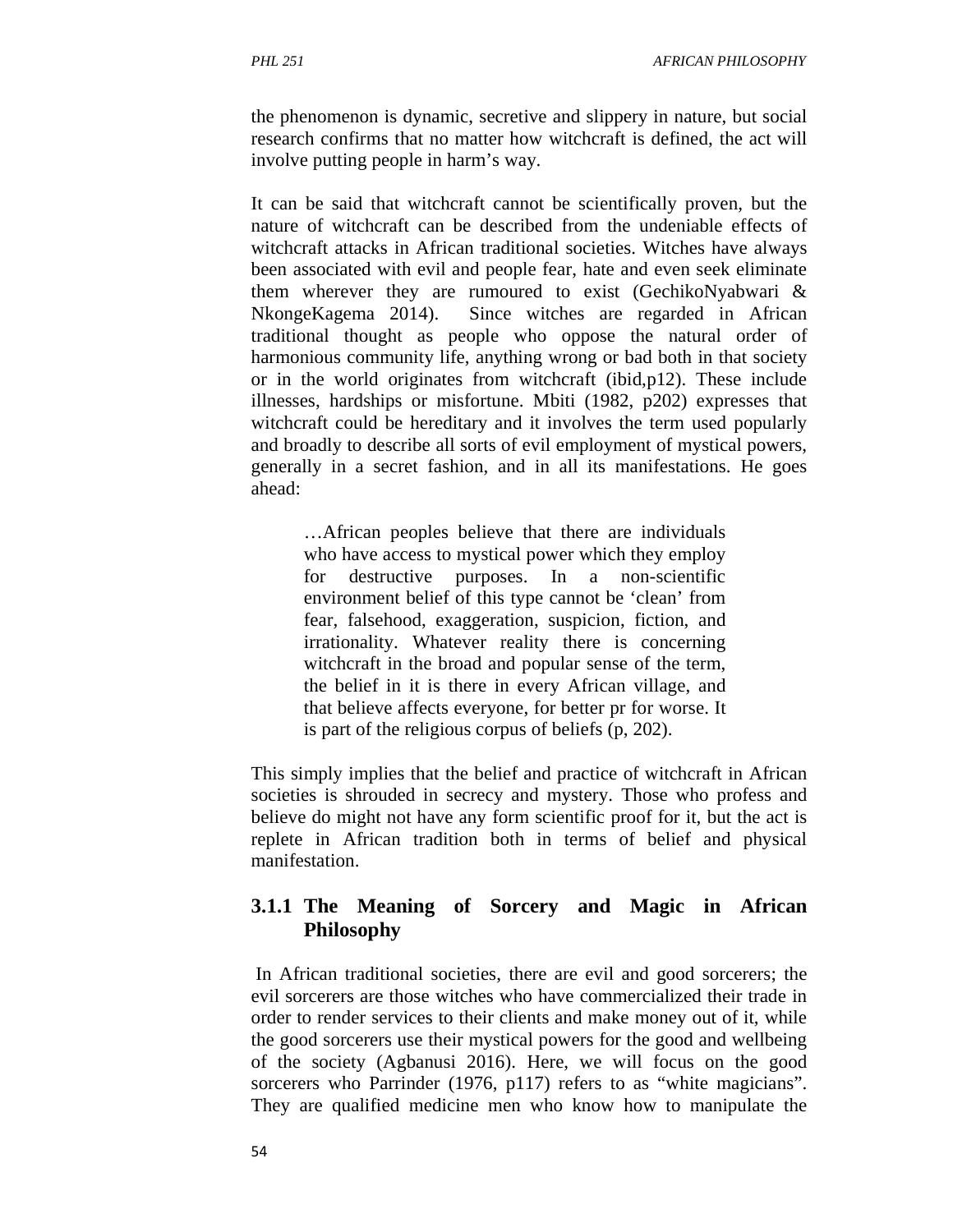the phenomenon is dynamic, secretive and slippery in nature, but social research confirms that no matter how witchcraft is defined, the act will involve putting people in harm's way.

It can be said that witchcraft cannot be scientifically proven, but the nature of witchcraft can be described from the undeniable effects of witchcraft attacks in African traditional societies. Witches have always been associated with evil and people fear, hate and even seek eliminate them wherever they are rumoured to exist (GechikoNyabwari & NkongeKagema 2014). Since witches are regarded in African traditional thought as people who oppose the natural order of harmonious community life, anything wrong or bad both in that society or in the world originates from witchcraft (ibid,p12). These include illnesses, hardships or misfortune. Mbiti (1982, p202) expresses that witchcraft could be hereditary and it involves the term used popularly and broadly to describe all sorts of evil employment of mystical powers, generally in a secret fashion, and in all its manifestations. He goes ahead:

> …African peoples believe that there are individuals who have access to mystical power which they employ for destructive purposes. In a non-scientific environment belief of this type cannot be 'clean' from fear, falsehood, exaggeration, suspicion, fiction, and irrationality. Whatever reality there is concerning witchcraft in the broad and popular sense of the term, the belief in it is there in every African village, and that believe affects everyone, for better pr for worse. It is part of the religious corpus of beliefs (p, 202).

This simply implies that the belief and practice of witchcraft in African societies is shrouded in secrecy and mystery. Those who profess and believe do might not have any form scientific proof for it, but the act is replete in African tradition both in terms of belief and physical manifestation.

### 3.1.1 The Meaning of Sorcery and Magic in African Philosophy

In African traditional societies, there are evil and good sorcerers; the evil sorcerers are those witches who have commercialized their trade in order to render services to their clients and make money out of it, while the good sorcerers use their mystical powers for the good and wellbeing of the society (Agbanusi 2016). Here, we will focus on the good sorcerers who Parrinder (1976, p117) refers to as "white magicians". They are qualified medicine men who know how to manipulate the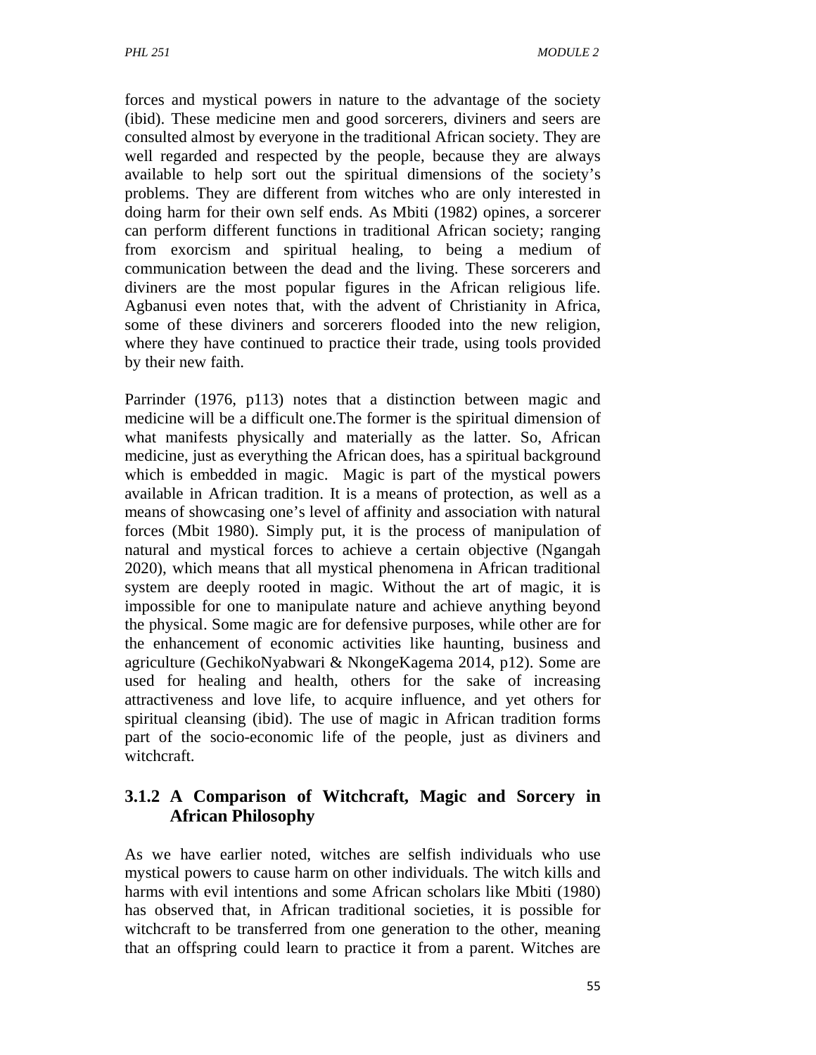forces and mystical powers in nature to the advantage of the society (ibid). These medicine men and good sorcerers, diviners and seers are consulted almost by everyone in the traditional African society. They are well regarded and respected by the people, because they are always available to help sort out the spiritual dimensions of the society's problems. They are different from witches who are only interested in doing harm for their own self ends. As Mbiti (1982) opines, a sorcerer can perform different functions in traditional African society; ranging from exorcism and spiritual healing, to being a medium of communication between the dead and the living. These sorcerers and diviners are the most popular figures in the African religious life. Agbanusi even notes that, with the advent of Christianity in Africa, some of these diviners and sorcerers flooded into the new religion, where they have continued to practice their trade, using tools provided by their new faith.

Parrinder (1976, p113) notes that a distinction between magic and medicine will be a difficult one.The former is the spiritual dimension of what manifests physically and materially as the latter. So, African medicine, just as everything the African does, has a spiritual background which is embedded in magic. Magic is part of the mystical powers available in African tradition. It is a means of protection, as well as a means of showcasing one's level of affinity and association with natural forces (Mbit 1980). Simply put, it is the process of manipulation of natural and mystical forces to achieve a certain objective (Ngangah 2020), which means that all mystical phenomena in African traditional system are deeply rooted in magic. Without the art of magic, it is impossible for one to manipulate nature and achieve anything beyond the physical. Some magic are for defensive purposes, while other are for the enhancement of economic activities like haunting, business and agriculture (GechikoNyabwari & NkongeKagema 2014, p12). Some are used for healing and health, others for the sake of increasing attractiveness and love life, to acquire influence, and yet others for spiritual cleansing (ibid). The use of magic in African tradition forms part of the socio-economic life of the people, just as diviners and witchcraft.

### 3.1.2 A Comparison of Witchcraft, Magic and Sorcery in African Philosophy

As we have earlier noted, witches are selfish individuals who use mystical powers to cause harm on other individuals. The witch kills and harms with evil intentions and some African scholars like Mbiti (1980) has observed that, in African traditional societies, it is possible for witchcraft to be transferred from one generation to the other, meaning that an offspring could learn to practice it from a parent. Witches are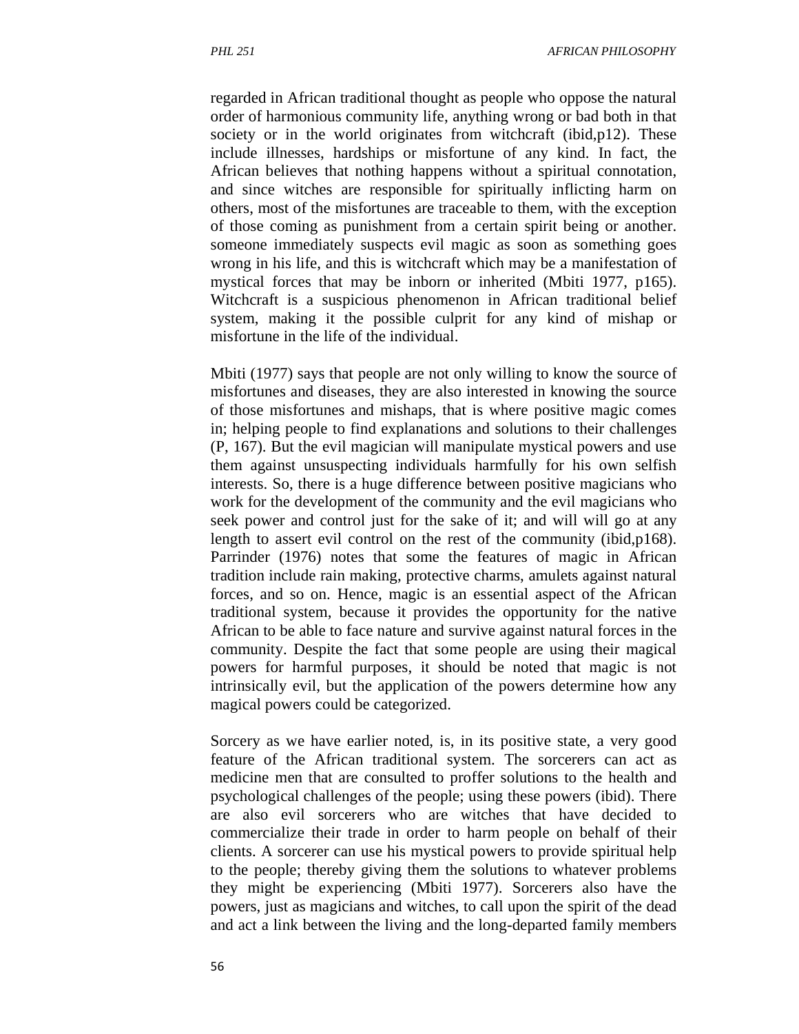regarded in African traditional thought as people who oppose the natural order of harmonious community life, anything wrong or bad both in that society or in the world originates from witchcraft (ibid,p12). These include illnesses, hardships or misfortune of any kind. In fact, the African believes that nothing happens without a spiritual connotation, and since witches are responsible for spiritually inflicting harm on others, most of the misfortunes are traceable to them, with the exception of those coming as punishment from a certain spirit being or another. someone immediately suspects evil magic as soon as something goes wrong in his life, and this is witchcraft which may be a manifestation of mystical forces that may be inborn or inherited (Mbiti 1977, p165). Witchcraft is a suspicious phenomenon in African traditional belief system, making it the possible culprit for any kind of mishap or misfortune in the life of the individual.

Mbiti (1977) says that people are not only willing to know the source of misfortunes and diseases, they are also interested in knowing the source of those misfortunes and mishaps, that is where positive magic comes in; helping people to find explanations and solutions to their challenges (P, 167). But the evil magician will manipulate mystical powers and use them against unsuspecting individuals harmfully for his own selfish interests. So, there is a huge difference between positive magicians who work for the development of the community and the evil magicians who seek power and control just for the sake of it; and will will go at any length to assert evil control on the rest of the community (ibid,p168). Parrinder (1976) notes that some the features of magic in African tradition include rain making, protective charms, amulets against natural forces, and so on. Hence, magic is an essential aspect of the African traditional system, because it provides the opportunity for the native African to be able to face nature and survive against natural forces in the community. Despite the fact that some people are using their magical powers for harmful purposes, it should be noted that magic is not intrinsically evil, but the application of the powers determine how any magical powers could be categorized.

Sorcery as we have earlier noted, is, in its positive state, a very good feature of the African traditional system. The sorcerers can act as medicine men that are consulted to proffer solutions to the health and psychological challenges of the people; using these powers (ibid). There are also evil sorcerers who are witches that have decided to commercialize their trade in order to harm people on behalf of their clients. A sorcerer can use his mystical powers to provide spiritual help to the people; thereby giving them the solutions to whatever problems they might be experiencing (Mbiti 1977). Sorcerers also have the powers, just as magicians and witches, to call upon the spirit of the dead and act a link between the living and the long-departed family members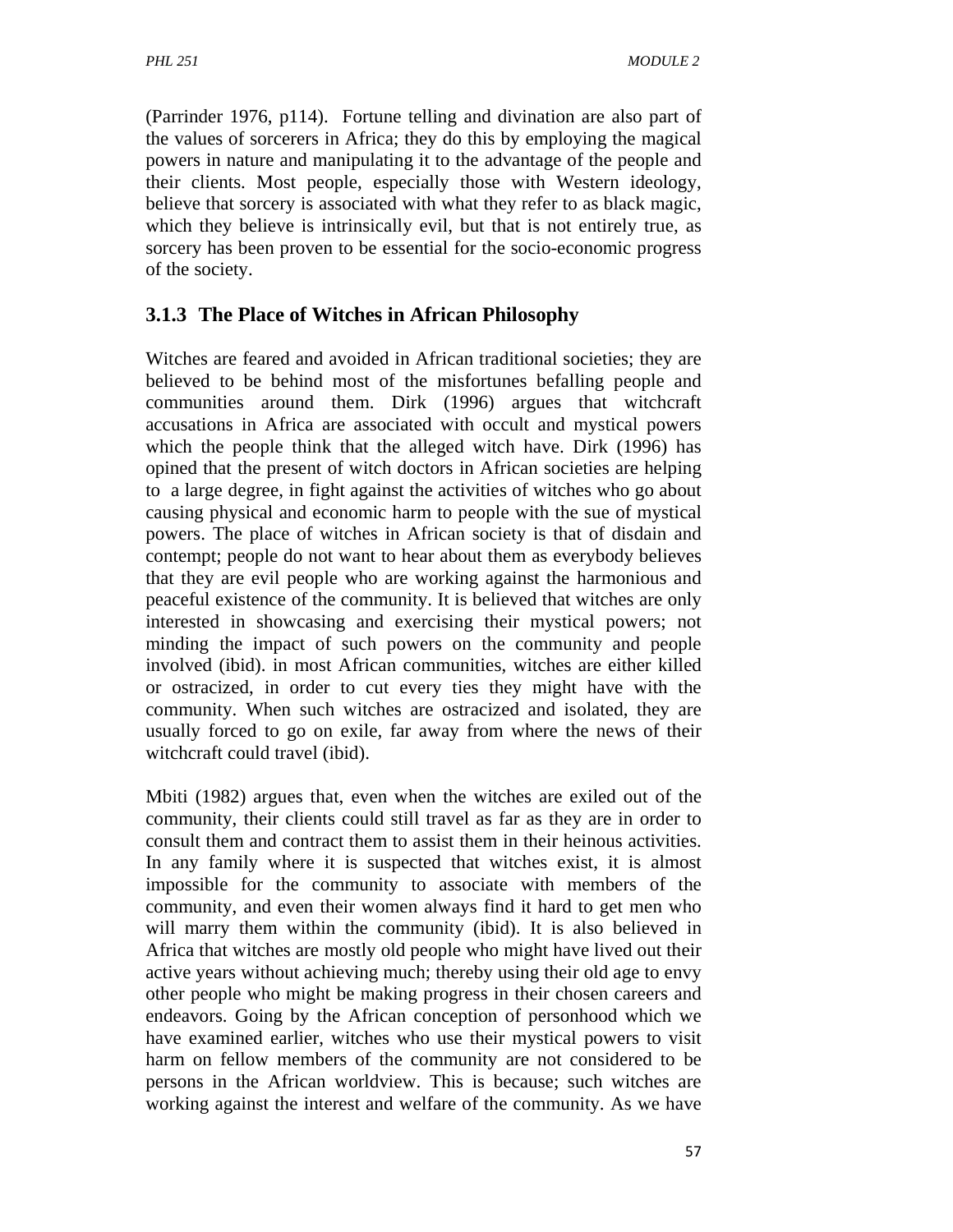(Parrinder 1976, p114). Fortune telling and divination are also part of the values of sorcerers in Africa; they do this by employing the magical powers in nature and manipulating it to the advantage of the people and their clients. Most people, especially those with Western ideology, believe that sorcery is associated with what they refer to as black magic, which they believe is intrinsically evil, but that is not entirely true, as sorcery has been proven to be essential for the socio-economic progress of the society.

### 3.1.3 The Place of Witches in African Philosophy

Witches are feared and avoided in African traditional societies; they are believed to be behind most of the misfortunes befalling people and communities around them. Dirk (1996) argues that witchcraft accusations in Africa are associated with occult and mystical powers which the people think that the alleged witch have. Dirk (1996) has opined that the present of witch doctors in African societies are helping to a large degree, in fight against the activities of witches who go about causing physical and economic harm to people with the sue of mystical powers. The place of witches in African society is that of disdain and contempt; people do not want to hear about them as everybody believes that they are evil people who are working against the harmonious and peaceful existence of the community. It is believed that witches are only interested in showcasing and exercising their mystical powers; not minding the impact of such powers on the community and people involved (ibid). in most African communities, witches are either killed or ostracized, in order to cut every ties they might have with the community. When such witches are ostracized and isolated, they are usually forced to go on exile, far away from where the news of their witchcraft could travel (ibid).

Mbiti (1982) argues that, even when the witches are exiled out of the community, their clients could still travel as far as they are in order to consult them and contract them to assist them in their heinous activities. In any family where it is suspected that witches exist, it is almost impossible for the community to associate with members of the community, and even their women always find it hard to get men who will marry them within the community (ibid). It is also believed in Africa that witches are mostly old people who might have lived out their active years without achieving much; thereby using their old age to envy other people who might be making progress in their chosen careers and endeavors. Going by the African conception of personhood which we have examined earlier, witches who use their mystical powers to visit harm on fellow members of the community are not considered to be persons in the African worldview. This is because; such witches are working against the interest and welfare of the community. As we have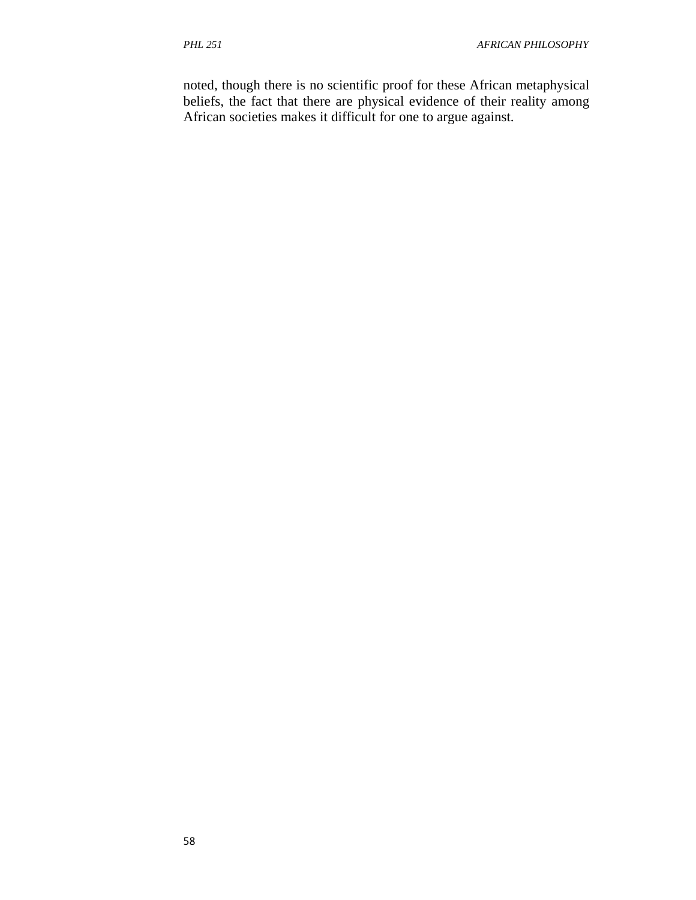noted, though there is no scientific proof for these African metaphysical beliefs, the fact that there are physical evidence of their reality among African societies makes it difficult for one to argue against.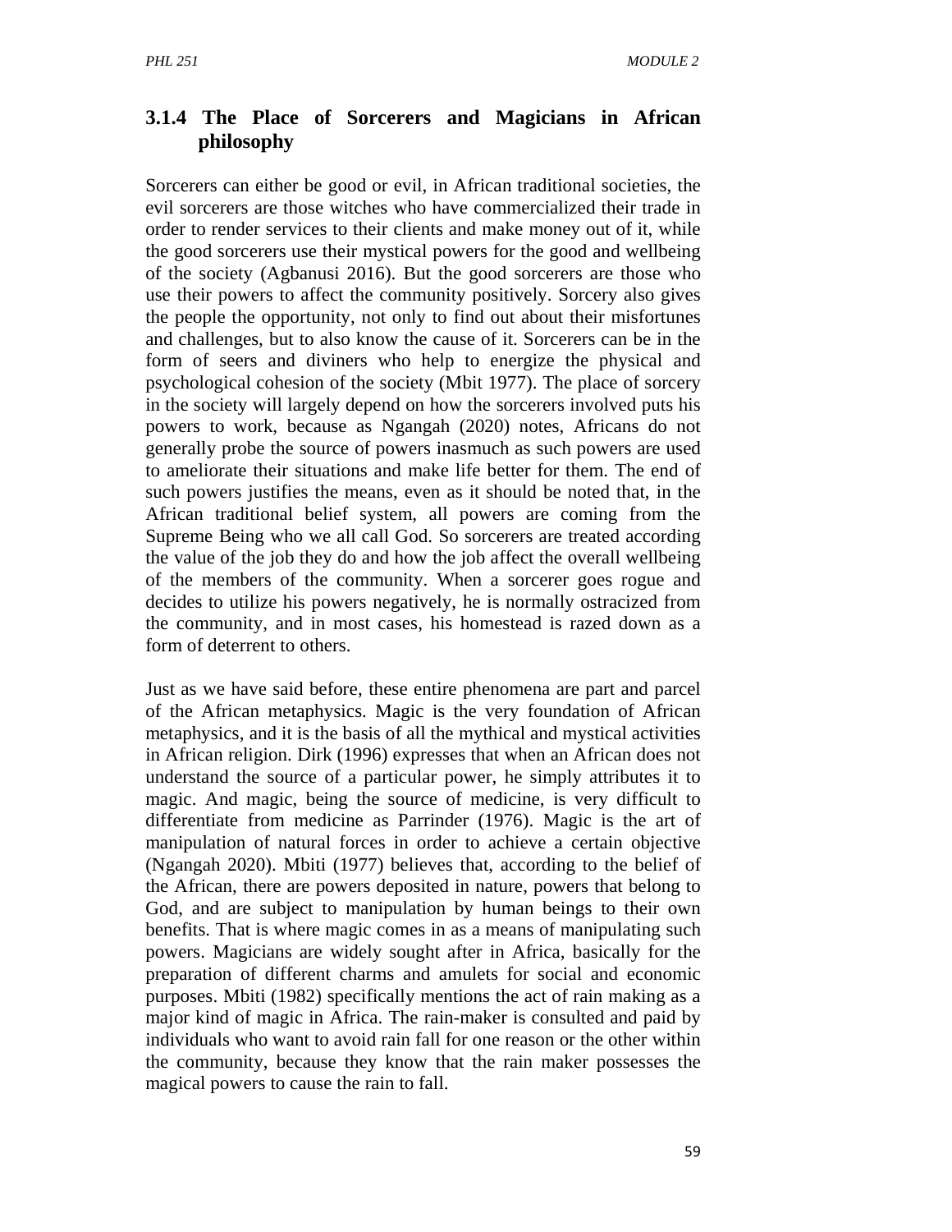### 3.1.4 The Place of Sorcerers and Magicians in African philosophy

Sorcerers can either be good or evil, in African traditional societies, the evil sorcerers are those witches who have commercialized their trade in order to render services to their clients and make money out of it, while the good sorcerers use their mystical powers for the good and wellbeing of the society (Agbanusi 2016). But the good sorcerers are those who use their powers to affect the community positively. Sorcery also gives the people the opportunity, not only to find out about their misfortunes and challenges, but to also know the cause of it. Sorcerers can be in the form of seers and diviners who help to energize the physical and psychological cohesion of the society (Mbit 1977). The place of sorcery in the society will largely depend on how the sorcerers involved puts his powers to work, because as Ngangah (2020) notes, Africans do not generally probe the source of powers inasmuch as such powers are used to ameliorate their situations and make life better for them. The end of such powers justifies the means, even as it should be noted that, in the African traditional belief system, all powers are coming from the Supreme Being who we all call God. So sorcerers are treated according the value of the job they do and how the job affect the overall wellbeing of the members of the community. When a sorcerer goes rogue and decides to utilize his powers negatively, he is normally ostracized from the community, and in most cases, his homestead is razed down as a form of deterrent to others.

Just as we have said before, these entire phenomena are part and parcel of the African metaphysics. Magic is the very foundation of African metaphysics, and it is the basis of all the mythical and mystical activities in African religion. Dirk (1996) expresses that when an African does not understand the source of a particular power, he simply attributes it to magic. And magic, being the source of medicine, is very difficult to differentiate from medicine as Parrinder (1976). Magic is the art of manipulation of natural forces in order to achieve a certain objective (Ngangah 2020). Mbiti (1977) believes that, according to the belief of the African, there are powers deposited in nature, powers that belong to God, and are subject to manipulation by human beings to their own benefits. That is where magic comes in as a means of manipulating such powers. Magicians are widely sought after in Africa, basically for the preparation of different charms and amulets for social and economic purposes. Mbiti (1982) specifically mentions the act of rain making as a major kind of magic in Africa. The rain-maker is consulted and paid by individuals who want to avoid rain fall for one reason or the other within the community, because they know that the rain maker possesses the magical powers to cause the rain to fall.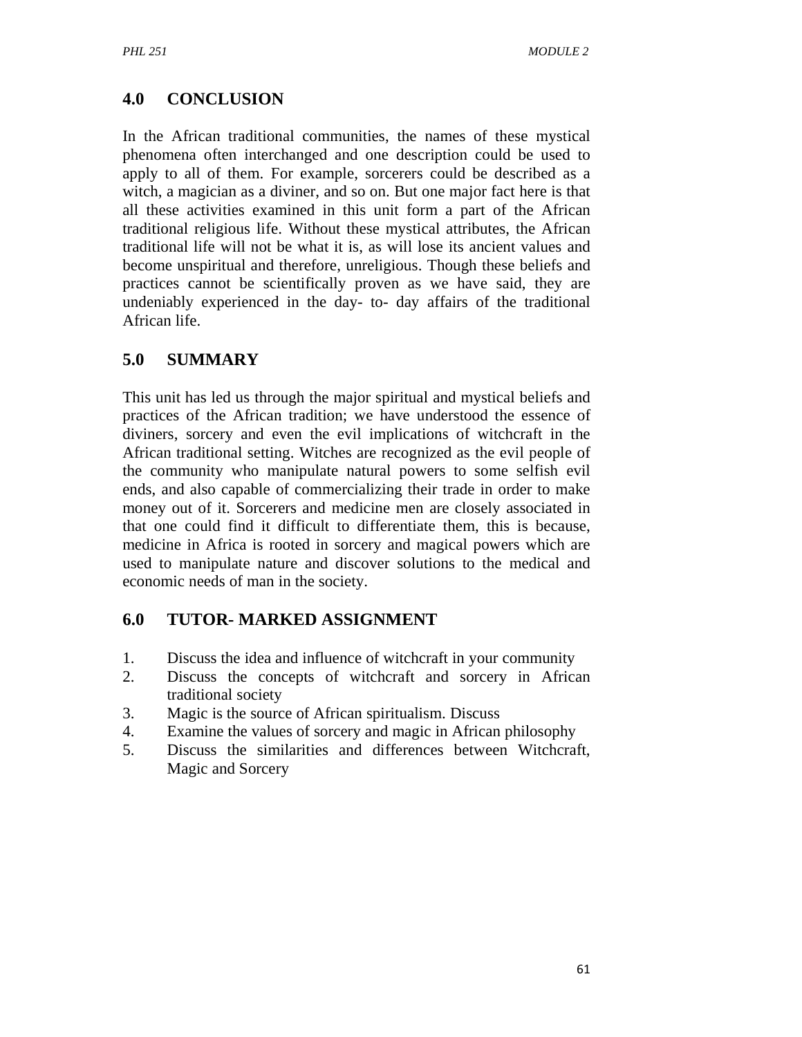## 4.0 CONCLUSION

In the African traditional communities, the names of these mystical phenomena often interchanged and one description could be used to apply to all of them. For example, sorcerers could be described as a witch, a magician as a diviner, and so on. But one major fact here is that all these activities examined in this unit form a part of the African traditional religious life. Without these mystical attributes, the African traditional life will not be what it is, as will lose its ancient values and become unspiritual and therefore, unreligious. Though these beliefs and practices cannot be scientifically proven as we have said, they are undeniably experienced in the day- to- day affairs of the traditional African life.

## 5.0 SUMMARY

This unit has led us through the major spiritual and mystical beliefs and practices of the African tradition; we have understood the essence of diviners, sorcery and even the evil implications of witchcraft in the African traditional setting. Witches are recognized as the evil people of the community who manipulate natural powers to some selfish evil ends, and also capable of commercializing their trade in order to make money out of it. Sorcerers and medicine men are closely associated in that one could find it difficult to differentiate them, this is because, medicine in Africa is rooted in sorcery and magical powers which are used to manipulate nature and discover solutions to the medical and economic needs of man in the society.

## 6.0 TUTOR- MARKED ASSIGNMENT

1. Discuss the idea and influence of witchcraft in your community
2. Discuss the concepts of witchcraft and sorcery in African traditional society
3. Magic is the source of African spiritualism. Discuss
4. Examine the values of sorcery and magic in African philosophy
5. Discuss the similarities and differences between Witchcraft, Magic and Sorcery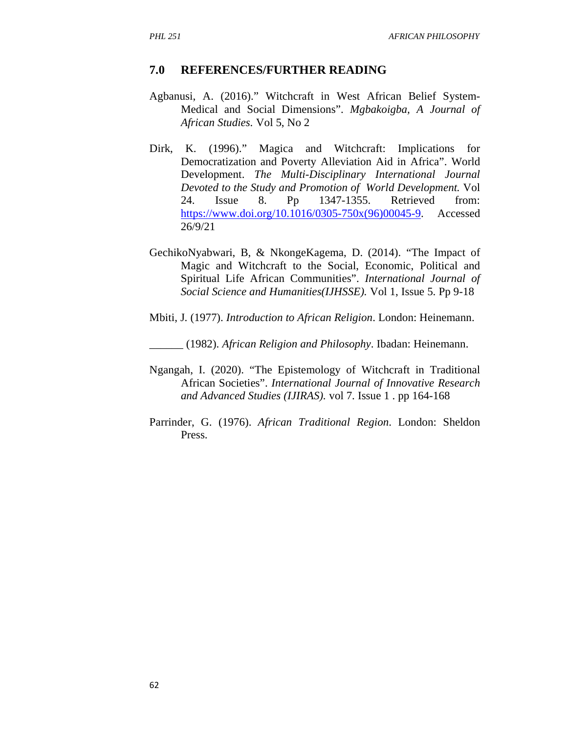## 7.0 REFERENCES/FURTHER READING

Agbanusi, A. (2016)." Witchcraft in West African Belief System-Medical and Social Dimensions". *Mgbakoigba, A Journal of African Studies.* Vol 5, No 2

Dirk, K. (1996)." Magica and Witchcraft: Implications for Democratization and Poverty Alleviation Aid in Africa". World Development. *The Multi-Disciplinary International Journal Devoted to the Study and Promotion of World Development.* Vol 24. Issue 8. Pp 1347-1355. Retrieved from: https://www.doi.org/10.1016/0305-750x(96)00045-9. Accessed 26/9/21

GechikoNyabwari, B, & NkongeKagema, D. (2014). "The Impact of Magic and Witchcraft to the Social, Economic, Political and Spiritual Life African Communities". *International Journal of Social Science and Humanities(IJHSSE).* Vol 1, Issue 5. Pp 9-18

Mbiti, J. (1977). *Introduction to African Religion*. London: Heinemann.

______ (1982). *African Religion and Philosophy*. Ibadan: Heinemann.

Ngangah, I. (2020). "The Epistemology of Witchcraft in Traditional African Societies". *International Journal of Innovative Research and Advanced Studies (IJIRAS).* vol 7. Issue 1 . pp 164-168

Parrinder, G. (1976). *African Traditional Region*. London: Sheldon Press.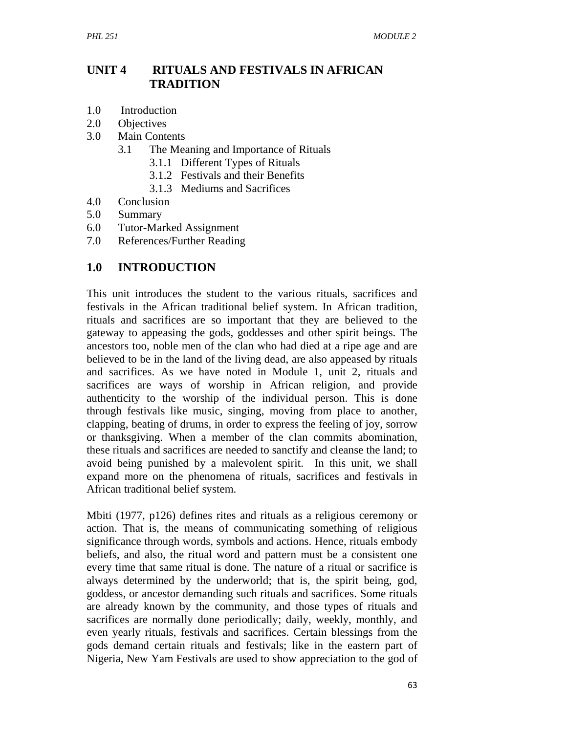## UNIT 4 RITUALS AND FESTIVALS IN AFRICAN TRADITION

1.0 Introduction
2.0 Objectives
3.0 Main Contents
 3.1 The Meaning and Importance of Rituals
  3.1.1 Different Types of Rituals
  3.1.2 Festivals and their Benefits
  3.1.3 Mediums and Sacrifices
4.0 Conclusion
5.0 Summary
6.0 Tutor-Marked Assignment
7.0 References/Further Reading

## 1.0 INTRODUCTION

This unit introduces the student to the various rituals, sacrifices and festivals in the African traditional belief system. In African tradition, rituals and sacrifices are so important that they are believed to the gateway to appeasing the gods, goddesses and other spirit beings. The ancestors too, noble men of the clan who had died at a ripe age and are believed to be in the land of the living dead, are also appeased by rituals and sacrifices. As we have noted in Module 1, unit 2, rituals and sacrifices are ways of worship in African religion, and provide authenticity to the worship of the individual person. This is done through festivals like music, singing, moving from place to another, clapping, beating of drums, in order to express the feeling of joy, sorrow or thanksgiving. When a member of the clan commits abomination, these rituals and sacrifices are needed to sanctify and cleanse the land; to avoid being punished by a malevolent spirit. In this unit, we shall expand more on the phenomena of rituals, sacrifices and festivals in African traditional belief system.

Mbiti (1977, p126) defines rites and rituals as a religious ceremony or action. That is, the means of communicating something of religious significance through words, symbols and actions. Hence, rituals embody beliefs, and also, the ritual word and pattern must be a consistent one every time that same ritual is done. The nature of a ritual or sacrifice is always determined by the underworld; that is, the spirit being, god, goddess, or ancestor demanding such rituals and sacrifices. Some rituals are already known by the community, and those types of rituals and sacrifices are normally done periodically; daily, weekly, monthly, and even yearly rituals, festivals and sacrifices. Certain blessings from the gods demand certain rituals and festivals; like in the eastern part of Nigeria, New Yam Festivals are used to show appreciation to the god of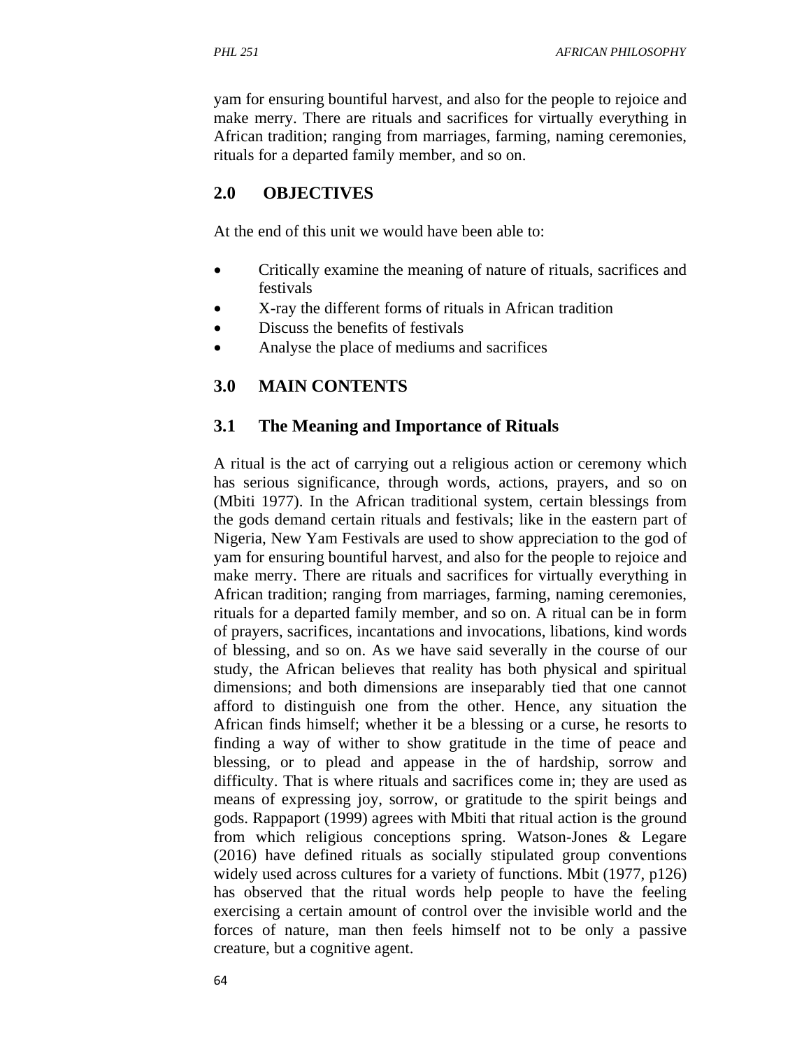yam for ensuring bountiful harvest, and also for the people to rejoice and make merry. There are rituals and sacrifices for virtually everything in African tradition; ranging from marriages, farming, naming ceremonies, rituals for a departed family member, and so on.

## 2.0 OBJECTIVES

At the end of this unit we would have been able to:

- Critically examine the meaning of nature of rituals, sacrifices and festivals
- X-ray the different forms of rituals in African tradition
- Discuss the benefits of festivals
- Analyse the place of mediums and sacrifices

## 3.0 MAIN CONTENTS

### 3.1 The Meaning and Importance of Rituals

A ritual is the act of carrying out a religious action or ceremony which has serious significance, through words, actions, prayers, and so on (Mbiti 1977). In the African traditional system, certain blessings from the gods demand certain rituals and festivals; like in the eastern part of Nigeria, New Yam Festivals are used to show appreciation to the god of yam for ensuring bountiful harvest, and also for the people to rejoice and make merry. There are rituals and sacrifices for virtually everything in African tradition; ranging from marriages, farming, naming ceremonies, rituals for a departed family member, and so on. A ritual can be in form of prayers, sacrifices, incantations and invocations, libations, kind words of blessing, and so on. As we have said severally in the course of our study, the African believes that reality has both physical and spiritual dimensions; and both dimensions are inseparably tied that one cannot afford to distinguish one from the other. Hence, any situation the African finds himself; whether it be a blessing or a curse, he resorts to finding a way of wither to show gratitude in the time of peace and blessing, or to plead and appease in the of hardship, sorrow and difficulty. That is where rituals and sacrifices come in; they are used as means of expressing joy, sorrow, or gratitude to the spirit beings and gods. Rappaport (1999) agrees with Mbiti that ritual action is the ground from which religious conceptions spring. Watson-Jones & Legare (2016) have defined rituals as socially stipulated group conventions widely used across cultures for a variety of functions. Mbit (1977, p126) has observed that the ritual words help people to have the feeling exercising a certain amount of control over the invisible world and the forces of nature, man then feels himself not to be only a passive creature, but a cognitive agent.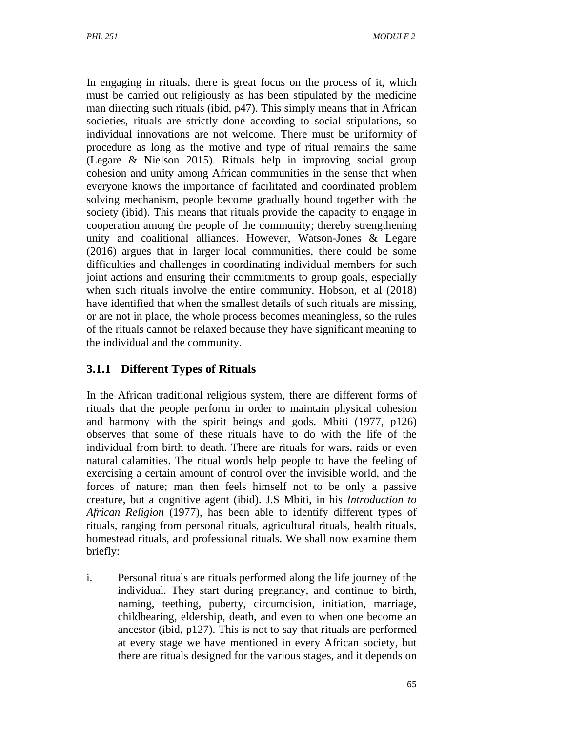In engaging in rituals, there is great focus on the process of it, which must be carried out religiously as has been stipulated by the medicine man directing such rituals (ibid, p47). This simply means that in African societies, rituals are strictly done according to social stipulations, so individual innovations are not welcome. There must be uniformity of procedure as long as the motive and type of ritual remains the same (Legare & Nielson 2015). Rituals help in improving social group cohesion and unity among African communities in the sense that when everyone knows the importance of facilitated and coordinated problem solving mechanism, people become gradually bound together with the society (ibid). This means that rituals provide the capacity to engage in cooperation among the people of the community; thereby strengthening unity and coalitional alliances. However, Watson-Jones & Legare (2016) argues that in larger local communities, there could be some difficulties and challenges in coordinating individual members for such joint actions and ensuring their commitments to group goals, especially when such rituals involve the entire community. Hobson, et al (2018) have identified that when the smallest details of such rituals are missing, or are not in place, the whole process becomes meaningless, so the rules of the rituals cannot be relaxed because they have significant meaning to the individual and the community.

### 3.1.1 Different Types of Rituals

In the African traditional religious system, there are different forms of rituals that the people perform in order to maintain physical cohesion and harmony with the spirit beings and gods. Mbiti (1977, p126) observes that some of these rituals have to do with the life of the individual from birth to death. There are rituals for wars, raids or even natural calamities. The ritual words help people to have the feeling of exercising a certain amount of control over the invisible world, and the forces of nature; man then feels himself not to be only a passive creature, but a cognitive agent (ibid). J.S Mbiti, in his *Introduction to African Religion* (1977), has been able to identify different types of rituals, ranging from personal rituals, agricultural rituals, health rituals, homestead rituals, and professional rituals. We shall now examine them briefly:

i. Personal rituals are rituals performed along the life journey of the individual. They start during pregnancy, and continue to birth, naming, teething, puberty, circumcision, initiation, marriage, childbearing, eldership, death, and even to when one become an ancestor (ibid, p127). This is not to say that rituals are performed at every stage we have mentioned in every African society, but there are rituals designed for the various stages, and it depends on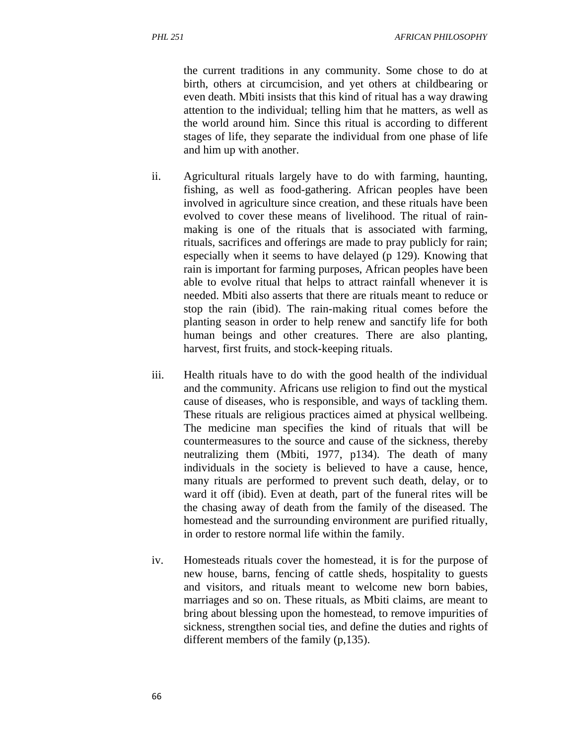the current traditions in any community. Some chose to do at birth, others at circumcision, and yet others at childbearing or even death. Mbiti insists that this kind of ritual has a way drawing attention to the individual; telling him that he matters, as well as the world around him. Since this ritual is according to different stages of life, they separate the individual from one phase of life and him up with another.

ii. Agricultural rituals largely have to do with farming, haunting, fishing, as well as food-gathering. African peoples have been involved in agriculture since creation, and these rituals have been evolved to cover these means of livelihood. The ritual of rain-making is one of the rituals that is associated with farming, rituals, sacrifices and offerings are made to pray publicly for rain; especially when it seems to have delayed (p 129). Knowing that rain is important for farming purposes, African peoples have been able to evolve ritual that helps to attract rainfall whenever it is needed. Mbiti also asserts that there are rituals meant to reduce or stop the rain (ibid). The rain-making ritual comes before the planting season in order to help renew and sanctify life for both human beings and other creatures. There are also planting, harvest, first fruits, and stock-keeping rituals.

iii. Health rituals have to do with the good health of the individual and the community. Africans use religion to find out the mystical cause of diseases, who is responsible, and ways of tackling them. These rituals are religious practices aimed at physical wellbeing. The medicine man specifies the kind of rituals that will be countermeasures to the source and cause of the sickness, thereby neutralizing them (Mbiti, 1977, p134). The death of many individuals in the society is believed to have a cause, hence, many rituals are performed to prevent such death, delay, or to ward it off (ibid). Even at death, part of the funeral rites will be the chasing away of death from the family of the diseased. The homestead and the surrounding environment are purified ritually, in order to restore normal life within the family.

iv. Homesteads rituals cover the homestead, it is for the purpose of new house, barns, fencing of cattle sheds, hospitality to guests and visitors, and rituals meant to welcome new born babies, marriages and so on. These rituals, as Mbiti claims, are meant to bring about blessing upon the homestead, to remove impurities of sickness, strengthen social ties, and define the duties and rights of different members of the family (p,135).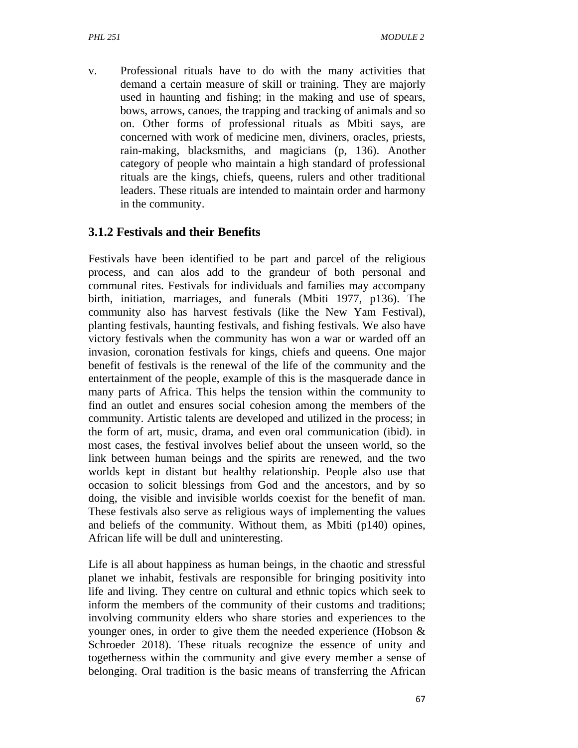v. Professional rituals have to do with the many activities that demand a certain measure of skill or training. They are majorly used in haunting and fishing; in the making and use of spears, bows, arrows, canoes, the trapping and tracking of animals and so on. Other forms of professional rituals as Mbiti says, are concerned with work of medicine men, diviners, oracles, priests, rain-making, blacksmiths, and magicians (p, 136). Another category of people who maintain a high standard of professional rituals are the kings, chiefs, queens, rulers and other traditional leaders. These rituals are intended to maintain order and harmony in the community.

### 3.1.2 Festivals and their Benefits

Festivals have been identified to be part and parcel of the religious process, and can alos add to the grandeur of both personal and communal rites. Festivals for individuals and families may accompany birth, initiation, marriages, and funerals (Mbiti 1977, p136). The community also has harvest festivals (like the New Yam Festival), planting festivals, haunting festivals, and fishing festivals. We also have victory festivals when the community has won a war or warded off an invasion, coronation festivals for kings, chiefs and queens. One major benefit of festivals is the renewal of the life of the community and the entertainment of the people, example of this is the masquerade dance in many parts of Africa. This helps the tension within the community to find an outlet and ensures social cohesion among the members of the community. Artistic talents are developed and utilized in the process; in the form of art, music, drama, and even oral communication (ibid). in most cases, the festival involves belief about the unseen world, so the link between human beings and the spirits are renewed, and the two worlds kept in distant but healthy relationship. People also use that occasion to solicit blessings from God and the ancestors, and by so doing, the visible and invisible worlds coexist for the benefit of man. These festivals also serve as religious ways of implementing the values and beliefs of the community. Without them, as Mbiti (p140) opines, African life will be dull and uninteresting.

Life is all about happiness as human beings, in the chaotic and stressful planet we inhabit, festivals are responsible for bringing positivity into life and living. They centre on cultural and ethnic topics which seek to inform the members of the community of their customs and traditions; involving community elders who share stories and experiences to the younger ones, in order to give them the needed experience (Hobson & Schroeder 2018). These rituals recognize the essence of unity and togetherness within the community and give every member a sense of belonging. Oral tradition is the basic means of transferring the African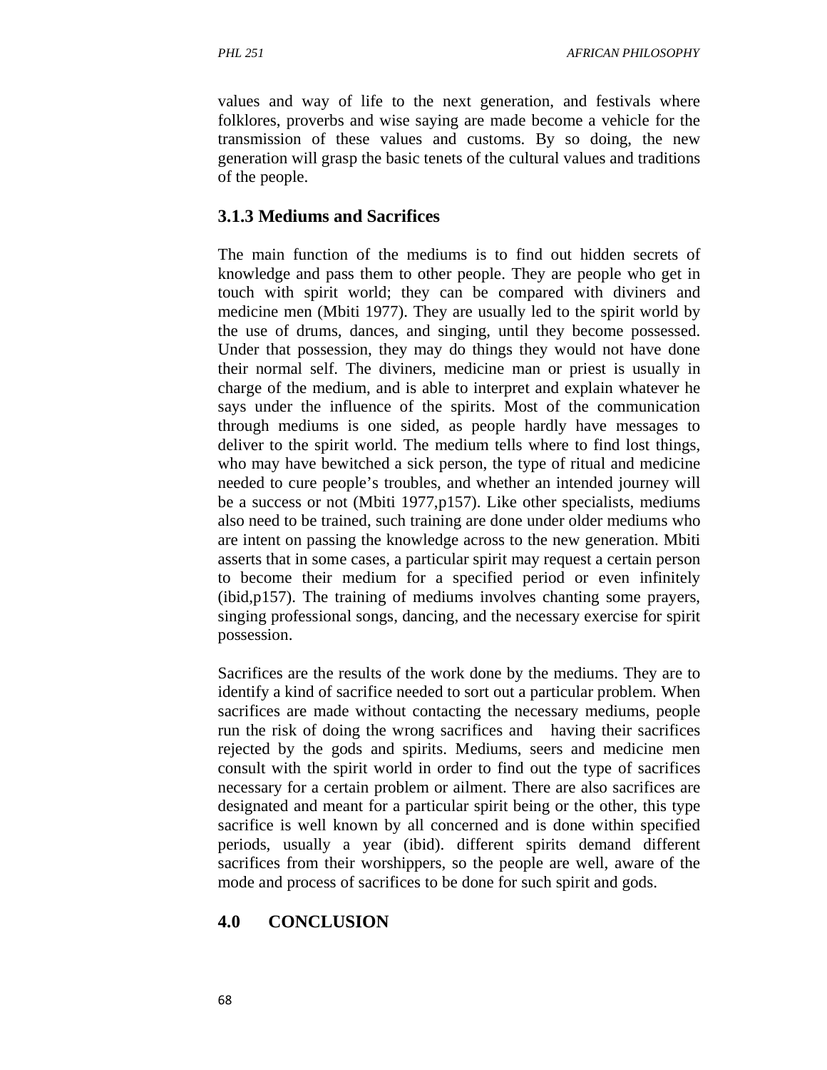values and way of life to the next generation, and festivals where folklores, proverbs and wise saying are made become a vehicle for the transmission of these values and customs. By so doing, the new generation will grasp the basic tenets of the cultural values and traditions of the people.

### 3.1.3 Mediums and Sacrifices

The main function of the mediums is to find out hidden secrets of knowledge and pass them to other people. They are people who get in touch with spirit world; they can be compared with diviners and medicine men (Mbiti 1977). They are usually led to the spirit world by the use of drums, dances, and singing, until they become possessed. Under that possession, they may do things they would not have done their normal self. The diviners, medicine man or priest is usually in charge of the medium, and is able to interpret and explain whatever he says under the influence of the spirits. Most of the communication through mediums is one sided, as people hardly have messages to deliver to the spirit world. The medium tells where to find lost things, who may have bewitched a sick person, the type of ritual and medicine needed to cure people's troubles, and whether an intended journey will be a success or not (Mbiti 1977,p157). Like other specialists, mediums also need to be trained, such training are done under older mediums who are intent on passing the knowledge across to the new generation. Mbiti asserts that in some cases, a particular spirit may request a certain person to become their medium for a specified period or even infinitely (ibid,p157). The training of mediums involves chanting some prayers, singing professional songs, dancing, and the necessary exercise for spirit possession.

Sacrifices are the results of the work done by the mediums. They are to identify a kind of sacrifice needed to sort out a particular problem. When sacrifices are made without contacting the necessary mediums, people run the risk of doing the wrong sacrifices and having their sacrifices rejected by the gods and spirits. Mediums, seers and medicine men consult with the spirit world in order to find out the type of sacrifices necessary for a certain problem or ailment. There are also sacrifices are designated and meant for a particular spirit being or the other, this type sacrifice is well known by all concerned and is done within specified periods, usually a year (ibid). different spirits demand different sacrifices from their worshippers, so the people are well, aware of the mode and process of sacrifices to be done for such spirit and gods.

## 4.0 CONCLUSION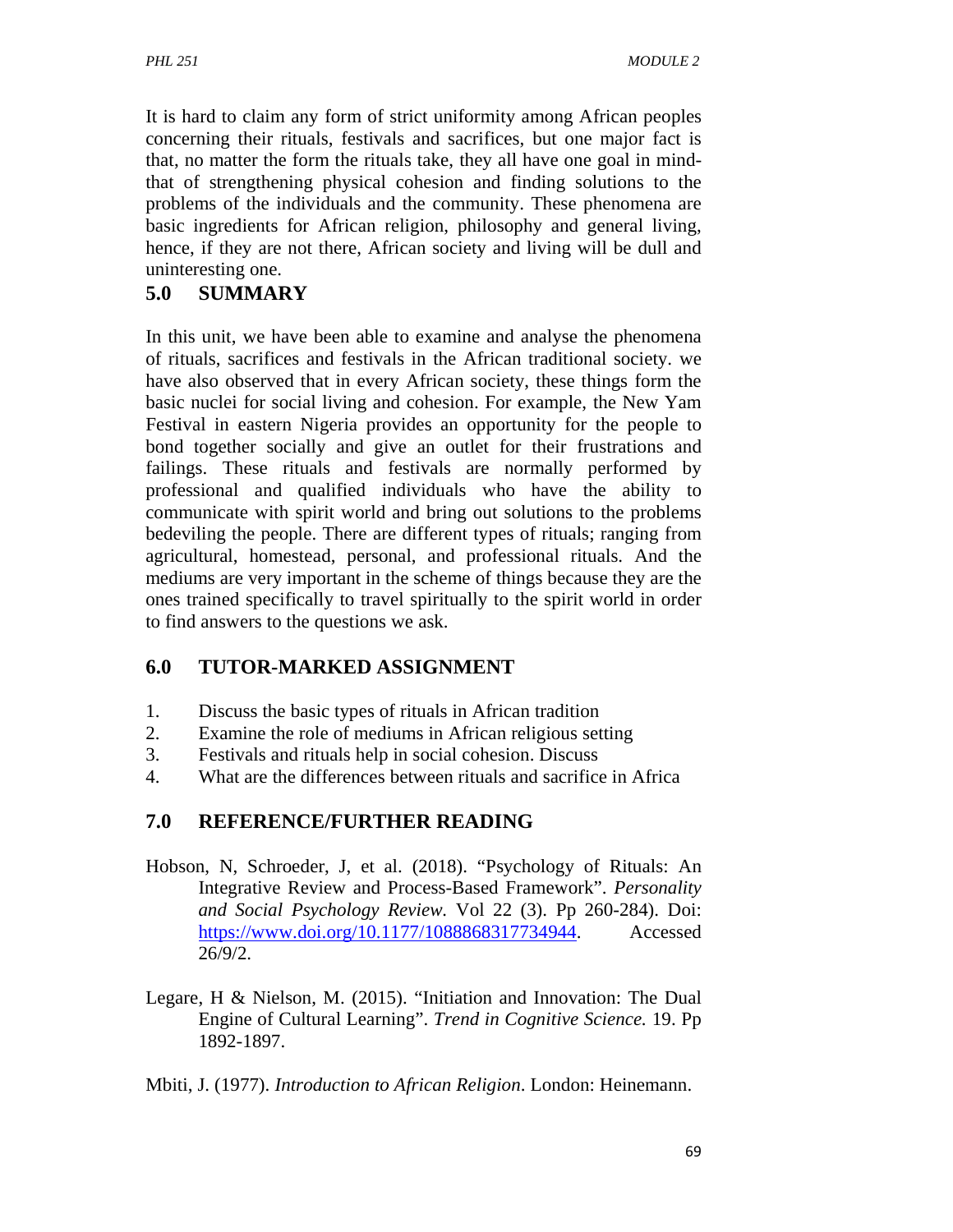It is hard to claim any form of strict uniformity among African peoples concerning their rituals, festivals and sacrifices, but one major fact is that, no matter the form the rituals take, they all have one goal in mind- that of strengthening physical cohesion and finding solutions to the problems of the individuals and the community. These phenomena are basic ingredients for African religion, philosophy and general living, hence, if they are not there, African society and living will be dull and uninteresting one.

## 5.0 SUMMARY

In this unit, we have been able to examine and analyse the phenomena of rituals, sacrifices and festivals in the African traditional society. we have also observed that in every African society, these things form the basic nuclei for social living and cohesion. For example, the New Yam Festival in eastern Nigeria provides an opportunity for the people to bond together socially and give an outlet for their frustrations and failings. These rituals and festivals are normally performed by professional and qualified individuals who have the ability to communicate with spirit world and bring out solutions to the problems bedeviling the people. There are different types of rituals; ranging from agricultural, homestead, personal, and professional rituals. And the mediums are very important in the scheme of things because they are the ones trained specifically to travel spiritually to the spirit world in order to find answers to the questions we ask.

## 6.0 TUTOR-MARKED ASSIGNMENT

1. Discuss the basic types of rituals in African tradition
2. Examine the role of mediums in African religious setting
3. Festivals and rituals help in social cohesion. Discuss
4. What are the differences between rituals and sacrifice in Africa

## 7.0 REFERENCE/FURTHER READING

Hobson, N, Schroeder, J, et al. (2018). "Psychology of Rituals: An Integrative Review and Process-Based Framework". *Personality and Social Psychology Review*. Vol 22 (3). Pp 260-284). Doi: https://www.doi.org/10.1177/1088868317734944. Accessed 26/9/2.

Legare, H & Nielson, M. (2015). "Initiation and Innovation: The Dual Engine of Cultural Learning". *Trend in Cognitive Science.* 19. Pp 1892-1897.

Mbiti, J. (1977). *Introduction to African Religion*. London: Heinemann.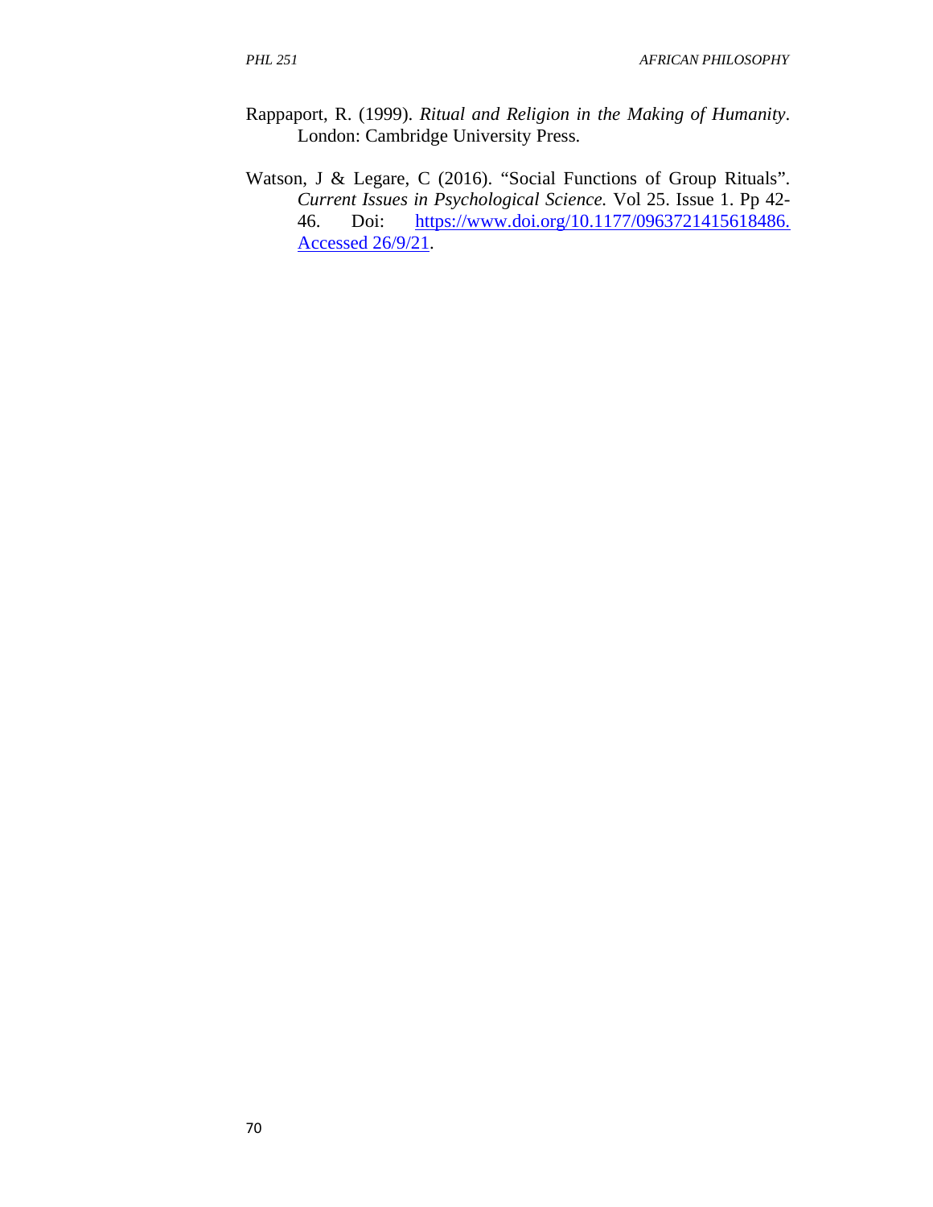Rappaport, R. (1999). *Ritual and Religion in the Making of Humanity*. London: Cambridge University Press.

Watson, J & Legare, C (2016). "Social Functions of Group Rituals". *Current Issues in Psychological Science.* Vol 25. Issue 1. Pp 42-46. Doi: [https://www.doi.org/10.1177/0963721415618486. Accessed 26/9/21](https://www.doi.org/10.1177/0963721415618486).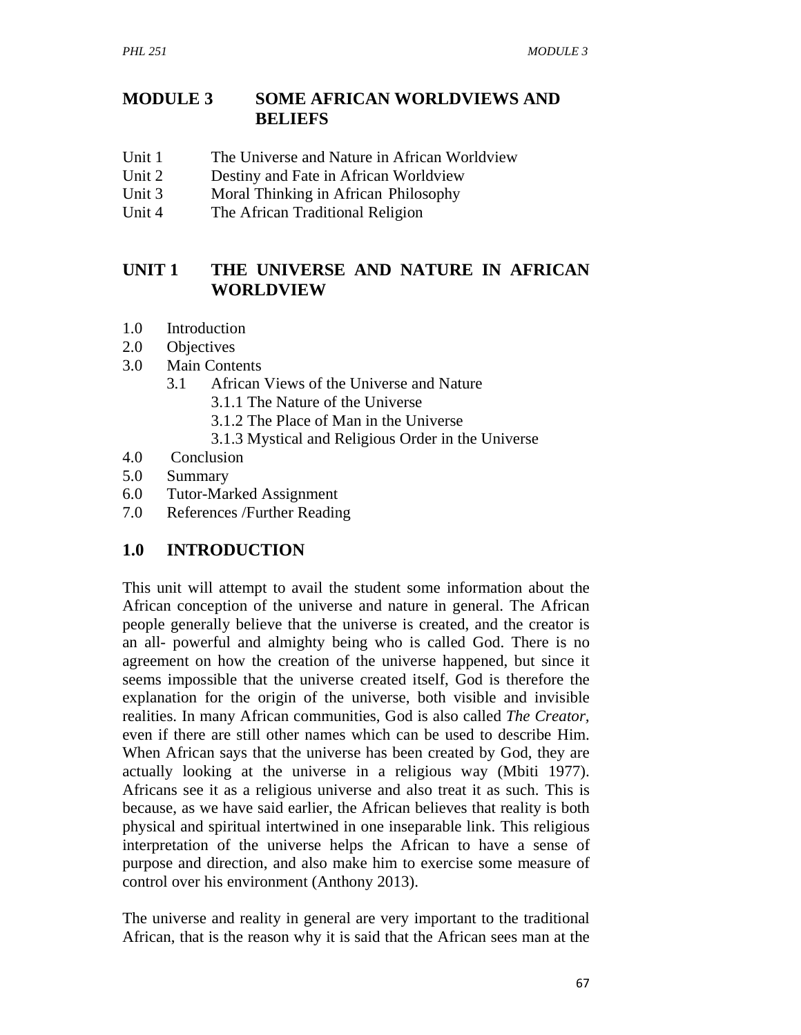# MODULE 3 SOME AFRICAN WORLDVIEWS AND BELIEFS

Unit 1 The Universe and Nature in African Worldview
Unit 2 Destiny and Fate in African Worldview
Unit 3 Moral Thinking in African Philosophy
Unit 4 The African Traditional Religion

## UNIT 1 THE UNIVERSE AND NATURE IN AFRICAN WORLDVIEW

1.0 Introduction
2.0 Objectives
3.0 Main Contents
  3.1 African Views of the Universe and Nature
    3.1.1 The Nature of the Universe
    3.1.2 The Place of Man in the Universe
    3.1.3 Mystical and Religious Order in the Universe
4.0 Conclusion
5.0 Summary
6.0 Tutor-Marked Assignment
7.0 References /Further Reading

## 1.0 INTRODUCTION

This unit will attempt to avail the student some information about the African conception of the universe and nature in general. The African people generally believe that the universe is created, and the creator is an all- powerful and almighty being who is called God. There is no agreement on how the creation of the universe happened, but since it seems impossible that the universe created itself, God is therefore the explanation for the origin of the universe, both visible and invisible realities. In many African communities, God is also called *The Creator*, even if there are still other names which can be used to describe Him. When African says that the universe has been created by God, they are actually looking at the universe in a religious way (Mbiti 1977). Africans see it as a religious universe and also treat it as such. This is because, as we have said earlier, the African believes that reality is both physical and spiritual intertwined in one inseparable link. This religious interpretation of the universe helps the African to have a sense of purpose and direction, and also make him to exercise some measure of control over his environment (Anthony 2013).

The universe and reality in general are very important to the traditional African, that is the reason why it is said that the African sees man at the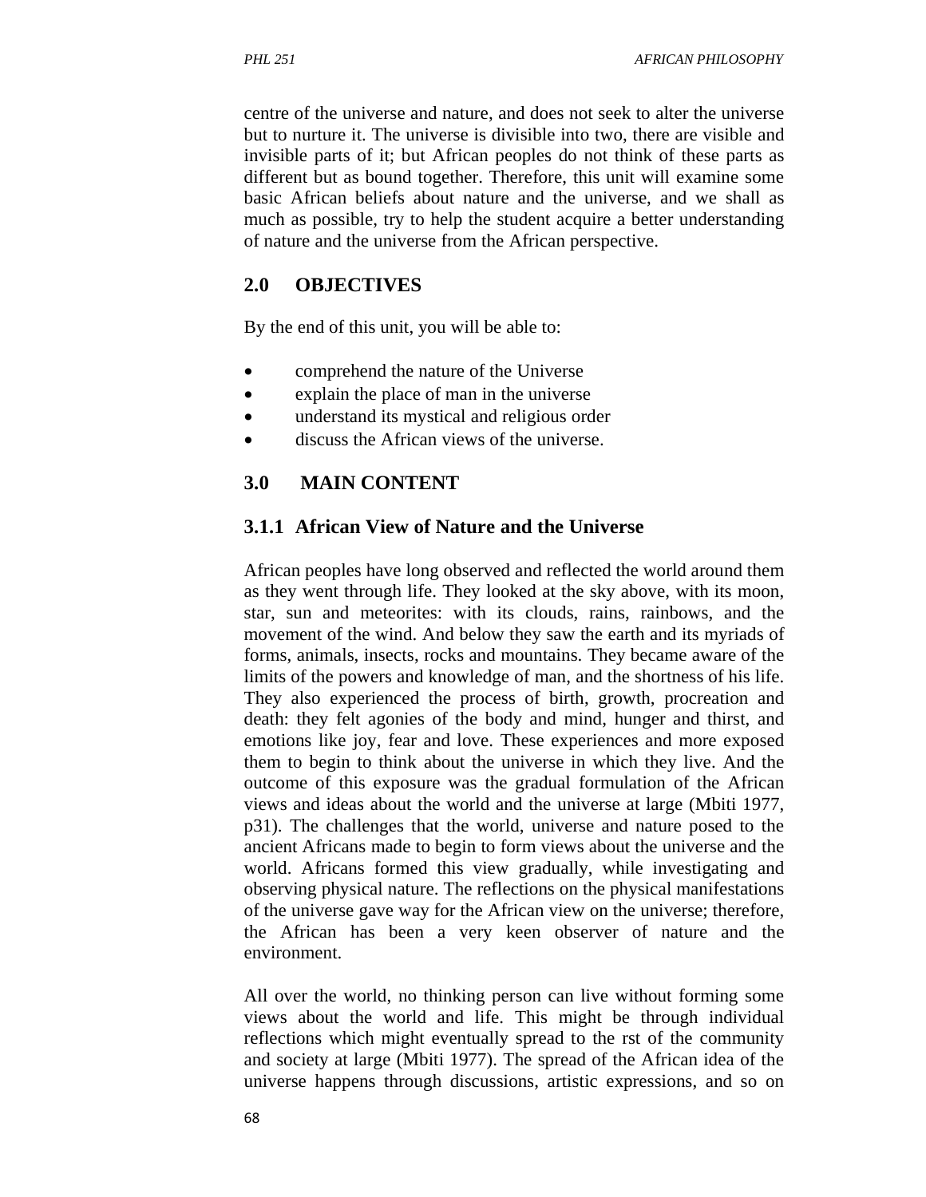centre of the universe and nature, and does not seek to alter the universe but to nurture it. The universe is divisible into two, there are visible and invisible parts of it; but African peoples do not think of these parts as different but as bound together. Therefore, this unit will examine some basic African beliefs about nature and the universe, and we shall as much as possible, try to help the student acquire a better understanding of nature and the universe from the African perspective.

## 2.0 OBJECTIVES

By the end of this unit, you will be able to:

- comprehend the nature of the Universe
- explain the place of man in the universe
- understand its mystical and religious order
- discuss the African views of the universe.

## 3.0 MAIN CONTENT

### 3.1.1 African View of Nature and the Universe

African peoples have long observed and reflected the world around them as they went through life. They looked at the sky above, with its moon, star, sun and meteorites: with its clouds, rains, rainbows, and the movement of the wind. And below they saw the earth and its myriads of forms, animals, insects, rocks and mountains. They became aware of the limits of the powers and knowledge of man, and the shortness of his life. They also experienced the process of birth, growth, procreation and death: they felt agonies of the body and mind, hunger and thirst, and emotions like joy, fear and love. These experiences and more exposed them to begin to think about the universe in which they live. And the outcome of this exposure was the gradual formulation of the African views and ideas about the world and the universe at large (Mbiti 1977, p31). The challenges that the world, universe and nature posed to the ancient Africans made to begin to form views about the universe and the world. Africans formed this view gradually, while investigating and observing physical nature. The reflections on the physical manifestations of the universe gave way for the African view on the universe; therefore, the African has been a very keen observer of nature and the environment.

All over the world, no thinking person can live without forming some views about the world and life. This might be through individual reflections which might eventually spread to the rst of the community and society at large (Mbiti 1977). The spread of the African idea of the universe happens through discussions, artistic expressions, and so on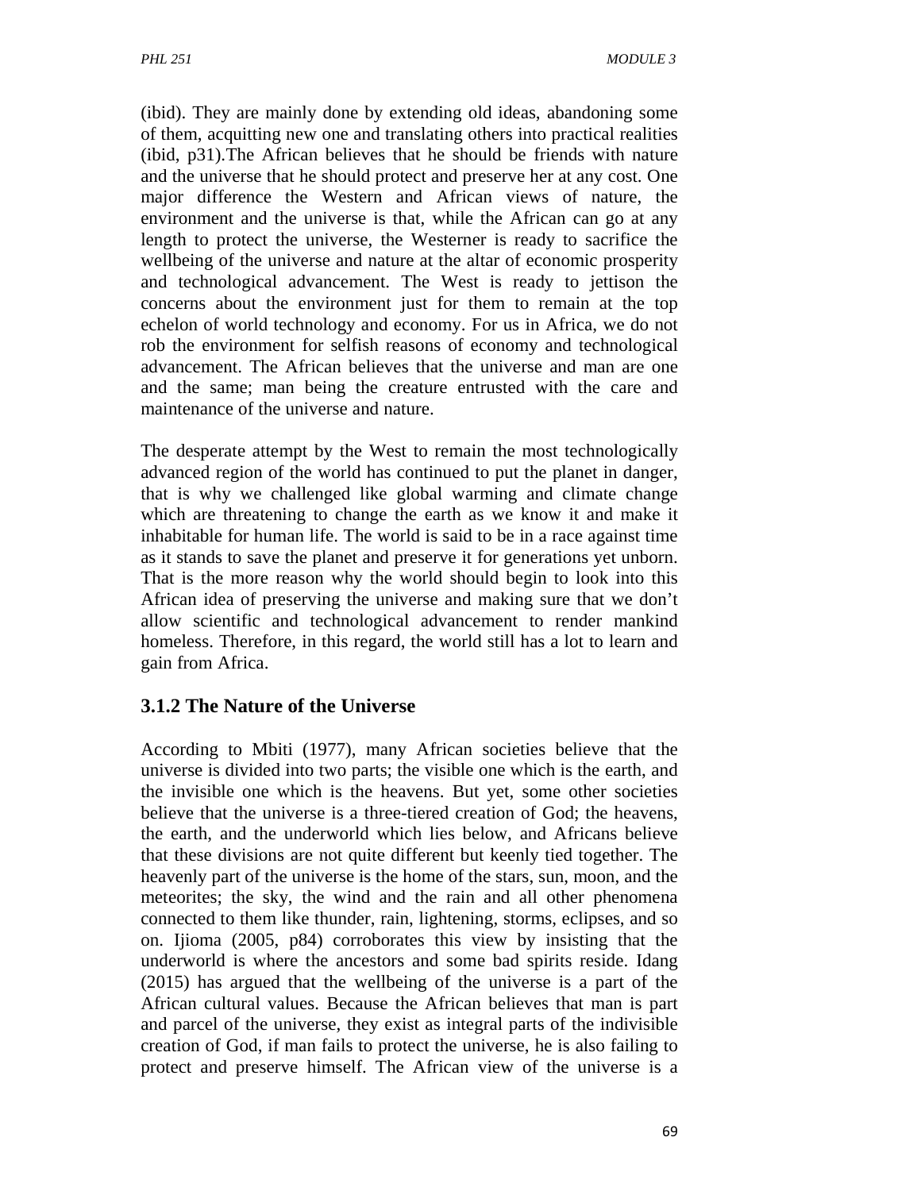(ibid). They are mainly done by extending old ideas, abandoning some of them, acquitting new one and translating others into practical realities (ibid, p31).The African believes that he should be friends with nature and the universe that he should protect and preserve her at any cost. One major difference the Western and African views of nature, the environment and the universe is that, while the African can go at any length to protect the universe, the Westerner is ready to sacrifice the wellbeing of the universe and nature at the altar of economic prosperity and technological advancement. The West is ready to jettison the concerns about the environment just for them to remain at the top echelon of world technology and economy. For us in Africa, we do not rob the environment for selfish reasons of economy and technological advancement. The African believes that the universe and man are one and the same; man being the creature entrusted with the care and maintenance of the universe and nature.

The desperate attempt by the West to remain the most technologically advanced region of the world has continued to put the planet in danger, that is why we challenged like global warming and climate change which are threatening to change the earth as we know it and make it inhabitable for human life. The world is said to be in a race against time as it stands to save the planet and preserve it for generations yet unborn. That is the more reason why the world should begin to look into this African idea of preserving the universe and making sure that we don't allow scientific and technological advancement to render mankind homeless. Therefore, in this regard, the world still has a lot to learn and gain from Africa.

### 3.1.2 The Nature of the Universe

According to Mbiti (1977), many African societies believe that the universe is divided into two parts; the visible one which is the earth, and the invisible one which is the heavens. But yet, some other societies believe that the universe is a three-tiered creation of God; the heavens, the earth, and the underworld which lies below, and Africans believe that these divisions are not quite different but keenly tied together. The heavenly part of the universe is the home of the stars, sun, moon, and the meteorites; the sky, the wind and the rain and all other phenomena connected to them like thunder, rain, lightening, storms, eclipses, and so on. Ijioma (2005, p84) corroborates this view by insisting that the underworld is where the ancestors and some bad spirits reside. Idang (2015) has argued that the wellbeing of the universe is a part of the African cultural values. Because the African believes that man is part and parcel of the universe, they exist as integral parts of the indivisible creation of God, if man fails to protect the universe, he is also failing to protect and preserve himself. The African view of the universe is a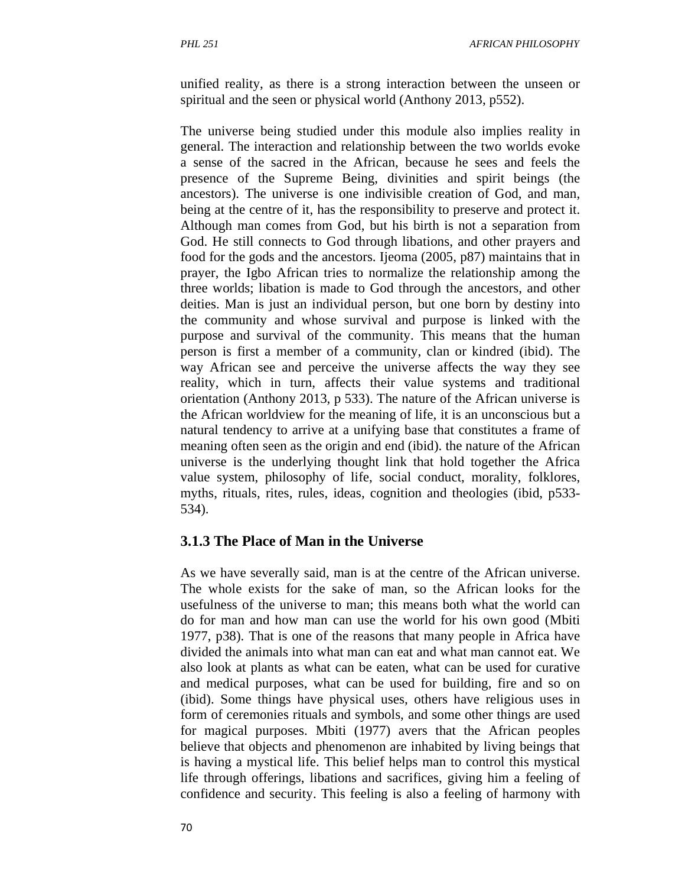unified reality, as there is a strong interaction between the unseen or spiritual and the seen or physical world (Anthony 2013, p552).

The universe being studied under this module also implies reality in general. The interaction and relationship between the two worlds evoke a sense of the sacred in the African, because he sees and feels the presence of the Supreme Being, divinities and spirit beings (the ancestors). The universe is one indivisible creation of God, and man, being at the centre of it, has the responsibility to preserve and protect it. Although man comes from God, but his birth is not a separation from God. He still connects to God through libations, and other prayers and food for the gods and the ancestors. Ijeoma (2005, p87) maintains that in prayer, the Igbo African tries to normalize the relationship among the three worlds; libation is made to God through the ancestors, and other deities. Man is just an individual person, but one born by destiny into the community and whose survival and purpose is linked with the purpose and survival of the community. This means that the human person is first a member of a community, clan or kindred (ibid). The way African see and perceive the universe affects the way they see reality, which in turn, affects their value systems and traditional orientation (Anthony 2013, p 533). The nature of the African universe is the African worldview for the meaning of life, it is an unconscious but a natural tendency to arrive at a unifying base that constitutes a frame of meaning often seen as the origin and end (ibid). the nature of the African universe is the underlying thought link that hold together the Africa value system, philosophy of life, social conduct, morality, folklores, myths, rituals, rites, rules, ideas, cognition and theologies (ibid, p533-534).

### 3.1.3 The Place of Man in the Universe

As we have severally said, man is at the centre of the African universe. The whole exists for the sake of man, so the African looks for the usefulness of the universe to man; this means both what the world can do for man and how man can use the world for his own good (Mbiti 1977, p38). That is one of the reasons that many people in Africa have divided the animals into what man can eat and what man cannot eat. We also look at plants as what can be eaten, what can be used for curative and medical purposes, what can be used for building, fire and so on (ibid). Some things have physical uses, others have religious uses in form of ceremonies rituals and symbols, and some other things are used for magical purposes. Mbiti (1977) avers that the African peoples believe that objects and phenomenon are inhabited by living beings that is having a mystical life. This belief helps man to control this mystical life through offerings, libations and sacrifices, giving him a feeling of confidence and security. This feeling is also a feeling of harmony with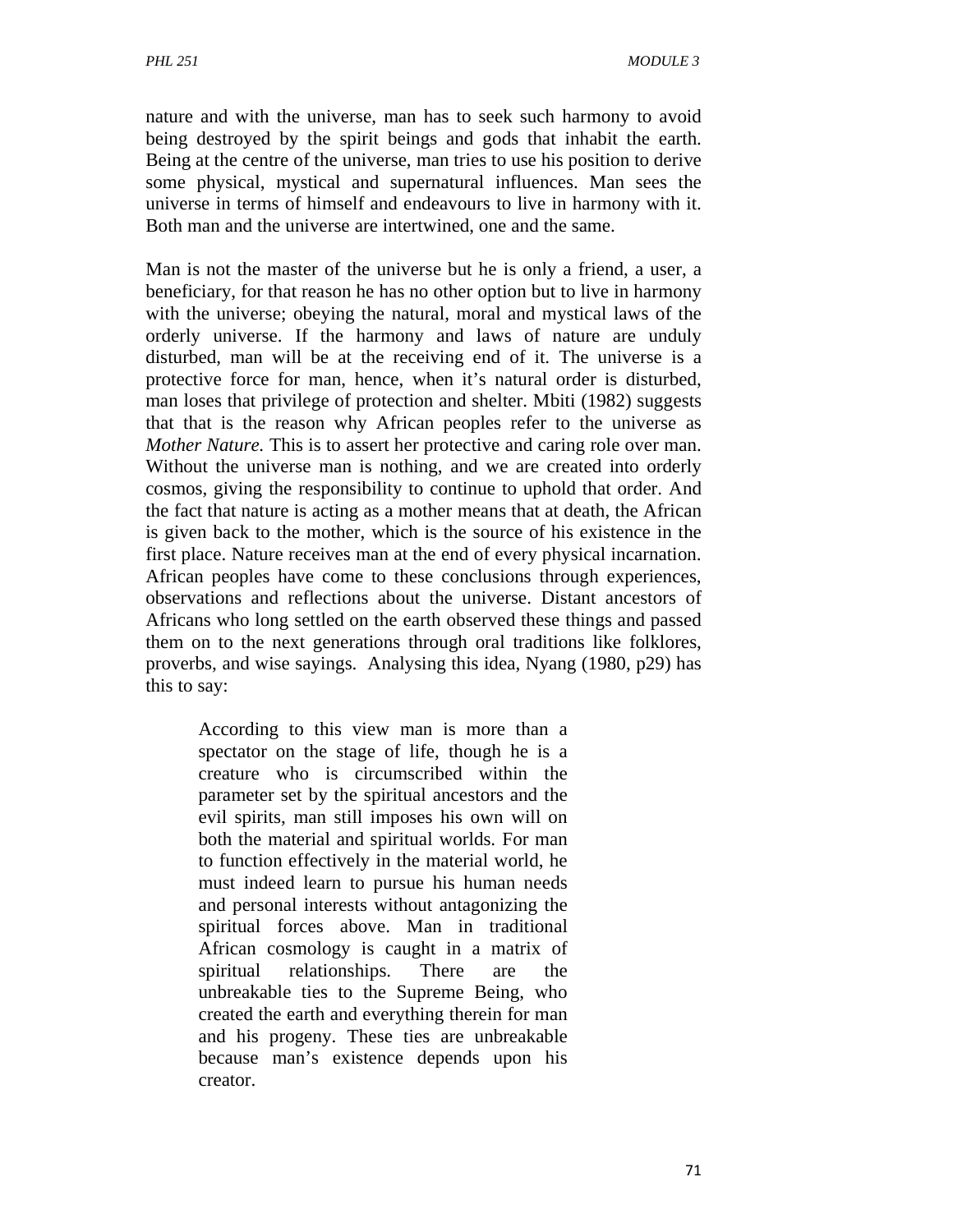nature and with the universe, man has to seek such harmony to avoid being destroyed by the spirit beings and gods that inhabit the earth. Being at the centre of the universe, man tries to use his position to derive some physical, mystical and supernatural influences. Man sees the universe in terms of himself and endeavours to live in harmony with it. Both man and the universe are intertwined, one and the same.

Man is not the master of the universe but he is only a friend, a user, a beneficiary, for that reason he has no other option but to live in harmony with the universe; obeying the natural, moral and mystical laws of the orderly universe. If the harmony and laws of nature are unduly disturbed, man will be at the receiving end of it. The universe is a protective force for man, hence, when it's natural order is disturbed, man loses that privilege of protection and shelter. Mbiti (1982) suggests that that is the reason why African peoples refer to the universe as *Mother Nature.* This is to assert her protective and caring role over man. Without the universe man is nothing, and we are created into orderly cosmos, giving the responsibility to continue to uphold that order. And the fact that nature is acting as a mother means that at death, the African is given back to the mother, which is the source of his existence in the first place. Nature receives man at the end of every physical incarnation. African peoples have come to these conclusions through experiences, observations and reflections about the universe. Distant ancestors of Africans who long settled on the earth observed these things and passed them on to the next generations through oral traditions like folklores, proverbs, and wise sayings. Analysing this idea, Nyang (1980, p29) has this to say:

> According to this view man is more than a spectator on the stage of life, though he is a creature who is circumscribed within the parameter set by the spiritual ancestors and the evil spirits, man still imposes his own will on both the material and spiritual worlds. For man to function effectively in the material world, he must indeed learn to pursue his human needs and personal interests without antagonizing the spiritual forces above. Man in traditional African cosmology is caught in a matrix of spiritual relationships. There are the unbreakable ties to the Supreme Being, who created the earth and everything therein for man and his progeny. These ties are unbreakable because man's existence depends upon his creator.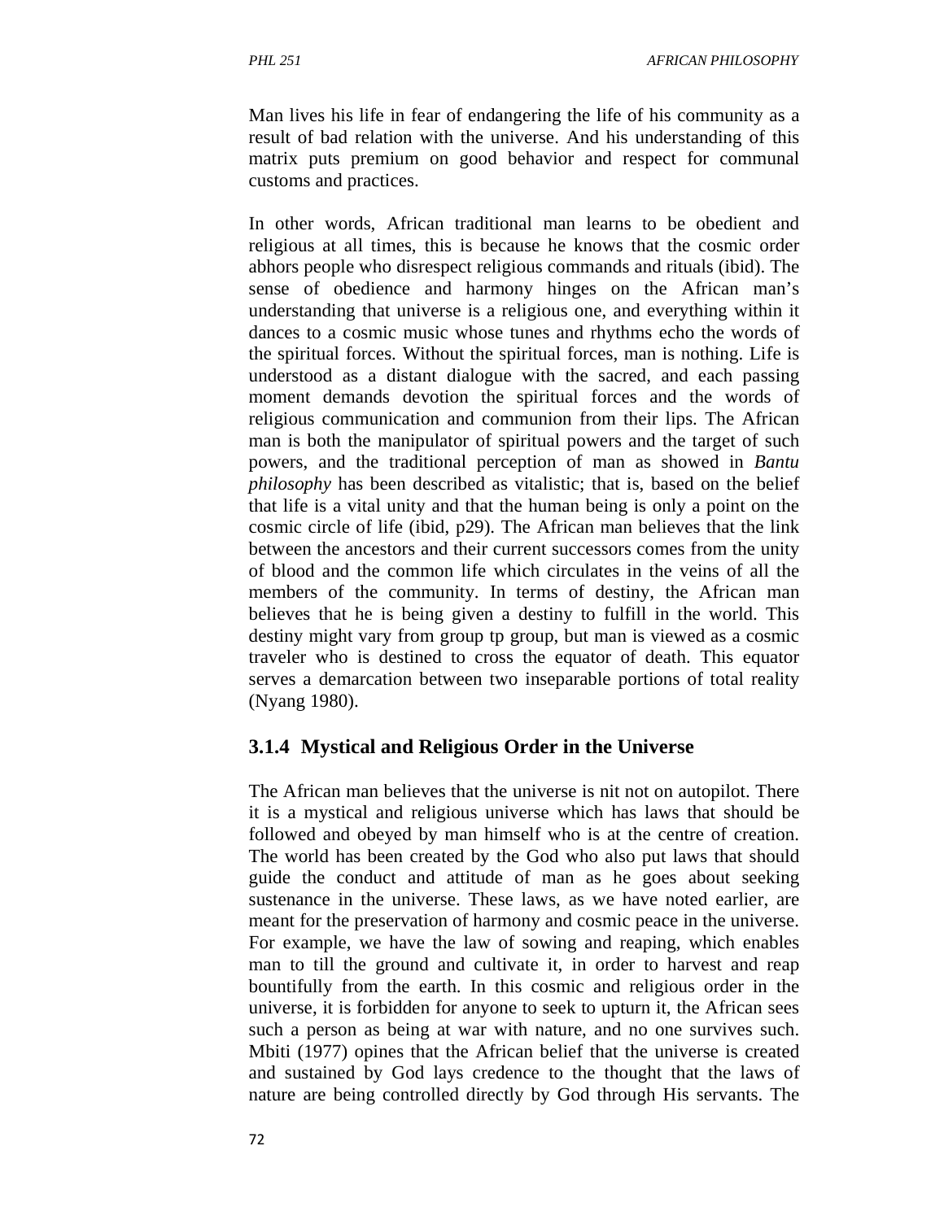Man lives his life in fear of endangering the life of his community as a result of bad relation with the universe. And his understanding of this matrix puts premium on good behavior and respect for communal customs and practices.

In other words, African traditional man learns to be obedient and religious at all times, this is because he knows that the cosmic order abhors people who disrespect religious commands and rituals (ibid). The sense of obedience and harmony hinges on the African man's understanding that universe is a religious one, and everything within it dances to a cosmic music whose tunes and rhythms echo the words of the spiritual forces. Without the spiritual forces, man is nothing. Life is understood as a distant dialogue with the sacred, and each passing moment demands devotion the spiritual forces and the words of religious communication and communion from their lips. The African man is both the manipulator of spiritual powers and the target of such powers, and the traditional perception of man as showed in *Bantu philosophy* has been described as vitalistic; that is, based on the belief that life is a vital unity and that the human being is only a point on the cosmic circle of life (ibid, p29). The African man believes that the link between the ancestors and their current successors comes from the unity of blood and the common life which circulates in the veins of all the members of the community. In terms of destiny, the African man believes that he is being given a destiny to fulfill in the world. This destiny might vary from group tp group, but man is viewed as a cosmic traveler who is destined to cross the equator of death. This equator serves a demarcation between two inseparable portions of total reality (Nyang 1980).

### 3.1.4 Mystical and Religious Order in the Universe

The African man believes that the universe is nit not on autopilot. There it is a mystical and religious universe which has laws that should be followed and obeyed by man himself who is at the centre of creation. The world has been created by the God who also put laws that should guide the conduct and attitude of man as he goes about seeking sustenance in the universe. These laws, as we have noted earlier, are meant for the preservation of harmony and cosmic peace in the universe. For example, we have the law of sowing and reaping, which enables man to till the ground and cultivate it, in order to harvest and reap bountifully from the earth. In this cosmic and religious order in the universe, it is forbidden for anyone to seek to upturn it, the African sees such a person as being at war with nature, and no one survives such. Mbiti (1977) opines that the African belief that the universe is created and sustained by God lays credence to the thought that the laws of nature are being controlled directly by God through His servants. The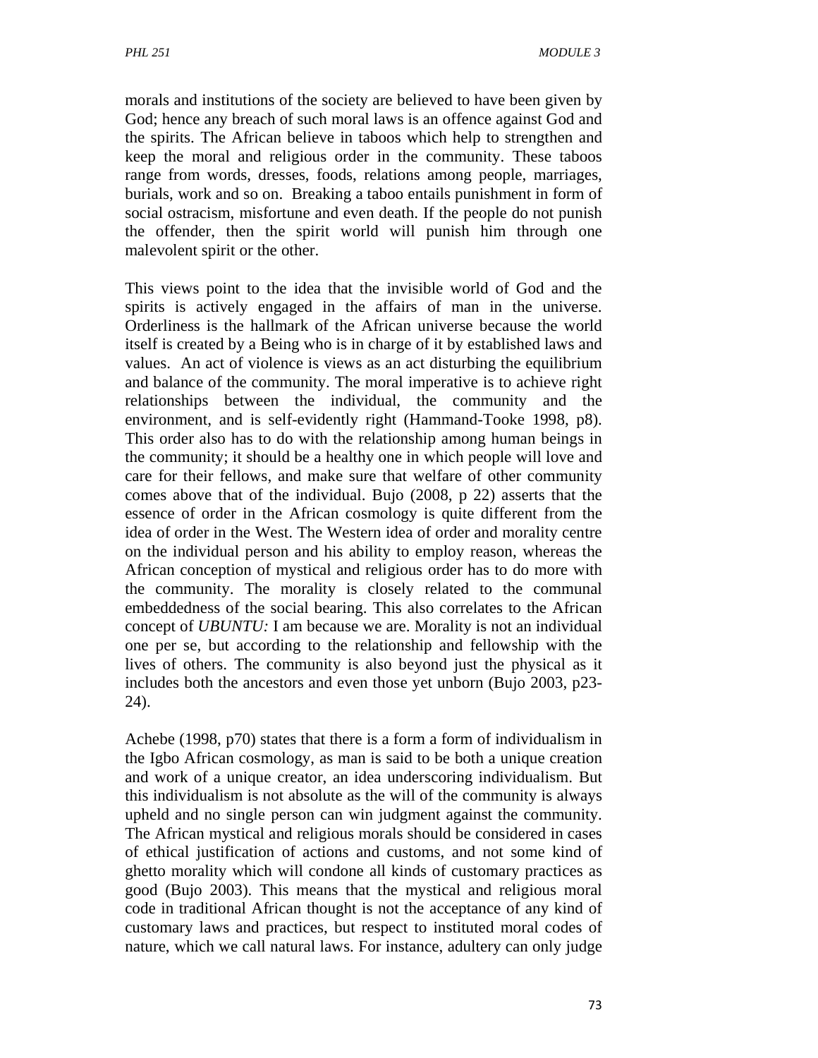morals and institutions of the society are believed to have been given by God; hence any breach of such moral laws is an offence against God and the spirits. The African believe in taboos which help to strengthen and keep the moral and religious order in the community. These taboos range from words, dresses, foods, relations among people, marriages, burials, work and so on. Breaking a taboo entails punishment in form of social ostracism, misfortune and even death. If the people do not punish the offender, then the spirit world will punish him through one malevolent spirit or the other.

This views point to the idea that the invisible world of God and the spirits is actively engaged in the affairs of man in the universe. Orderliness is the hallmark of the African universe because the world itself is created by a Being who is in charge of it by established laws and values. An act of violence is views as an act disturbing the equilibrium and balance of the community. The moral imperative is to achieve right relationships between the individual, the community and the environment, and is self-evidently right (Hammand-Tooke 1998, p8). This order also has to do with the relationship among human beings in the community; it should be a healthy one in which people will love and care for their fellows, and make sure that welfare of other community comes above that of the individual. Bujo (2008, p 22) asserts that the essence of order in the African cosmology is quite different from the idea of order in the West. The Western idea of order and morality centre on the individual person and his ability to employ reason, whereas the African conception of mystical and religious order has to do more with the community. The morality is closely related to the communal embeddedness of the social bearing. This also correlates to the African concept of *UBUNTU:* I am because we are. Morality is not an individual one per se, but according to the relationship and fellowship with the lives of others. The community is also beyond just the physical as it includes both the ancestors and even those yet unborn (Bujo 2003, p23-24).

Achebe (1998, p70) states that there is a form a form of individualism in the Igbo African cosmology, as man is said to be both a unique creation and work of a unique creator, an idea underscoring individualism. But this individualism is not absolute as the will of the community is always upheld and no single person can win judgment against the community. The African mystical and religious morals should be considered in cases of ethical justification of actions and customs, and not some kind of ghetto morality which will condone all kinds of customary practices as good (Bujo 2003). This means that the mystical and religious moral code in traditional African thought is not the acceptance of any kind of customary laws and practices, but respect to instituted moral codes of nature, which we call natural laws. For instance, adultery can only judge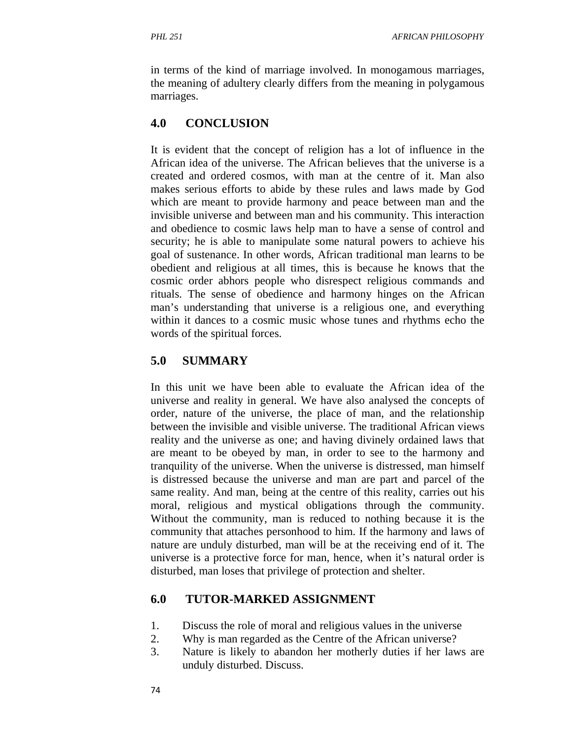in terms of the kind of marriage involved. In monogamous marriages, the meaning of adultery clearly differs from the meaning in polygamous marriages.

## 4.0 CONCLUSION

It is evident that the concept of religion has a lot of influence in the African idea of the universe. The African believes that the universe is a created and ordered cosmos, with man at the centre of it. Man also makes serious efforts to abide by these rules and laws made by God which are meant to provide harmony and peace between man and the invisible universe and between man and his community. This interaction and obedience to cosmic laws help man to have a sense of control and security; he is able to manipulate some natural powers to achieve his goal of sustenance. In other words, African traditional man learns to be obedient and religious at all times, this is because he knows that the cosmic order abhors people who disrespect religious commands and rituals. The sense of obedience and harmony hinges on the African man's understanding that universe is a religious one, and everything within it dances to a cosmic music whose tunes and rhythms echo the words of the spiritual forces.

## 5.0 SUMMARY

In this unit we have been able to evaluate the African idea of the universe and reality in general. We have also analysed the concepts of order, nature of the universe, the place of man, and the relationship between the invisible and visible universe. The traditional African views reality and the universe as one; and having divinely ordained laws that are meant to be obeyed by man, in order to see to the harmony and tranquility of the universe. When the universe is distressed, man himself is distressed because the universe and man are part and parcel of the same reality. And man, being at the centre of this reality, carries out his moral, religious and mystical obligations through the community. Without the community, man is reduced to nothing because it is the community that attaches personhood to him. If the harmony and laws of nature are unduly disturbed, man will be at the receiving end of it. The universe is a protective force for man, hence, when it's natural order is disturbed, man loses that privilege of protection and shelter.

## 6.0 TUTOR-MARKED ASSIGNMENT

1. Discuss the role of moral and religious values in the universe
2. Why is man regarded as the Centre of the African universe?
3. Nature is likely to abandon her motherly duties if her laws are unduly disturbed. Discuss.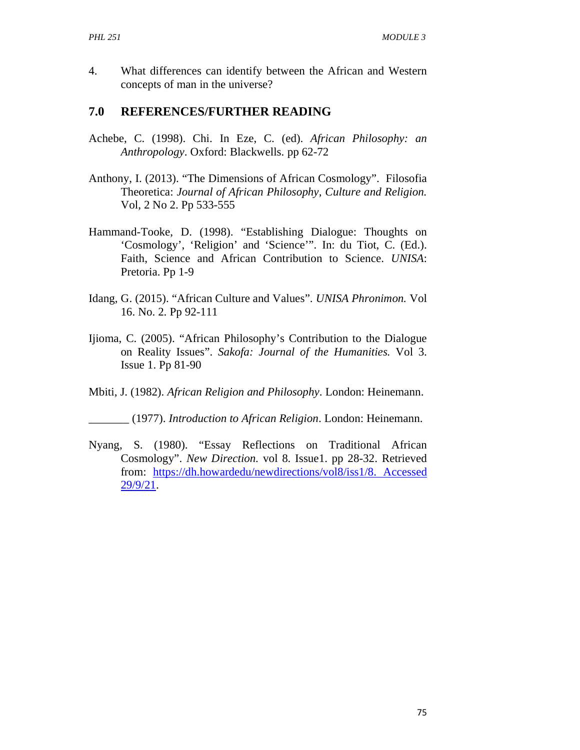4. What differences can identify between the African and Western concepts of man in the universe?

## 7.0 REFERENCES/FURTHER READING

Achebe, C. (1998). Chi. In Eze, C. (ed). *African Philosophy: an Anthropology*. Oxford: Blackwells. pp 62-72

Anthony, I. (2013). "The Dimensions of African Cosmology". Filosofia Theoretica: *Journal of African Philosophy, Culture and Religion.* Vol, 2 No 2. Pp 533-555

Hammand-Tooke, D. (1998). "Establishing Dialogue: Thoughts on 'Cosmology', 'Religion' and 'Science'". In: du Tiot, C. (Ed.). Faith, Science and African Contribution to Science. *UNISA*: Pretoria. Pp 1-9

Idang, G. (2015). "African Culture and Values". *UNISA Phronimon.* Vol 16. No. 2. Pp 92-111

Ijioma, C. (2005). "African Philosophy's Contribution to the Dialogue on Reality Issues". *Sakofa: Journal of the Humanities.* Vol 3. Issue 1. Pp 81-90

Mbiti, J. (1982). *African Religion and Philosophy*. London: Heinemann.

_______ (1977). *Introduction to African Religion*. London: Heinemann.

Nyang, S. (1980). "Essay Reflections on Traditional African Cosmology". *New Direction.* vol 8. Issue1. pp 28-32. Retrieved from: https://dh.howardedu/newdirections/vol8/iss1/8. Accessed 29/9/21.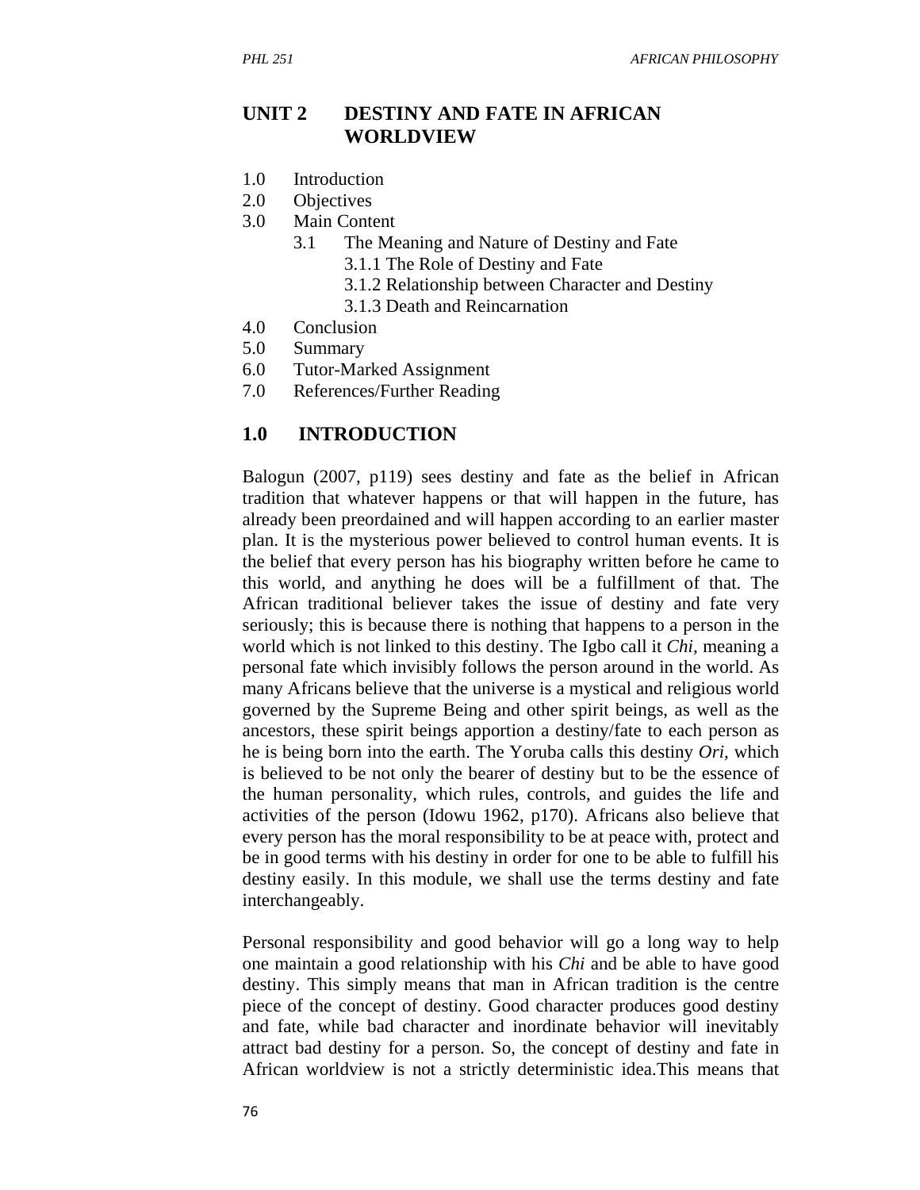# UNIT 2 DESTINY AND FATE IN AFRICAN WORLDVIEW

1.0 Introduction
2.0 Objectives
3.0 Main Content
  3.1 The Meaning and Nature of Destiny and Fate
    3.1.1 The Role of Destiny and Fate
    3.1.2 Relationship between Character and Destiny
    3.1.3 Death and Reincarnation
4.0 Conclusion
5.0 Summary
6.0 Tutor-Marked Assignment
7.0 References/Further Reading

## 1.0 INTRODUCTION

Balogun (2007, p119) sees destiny and fate as the belief in African tradition that whatever happens or that will happen in the future, has already been preordained and will happen according to an earlier master plan. It is the mysterious power believed to control human events. It is the belief that every person has his biography written before he came to this world, and anything he does will be a fulfillment of that. The African traditional believer takes the issue of destiny and fate very seriously; this is because there is nothing that happens to a person in the world which is not linked to this destiny. The Igbo call it *Chi*, meaning a personal fate which invisibly follows the person around in the world. As many Africans believe that the universe is a mystical and religious world governed by the Supreme Being and other spirit beings, as well as the ancestors, these spirit beings apportion a destiny/fate to each person as he is being born into the earth. The Yoruba calls this destiny *Ori*, which is believed to be not only the bearer of destiny but to be the essence of the human personality, which rules, controls, and guides the life and activities of the person (Idowu 1962, p170). Africans also believe that every person has the moral responsibility to be at peace with, protect and be in good terms with his destiny in order for one to be able to fulfill his destiny easily. In this module, we shall use the terms destiny and fate interchangeably.

Personal responsibility and good behavior will go a long way to help one maintain a good relationship with his *Chi* and be able to have good destiny. This simply means that man in African tradition is the centre piece of the concept of destiny. Good character produces good destiny and fate, while bad character and inordinate behavior will inevitably attract bad destiny for a person. So, the concept of destiny and fate in African worldview is not a strictly deterministic idea.This means that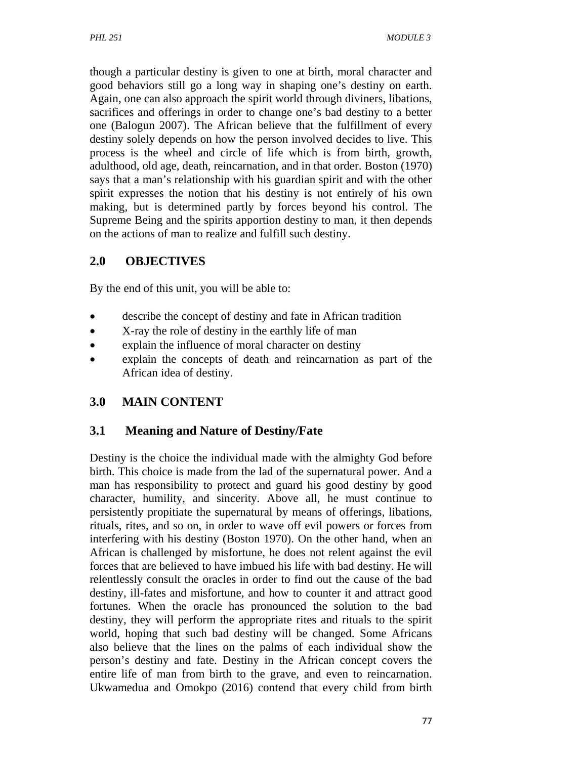though a particular destiny is given to one at birth, moral character and good behaviors still go a long way in shaping one's destiny on earth. Again, one can also approach the spirit world through diviners, libations, sacrifices and offerings in order to change one's bad destiny to a better one (Balogun 2007). The African believe that the fulfillment of every destiny solely depends on how the person involved decides to live. This process is the wheel and circle of life which is from birth, growth, adulthood, old age, death, reincarnation, and in that order. Boston (1970) says that a man's relationship with his guardian spirit and with the other spirit expresses the notion that his destiny is not entirely of his own making, but is determined partly by forces beyond his control. The Supreme Being and the spirits apportion destiny to man, it then depends on the actions of man to realize and fulfill such destiny.

## 2.0 OBJECTIVES

By the end of this unit, you will be able to:

- describe the concept of destiny and fate in African tradition
- X-ray the role of destiny in the earthly life of man
- explain the influence of moral character on destiny
- explain the concepts of death and reincarnation as part of the African idea of destiny.

## 3.0 MAIN CONTENT

### 3.1 Meaning and Nature of Destiny/Fate

Destiny is the choice the individual made with the almighty God before birth. This choice is made from the lad of the supernatural power. And a man has responsibility to protect and guard his good destiny by good character, humility, and sincerity. Above all, he must continue to persistently propitiate the supernatural by means of offerings, libations, rituals, rites, and so on, in order to wave off evil powers or forces from interfering with his destiny (Boston 1970). On the other hand, when an African is challenged by misfortune, he does not relent against the evil forces that are believed to have imbued his life with bad destiny. He will relentlessly consult the oracles in order to find out the cause of the bad destiny, ill-fates and misfortune, and how to counter it and attract good fortunes. When the oracle has pronounced the solution to the bad destiny, they will perform the appropriate rites and rituals to the spirit world, hoping that such bad destiny will be changed. Some Africans also believe that the lines on the palms of each individual show the person's destiny and fate. Destiny in the African concept covers the entire life of man from birth to the grave, and even to reincarnation. Ukwamedua and Omokpo (2016) contend that every child from birth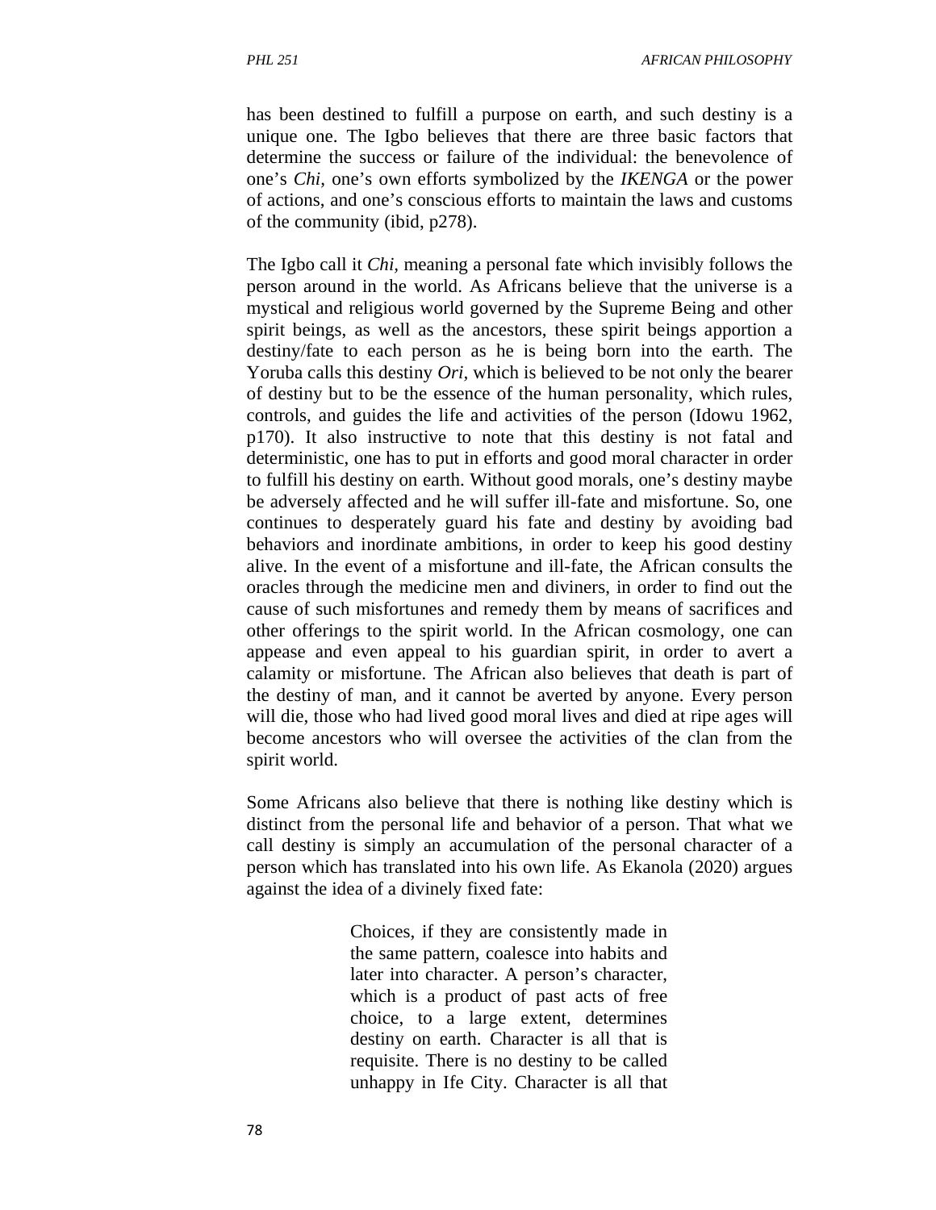has been destined to fulfill a purpose on earth, and such destiny is a unique one. The Igbo believes that there are three basic factors that determine the success or failure of the individual: the benevolence of one's *Chi*, one's own efforts symbolized by the *IKENGA* or the power of actions, and one's conscious efforts to maintain the laws and customs of the community (ibid, p278).

The Igbo call it *Chi*, meaning a personal fate which invisibly follows the person around in the world. As Africans believe that the universe is a mystical and religious world governed by the Supreme Being and other spirit beings, as well as the ancestors, these spirit beings apportion a destiny/fate to each person as he is being born into the earth. The Yoruba calls this destiny *Ori*, which is believed to be not only the bearer of destiny but to be the essence of the human personality, which rules, controls, and guides the life and activities of the person (Idowu 1962, p170). It also instructive to note that this destiny is not fatal and deterministic, one has to put in efforts and good moral character in order to fulfill his destiny on earth. Without good morals, one's destiny maybe be adversely affected and he will suffer ill-fate and misfortune. So, one continues to desperately guard his fate and destiny by avoiding bad behaviors and inordinate ambitions, in order to keep his good destiny alive. In the event of a misfortune and ill-fate, the African consults the oracles through the medicine men and diviners, in order to find out the cause of such misfortunes and remedy them by means of sacrifices and other offerings to the spirit world. In the African cosmology, one can appease and even appeal to his guardian spirit, in order to avert a calamity or misfortune. The African also believes that death is part of the destiny of man, and it cannot be averted by anyone. Every person will die, those who had lived good moral lives and died at ripe ages will become ancestors who will oversee the activities of the clan from the spirit world.

Some Africans also believe that there is nothing like destiny which is distinct from the personal life and behavior of a person. That what we call destiny is simply an accumulation of the personal character of a person which has translated into his own life. As Ekanola (2020) argues against the idea of a divinely fixed fate:

> Choices, if they are consistently made in the same pattern, coalesce into habits and later into character. A person's character, which is a product of past acts of free choice, to a large extent, determines destiny on earth. Character is all that is requisite. There is no destiny to be called unhappy in Ife City. Character is all that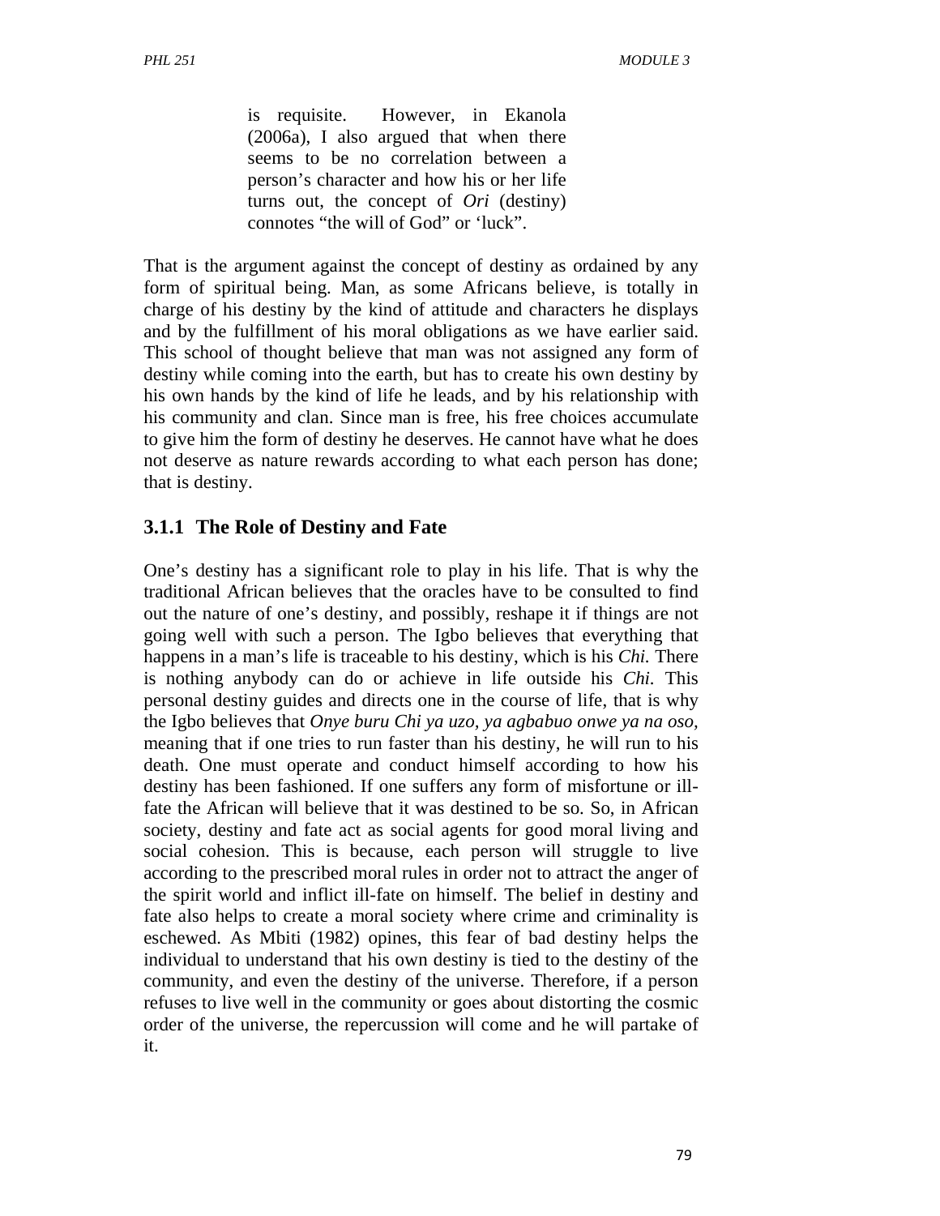> is requisite. However, in Ekanola (2006a), I also argued that when there seems to be no correlation between a person's character and how his or her life turns out, the concept of *Ori* (destiny) connotes "the will of God" or 'luck".

That is the argument against the concept of destiny as ordained by any form of spiritual being. Man, as some Africans believe, is totally in charge of his destiny by the kind of attitude and characters he displays and by the fulfillment of his moral obligations as we have earlier said. This school of thought believe that man was not assigned any form of destiny while coming into the earth, but has to create his own destiny by his own hands by the kind of life he leads, and by his relationship with his community and clan. Since man is free, his free choices accumulate to give him the form of destiny he deserves. He cannot have what he does not deserve as nature rewards according to what each person has done; that is destiny.

### 3.1.1 The Role of Destiny and Fate

One's destiny has a significant role to play in his life. That is why the traditional African believes that the oracles have to be consulted to find out the nature of one's destiny, and possibly, reshape it if things are not going well with such a person. The Igbo believes that everything that happens in a man's life is traceable to his destiny, which is his *Chi.* There is nothing anybody can do or achieve in life outside his *Chi.* This personal destiny guides and directs one in the course of life, that is why the Igbo believes that *Onye buru Chi ya uzo, ya agbabuo onwe ya na oso*, meaning that if one tries to run faster than his destiny, he will run to his death. One must operate and conduct himself according to how his destiny has been fashioned. If one suffers any form of misfortune or ill-fate the African will believe that it was destined to be so. So, in African society, destiny and fate act as social agents for good moral living and social cohesion. This is because, each person will struggle to live according to the prescribed moral rules in order not to attract the anger of the spirit world and inflict ill-fate on himself. The belief in destiny and fate also helps to create a moral society where crime and criminality is eschewed. As Mbiti (1982) opines, this fear of bad destiny helps the individual to understand that his own destiny is tied to the destiny of the community, and even the destiny of the universe. Therefore, if a person refuses to live well in the community or goes about distorting the cosmic order of the universe, the repercussion will come and he will partake of it.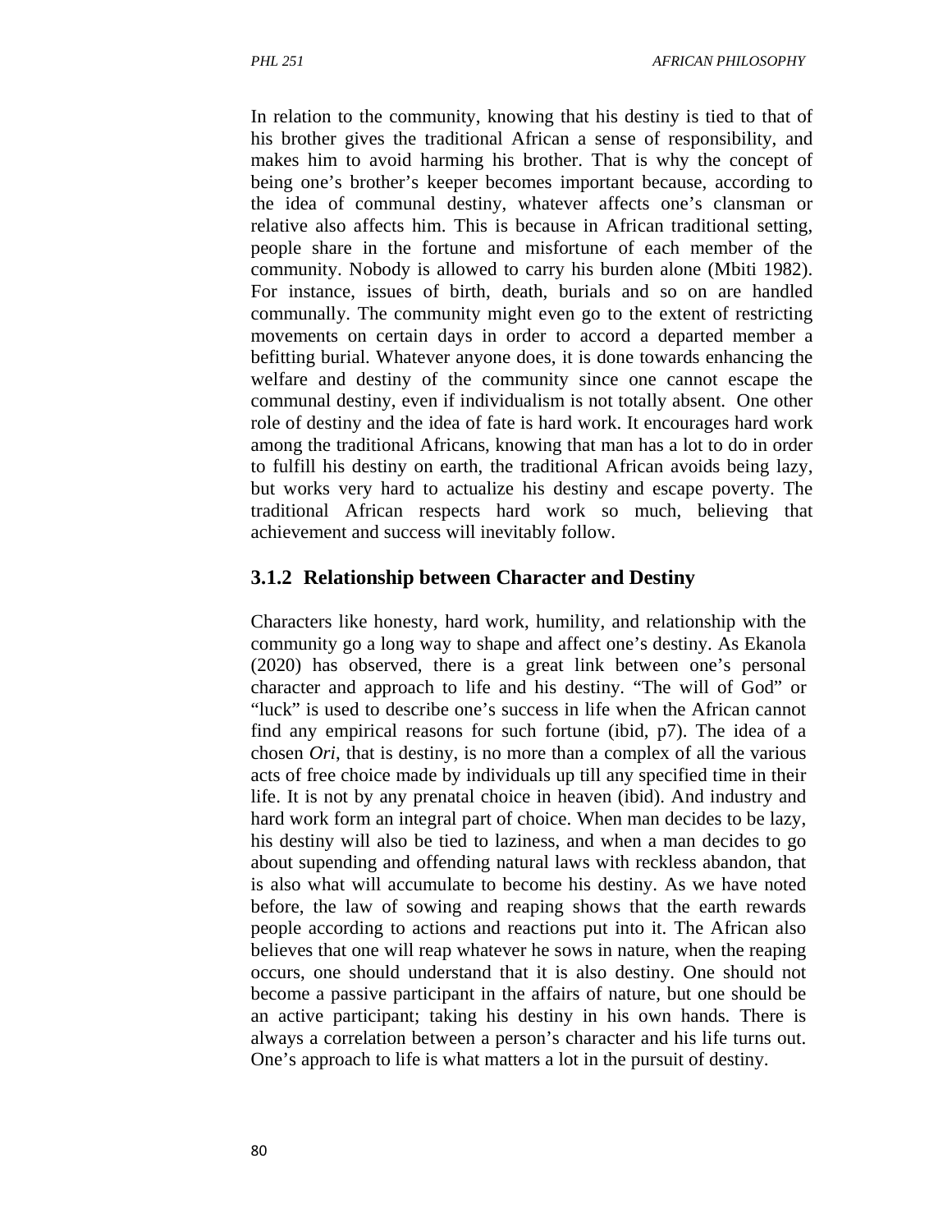In relation to the community, knowing that his destiny is tied to that of his brother gives the traditional African a sense of responsibility, and makes him to avoid harming his brother. That is why the concept of being one's brother's keeper becomes important because, according to the idea of communal destiny, whatever affects one's clansman or relative also affects him. This is because in African traditional setting, people share in the fortune and misfortune of each member of the community. Nobody is allowed to carry his burden alone (Mbiti 1982). For instance, issues of birth, death, burials and so on are handled communally. The community might even go to the extent of restricting movements on certain days in order to accord a departed member a befitting burial. Whatever anyone does, it is done towards enhancing the welfare and destiny of the community since one cannot escape the communal destiny, even if individualism is not totally absent. One other role of destiny and the idea of fate is hard work. It encourages hard work among the traditional Africans, knowing that man has a lot to do in order to fulfill his destiny on earth, the traditional African avoids being lazy, but works very hard to actualize his destiny and escape poverty. The traditional African respects hard work so much, believing that achievement and success will inevitably follow.

### 3.1.2 Relationship between Character and Destiny

Characters like honesty, hard work, humility, and relationship with the community go a long way to shape and affect one's destiny. As Ekanola (2020) has observed, there is a great link between one's personal character and approach to life and his destiny. "The will of God" or "luck" is used to describe one's success in life when the African cannot find any empirical reasons for such fortune (ibid, p7). The idea of a chosen *Ori*, that is destiny, is no more than a complex of all the various acts of free choice made by individuals up till any specified time in their life. It is not by any prenatal choice in heaven (ibid). And industry and hard work form an integral part of choice. When man decides to be lazy, his destiny will also be tied to laziness, and when a man decides to go about supending and offending natural laws with reckless abandon, that is also what will accumulate to become his destiny. As we have noted before, the law of sowing and reaping shows that the earth rewards people according to actions and reactions put into it. The African also believes that one will reap whatever he sows in nature, when the reaping occurs, one should understand that it is also destiny. One should not become a passive participant in the affairs of nature, but one should be an active participant; taking his destiny in his own hands. There is always a correlation between a person's character and his life turns out. One's approach to life is what matters a lot in the pursuit of destiny.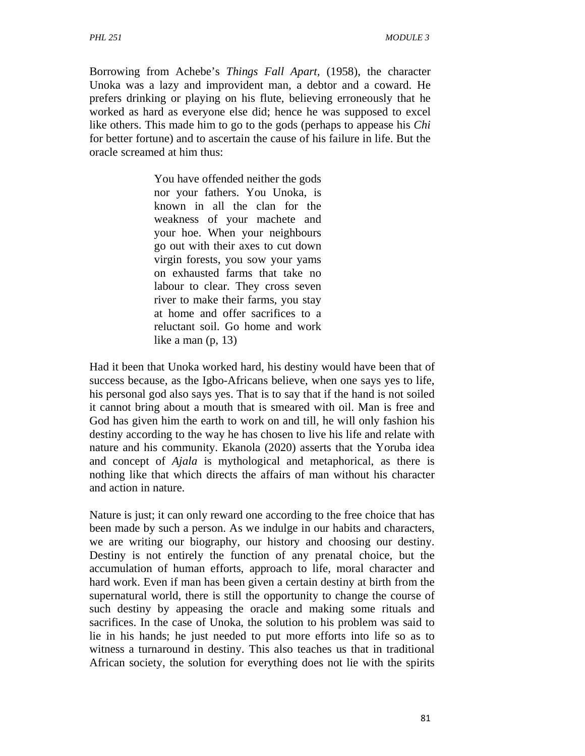Borrowing from Achebe's *Things Fall Apart,* (1958), the character Unoka was a lazy and improvident man, a debtor and a coward. He prefers drinking or playing on his flute, believing erroneously that he worked as hard as everyone else did; hence he was supposed to excel like others. This made him to go to the gods (perhaps to appease his *Chi* for better fortune) and to ascertain the cause of his failure in life. But the oracle screamed at him thus:

> You have offended neither the gods nor your fathers. You Unoka, is known in all the clan for the weakness of your machete and your hoe. When your neighbours go out with their axes to cut down virgin forests, you sow your yams on exhausted farms that take no labour to clear. They cross seven river to make their farms, you stay at home and offer sacrifices to a reluctant soil. Go home and work like a man (p, 13)

Had it been that Unoka worked hard, his destiny would have been that of success because, as the Igbo-Africans believe, when one says yes to life, his personal god also says yes. That is to say that if the hand is not soiled it cannot bring about a mouth that is smeared with oil. Man is free and God has given him the earth to work on and till, he will only fashion his destiny according to the way he has chosen to live his life and relate with nature and his community. Ekanola (2020) asserts that the Yoruba idea and concept of *Ajala* is mythological and metaphorical, as there is nothing like that which directs the affairs of man without his character and action in nature.

Nature is just; it can only reward one according to the free choice that has been made by such a person. As we indulge in our habits and characters, we are writing our biography, our history and choosing our destiny. Destiny is not entirely the function of any prenatal choice, but the accumulation of human efforts, approach to life, moral character and hard work. Even if man has been given a certain destiny at birth from the supernatural world, there is still the opportunity to change the course of such destiny by appeasing the oracle and making some rituals and sacrifices. In the case of Unoka, the solution to his problem was said to lie in his hands; he just needed to put more efforts into life so as to witness a turnaround in destiny. This also teaches us that in traditional African society, the solution for everything does not lie with the spirits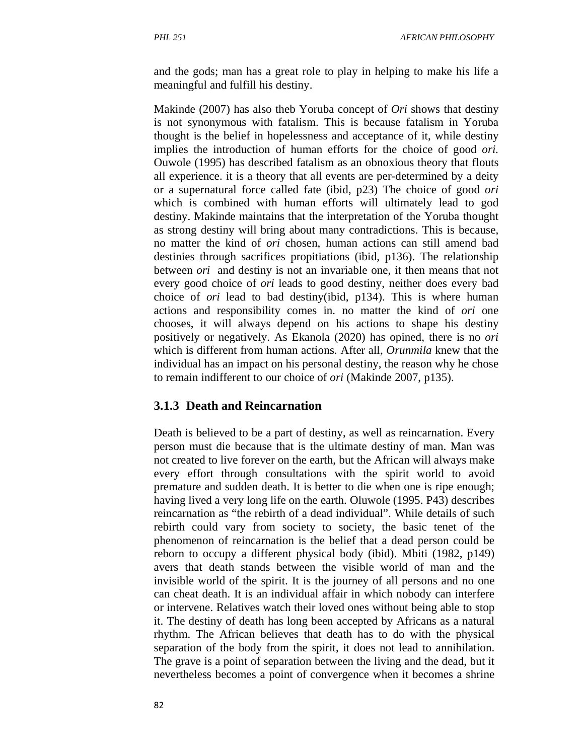and the gods; man has a great role to play in helping to make his life a meaningful and fulfill his destiny.

Makinde (2007) has also theb Yoruba concept of *Ori* shows that destiny is not synonymous with fatalism. This is because fatalism in Yoruba thought is the belief in hopelessness and acceptance of it, while destiny implies the introduction of human efforts for the choice of good *ori.* Ouwole (1995) has described fatalism as an obnoxious theory that flouts all experience. it is a theory that all events are per-determined by a deity or a supernatural force called fate (ibid, p23) The choice of good *ori* which is combined with human efforts will ultimately lead to god destiny. Makinde maintains that the interpretation of the Yoruba thought as strong destiny will bring about many contradictions. This is because, no matter the kind of *ori* chosen, human actions can still amend bad destinies through sacrifices propitiations (ibid, p136). The relationship between *ori* and destiny is not an invariable one, it then means that not every good choice of *ori* leads to good destiny, neither does every bad choice of *ori* lead to bad destiny(ibid, p134). This is where human actions and responsibility comes in. no matter the kind of *ori* one chooses, it will always depend on his actions to shape his destiny positively or negatively. As Ekanola (2020) has opined, there is no *ori* which is different from human actions. After all, *Orunmila* knew that the individual has an impact on his personal destiny, the reason why he chose to remain indifferent to our choice of *ori* (Makinde 2007, p135).

### 3.1.3 Death and Reincarnation

Death is believed to be a part of destiny, as well as reincarnation. Every person must die because that is the ultimate destiny of man. Man was not created to live forever on the earth, but the African will always make every effort through consultations with the spirit world to avoid premature and sudden death. It is better to die when one is ripe enough; having lived a very long life on the earth. Oluwole (1995. P43) describes reincarnation as "the rebirth of a dead individual". While details of such rebirth could vary from society to society, the basic tenet of the phenomenon of reincarnation is the belief that a dead person could be reborn to occupy a different physical body (ibid). Mbiti (1982, p149) avers that death stands between the visible world of man and the invisible world of the spirit. It is the journey of all persons and no one can cheat death. It is an individual affair in which nobody can interfere or intervene. Relatives watch their loved ones without being able to stop it. The destiny of death has long been accepted by Africans as a natural rhythm. The African believes that death has to do with the physical separation of the body from the spirit, it does not lead to annihilation. The grave is a point of separation between the living and the dead, but it nevertheless becomes a point of convergence when it becomes a shrine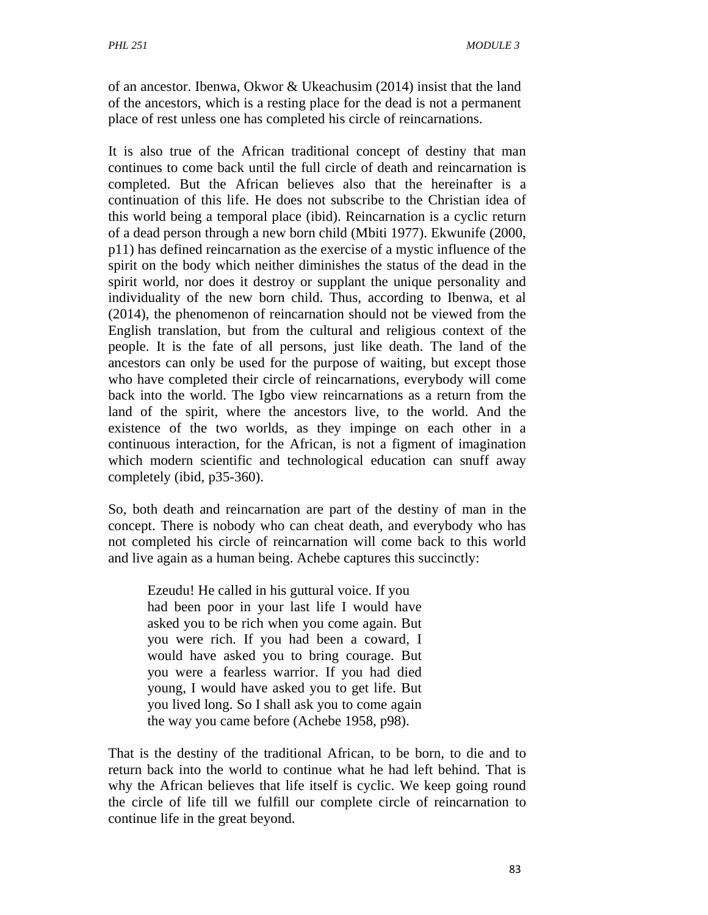of an ancestor. Ibenwa, Okwor & Ukeachusim (2014) insist that the land of the ancestors, which is a resting place for the dead is not a permanent place of rest unless one has completed his circle of reincarnations.

It is also true of the African traditional concept of destiny that man continues to come back until the full circle of death and reincarnation is completed. But the African believes also that the hereinafter is a continuation of this life. He does not subscribe to the Christian idea of this world being a temporal place (ibid). Reincarnation is a cyclic return of a dead person through a new born child (Mbiti 1977). Ekwunife (2000, p11) has defined reincarnation as the exercise of a mystic influence of the spirit on the body which neither diminishes the status of the dead in the spirit world, nor does it destroy or supplant the unique personality and individuality of the new born child. Thus, according to Ibenwa, et al (2014), the phenomenon of reincarnation should not be viewed from the English translation, but from the cultural and religious context of the people. It is the fate of all persons, just like death. The land of the ancestors can only be used for the purpose of waiting, but except those who have completed their circle of reincarnations, everybody will come back into the world. The Igbo view reincarnations as a return from the land of the spirit, where the ancestors live, to the world. And the existence of the two worlds, as they impinge on each other in a continuous interaction, for the African, is not a figment of imagination which modern scientific and technological education can snuff away completely (ibid, p35-360).

So, both death and reincarnation are part of the destiny of man in the concept. There is nobody who can cheat death, and everybody who has not completed his circle of reincarnation will come back to this world and live again as a human being. Achebe captures this succinctly:

> Ezeudu! He called in his guttural voice. If you had been poor in your last life I would have asked you to be rich when you come again. But you were rich. If you had been a coward, I would have asked you to bring courage. But you were a fearless warrior. If you had died young, I would have asked you to get life. But you lived long. So I shall ask you to come again the way you came before (Achebe 1958, p98).

That is the destiny of the traditional African, to be born, to die and to return back into the world to continue what he had left behind. That is why the African believes that life itself is cyclic. We keep going round the circle of life till we fulfill our complete circle of reincarnation to continue life in the great beyond.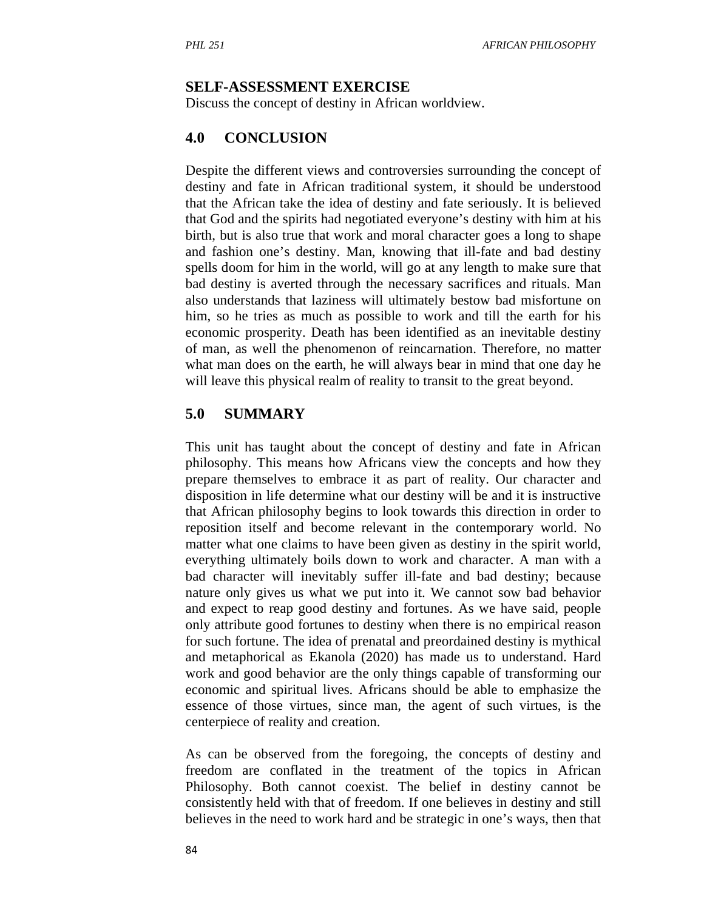**SELF-ASSESSMENT EXERCISE**
Discuss the concept of destiny in African worldview.

## 4.0 CONCLUSION

Despite the different views and controversies surrounding the concept of destiny and fate in African traditional system, it should be understood that the African take the idea of destiny and fate seriously. It is believed that God and the spirits had negotiated everyone's destiny with him at his birth, but is also true that work and moral character goes a long to shape and fashion one's destiny. Man, knowing that ill-fate and bad destiny spells doom for him in the world, will go at any length to make sure that bad destiny is averted through the necessary sacrifices and rituals. Man also understands that laziness will ultimately bestow bad misfortune on him, so he tries as much as possible to work and till the earth for his economic prosperity. Death has been identified as an inevitable destiny of man, as well the phenomenon of reincarnation. Therefore, no matter what man does on the earth, he will always bear in mind that one day he will leave this physical realm of reality to transit to the great beyond.

## 5.0 SUMMARY

This unit has taught about the concept of destiny and fate in African philosophy. This means how Africans view the concepts and how they prepare themselves to embrace it as part of reality. Our character and disposition in life determine what our destiny will be and it is instructive that African philosophy begins to look towards this direction in order to reposition itself and become relevant in the contemporary world. No matter what one claims to have been given as destiny in the spirit world, everything ultimately boils down to work and character. A man with a bad character will inevitably suffer ill-fate and bad destiny; because nature only gives us what we put into it. We cannot sow bad behavior and expect to reap good destiny and fortunes. As we have said, people only attribute good fortunes to destiny when there is no empirical reason for such fortune. The idea of prenatal and preordained destiny is mythical and metaphorical as Ekanola (2020) has made us to understand. Hard work and good behavior are the only things capable of transforming our economic and spiritual lives. Africans should be able to emphasize the essence of those virtues, since man, the agent of such virtues, is the centerpiece of reality and creation.

As can be observed from the foregoing, the concepts of destiny and freedom are conflated in the treatment of the topics in African Philosophy. Both cannot coexist. The belief in destiny cannot be consistently held with that of freedom. If one believes in destiny and still believes in the need to work hard and be strategic in one's ways, then that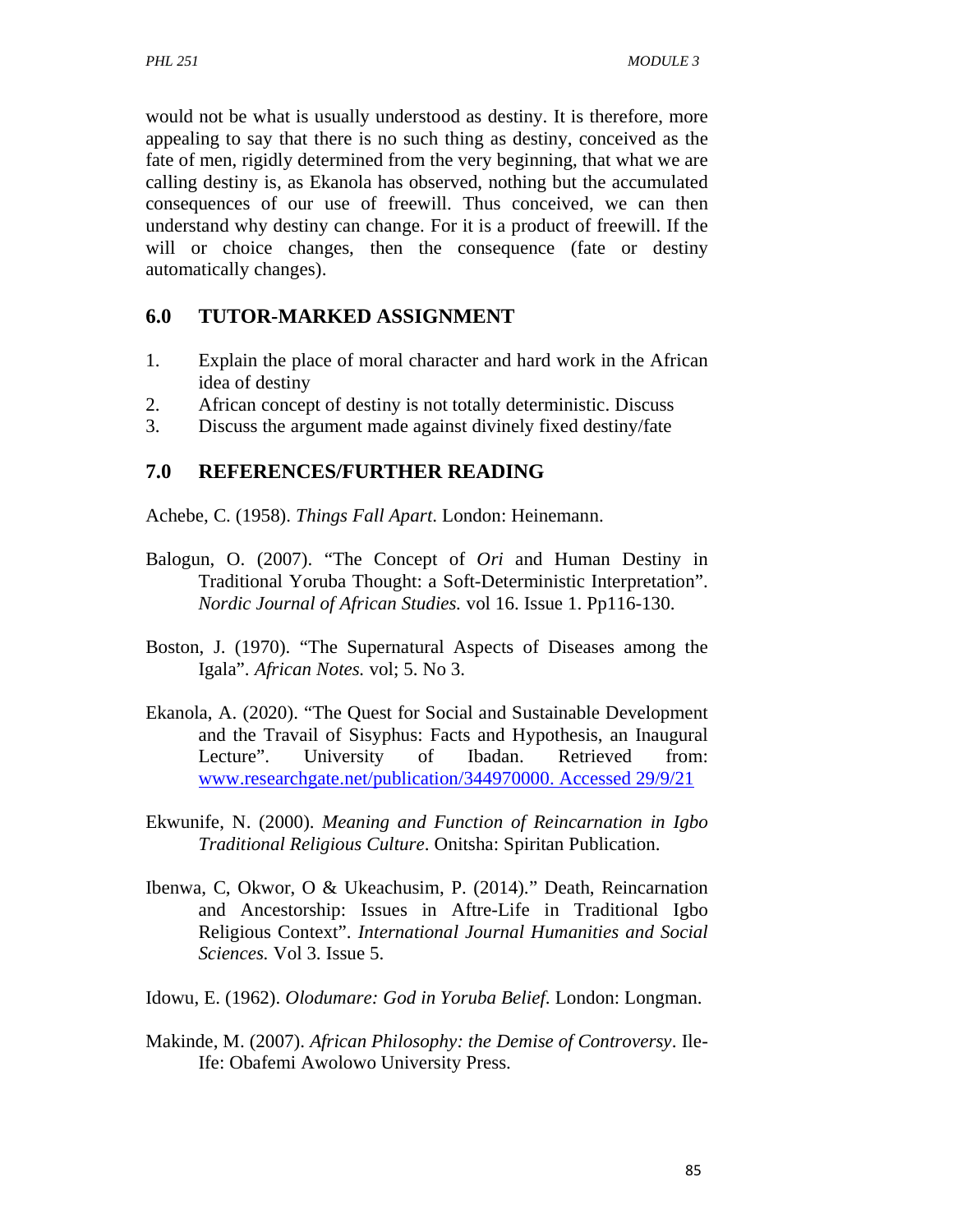would not be what is usually understood as destiny. It is therefore, more appealing to say that there is no such thing as destiny, conceived as the fate of men, rigidly determined from the very beginning, that what we are calling destiny is, as Ekanola has observed, nothing but the accumulated consequences of our use of freewill. Thus conceived, we can then understand why destiny can change. For it is a product of freewill. If the will or choice changes, then the consequence (fate or destiny automatically changes).

## 6.0 TUTOR-MARKED ASSIGNMENT

1. Explain the place of moral character and hard work in the African idea of destiny
2. African concept of destiny is not totally deterministic. Discuss
3. Discuss the argument made against divinely fixed destiny/fate

## 7.0 REFERENCES/FURTHER READING

Achebe, C. (1958). *Things Fall Apart*. London: Heinemann.

Balogun, O. (2007). "The Concept of *Ori* and Human Destiny in Traditional Yoruba Thought: a Soft-Deterministic Interpretation". *Nordic Journal of African Studies.* vol 16. Issue 1. Pp116-130.

Boston, J. (1970). "The Supernatural Aspects of Diseases among the Igala". *African Notes.* vol; 5. No 3.

Ekanola, A. (2020). "The Quest for Social and Sustainable Development and the Travail of Sisyphus: Facts and Hypothesis, an Inaugural Lecture". University of Ibadan. Retrieved from: www.researchgate.net/publication/344970000. Accessed 29/9/21

Ekwunife, N. (2000). *Meaning and Function of Reincarnation in Igbo Traditional Religious Culture*. Onitsha: Spiritan Publication.

Ibenwa, C, Okwor, O & Ukeachusim, P. (2014)." Death, Reincarnation and Ancestorship: Issues in Aftre-Life in Traditional Igbo Religious Context". *International Journal Humanities and Social Sciences.* Vol 3. Issue 5.

Idowu, E. (1962). *Olodumare: God in Yoruba Belief*. London: Longman.

Makinde, M. (2007). *African Philosophy: the Demise of Controversy*. Ile-Ife: Obafemi Awolowo University Press.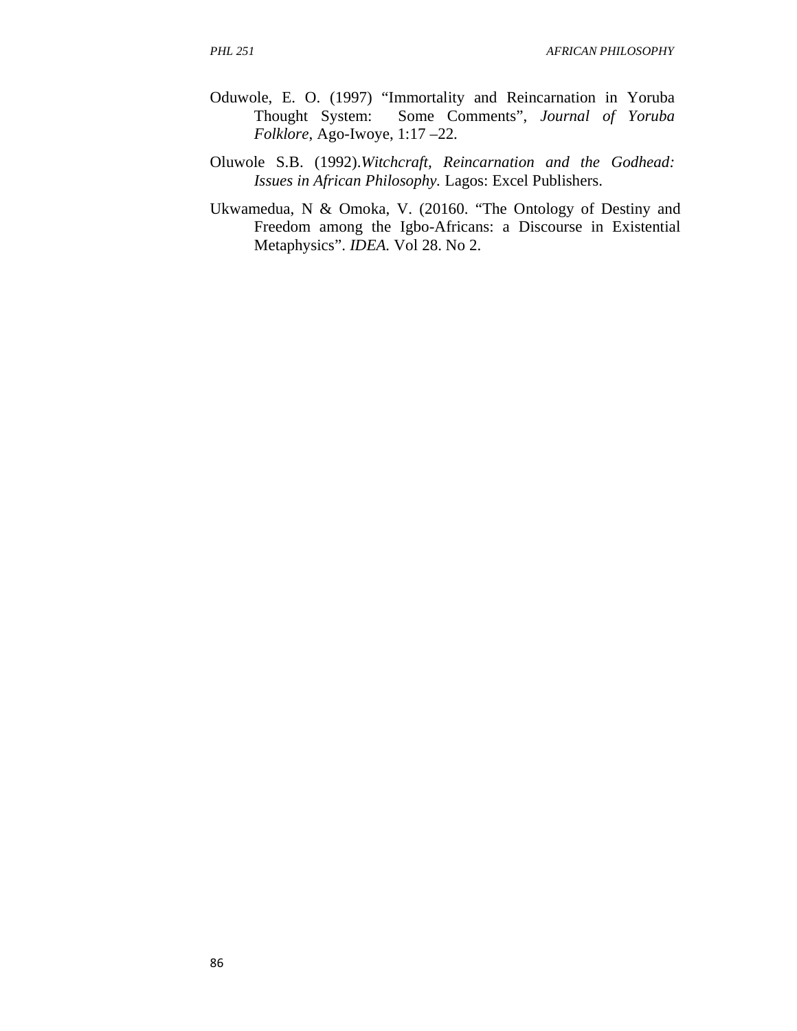Oduwole, E. O. (1997) "Immortality and Reincarnation in Yoruba Thought System: Some Comments", *Journal of Yoruba Folklore*, Ago-Iwoye, 1:17 –22.

Oluwole S.B. (1992).*Witchcraft, Reincarnation and the Godhead: Issues in African Philosophy.* Lagos: Excel Publishers.

Ukwamedua, N & Omoka, V. (20160. "The Ontology of Destiny and Freedom among the Igbo-Africans: a Discourse in Existential Metaphysics". *IDEA.* Vol 28. No 2.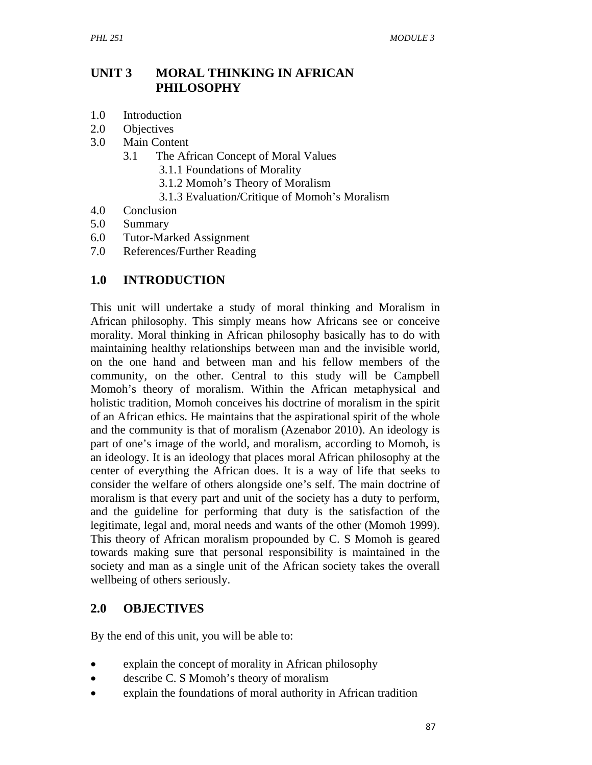# UNIT 3 MORAL THINKING IN AFRICAN PHILOSOPHY

1.0 Introduction
2.0 Objectives
3.0 Main Content
    3.1 The African Concept of Moral Values
        3.1.1 Foundations of Morality
        3.1.2 Momoh's Theory of Moralism
        3.1.3 Evaluation/Critique of Momoh's Moralism
4.0 Conclusion
5.0 Summary
6.0 Tutor-Marked Assignment
7.0 References/Further Reading

## 1.0 INTRODUCTION

This unit will undertake a study of moral thinking and Moralism in African philosophy. This simply means how Africans see or conceive morality. Moral thinking in African philosophy basically has to do with maintaining healthy relationships between man and the invisible world, on the one hand and between man and his fellow members of the community, on the other. Central to this study will be Campbell Momoh's theory of moralism. Within the African metaphysical and holistic tradition, Momoh conceives his doctrine of moralism in the spirit of an African ethics. He maintains that the aspirational spirit of the whole and the community is that of moralism (Azenabor 2010). An ideology is part of one's image of the world, and moralism, according to Momoh, is an ideology. It is an ideology that places moral African philosophy at the center of everything the African does. It is a way of life that seeks to consider the welfare of others alongside one's self. The main doctrine of moralism is that every part and unit of the society has a duty to perform, and the guideline for performing that duty is the satisfaction of the legitimate, legal and, moral needs and wants of the other (Momoh 1999). This theory of African moralism propounded by C. S Momoh is geared towards making sure that personal responsibility is maintained in the society and man as a single unit of the African society takes the overall wellbeing of others seriously.

## 2.0 OBJECTIVES

By the end of this unit, you will be able to:

- explain the concept of morality in African philosophy
- describe C. S Momoh's theory of moralism
- explain the foundations of moral authority in African tradition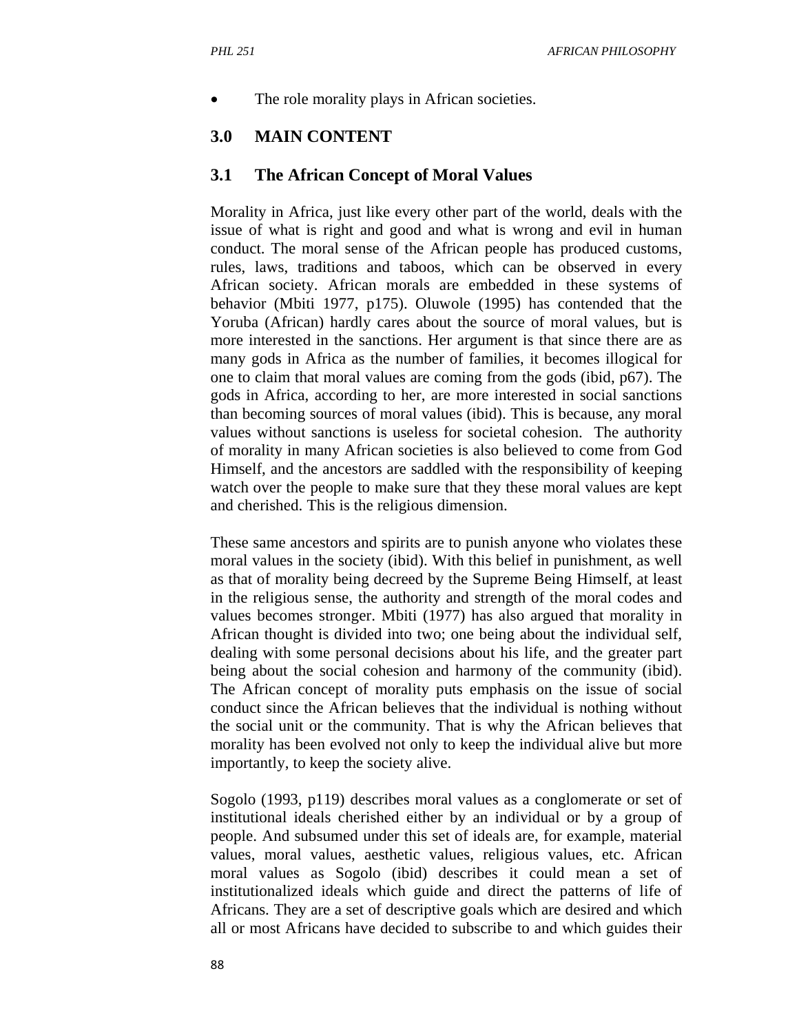- The role morality plays in African societies.

## 3.0 MAIN CONTENT

### 3.1 The African Concept of Moral Values

Morality in Africa, just like every other part of the world, deals with the issue of what is right and good and what is wrong and evil in human conduct. The moral sense of the African people has produced customs, rules, laws, traditions and taboos, which can be observed in every African society. African morals are embedded in these systems of behavior (Mbiti 1977, p175). Oluwole (1995) has contended that the Yoruba (African) hardly cares about the source of moral values, but is more interested in the sanctions. Her argument is that since there are as many gods in Africa as the number of families, it becomes illogical for one to claim that moral values are coming from the gods (ibid, p67). The gods in Africa, according to her, are more interested in social sanctions than becoming sources of moral values (ibid). This is because, any moral values without sanctions is useless for societal cohesion. The authority of morality in many African societies is also believed to come from God Himself, and the ancestors are saddled with the responsibility of keeping watch over the people to make sure that they these moral values are kept and cherished. This is the religious dimension.

These same ancestors and spirits are to punish anyone who violates these moral values in the society (ibid). With this belief in punishment, as well as that of morality being decreed by the Supreme Being Himself, at least in the religious sense, the authority and strength of the moral codes and values becomes stronger. Mbiti (1977) has also argued that morality in African thought is divided into two; one being about the individual self, dealing with some personal decisions about his life, and the greater part being about the social cohesion and harmony of the community (ibid). The African concept of morality puts emphasis on the issue of social conduct since the African believes that the individual is nothing without the social unit or the community. That is why the African believes that morality has been evolved not only to keep the individual alive but more importantly, to keep the society alive.

Sogolo (1993, p119) describes moral values as a conglomerate or set of institutional ideals cherished either by an individual or by a group of people. And subsumed under this set of ideals are, for example, material values, moral values, aesthetic values, religious values, etc. African moral values as Sogolo (ibid) describes it could mean a set of institutionalized ideals which guide and direct the patterns of life of Africans. They are a set of descriptive goals which are desired and which all or most Africans have decided to subscribe to and which guides their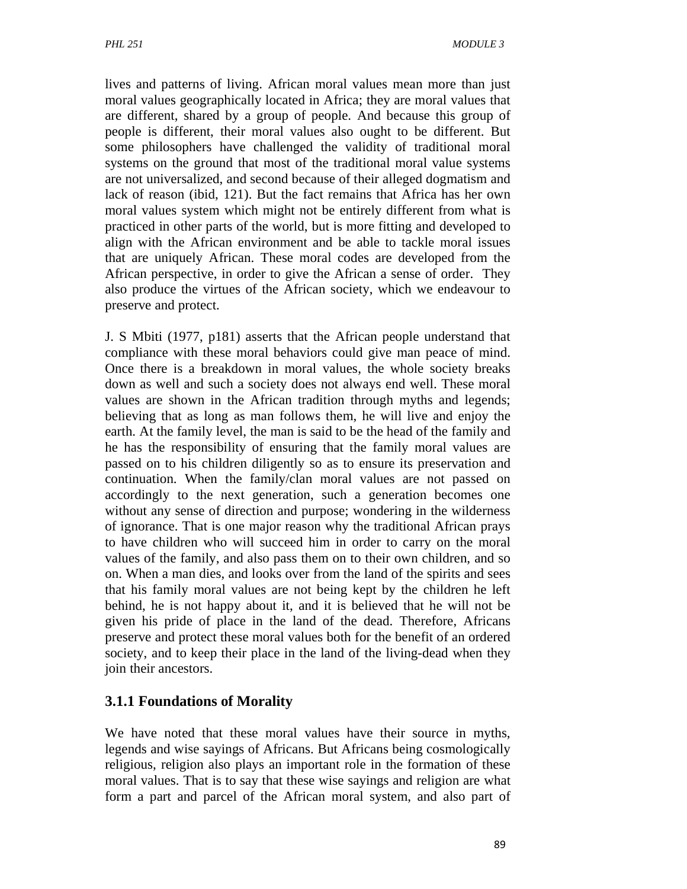lives and patterns of living. African moral values mean more than just moral values geographically located in Africa; they are moral values that are different, shared by a group of people. And because this group of people is different, their moral values also ought to be different. But some philosophers have challenged the validity of traditional moral systems on the ground that most of the traditional moral value systems are not universalized, and second because of their alleged dogmatism and lack of reason (ibid, 121). But the fact remains that Africa has her own moral values system which might not be entirely different from what is practiced in other parts of the world, but is more fitting and developed to align with the African environment and be able to tackle moral issues that are uniquely African. These moral codes are developed from the African perspective, in order to give the African a sense of order. They also produce the virtues of the African society, which we endeavour to preserve and protect.

J. S Mbiti (1977, p181) asserts that the African people understand that compliance with these moral behaviors could give man peace of mind. Once there is a breakdown in moral values, the whole society breaks down as well and such a society does not always end well. These moral values are shown in the African tradition through myths and legends; believing that as long as man follows them, he will live and enjoy the earth. At the family level, the man is said to be the head of the family and he has the responsibility of ensuring that the family moral values are passed on to his children diligently so as to ensure its preservation and continuation. When the family/clan moral values are not passed on accordingly to the next generation, such a generation becomes one without any sense of direction and purpose; wondering in the wilderness of ignorance. That is one major reason why the traditional African prays to have children who will succeed him in order to carry on the moral values of the family, and also pass them on to their own children, and so on. When a man dies, and looks over from the land of the spirits and sees that his family moral values are not being kept by the children he left behind, he is not happy about it, and it is believed that he will not be given his pride of place in the land of the dead. Therefore, Africans preserve and protect these moral values both for the benefit of an ordered society, and to keep their place in the land of the living-dead when they join their ancestors.

### 3.1.1 Foundations of Morality

We have noted that these moral values have their source in myths, legends and wise sayings of Africans. But Africans being cosmologically religious, religion also plays an important role in the formation of these moral values. That is to say that these wise sayings and religion are what form a part and parcel of the African moral system, and also part of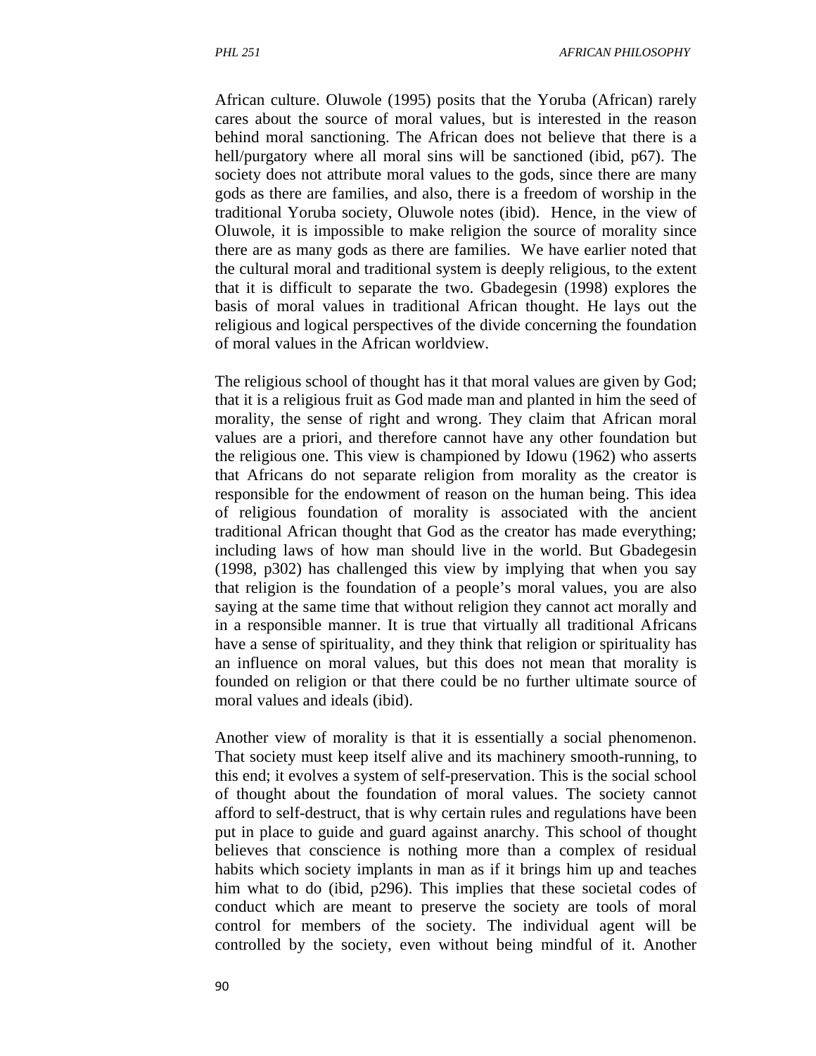African culture. Oluwole (1995) posits that the Yoruba (African) rarely cares about the source of moral values, but is interested in the reason behind moral sanctioning. The African does not believe that there is a hell/purgatory where all moral sins will be sanctioned (ibid, p67). The society does not attribute moral values to the gods, since there are many gods as there are families, and also, there is a freedom of worship in the traditional Yoruba society, Oluwole notes (ibid). Hence, in the view of Oluwole, it is impossible to make religion the source of morality since there are as many gods as there are families. We have earlier noted that the cultural moral and traditional system is deeply religious, to the extent that it is difficult to separate the two. Gbadegesin (1998) explores the basis of moral values in traditional African thought. He lays out the religious and logical perspectives of the divide concerning the foundation of moral values in the African worldview.

The religious school of thought has it that moral values are given by God; that it is a religious fruit as God made man and planted in him the seed of morality, the sense of right and wrong. They claim that African moral values are a priori, and therefore cannot have any other foundation but the religious one. This view is championed by Idowu (1962) who asserts that Africans do not separate religion from morality as the creator is responsible for the endowment of reason on the human being. This idea of religious foundation of morality is associated with the ancient traditional African thought that God as the creator has made everything; including laws of how man should live in the world. But Gbadegesin (1998, p302) has challenged this view by implying that when you say that religion is the foundation of a people's moral values, you are also saying at the same time that without religion they cannot act morally and in a responsible manner. It is true that virtually all traditional Africans have a sense of spirituality, and they think that religion or spirituality has an influence on moral values, but this does not mean that morality is founded on religion or that there could be no further ultimate source of moral values and ideals (ibid).

Another view of morality is that it is essentially a social phenomenon. That society must keep itself alive and its machinery smooth-running, to this end; it evolves a system of self-preservation. This is the social school of thought about the foundation of moral values. The society cannot afford to self-destruct, that is why certain rules and regulations have been put in place to guide and guard against anarchy. This school of thought believes that conscience is nothing more than a complex of residual habits which society implants in man as if it brings him up and teaches him what to do (ibid, p296). This implies that these societal codes of conduct which are meant to preserve the society are tools of moral control for members of the society. The individual agent will be controlled by the society, even without being mindful of it. Another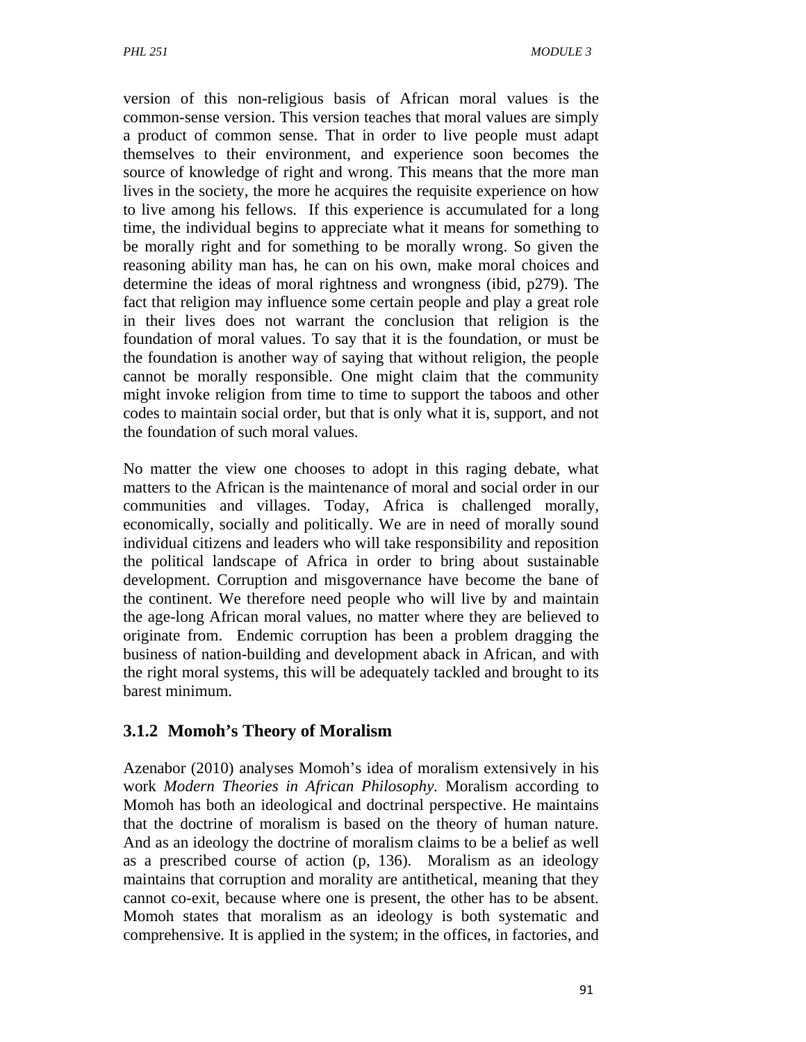version of this non-religious basis of African moral values is the common-sense version. This version teaches that moral values are simply a product of common sense. That in order to live people must adapt themselves to their environment, and experience soon becomes the source of knowledge of right and wrong. This means that the more man lives in the society, the more he acquires the requisite experience on how to live among his fellows. If this experience is accumulated for a long time, the individual begins to appreciate what it means for something to be morally right and for something to be morally wrong. So given the reasoning ability man has, he can on his own, make moral choices and determine the ideas of moral rightness and wrongness (ibid, p279). The fact that religion may influence some certain people and play a great role in their lives does not warrant the conclusion that religion is the foundation of moral values. To say that it is the foundation, or must be the foundation is another way of saying that without religion, the people cannot be morally responsible. One might claim that the community might invoke religion from time to time to support the taboos and other codes to maintain social order, but that is only what it is, support, and not the foundation of such moral values.

No matter the view one chooses to adopt in this raging debate, what matters to the African is the maintenance of moral and social order in our communities and villages. Today, Africa is challenged morally, economically, socially and politically. We are in need of morally sound individual citizens and leaders who will take responsibility and reposition the political landscape of Africa in order to bring about sustainable development. Corruption and misgovernance have become the bane of the continent. We therefore need people who will live by and maintain the age-long African moral values, no matter where they are believed to originate from. Endemic corruption has been a problem dragging the business of nation-building and development aback in African, and with the right moral systems, this will be adequately tackled and brought to its barest minimum.

### 3.1.2 Momoh's Theory of Moralism

Azenabor (2010) analyses Momoh's idea of moralism extensively in his work *Modern Theories in African Philosophy.* Moralism according to Momoh has both an ideological and doctrinal perspective. He maintains that the doctrine of moralism is based on the theory of human nature. And as an ideology the doctrine of moralism claims to be a belief as well as a prescribed course of action (p, 136). Moralism as an ideology maintains that corruption and morality are antithetical, meaning that they cannot co-exit, because where one is present, the other has to be absent. Momoh states that moralism as an ideology is both systematic and comprehensive. It is applied in the system; in the offices, in factories, and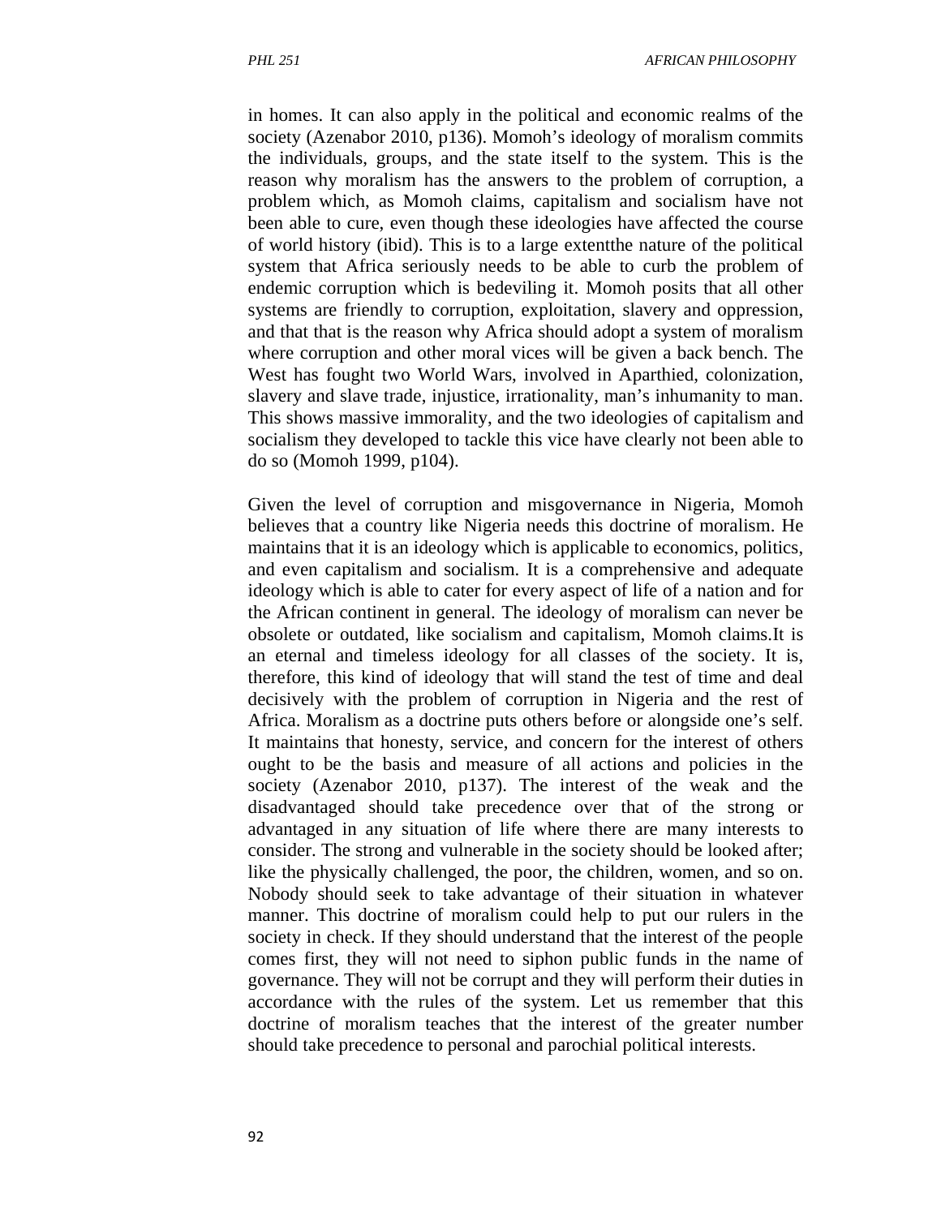in homes. It can also apply in the political and economic realms of the society (Azenabor 2010, p136). Momoh's ideology of moralism commits the individuals, groups, and the state itself to the system. This is the reason why moralism has the answers to the problem of corruption, a problem which, as Momoh claims, capitalism and socialism have not been able to cure, even though these ideologies have affected the course of world history (ibid). This is to a large extentthe nature of the political system that Africa seriously needs to be able to curb the problem of endemic corruption which is bedeviling it. Momoh posits that all other systems are friendly to corruption, exploitation, slavery and oppression, and that that is the reason why Africa should adopt a system of moralism where corruption and other moral vices will be given a back bench. The West has fought two World Wars, involved in Aparthied, colonization, slavery and slave trade, injustice, irrationality, man's inhumanity to man. This shows massive immorality, and the two ideologies of capitalism and socialism they developed to tackle this vice have clearly not been able to do so (Momoh 1999, p104).

Given the level of corruption and misgovernance in Nigeria, Momoh believes that a country like Nigeria needs this doctrine of moralism. He maintains that it is an ideology which is applicable to economics, politics, and even capitalism and socialism. It is a comprehensive and adequate ideology which is able to cater for every aspect of life of a nation and for the African continent in general. The ideology of moralism can never be obsolete or outdated, like socialism and capitalism, Momoh claims.It is an eternal and timeless ideology for all classes of the society. It is, therefore, this kind of ideology that will stand the test of time and deal decisively with the problem of corruption in Nigeria and the rest of Africa. Moralism as a doctrine puts others before or alongside one's self. It maintains that honesty, service, and concern for the interest of others ought to be the basis and measure of all actions and policies in the society (Azenabor 2010, p137). The interest of the weak and the disadvantaged should take precedence over that of the strong or advantaged in any situation of life where there are many interests to consider. The strong and vulnerable in the society should be looked after; like the physically challenged, the poor, the children, women, and so on. Nobody should seek to take advantage of their situation in whatever manner. This doctrine of moralism could help to put our rulers in the society in check. If they should understand that the interest of the people comes first, they will not need to siphon public funds in the name of governance. They will not be corrupt and they will perform their duties in accordance with the rules of the system. Let us remember that this doctrine of moralism teaches that the interest of the greater number should take precedence to personal and parochial political interests.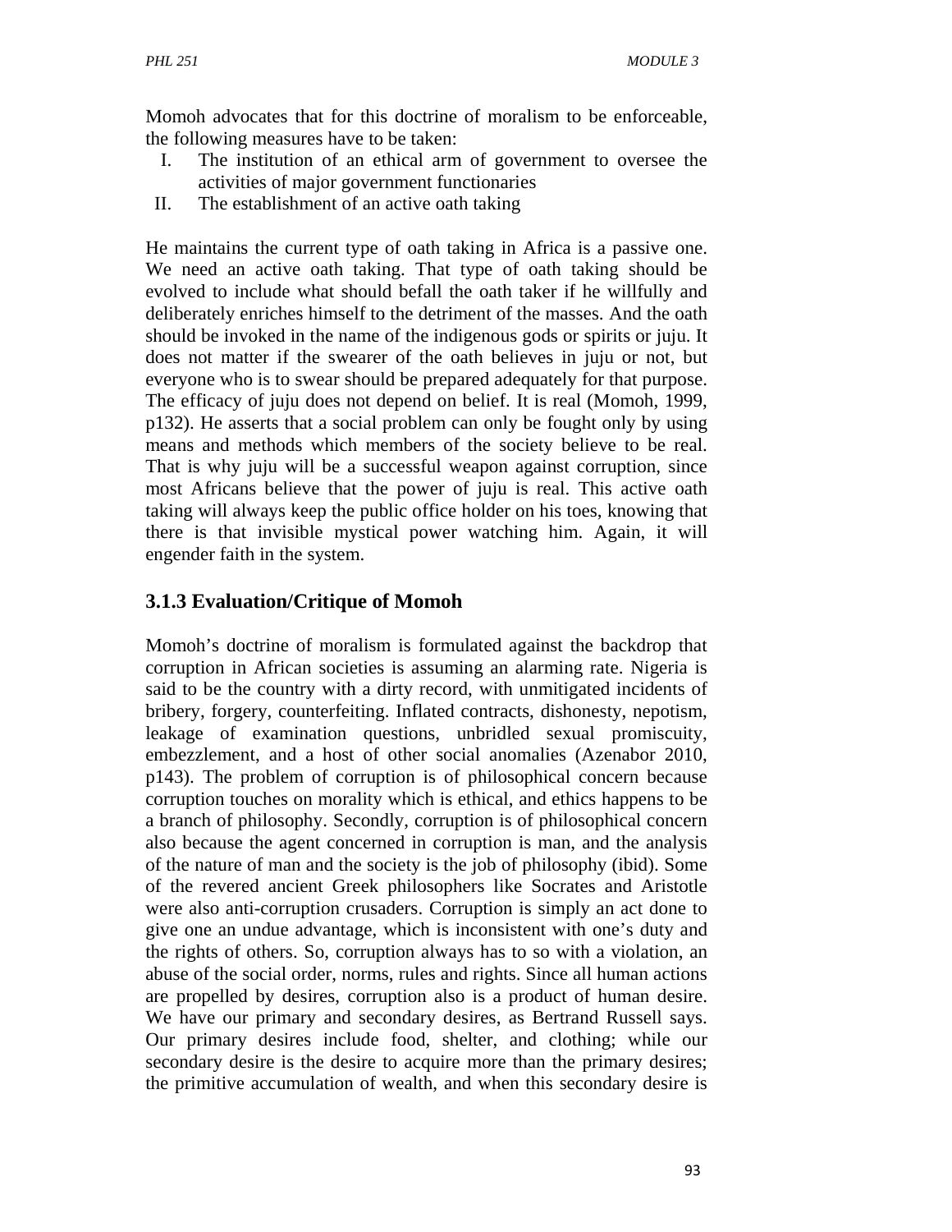Momoh advocates that for this doctrine of moralism to be enforceable, the following measures have to be taken:

I. The institution of an ethical arm of government to oversee the activities of major government functionaries
II. The establishment of an active oath taking

He maintains the current type of oath taking in Africa is a passive one. We need an active oath taking. That type of oath taking should be evolved to include what should befall the oath taker if he willfully and deliberately enriches himself to the detriment of the masses. And the oath should be invoked in the name of the indigenous gods or spirits or juju. It does not matter if the swearer of the oath believes in juju or not, but everyone who is to swear should be prepared adequately for that purpose. The efficacy of juju does not depend on belief. It is real (Momoh, 1999, p132). He asserts that a social problem can only be fought only by using means and methods which members of the society believe to be real. That is why juju will be a successful weapon against corruption, since most Africans believe that the power of juju is real. This active oath taking will always keep the public office holder on his toes, knowing that there is that invisible mystical power watching him. Again, it will engender faith in the system.

### 3.1.3 Evaluation/Critique of Momoh

Momoh's doctrine of moralism is formulated against the backdrop that corruption in African societies is assuming an alarming rate. Nigeria is said to be the country with a dirty record, with unmitigated incidents of bribery, forgery, counterfeiting. Inflated contracts, dishonesty, nepotism, leakage of examination questions, unbridled sexual promiscuity, embezzlement, and a host of other social anomalies (Azenabor 2010, p143). The problem of corruption is of philosophical concern because corruption touches on morality which is ethical, and ethics happens to be a branch of philosophy. Secondly, corruption is of philosophical concern also because the agent concerned in corruption is man, and the analysis of the nature of man and the society is the job of philosophy (ibid). Some of the revered ancient Greek philosophers like Socrates and Aristotle were also anti-corruption crusaders. Corruption is simply an act done to give one an undue advantage, which is inconsistent with one's duty and the rights of others. So, corruption always has to so with a violation, an abuse of the social order, norms, rules and rights. Since all human actions are propelled by desires, corruption also is a product of human desire. We have our primary and secondary desires, as Bertrand Russell says. Our primary desires include food, shelter, and clothing; while our secondary desire is the desire to acquire more than the primary desires; the primitive accumulation of wealth, and when this secondary desire is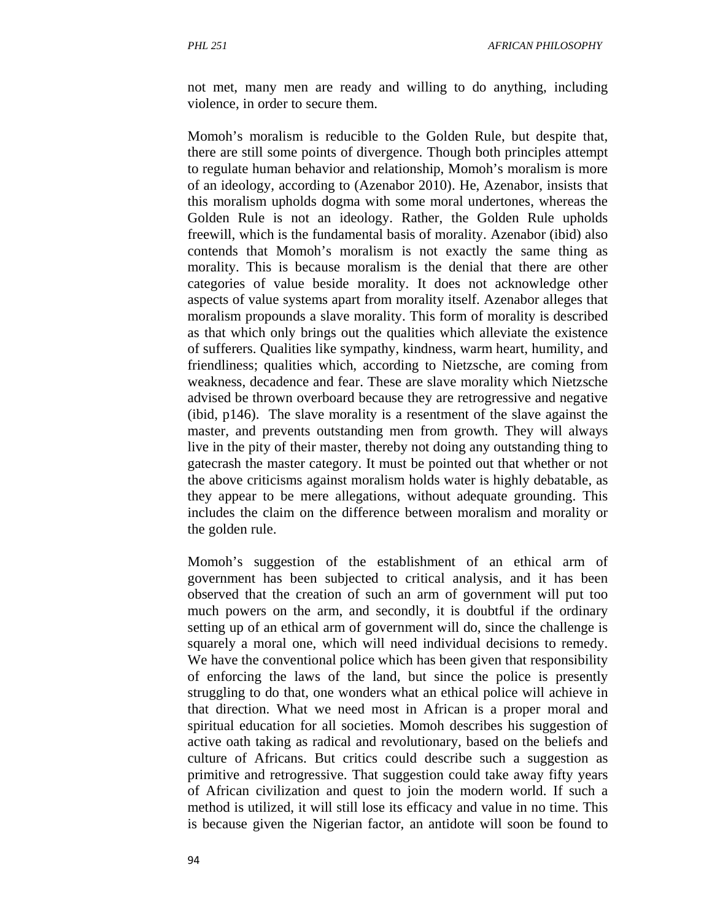not met, many men are ready and willing to do anything, including violence, in order to secure them.

Momoh's moralism is reducible to the Golden Rule, but despite that, there are still some points of divergence. Though both principles attempt to regulate human behavior and relationship, Momoh's moralism is more of an ideology, according to (Azenabor 2010). He, Azenabor, insists that this moralism upholds dogma with some moral undertones, whereas the Golden Rule is not an ideology. Rather, the Golden Rule upholds freewill, which is the fundamental basis of morality. Azenabor (ibid) also contends that Momoh's moralism is not exactly the same thing as morality. This is because moralism is the denial that there are other categories of value beside morality. It does not acknowledge other aspects of value systems apart from morality itself. Azenabor alleges that moralism propounds a slave morality. This form of morality is described as that which only brings out the qualities which alleviate the existence of sufferers. Qualities like sympathy, kindness, warm heart, humility, and friendliness; qualities which, according to Nietzsche, are coming from weakness, decadence and fear. These are slave morality which Nietzsche advised be thrown overboard because they are retrogressive and negative (ibid, p146). The slave morality is a resentment of the slave against the master, and prevents outstanding men from growth. They will always live in the pity of their master, thereby not doing any outstanding thing to gatecrash the master category. It must be pointed out that whether or not the above criticisms against moralism holds water is highly debatable, as they appear to be mere allegations, without adequate grounding. This includes the claim on the difference between moralism and morality or the golden rule.

Momoh's suggestion of the establishment of an ethical arm of government has been subjected to critical analysis, and it has been observed that the creation of such an arm of government will put too much powers on the arm, and secondly, it is doubtful if the ordinary setting up of an ethical arm of government will do, since the challenge is squarely a moral one, which will need individual decisions to remedy. We have the conventional police which has been given that responsibility of enforcing the laws of the land, but since the police is presently struggling to do that, one wonders what an ethical police will achieve in that direction. What we need most in African is a proper moral and spiritual education for all societies. Momoh describes his suggestion of active oath taking as radical and revolutionary, based on the beliefs and culture of Africans. But critics could describe such a suggestion as primitive and retrogressive. That suggestion could take away fifty years of African civilization and quest to join the modern world. If such a method is utilized, it will still lose its efficacy and value in no time. This is because given the Nigerian factor, an antidote will soon be found to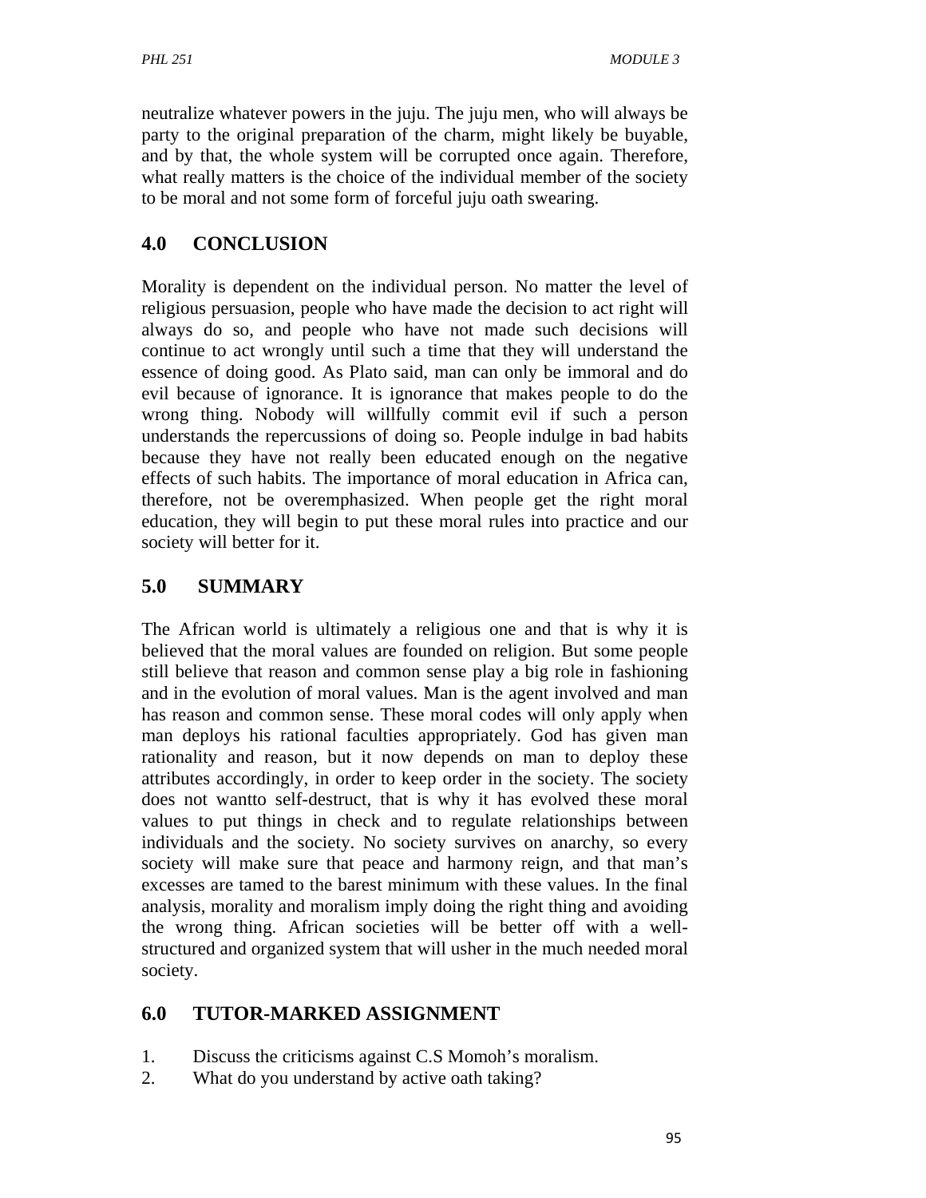neutralize whatever powers in the juju. The juju men, who will always be party to the original preparation of the charm, might likely be buyable, and by that, the whole system will be corrupted once again. Therefore, what really matters is the choice of the individual member of the society to be moral and not some form of forceful juju oath swearing.

## 4.0 CONCLUSION

Morality is dependent on the individual person. No matter the level of religious persuasion, people who have made the decision to act right will always do so, and people who have not made such decisions will continue to act wrongly until such a time that they will understand the essence of doing good. As Plato said, man can only be immoral and do evil because of ignorance. It is ignorance that makes people to do the wrong thing. Nobody will willfully commit evil if such a person understands the repercussions of doing so. People indulge in bad habits because they have not really been educated enough on the negative effects of such habits. The importance of moral education in Africa can, therefore, not be overemphasized. When people get the right moral education, they will begin to put these moral rules into practice and our society will better for it.

## 5.0 SUMMARY

The African world is ultimately a religious one and that is why it is believed that the moral values are founded on religion. But some people still believe that reason and common sense play a big role in fashioning and in the evolution of moral values. Man is the agent involved and man has reason and common sense. These moral codes will only apply when man deploys his rational faculties appropriately. God has given man rationality and reason, but it now depends on man to deploy these attributes accordingly, in order to keep order in the society. The society does not wantto self-destruct, that is why it has evolved these moral values to put things in check and to regulate relationships between individuals and the society. No society survives on anarchy, so every society will make sure that peace and harmony reign, and that man's excesses are tamed to the barest minimum with these values. In the final analysis, morality and moralism imply doing the right thing and avoiding the wrong thing. African societies will be better off with a well-structured and organized system that will usher in the much needed moral society.

## 6.0 TUTOR-MARKED ASSIGNMENT

1. Discuss the criticisms against C.S Momoh's moralism.
2. What do you understand by active oath taking?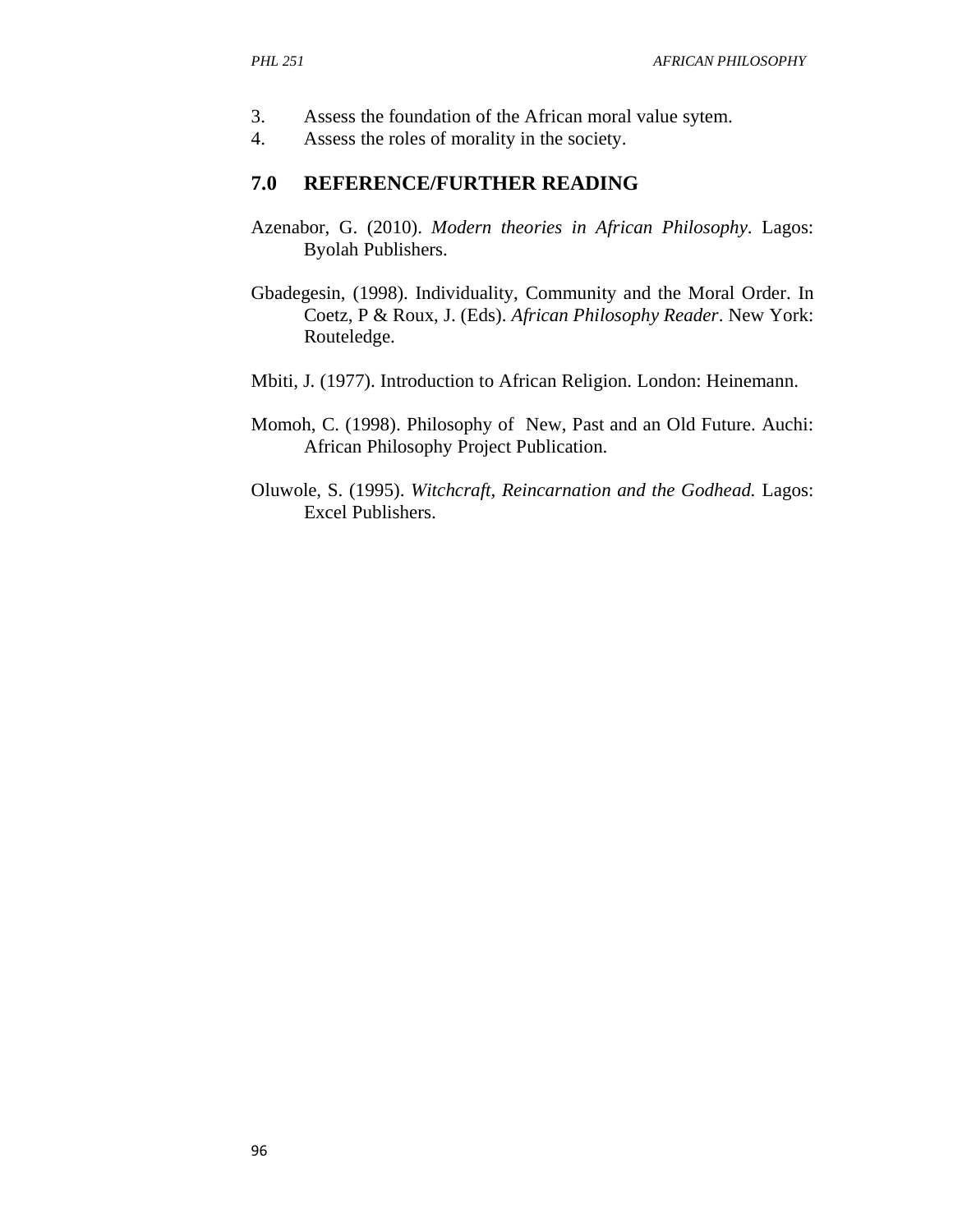3. Assess the foundation of the African moral value sytem.
4. Assess the roles of morality in the society.

## 7.0 REFERENCE/FURTHER READING

Azenabor, G. (2010). *Modern theories in African Philosophy*. Lagos: Byolah Publishers.

Gbadegesin, (1998). Individuality, Community and the Moral Order. In Coetz, P & Roux, J. (Eds). *African Philosophy Reader*. New York: Routeledge.

Mbiti, J. (1977). Introduction to African Religion. London: Heinemann.

Momoh, C. (1998). Philosophy of New, Past and an Old Future. Auchi: African Philosophy Project Publication.

Oluwole, S. (1995). *Witchcraft, Reincarnation and the Godhead.* Lagos: Excel Publishers.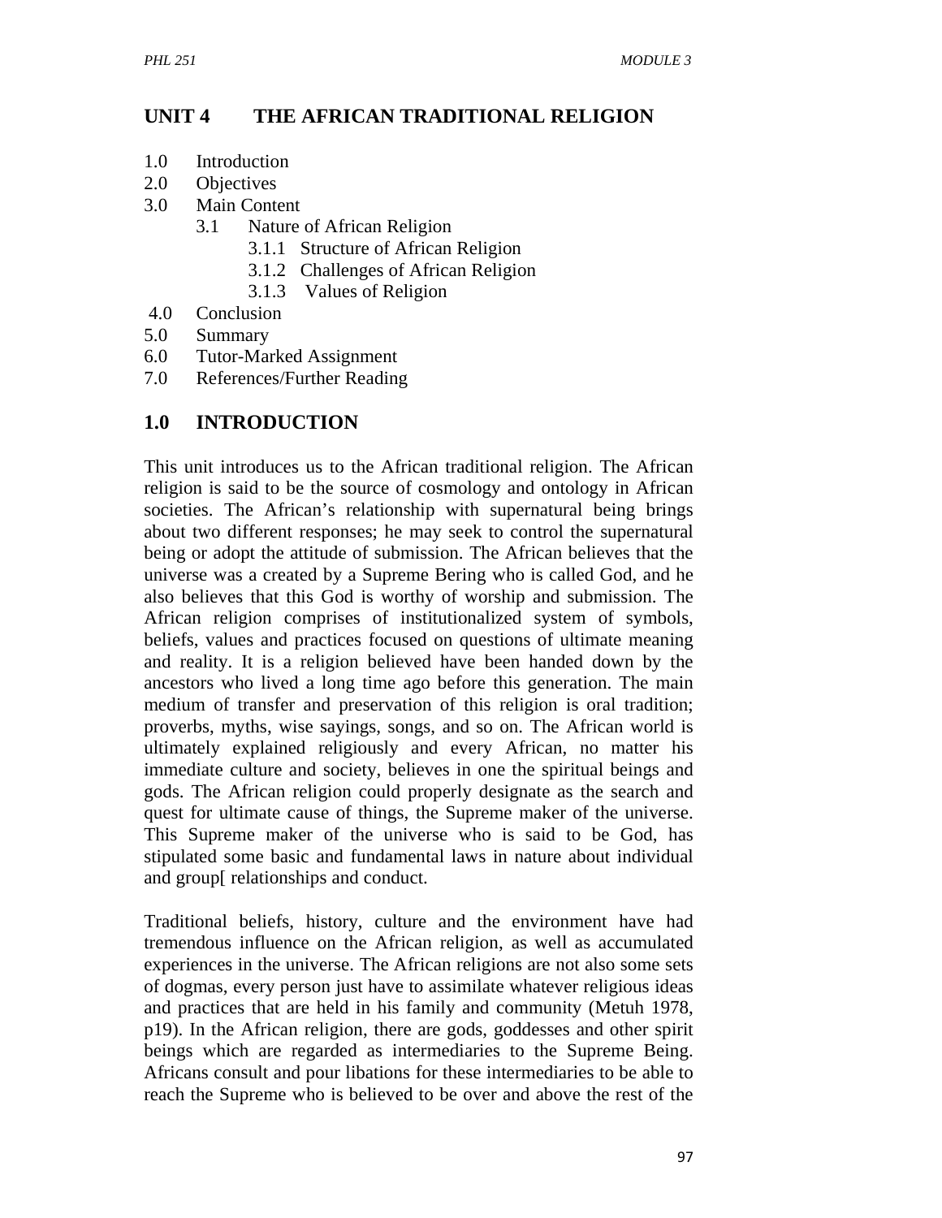# UNIT 4 THE AFRICAN TRADITIONAL RELIGION

1.0 Introduction
2.0 Objectives
3.0 Main Content
- 3.1 Nature of African Religion
  - 3.1.1 Structure of African Religion
  - 3.1.2 Challenges of African Religion
  - 3.1.3 Values of Religion

4.0 Conclusion
5.0 Summary
6.0 Tutor-Marked Assignment
7.0 References/Further Reading

## 1.0 INTRODUCTION

This unit introduces us to the African traditional religion. The African religion is said to be the source of cosmology and ontology in African societies. The African's relationship with supernatural being brings about two different responses; he may seek to control the supernatural being or adopt the attitude of submission. The African believes that the universe was a created by a Supreme Bering who is called God, and he also believes that this God is worthy of worship and submission. The African religion comprises of institutionalized system of symbols, beliefs, values and practices focused on questions of ultimate meaning and reality. It is a religion believed have been handed down by the ancestors who lived a long time ago before this generation. The main medium of transfer and preservation of this religion is oral tradition; proverbs, myths, wise sayings, songs, and so on. The African world is ultimately explained religiously and every African, no matter his immediate culture and society, believes in one the spiritual beings and gods. The African religion could properly designate as the search and quest for ultimate cause of things, the Supreme maker of the universe. This Supreme maker of the universe who is said to be God, has stipulated some basic and fundamental laws in nature about individual and group[ relationships and conduct.

Traditional beliefs, history, culture and the environment have had tremendous influence on the African religion, as well as accumulated experiences in the universe. The African religions are not also some sets of dogmas, every person just have to assimilate whatever religious ideas and practices that are held in his family and community (Metuh 1978, p19). In the African religion, there are gods, goddesses and other spirit beings which are regarded as intermediaries to the Supreme Being. Africans consult and pour libations for these intermediaries to be able to reach the Supreme who is believed to be over and above the rest of the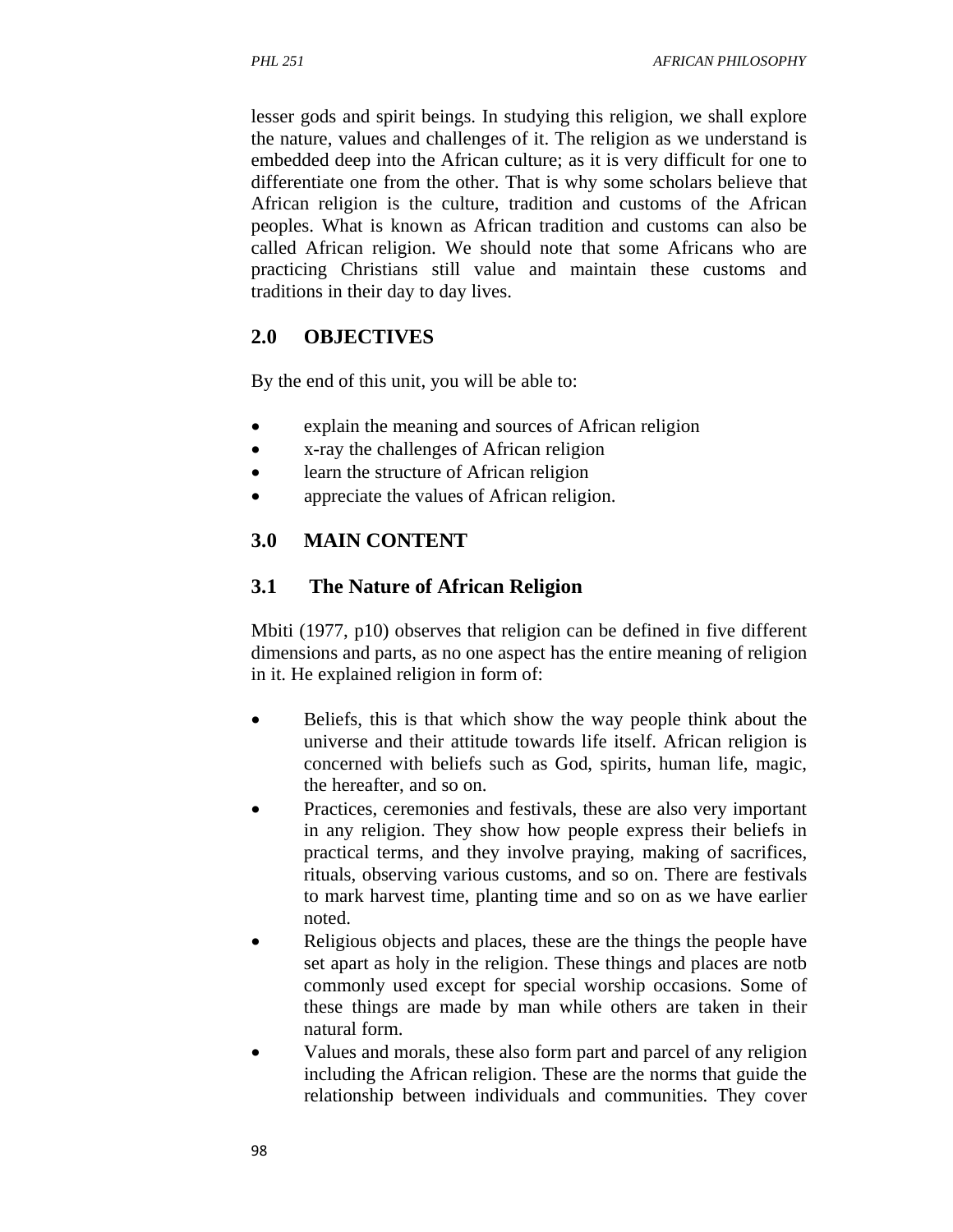lesser gods and spirit beings. In studying this religion, we shall explore the nature, values and challenges of it. The religion as we understand is embedded deep into the African culture; as it is very difficult for one to differentiate one from the other. That is why some scholars believe that African religion is the culture, tradition and customs of the African peoples. What is known as African tradition and customs can also be called African religion. We should note that some Africans who are practicing Christians still value and maintain these customs and traditions in their day to day lives.

## 2.0 OBJECTIVES

By the end of this unit, you will be able to:

- explain the meaning and sources of African religion
- x-ray the challenges of African religion
- learn the structure of African religion
- appreciate the values of African religion.

## 3.0 MAIN CONTENT

### 3.1 The Nature of African Religion

Mbiti (1977, p10) observes that religion can be defined in five different dimensions and parts, as no one aspect has the entire meaning of religion in it. He explained religion in form of:

- Beliefs, this is that which show the way people think about the universe and their attitude towards life itself. African religion is concerned with beliefs such as God, spirits, human life, magic, the hereafter, and so on.
- Practices, ceremonies and festivals, these are also very important in any religion. They show how people express their beliefs in practical terms, and they involve praying, making of sacrifices, rituals, observing various customs, and so on. There are festivals to mark harvest time, planting time and so on as we have earlier noted.
- Religious objects and places, these are the things the people have set apart as holy in the religion. These things and places are notb commonly used except for special worship occasions. Some of these things are made by man while others are taken in their natural form.
- Values and morals, these also form part and parcel of any religion including the African religion. These are the norms that guide the relationship between individuals and communities. They cover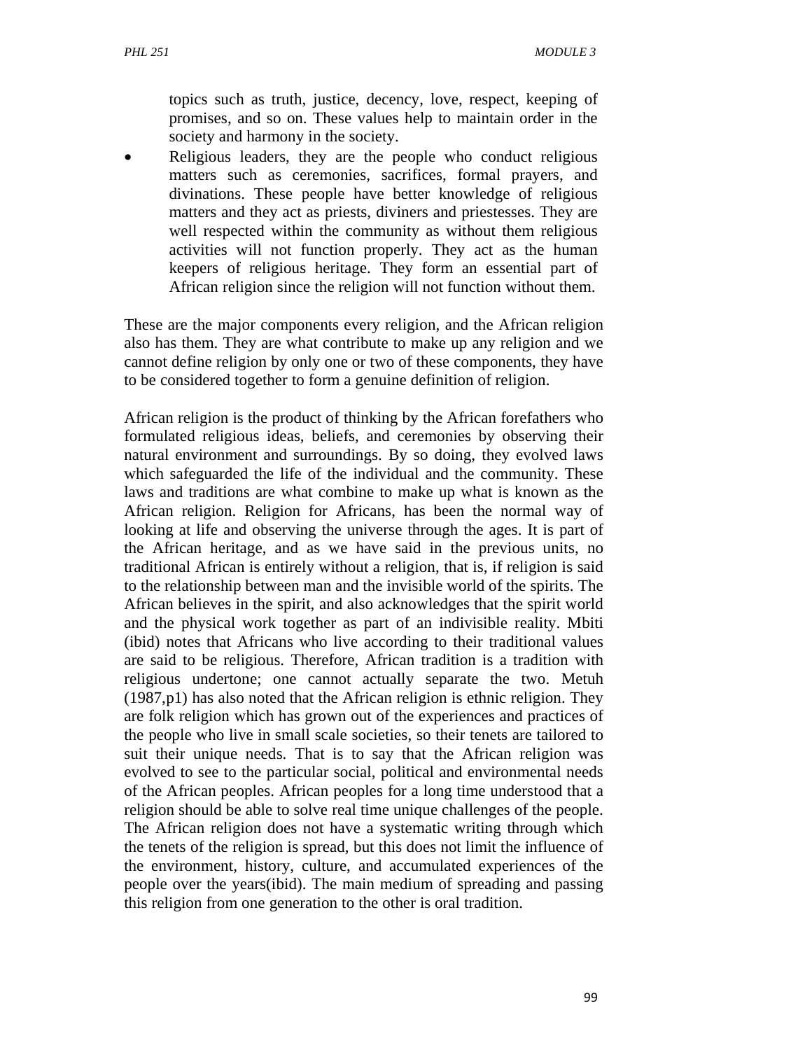topics such as truth, justice, decency, love, respect, keeping of promises, and so on. These values help to maintain order in the society and harmony in the society.

- Religious leaders, they are the people who conduct religious matters such as ceremonies, sacrifices, formal prayers, and divinations. These people have better knowledge of religious matters and they act as priests, diviners and priestesses. They are well respected within the community as without them religious activities will not function properly. They act as the human keepers of religious heritage. They form an essential part of African religion since the religion will not function without them.

These are the major components every religion, and the African religion also has them. They are what contribute to make up any religion and we cannot define religion by only one or two of these components, they have to be considered together to form a genuine definition of religion.

African religion is the product of thinking by the African forefathers who formulated religious ideas, beliefs, and ceremonies by observing their natural environment and surroundings. By so doing, they evolved laws which safeguarded the life of the individual and the community. These laws and traditions are what combine to make up what is known as the African religion. Religion for Africans, has been the normal way of looking at life and observing the universe through the ages. It is part of the African heritage, and as we have said in the previous units, no traditional African is entirely without a religion, that is, if religion is said to the relationship between man and the invisible world of the spirits. The African believes in the spirit, and also acknowledges that the spirit world and the physical work together as part of an indivisible reality. Mbiti (ibid) notes that Africans who live according to their traditional values are said to be religious. Therefore, African tradition is a tradition with religious undertone; one cannot actually separate the two. Metuh (1987,p1) has also noted that the African religion is ethnic religion. They are folk religion which has grown out of the experiences and practices of the people who live in small scale societies, so their tenets are tailored to suit their unique needs. That is to say that the African religion was evolved to see to the particular social, political and environmental needs of the African peoples. African peoples for a long time understood that a religion should be able to solve real time unique challenges of the people. The African religion does not have a systematic writing through which the tenets of the religion is spread, but this does not limit the influence of the environment, history, culture, and accumulated experiences of the people over the years(ibid). The main medium of spreading and passing this religion from one generation to the other is oral tradition.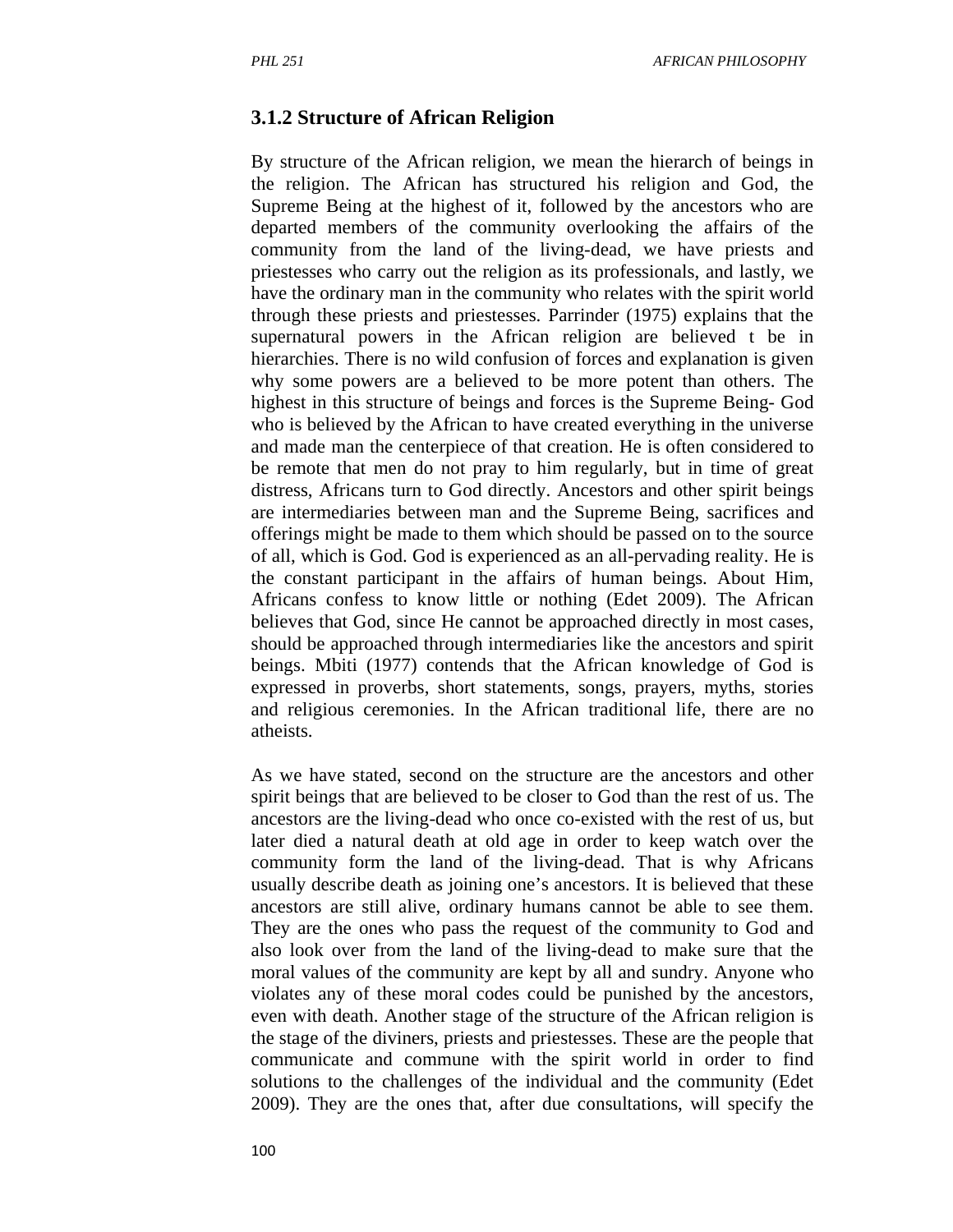### 3.1.2 Structure of African Religion

By structure of the African religion, we mean the hierarch of beings in the religion. The African has structured his religion and God, the Supreme Being at the highest of it, followed by the ancestors who are departed members of the community overlooking the affairs of the community from the land of the living-dead, we have priests and priestesses who carry out the religion as its professionals, and lastly, we have the ordinary man in the community who relates with the spirit world through these priests and priestesses. Parrinder (1975) explains that the supernatural powers in the African religion are believed t be in hierarchies. There is no wild confusion of forces and explanation is given why some powers are a believed to be more potent than others. The highest in this structure of beings and forces is the Supreme Being- God who is believed by the African to have created everything in the universe and made man the centerpiece of that creation. He is often considered to be remote that men do not pray to him regularly, but in time of great distress, Africans turn to God directly. Ancestors and other spirit beings are intermediaries between man and the Supreme Being, sacrifices and offerings might be made to them which should be passed on to the source of all, which is God. God is experienced as an all-pervading reality. He is the constant participant in the affairs of human beings. About Him, Africans confess to know little or nothing (Edet 2009). The African believes that God, since He cannot be approached directly in most cases, should be approached through intermediaries like the ancestors and spirit beings. Mbiti (1977) contends that the African knowledge of God is expressed in proverbs, short statements, songs, prayers, myths, stories and religious ceremonies. In the African traditional life, there are no atheists.

As we have stated, second on the structure are the ancestors and other spirit beings that are believed to be closer to God than the rest of us. The ancestors are the living-dead who once co-existed with the rest of us, but later died a natural death at old age in order to keep watch over the community form the land of the living-dead. That is why Africans usually describe death as joining one's ancestors. It is believed that these ancestors are still alive, ordinary humans cannot be able to see them. They are the ones who pass the request of the community to God and also look over from the land of the living-dead to make sure that the moral values of the community are kept by all and sundry. Anyone who violates any of these moral codes could be punished by the ancestors, even with death. Another stage of the structure of the African religion is the stage of the diviners, priests and priestesses. These are the people that communicate and commune with the spirit world in order to find solutions to the challenges of the individual and the community (Edet 2009). They are the ones that, after due consultations, will specify the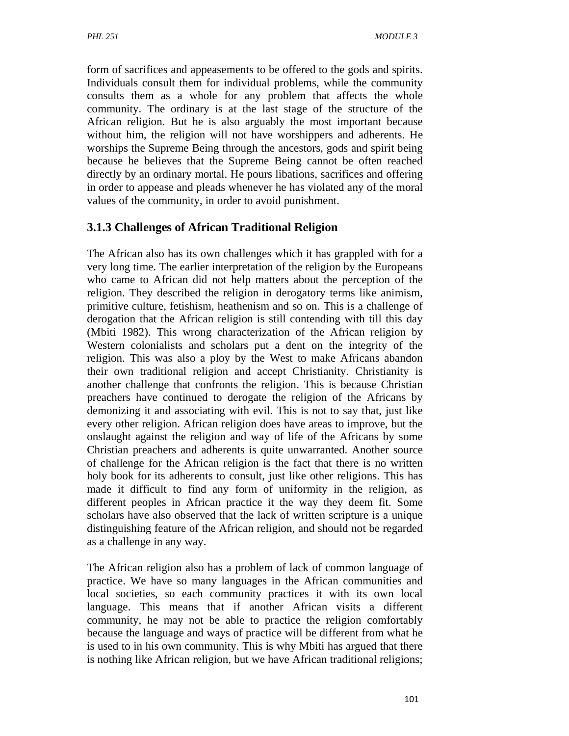form of sacrifices and appeasements to be offered to the gods and spirits. Individuals consult them for individual problems, while the community consults them as a whole for any problem that affects the whole community. The ordinary is at the last stage of the structure of the African religion. But he is also arguably the most important because without him, the religion will not have worshippers and adherents. He worships the Supreme Being through the ancestors, gods and spirit being because he believes that the Supreme Being cannot be often reached directly by an ordinary mortal. He pours libations, sacrifices and offering in order to appease and pleads whenever he has violated any of the moral values of the community, in order to avoid punishment.

### 3.1.3 Challenges of African Traditional Religion

The African also has its own challenges which it has grappled with for a very long time. The earlier interpretation of the religion by the Europeans who came to African did not help matters about the perception of the religion. They described the religion in derogatory terms like animism, primitive culture, fetishism, heathenism and so on. This is a challenge of derogation that the African religion is still contending with till this day (Mbiti 1982). This wrong characterization of the African religion by Western colonialists and scholars put a dent on the integrity of the religion. This was also a ploy by the West to make Africans abandon their own traditional religion and accept Christianity. Christianity is another challenge that confronts the religion. This is because Christian preachers have continued to derogate the religion of the Africans by demonizing it and associating with evil. This is not to say that, just like every other religion. African religion does have areas to improve, but the onslaught against the religion and way of life of the Africans by some Christian preachers and adherents is quite unwarranted. Another source of challenge for the African religion is the fact that there is no written holy book for its adherents to consult, just like other religions. This has made it difficult to find any form of uniformity in the religion, as different peoples in African practice it the way they deem fit. Some scholars have also observed that the lack of written scripture is a unique distinguishing feature of the African religion, and should not be regarded as a challenge in any way.

The African religion also has a problem of lack of common language of practice. We have so many languages in the African communities and local societies, so each community practices it with its own local language. This means that if another African visits a different community, he may not be able to practice the religion comfortably because the language and ways of practice will be different from what he is used to in his own community. This is why Mbiti has argued that there is nothing like African religion, but we have African traditional religions;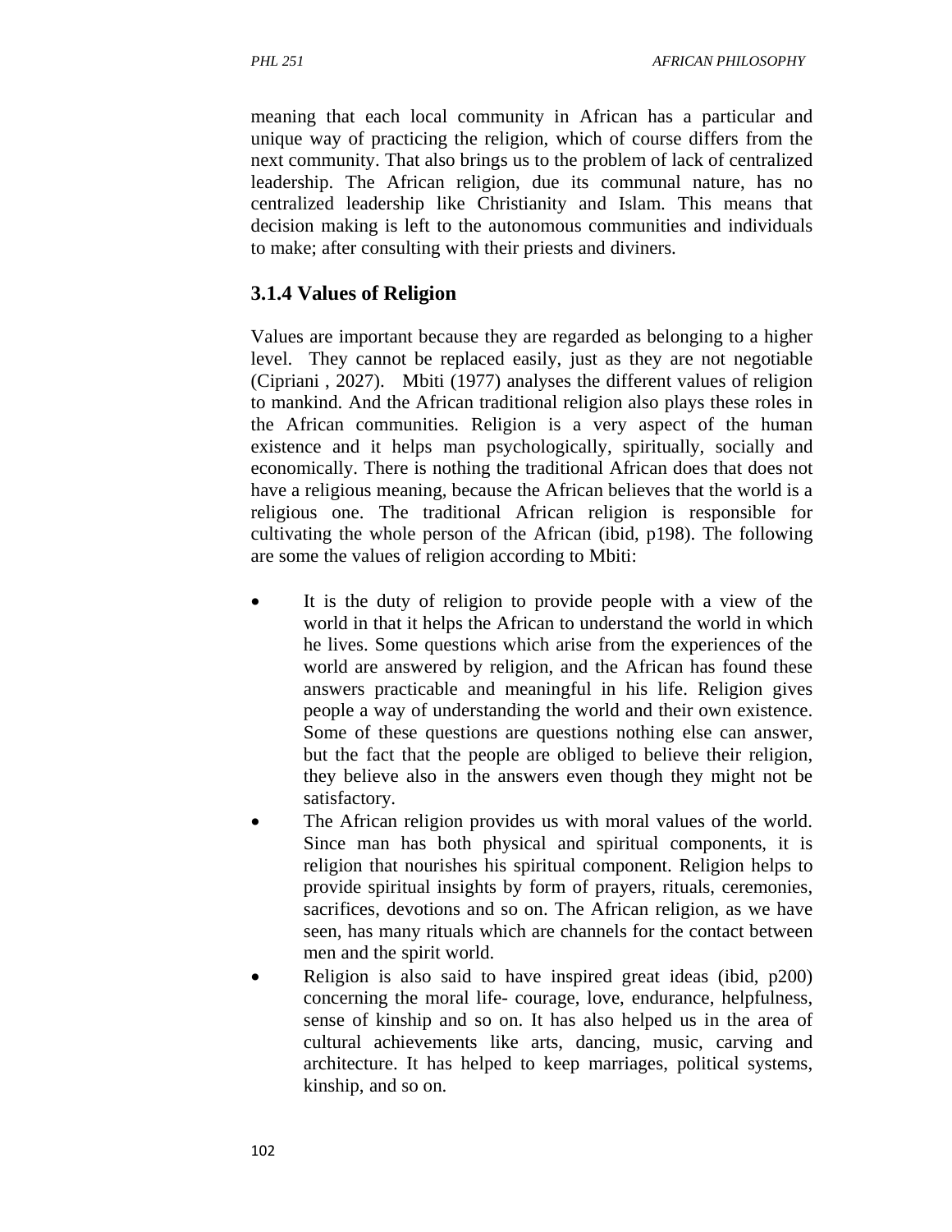meaning that each local community in African has a particular and unique way of practicing the religion, which of course differs from the next community. That also brings us to the problem of lack of centralized leadership. The African religion, due its communal nature, has no centralized leadership like Christianity and Islam. This means that decision making is left to the autonomous communities and individuals to make; after consulting with their priests and diviners.

### 3.1.4 Values of Religion

Values are important because they are regarded as belonging to a higher level. They cannot be replaced easily, just as they are not negotiable (Cipriani , 2027). Mbiti (1977) analyses the different values of religion to mankind. And the African traditional religion also plays these roles in the African communities. Religion is a very aspect of the human existence and it helps man psychologically, spiritually, socially and economically. There is nothing the traditional African does that does not have a religious meaning, because the African believes that the world is a religious one. The traditional African religion is responsible for cultivating the whole person of the African (ibid, p198). The following are some the values of religion according to Mbiti:

- It is the duty of religion to provide people with a view of the world in that it helps the African to understand the world in which he lives. Some questions which arise from the experiences of the world are answered by religion, and the African has found these answers practicable and meaningful in his life. Religion gives people a way of understanding the world and their own existence. Some of these questions are questions nothing else can answer, but the fact that the people are obliged to believe their religion, they believe also in the answers even though they might not be satisfactory.
- The African religion provides us with moral values of the world. Since man has both physical and spiritual components, it is religion that nourishes his spiritual component. Religion helps to provide spiritual insights by form of prayers, rituals, ceremonies, sacrifices, devotions and so on. The African religion, as we have seen, has many rituals which are channels for the contact between men and the spirit world.
- Religion is also said to have inspired great ideas (ibid, p200) concerning the moral life- courage, love, endurance, helpfulness, sense of kinship and so on. It has also helped us in the area of cultural achievements like arts, dancing, music, carving and architecture. It has helped to keep marriages, political systems, kinship, and so on.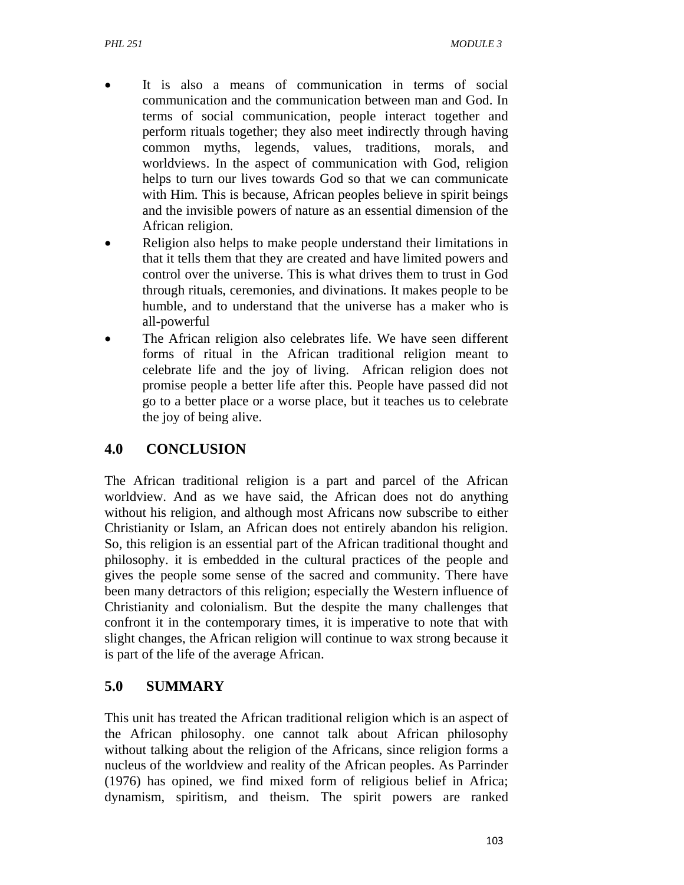- It is also a means of communication in terms of social communication and the communication between man and God. In terms of social communication, people interact together and perform rituals together; they also meet indirectly through having common myths, legends, values, traditions, morals, and worldviews. In the aspect of communication with God, religion helps to turn our lives towards God so that we can communicate with Him. This is because, African peoples believe in spirit beings and the invisible powers of nature as an essential dimension of the African religion.
- Religion also helps to make people understand their limitations in that it tells them that they are created and have limited powers and control over the universe. This is what drives them to trust in God through rituals, ceremonies, and divinations. It makes people to be humble, and to understand that the universe has a maker who is all-powerful
- The African religion also celebrates life. We have seen different forms of ritual in the African traditional religion meant to celebrate life and the joy of living. African religion does not promise people a better life after this. People have passed did not go to a better place or a worse place, but it teaches us to celebrate the joy of being alive.

## 4.0 CONCLUSION

The African traditional religion is a part and parcel of the African worldview. And as we have said, the African does not do anything without his religion, and although most Africans now subscribe to either Christianity or Islam, an African does not entirely abandon his religion. So, this religion is an essential part of the African traditional thought and philosophy. it is embedded in the cultural practices of the people and gives the people some sense of the sacred and community. There have been many detractors of this religion; especially the Western influence of Christianity and colonialism. But the despite the many challenges that confront it in the contemporary times, it is imperative to note that with slight changes, the African religion will continue to wax strong because it is part of the life of the average African.

## 5.0 SUMMARY

This unit has treated the African traditional religion which is an aspect of the African philosophy. one cannot talk about African philosophy without talking about the religion of the Africans, since religion forms a nucleus of the worldview and reality of the African peoples. As Parrinder (1976) has opined, we find mixed form of religious belief in Africa; dynamism, spiritism, and theism. The spirit powers are ranked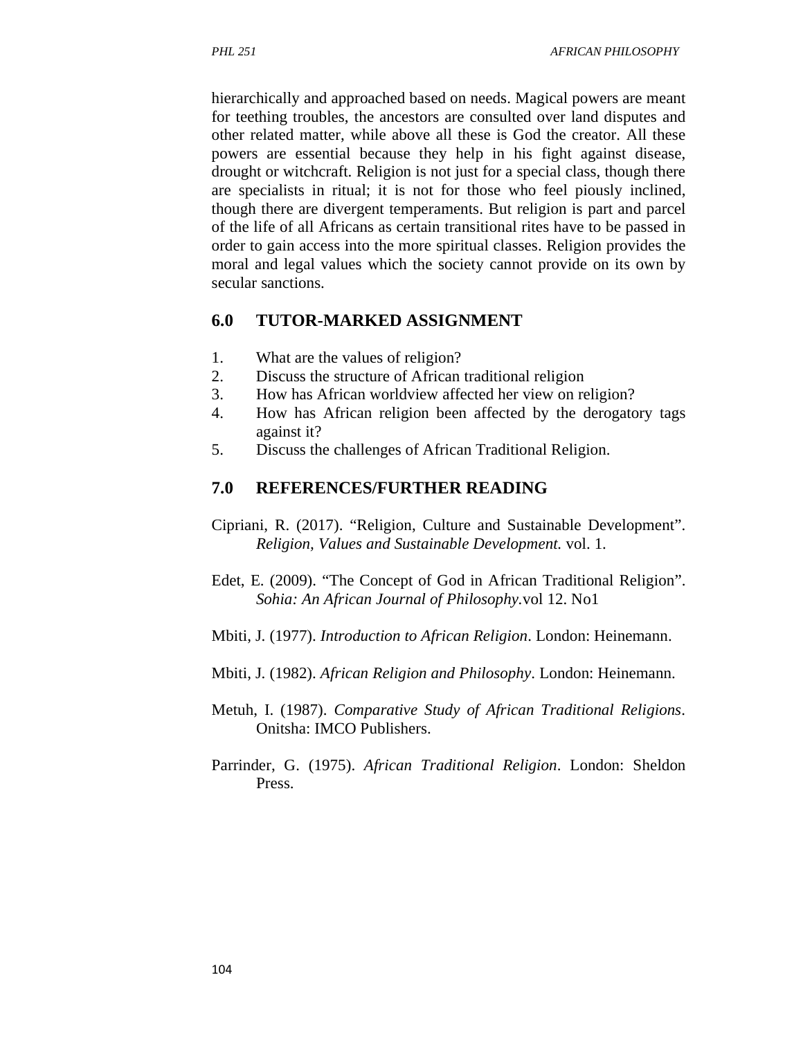hierarchically and approached based on needs. Magical powers are meant for teething troubles, the ancestors are consulted over land disputes and other related matter, while above all these is God the creator. All these powers are essential because they help in his fight against disease, drought or witchcraft. Religion is not just for a special class, though there are specialists in ritual; it is not for those who feel piously inclined, though there are divergent temperaments. But religion is part and parcel of the life of all Africans as certain transitional rites have to be passed in order to gain access into the more spiritual classes. Religion provides the moral and legal values which the society cannot provide on its own by secular sanctions.

## 6.0 TUTOR-MARKED ASSIGNMENT

1. What are the values of religion?
2. Discuss the structure of African traditional religion
3. How has African worldview affected her view on religion?
4. How has African religion been affected by the derogatory tags against it?
5. Discuss the challenges of African Traditional Religion.

## 7.0 REFERENCES/FURTHER READING

Cipriani, R. (2017). "Religion, Culture and Sustainable Development". *Religion, Values and Sustainable Development.* vol. 1.

Edet, E. (2009). "The Concept of God in African Traditional Religion". *Sohia: An African Journal of Philosophy.*vol 12. No1

Mbiti, J. (1977). *Introduction to African Religion*. London: Heinemann.

Mbiti, J. (1982). *African Religion and Philosophy*. London: Heinemann.

Metuh, I. (1987). *Comparative Study of African Traditional Religions*. Onitsha: IMCO Publishers.

Parrinder, G. (1975). *African Traditional Religion*. London: Sheldon Press.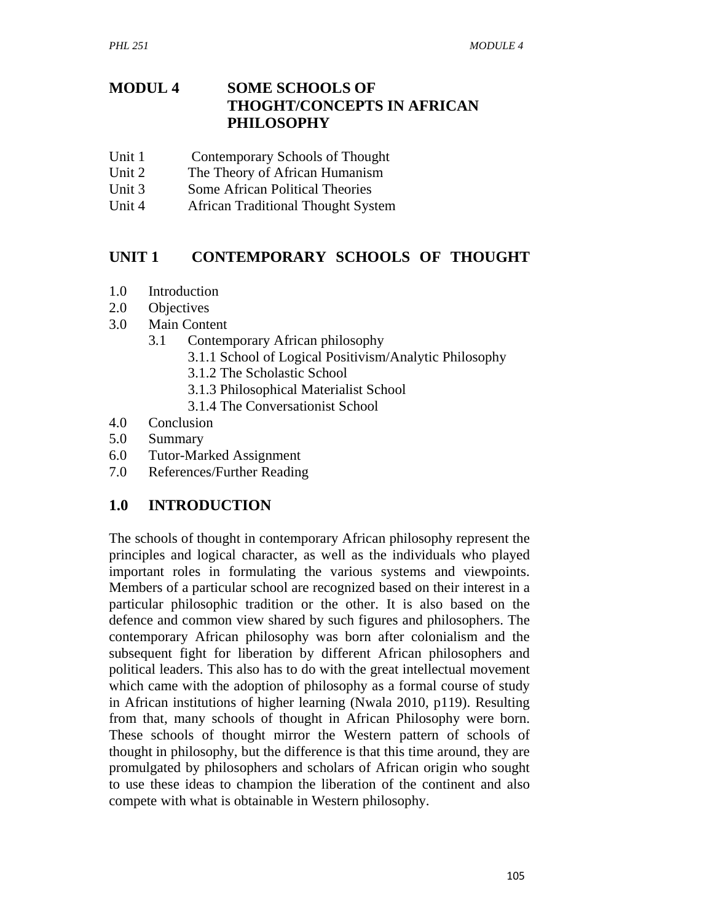# MODUL 4 SOME SCHOOLS OF THOGHT/CONCEPTS IN AFRICAN PHILOSOPHY

Unit 1 Contemporary Schools of Thought
Unit 2 The Theory of African Humanism
Unit 3 Some African Political Theories
Unit 4 African Traditional Thought System

## UNIT 1 CONTEMPORARY SCHOOLS OF THOUGHT

1.0 Introduction
2.0 Objectives
3.0 Main Content
    3.1 Contemporary African philosophy
        3.1.1 School of Logical Positivism/Analytic Philosophy
        3.1.2 The Scholastic School
        3.1.3 Philosophical Materialist School
        3.1.4 The Conversationist School
4.0 Conclusion
5.0 Summary
6.0 Tutor-Marked Assignment
7.0 References/Further Reading

## 1.0 INTRODUCTION

The schools of thought in contemporary African philosophy represent the principles and logical character, as well as the individuals who played important roles in formulating the various systems and viewpoints. Members of a particular school are recognized based on their interest in a particular philosophic tradition or the other. It is also based on the defence and common view shared by such figures and philosophers. The contemporary African philosophy was born after colonialism and the subsequent fight for liberation by different African philosophers and political leaders. This also has to do with the great intellectual movement which came with the adoption of philosophy as a formal course of study in African institutions of higher learning (Nwala 2010, p119). Resulting from that, many schools of thought in African Philosophy were born. These schools of thought mirror the Western pattern of schools of thought in philosophy, but the difference is that this time around, they are promulgated by philosophers and scholars of African origin who sought to use these ideas to champion the liberation of the continent and also compete with what is obtainable in Western philosophy.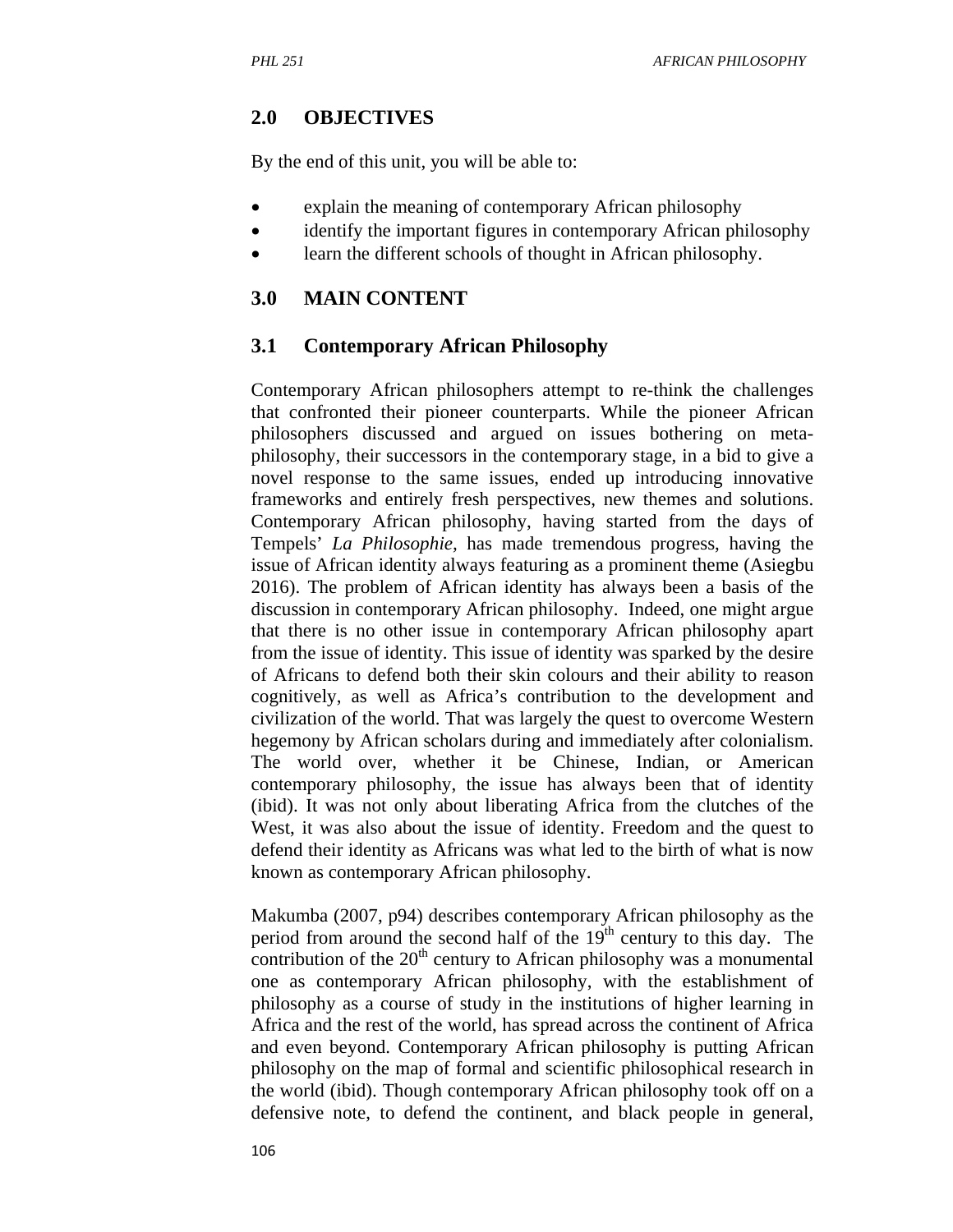## 2.0 OBJECTIVES

By the end of this unit, you will be able to:

- explain the meaning of contemporary African philosophy
- identify the important figures in contemporary African philosophy
- learn the different schools of thought in African philosophy.

## 3.0 MAIN CONTENT

### 3.1 Contemporary African Philosophy

Contemporary African philosophers attempt to re-think the challenges that confronted their pioneer counterparts. While the pioneer African philosophers discussed and argued on issues bothering on meta-philosophy, their successors in the contemporary stage, in a bid to give a novel response to the same issues, ended up introducing innovative frameworks and entirely fresh perspectives, new themes and solutions. Contemporary African philosophy, having started from the days of Tempels' *La Philosophie,* has made tremendous progress, having the issue of African identity always featuring as a prominent theme (Asiegbu 2016). The problem of African identity has always been a basis of the discussion in contemporary African philosophy. Indeed, one might argue that there is no other issue in contemporary African philosophy apart from the issue of identity. This issue of identity was sparked by the desire of Africans to defend both their skin colours and their ability to reason cognitively, as well as Africa's contribution to the development and civilization of the world. That was largely the quest to overcome Western hegemony by African scholars during and immediately after colonialism. The world over, whether it be Chinese, Indian, or American contemporary philosophy, the issue has always been that of identity (ibid). It was not only about liberating Africa from the clutches of the West, it was also about the issue of identity. Freedom and the quest to defend their identity as Africans was what led to the birth of what is now known as contemporary African philosophy.

Makumba (2007, p94) describes contemporary African philosophy as the period from around the second half of the 19th century to this day. The contribution of the 20th century to African philosophy was a monumental one as contemporary African philosophy, with the establishment of philosophy as a course of study in the institutions of higher learning in Africa and the rest of the world, has spread across the continent of Africa and even beyond. Contemporary African philosophy is putting African philosophy on the map of formal and scientific philosophical research in the world (ibid). Though contemporary African philosophy took off on a defensive note, to defend the continent, and black people in general,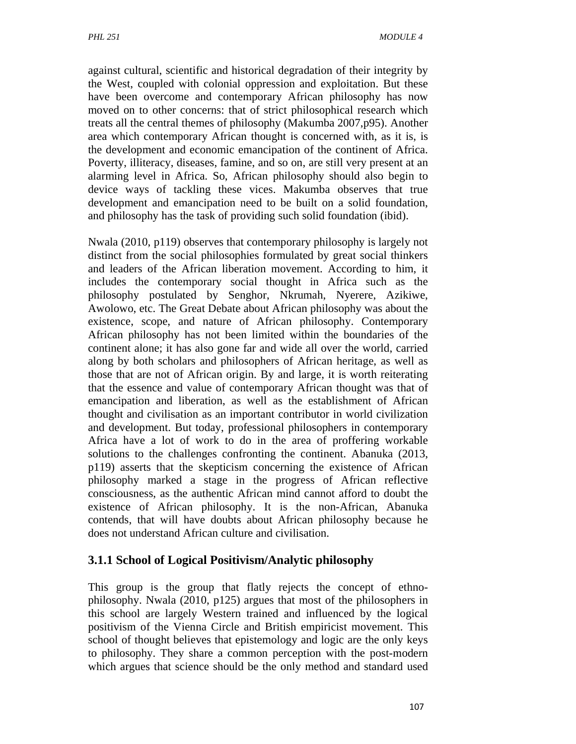against cultural, scientific and historical degradation of their integrity by the West, coupled with colonial oppression and exploitation. But these have been overcome and contemporary African philosophy has now moved on to other concerns: that of strict philosophical research which treats all the central themes of philosophy (Makumba 2007,p95). Another area which contemporary African thought is concerned with, as it is, is the development and economic emancipation of the continent of Africa. Poverty, illiteracy, diseases, famine, and so on, are still very present at an alarming level in Africa. So, African philosophy should also begin to device ways of tackling these vices. Makumba observes that true development and emancipation need to be built on a solid foundation, and philosophy has the task of providing such solid foundation (ibid).

Nwala (2010, p119) observes that contemporary philosophy is largely not distinct from the social philosophies formulated by great social thinkers and leaders of the African liberation movement. According to him, it includes the contemporary social thought in Africa such as the philosophy postulated by Senghor, Nkrumah, Nyerere, Azikiwe, Awolowo, etc. The Great Debate about African philosophy was about the existence, scope, and nature of African philosophy. Contemporary African philosophy has not been limited within the boundaries of the continent alone; it has also gone far and wide all over the world, carried along by both scholars and philosophers of African heritage, as well as those that are not of African origin. By and large, it is worth reiterating that the essence and value of contemporary African thought was that of emancipation and liberation, as well as the establishment of African thought and civilisation as an important contributor in world civilization and development. But today, professional philosophers in contemporary Africa have a lot of work to do in the area of proffering workable solutions to the challenges confronting the continent. Abanuka (2013, p119) asserts that the skepticism concerning the existence of African philosophy marked a stage in the progress of African reflective consciousness, as the authentic African mind cannot afford to doubt the existence of African philosophy. It is the non-African, Abanuka contends, that will have doubts about African philosophy because he does not understand African culture and civilisation.

### 3.1.1 School of Logical Positivism/Analytic philosophy

This group is the group that flatly rejects the concept of ethno-philosophy. Nwala (2010, p125) argues that most of the philosophers in this school are largely Western trained and influenced by the logical positivism of the Vienna Circle and British empiricist movement. This school of thought believes that epistemology and logic are the only keys to philosophy. They share a common perception with the post-modern which argues that science should be the only method and standard used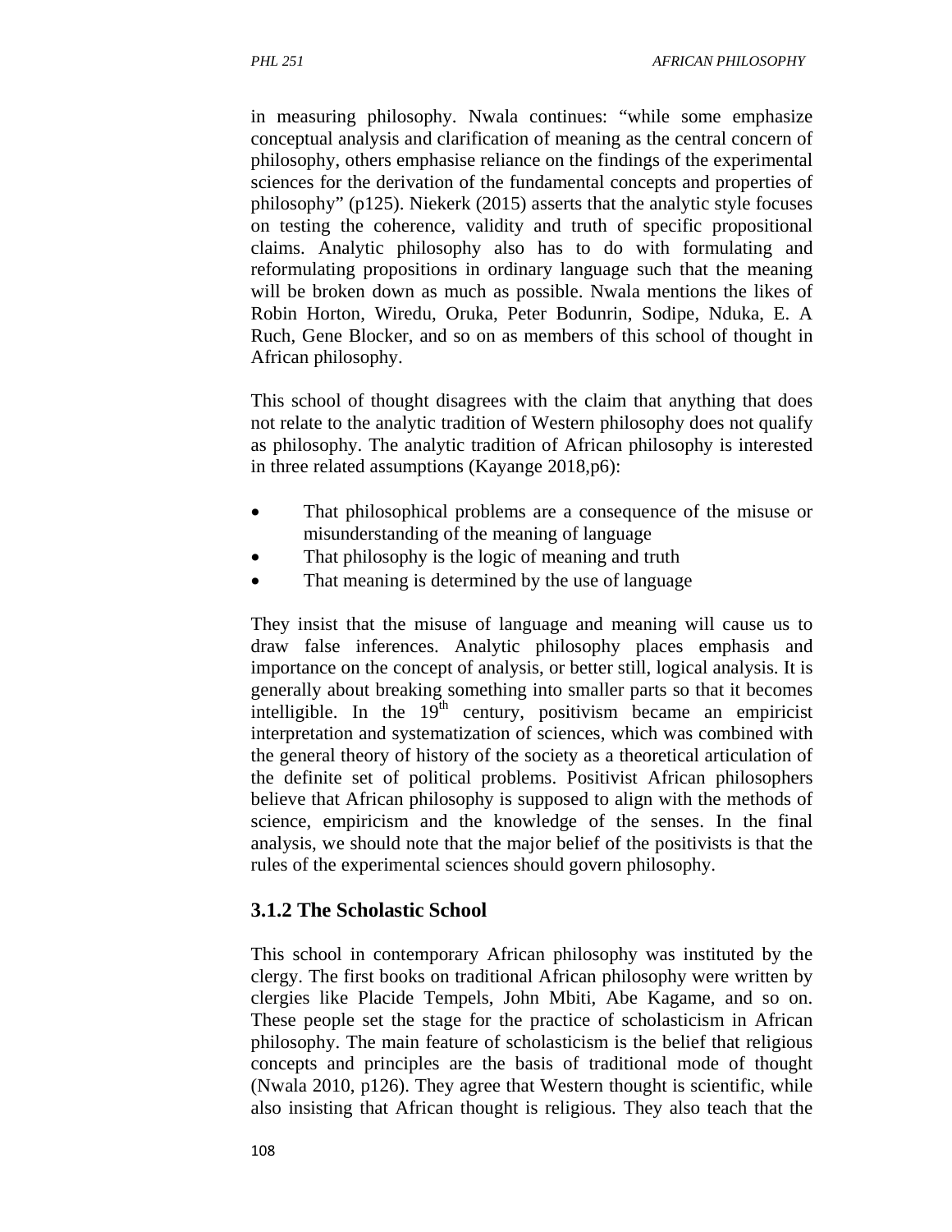in measuring philosophy. Nwala continues: "while some emphasize conceptual analysis and clarification of meaning as the central concern of philosophy, others emphasise reliance on the findings of the experimental sciences for the derivation of the fundamental concepts and properties of philosophy" (p125). Niekerk (2015) asserts that the analytic style focuses on testing the coherence, validity and truth of specific propositional claims. Analytic philosophy also has to do with formulating and reformulating propositions in ordinary language such that the meaning will be broken down as much as possible. Nwala mentions the likes of Robin Horton, Wiredu, Oruka, Peter Bodunrin, Sodipe, Nduka, E. A Ruch, Gene Blocker, and so on as members of this school of thought in African philosophy.

This school of thought disagrees with the claim that anything that does not relate to the analytic tradition of Western philosophy does not qualify as philosophy. The analytic tradition of African philosophy is interested in three related assumptions (Kayange 2018,p6):

- That philosophical problems are a consequence of the misuse or misunderstanding of the meaning of language
- That philosophy is the logic of meaning and truth
- That meaning is determined by the use of language

They insist that the misuse of language and meaning will cause us to draw false inferences. Analytic philosophy places emphasis and importance on the concept of analysis, or better still, logical analysis. It is generally about breaking something into smaller parts so that it becomes intelligible. In the 19th century, positivism became an empiricist interpretation and systematization of sciences, which was combined with the general theory of history of the society as a theoretical articulation of the definite set of political problems. Positivist African philosophers believe that African philosophy is supposed to align with the methods of science, empiricism and the knowledge of the senses. In the final analysis, we should note that the major belief of the positivists is that the rules of the experimental sciences should govern philosophy.

### 3.1.2 The Scholastic School

This school in contemporary African philosophy was instituted by the clergy. The first books on traditional African philosophy were written by clergies like Placide Tempels, John Mbiti, Abe Kagame, and so on. These people set the stage for the practice of scholasticism in African philosophy. The main feature of scholasticism is the belief that religious concepts and principles are the basis of traditional mode of thought (Nwala 2010, p126). They agree that Western thought is scientific, while also insisting that African thought is religious. They also teach that the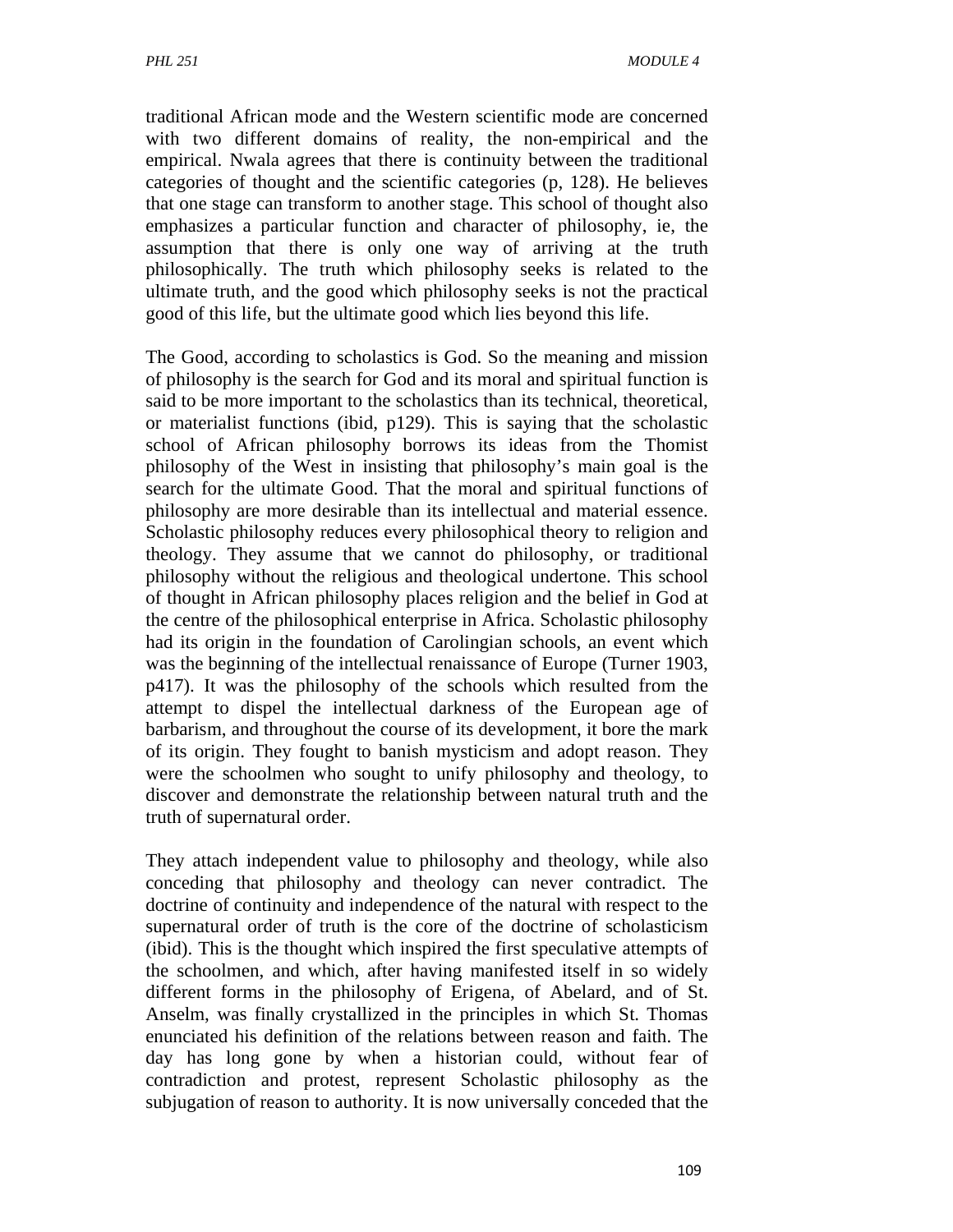traditional African mode and the Western scientific mode are concerned with two different domains of reality, the non-empirical and the empirical. Nwala agrees that there is continuity between the traditional categories of thought and the scientific categories (p, 128). He believes that one stage can transform to another stage. This school of thought also emphasizes a particular function and character of philosophy, ie, the assumption that there is only one way of arriving at the truth philosophically. The truth which philosophy seeks is related to the ultimate truth, and the good which philosophy seeks is not the practical good of this life, but the ultimate good which lies beyond this life.

The Good, according to scholastics is God. So the meaning and mission of philosophy is the search for God and its moral and spiritual function is said to be more important to the scholastics than its technical, theoretical, or materialist functions (ibid, p129). This is saying that the scholastic school of African philosophy borrows its ideas from the Thomist philosophy of the West in insisting that philosophy's main goal is the search for the ultimate Good. That the moral and spiritual functions of philosophy are more desirable than its intellectual and material essence. Scholastic philosophy reduces every philosophical theory to religion and theology. They assume that we cannot do philosophy, or traditional philosophy without the religious and theological undertone. This school of thought in African philosophy places religion and the belief in God at the centre of the philosophical enterprise in Africa. Scholastic philosophy had its origin in the foundation of Carolingian schools, an event which was the beginning of the intellectual renaissance of Europe (Turner 1903, p417). It was the philosophy of the schools which resulted from the attempt to dispel the intellectual darkness of the European age of barbarism, and throughout the course of its development, it bore the mark of its origin. They fought to banish mysticism and adopt reason. They were the schoolmen who sought to unify philosophy and theology, to discover and demonstrate the relationship between natural truth and the truth of supernatural order.

They attach independent value to philosophy and theology, while also conceding that philosophy and theology can never contradict. The doctrine of continuity and independence of the natural with respect to the supernatural order of truth is the core of the doctrine of scholasticism (ibid). This is the thought which inspired the first speculative attempts of the schoolmen, and which, after having manifested itself in so widely different forms in the philosophy of Erigena, of Abelard, and of St. Anselm, was finally crystallized in the principles in which St. Thomas enunciated his definition of the relations between reason and faith. The day has long gone by when a historian could, without fear of contradiction and protest, represent Scholastic philosophy as the subjugation of reason to authority. It is now universally conceded that the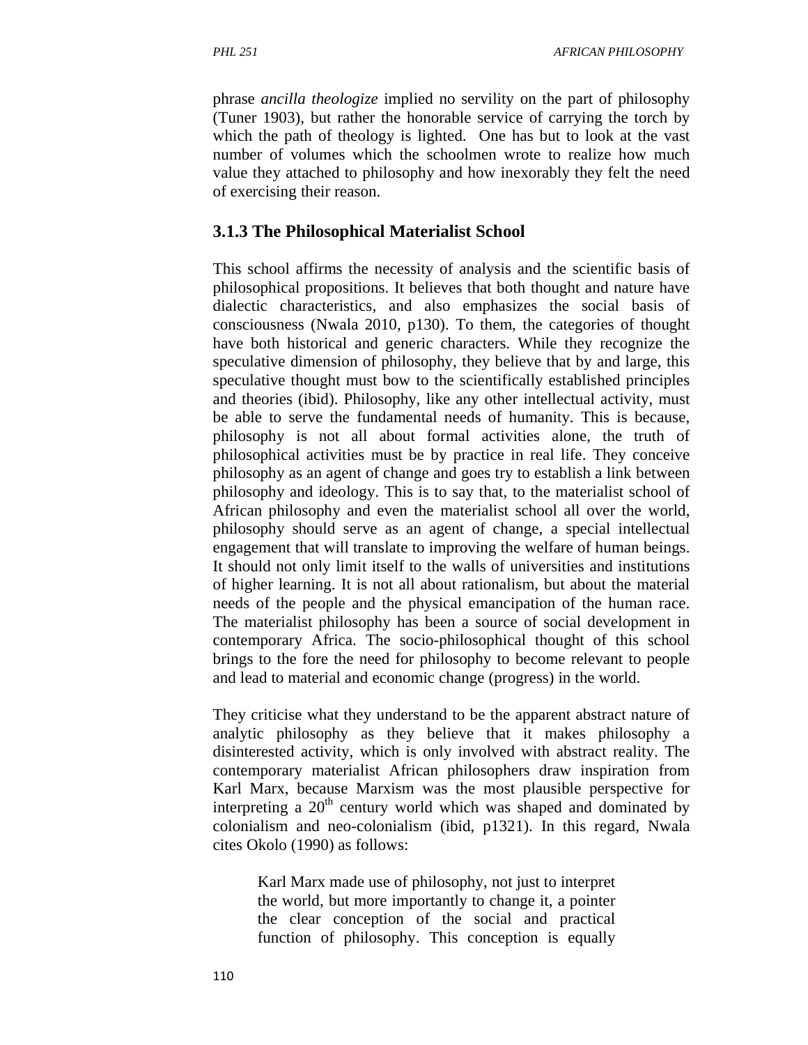phrase *ancilla theologize* implied no servility on the part of philosophy (Tuner 1903), but rather the honorable service of carrying the torch by which the path of theology is lighted. One has but to look at the vast number of volumes which the schoolmen wrote to realize how much value they attached to philosophy and how inexorably they felt the need of exercising their reason.

### 3.1.3 The Philosophical Materialist School

This school affirms the necessity of analysis and the scientific basis of philosophical propositions. It believes that both thought and nature have dialectic characteristics, and also emphasizes the social basis of consciousness (Nwala 2010, p130). To them, the categories of thought have both historical and generic characters. While they recognize the speculative dimension of philosophy, they believe that by and large, this speculative thought must bow to the scientifically established principles and theories (ibid). Philosophy, like any other intellectual activity, must be able to serve the fundamental needs of humanity. This is because, philosophy is not all about formal activities alone, the truth of philosophical activities must be by practice in real life. They conceive philosophy as an agent of change and goes try to establish a link between philosophy and ideology. This is to say that, to the materialist school of African philosophy and even the materialist school all over the world, philosophy should serve as an agent of change, a special intellectual engagement that will translate to improving the welfare of human beings. It should not only limit itself to the walls of universities and institutions of higher learning. It is not all about rationalism, but about the material needs of the people and the physical emancipation of the human race. The materialist philosophy has been a source of social development in contemporary Africa. The socio-philosophical thought of this school brings to the fore the need for philosophy to become relevant to people and lead to material and economic change (progress) in the world.

They criticise what they understand to be the apparent abstract nature of analytic philosophy as they believe that it makes philosophy a disinterested activity, which is only involved with abstract reality. The contemporary materialist African philosophers draw inspiration from Karl Marx, because Marxism was the most plausible perspective for interpreting a 20th century world which was shaped and dominated by colonialism and neo-colonialism (ibid, p1321). In this regard, Nwala cites Okolo (1990) as follows:

> Karl Marx made use of philosophy, not just to interpret the world, but more importantly to change it, a pointer the clear conception of the social and practical function of philosophy. This conception is equally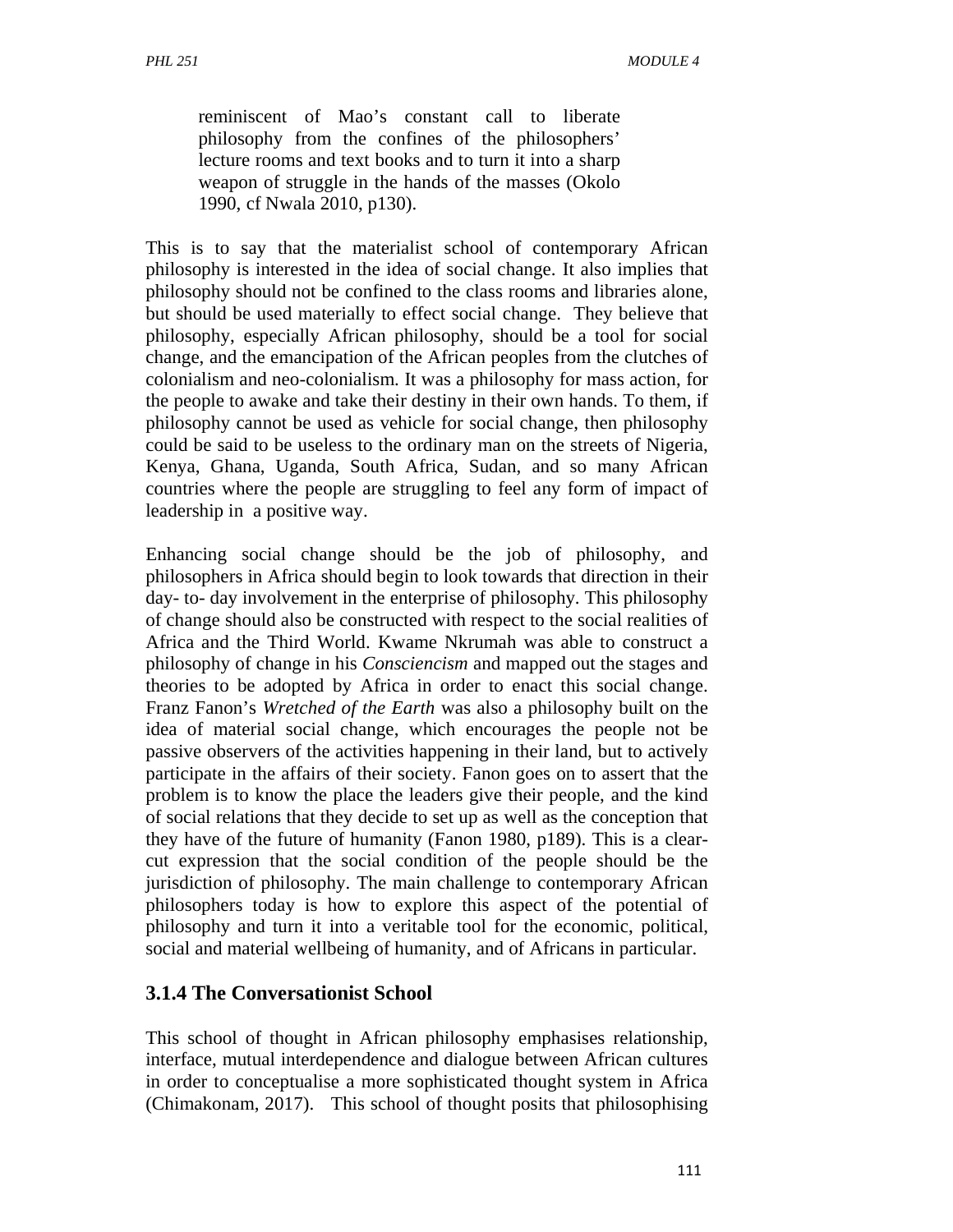> reminiscent of Mao's constant call to liberate philosophy from the confines of the philosophers' lecture rooms and text books and to turn it into a sharp weapon of struggle in the hands of the masses (Okolo 1990, cf Nwala 2010, p130).

This is to say that the materialist school of contemporary African philosophy is interested in the idea of social change. It also implies that philosophy should not be confined to the class rooms and libraries alone, but should be used materially to effect social change. They believe that philosophy, especially African philosophy, should be a tool for social change, and the emancipation of the African peoples from the clutches of colonialism and neo-colonialism. It was a philosophy for mass action, for the people to awake and take their destiny in their own hands. To them, if philosophy cannot be used as vehicle for social change, then philosophy could be said to be useless to the ordinary man on the streets of Nigeria, Kenya, Ghana, Uganda, South Africa, Sudan, and so many African countries where the people are struggling to feel any form of impact of leadership in a positive way.

Enhancing social change should be the job of philosophy, and philosophers in Africa should begin to look towards that direction in their day- to- day involvement in the enterprise of philosophy. This philosophy of change should also be constructed with respect to the social realities of Africa and the Third World. Kwame Nkrumah was able to construct a philosophy of change in his *Consciencism* and mapped out the stages and theories to be adopted by Africa in order to enact this social change. Franz Fanon's *Wretched of the Earth* was also a philosophy built on the idea of material social change, which encourages the people not be passive observers of the activities happening in their land, but to actively participate in the affairs of their society. Fanon goes on to assert that the problem is to know the place the leaders give their people, and the kind of social relations that they decide to set up as well as the conception that they have of the future of humanity (Fanon 1980, p189). This is a clear-cut expression that the social condition of the people should be the jurisdiction of philosophy. The main challenge to contemporary African philosophers today is how to explore this aspect of the potential of philosophy and turn it into a veritable tool for the economic, political, social and material wellbeing of humanity, and of Africans in particular.

### 3.1.4 The Conversationist School

This school of thought in African philosophy emphasises relationship, interface, mutual interdependence and dialogue between African cultures in order to conceptualise a more sophisticated thought system in Africa (Chimakonam, 2017). This school of thought posits that philosophising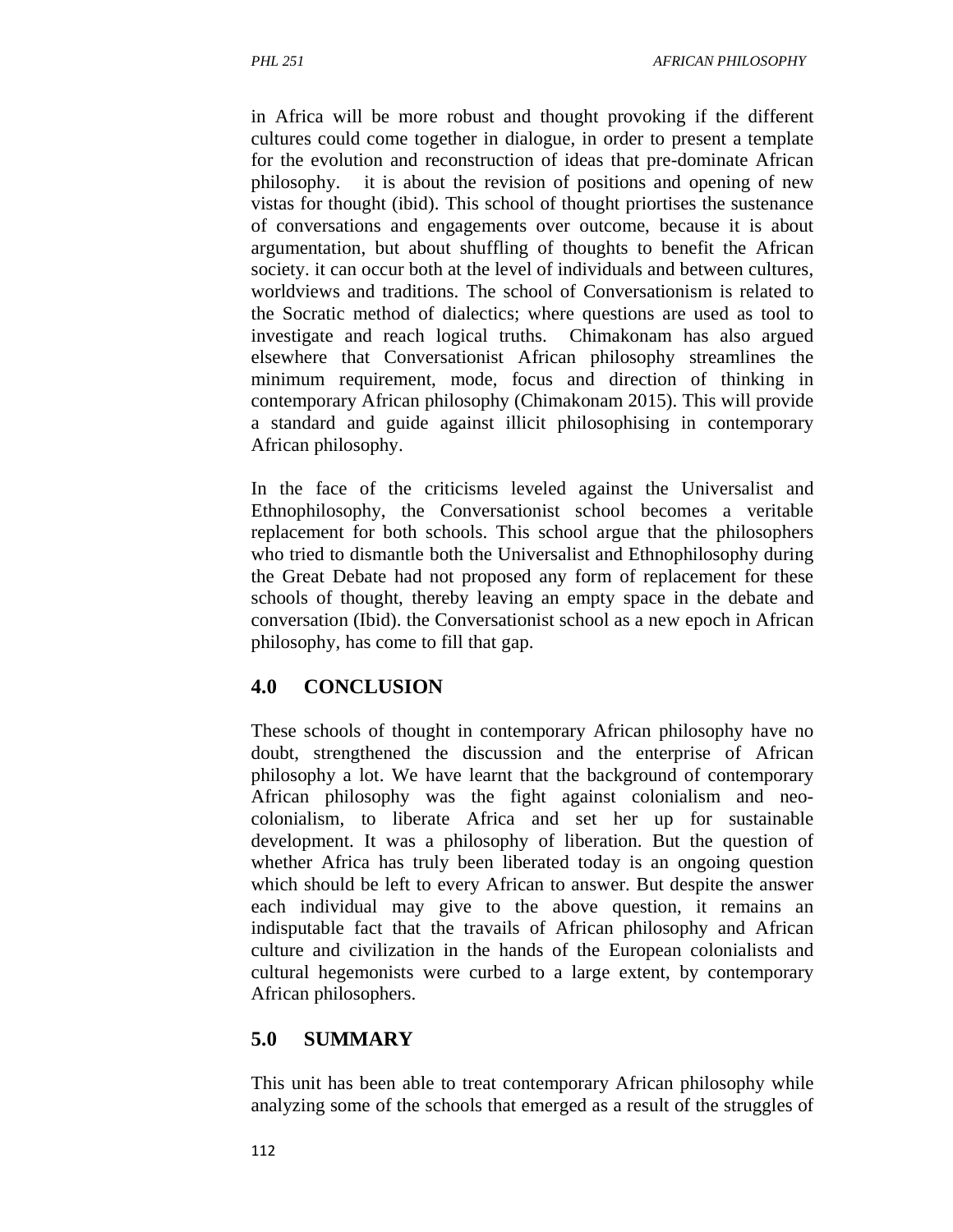in Africa will be more robust and thought provoking if the different cultures could come together in dialogue, in order to present a template for the evolution and reconstruction of ideas that pre-dominate African philosophy. it is about the revision of positions and opening of new vistas for thought (ibid). This school of thought priortises the sustenance of conversations and engagements over outcome, because it is about argumentation, but about shuffling of thoughts to benefit the African society. it can occur both at the level of individuals and between cultures, worldviews and traditions. The school of Conversationism is related to the Socratic method of dialectics; where questions are used as tool to investigate and reach logical truths. Chimakonam has also argued elsewhere that Conversationist African philosophy streamlines the minimum requirement, mode, focus and direction of thinking in contemporary African philosophy (Chimakonam 2015). This will provide a standard and guide against illicit philosophising in contemporary African philosophy.

In the face of the criticisms leveled against the Universalist and Ethnophilosophy, the Conversationist school becomes a veritable replacement for both schools. This school argue that the philosophers who tried to dismantle both the Universalist and Ethnophilosophy during the Great Debate had not proposed any form of replacement for these schools of thought, thereby leaving an empty space in the debate and conversation (Ibid). the Conversationist school as a new epoch in African philosophy, has come to fill that gap.

## 4.0 CONCLUSION

These schools of thought in contemporary African philosophy have no doubt, strengthened the discussion and the enterprise of African philosophy a lot. We have learnt that the background of contemporary African philosophy was the fight against colonialism and neo-colonialism, to liberate Africa and set her up for sustainable development. It was a philosophy of liberation. But the question of whether Africa has truly been liberated today is an ongoing question which should be left to every African to answer. But despite the answer each individual may give to the above question, it remains an indisputable fact that the travails of African philosophy and African culture and civilization in the hands of the European colonialists and cultural hegemonists were curbed to a large extent, by contemporary African philosophers.

## 5.0 SUMMARY

This unit has been able to treat contemporary African philosophy while analyzing some of the schools that emerged as a result of the struggles of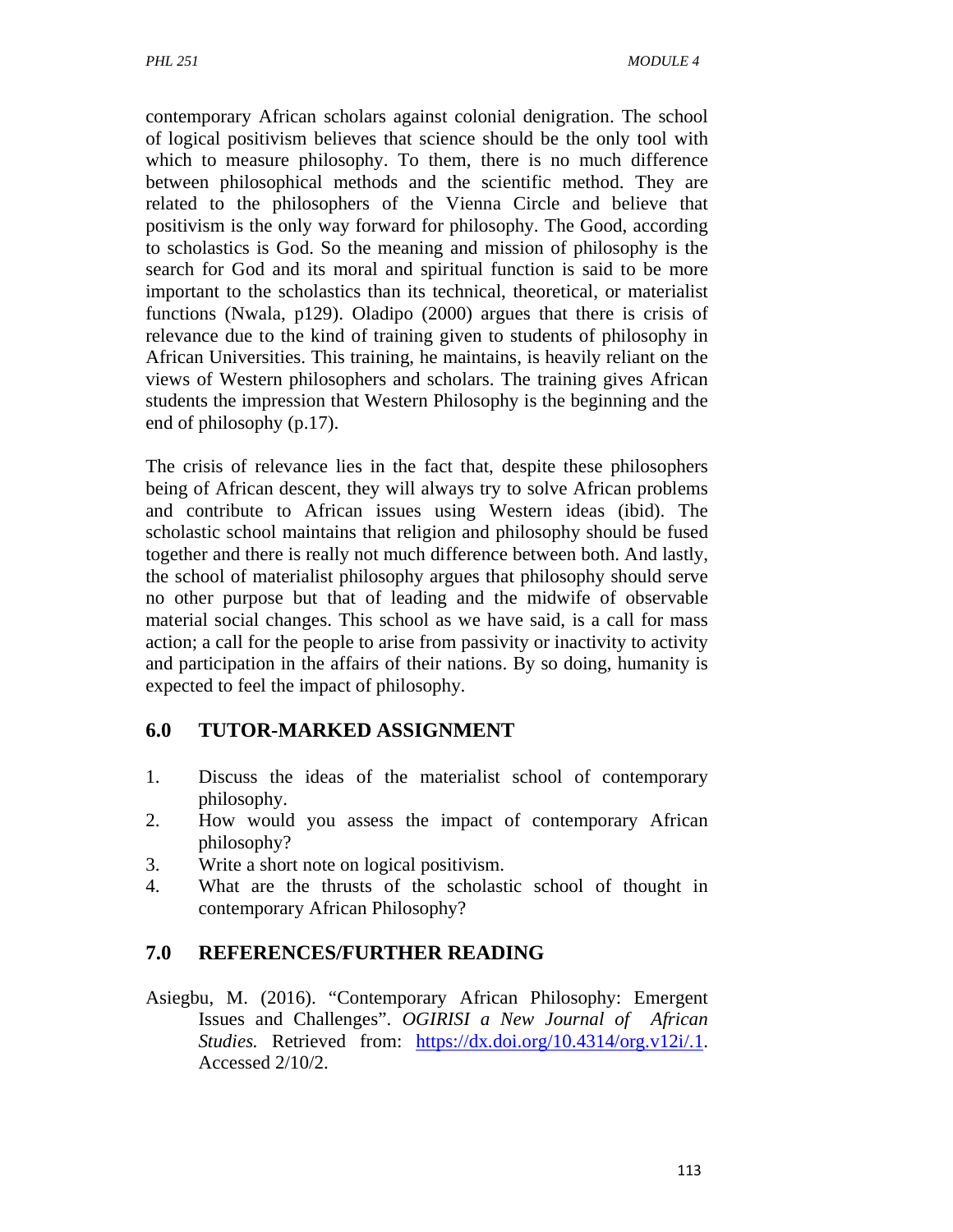contemporary African scholars against colonial denigration. The school of logical positivism believes that science should be the only tool with which to measure philosophy. To them, there is no much difference between philosophical methods and the scientific method. They are related to the philosophers of the Vienna Circle and believe that positivism is the only way forward for philosophy. The Good, according to scholastics is God. So the meaning and mission of philosophy is the search for God and its moral and spiritual function is said to be more important to the scholastics than its technical, theoretical, or materialist functions (Nwala, p129). Oladipo (2000) argues that there is crisis of relevance due to the kind of training given to students of philosophy in African Universities. This training, he maintains, is heavily reliant on the views of Western philosophers and scholars. The training gives African students the impression that Western Philosophy is the beginning and the end of philosophy (p.17).

The crisis of relevance lies in the fact that, despite these philosophers being of African descent, they will always try to solve African problems and contribute to African issues using Western ideas (ibid). The scholastic school maintains that religion and philosophy should be fused together and there is really not much difference between both. And lastly, the school of materialist philosophy argues that philosophy should serve no other purpose but that of leading and the midwife of observable material social changes. This school as we have said, is a call for mass action; a call for the people to arise from passivity or inactivity to activity and participation in the affairs of their nations. By so doing, humanity is expected to feel the impact of philosophy.

## 6.0 TUTOR-MARKED ASSIGNMENT

1. Discuss the ideas of the materialist school of contemporary philosophy.
2. How would you assess the impact of contemporary African philosophy?
3. Write a short note on logical positivism.
4. What are the thrusts of the scholastic school of thought in contemporary African Philosophy?

## 7.0 REFERENCES/FURTHER READING

Asiegbu, M. (2016). "Contemporary African Philosophy: Emergent Issues and Challenges". *OGIRISI a New Journal of African Studies.* Retrieved from: https://dx.doi.org/10.4314/org.v12i/.1. Accessed 2/10/2.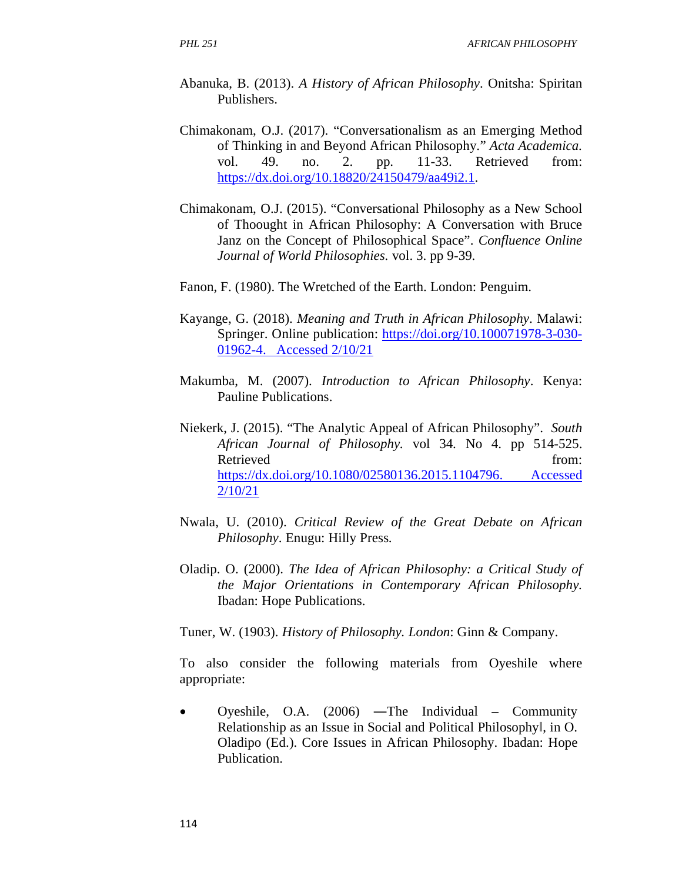Abanuka, B. (2013). *A History of African Philosophy*. Onitsha: Spiritan Publishers.

Chimakonam, O.J. (2017). "Conversationalism as an Emerging Method of Thinking in and Beyond African Philosophy." *Acta Academica.* vol. 49. no. 2. pp. 11-33. Retrieved from: https://dx.doi.org/10.18820/24150479/aa49i2.1.

Chimakonam, O.J. (2015). "Conversational Philosophy as a New School of Thoought in African Philosophy: A Conversation with Bruce Janz on the Concept of Philosophical Space". *Confluence Online Journal of World Philosophies.* vol. 3. pp 9-39.

Fanon, F. (1980). The Wretched of the Earth. London: Penguim.

Kayange, G. (2018). *Meaning and Truth in African Philosophy*. Malawi: Springer. Online publication: https://doi.org/10.100071978-3-030-01962-4. Accessed 2/10/21

Makumba, M. (2007). *Introduction to African Philosophy*. Kenya: Pauline Publications.

Niekerk, J. (2015). "The Analytic Appeal of African Philosophy". *South African Journal of Philosophy.* vol 34. No 4. pp 514-525. Retrieved from: https://dx.doi.org/10.1080/02580136.2015.1104796. Accessed 2/10/21

Nwala, U. (2010). *Critical Review of the Great Debate on African Philosophy*. Enugu: Hilly Press.

Oladip. O. (2000). *The Idea of African Philosophy: a Critical Study of the Major Orientations in Contemporary African Philosophy.* Ibadan: Hope Publications.

Tuner, W. (1903). *History of Philosophy. London*: Ginn & Company.

To also consider the following materials from Oyeshile where appropriate:

- Oyeshile, O.A. (2006) ―The Individual – Community Relationship as an Issue in Social and Political Philosophy‖, in O. Oladipo (Ed.). Core Issues in African Philosophy. Ibadan: Hope Publication.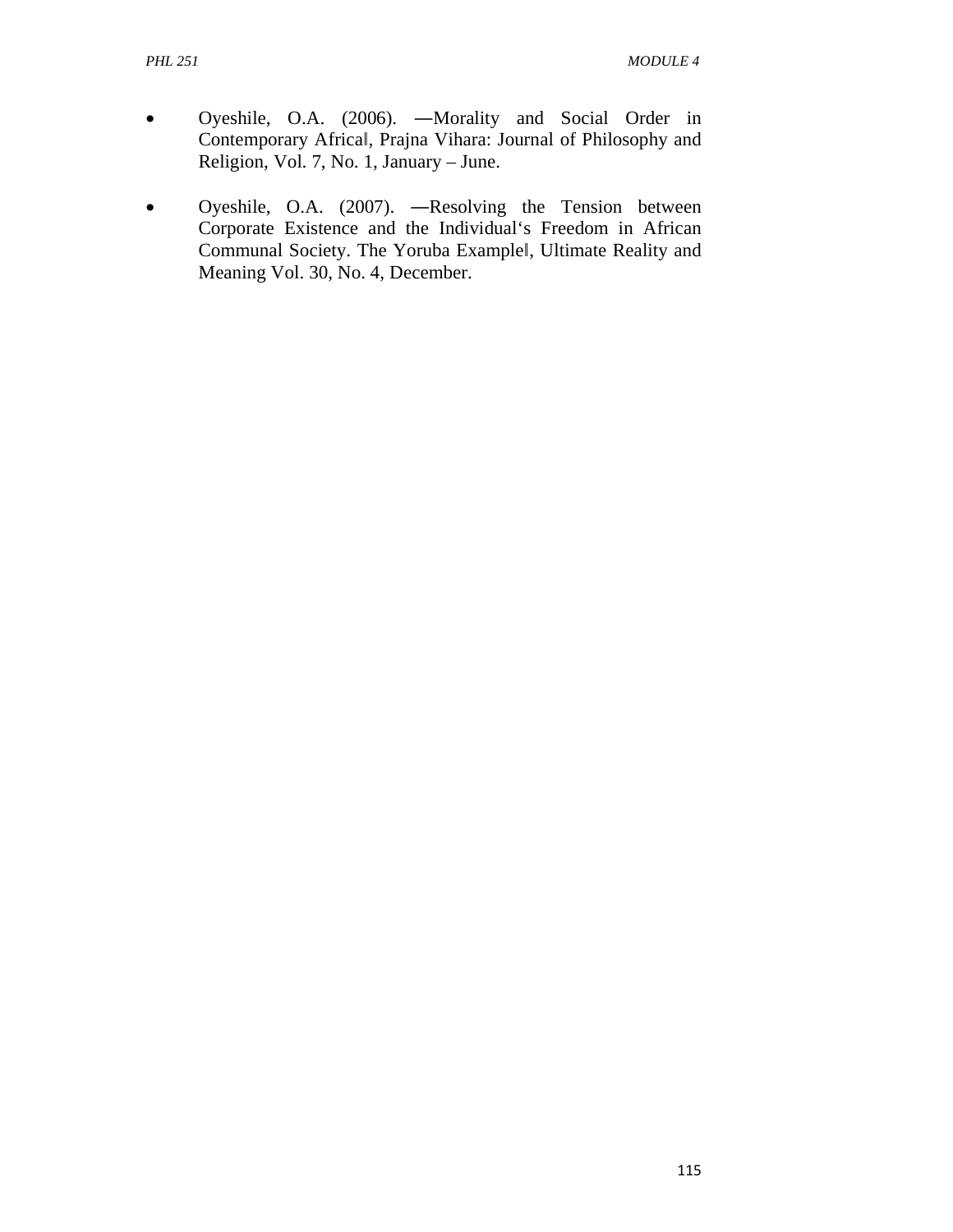- Oyeshile, O.A. (2006). ―Morality and Social Order in Contemporary Africa‖, Prajna Vihara: Journal of Philosophy and Religion, Vol. 7, No. 1, January – June.

- Oyeshile, O.A. (2007). ―Resolving the Tension between Corporate Existence and the Individual's Freedom in African Communal Society. The Yoruba Example‖, Ultimate Reality and Meaning Vol. 30, No. 4, December.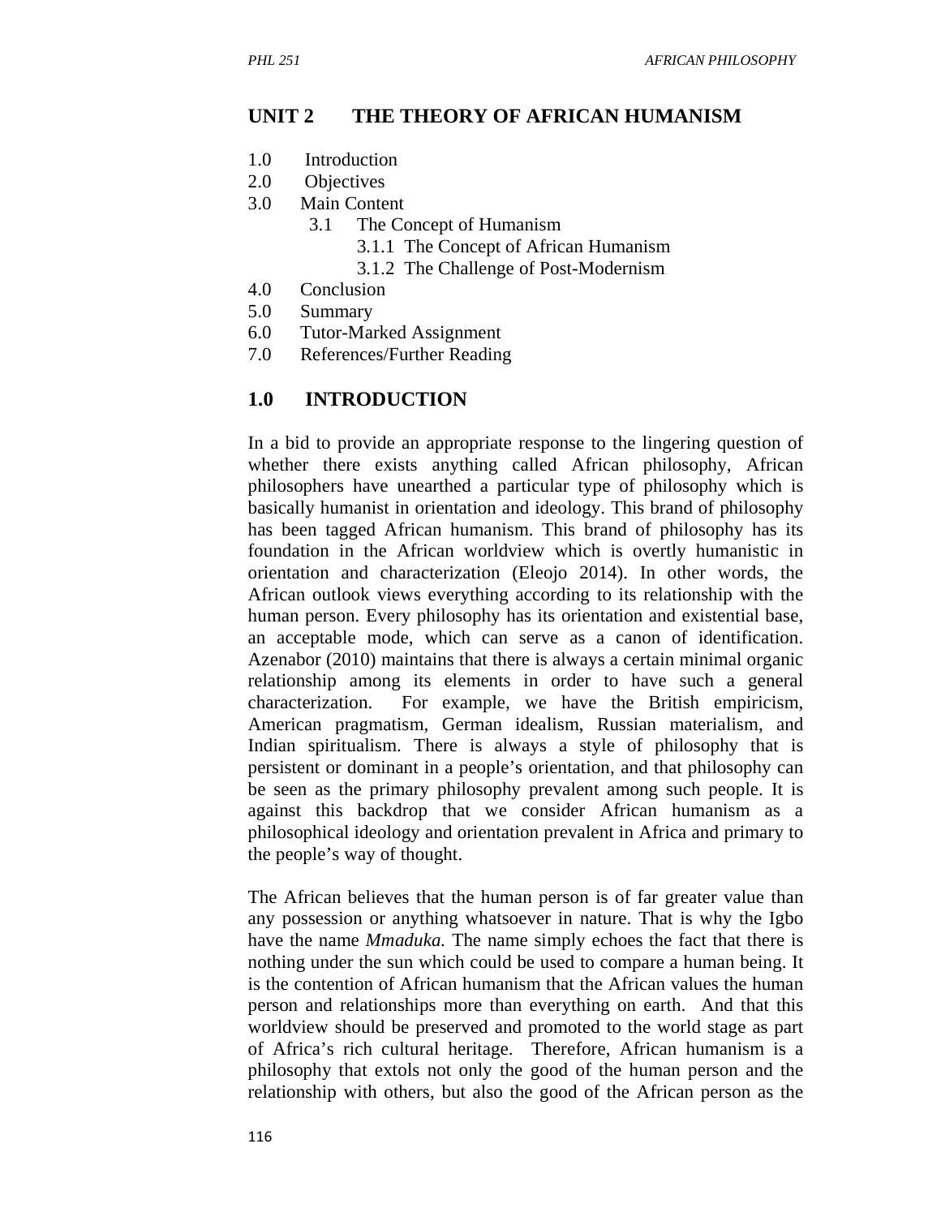# UNIT 2 THE THEORY OF AFRICAN HUMANISM

1.0 Introduction
2.0 Objectives
3.0 Main Content
  3.1 The Concept of Humanism
    3.1.1 The Concept of African Humanism
    3.1.2 The Challenge of Post-Modernism
4.0 Conclusion
5.0 Summary
6.0 Tutor-Marked Assignment
7.0 References/Further Reading

## 1.0 INTRODUCTION

In a bid to provide an appropriate response to the lingering question of whether there exists anything called African philosophy, African philosophers have unearthed a particular type of philosophy which is basically humanist in orientation and ideology. This brand of philosophy has been tagged African humanism. This brand of philosophy has its foundation in the African worldview which is overtly humanistic in orientation and characterization (Eleojo 2014). In other words, the African outlook views everything according to its relationship with the human person. Every philosophy has its orientation and existential base, an acceptable mode, which can serve as a canon of identification. Azenabor (2010) maintains that there is always a certain minimal organic relationship among its elements in order to have such a general characterization. For example, we have the British empiricism, American pragmatism, German idealism, Russian materialism, and Indian spiritualism. There is always a style of philosophy that is persistent or dominant in a people's orientation, and that philosophy can be seen as the primary philosophy prevalent among such people. It is against this backdrop that we consider African humanism as a philosophical ideology and orientation prevalent in Africa and primary to the people's way of thought.

The African believes that the human person is of far greater value than any possession or anything whatsoever in nature. That is why the Igbo have the name *Mmaduka.* The name simply echoes the fact that there is nothing under the sun which could be used to compare a human being. It is the contention of African humanism that the African values the human person and relationships more than everything on earth. And that this worldview should be preserved and promoted to the world stage as part of Africa's rich cultural heritage. Therefore, African humanism is a philosophy that extols not only the good of the human person and the relationship with others, but also the good of the African person as the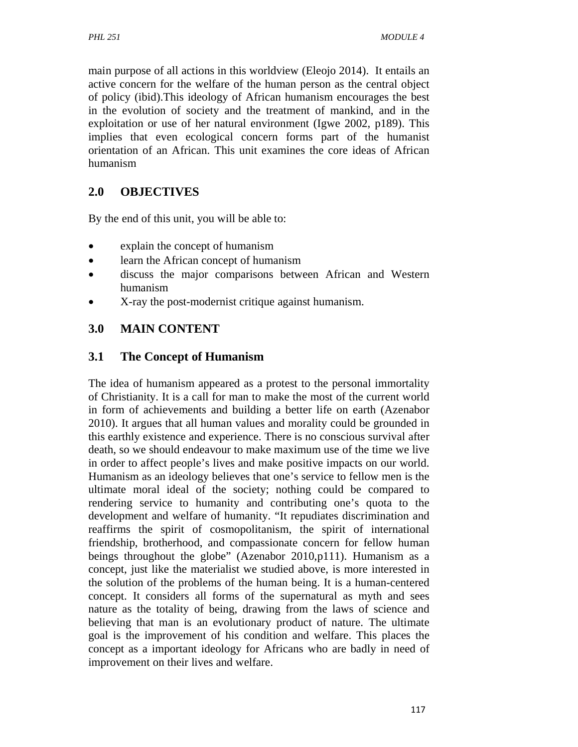main purpose of all actions in this worldview (Eleojo 2014). It entails an active concern for the welfare of the human person as the central object of policy (ibid).This ideology of African humanism encourages the best in the evolution of society and the treatment of mankind, and in the exploitation or use of her natural environment (Igwe 2002, p189). This implies that even ecological concern forms part of the humanist orientation of an African. This unit examines the core ideas of African humanism

## 2.0 OBJECTIVES

By the end of this unit, you will be able to:

- explain the concept of humanism
- learn the African concept of humanism
- discuss the major comparisons between African and Western humanism
- X-ray the post-modernist critique against humanism.

## 3.0 MAIN CONTENT

### 3.1 The Concept of Humanism

The idea of humanism appeared as a protest to the personal immortality of Christianity. It is a call for man to make the most of the current world in form of achievements and building a better life on earth (Azenabor 2010). It argues that all human values and morality could be grounded in this earthly existence and experience. There is no conscious survival after death, so we should endeavour to make maximum use of the time we live in order to affect people's lives and make positive impacts on our world. Humanism as an ideology believes that one's service to fellow men is the ultimate moral ideal of the society; nothing could be compared to rendering service to humanity and contributing one's quota to the development and welfare of humanity. "It repudiates discrimination and reaffirms the spirit of cosmopolitanism, the spirit of international friendship, brotherhood, and compassionate concern for fellow human beings throughout the globe" (Azenabor 2010,p111). Humanism as a concept, just like the materialist we studied above, is more interested in the solution of the problems of the human being. It is a human-centered concept. It considers all forms of the supernatural as myth and sees nature as the totality of being, drawing from the laws of science and believing that man is an evolutionary product of nature. The ultimate goal is the improvement of his condition and welfare. This places the concept as a important ideology for Africans who are badly in need of improvement on their lives and welfare.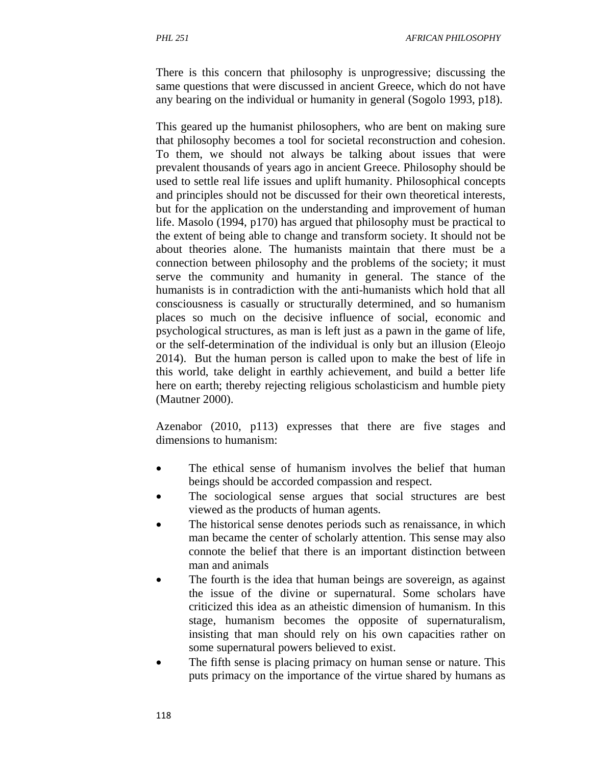There is this concern that philosophy is unprogressive; discussing the same questions that were discussed in ancient Greece, which do not have any bearing on the individual or humanity in general (Sogolo 1993, p18).

This geared up the humanist philosophers, who are bent on making sure that philosophy becomes a tool for societal reconstruction and cohesion. To them, we should not always be talking about issues that were prevalent thousands of years ago in ancient Greece. Philosophy should be used to settle real life issues and uplift humanity. Philosophical concepts and principles should not be discussed for their own theoretical interests, but for the application on the understanding and improvement of human life. Masolo (1994, p170) has argued that philosophy must be practical to the extent of being able to change and transform society. It should not be about theories alone. The humanists maintain that there must be a connection between philosophy and the problems of the society; it must serve the community and humanity in general. The stance of the humanists is in contradiction with the anti-humanists which hold that all consciousness is casually or structurally determined, and so humanism places so much on the decisive influence of social, economic and psychological structures, as man is left just as a pawn in the game of life, or the self-determination of the individual is only but an illusion (Eleojo 2014). But the human person is called upon to make the best of life in this world, take delight in earthly achievement, and build a better life here on earth; thereby rejecting religious scholasticism and humble piety (Mautner 2000).

Azenabor (2010, p113) expresses that there are five stages and dimensions to humanism:

- The ethical sense of humanism involves the belief that human beings should be accorded compassion and respect.
- The sociological sense argues that social structures are best viewed as the products of human agents.
- The historical sense denotes periods such as renaissance, in which man became the center of scholarly attention. This sense may also connote the belief that there is an important distinction between man and animals
- The fourth is the idea that human beings are sovereign, as against the issue of the divine or supernatural. Some scholars have criticized this idea as an atheistic dimension of humanism. In this stage, humanism becomes the opposite of supernaturalism, insisting that man should rely on his own capacities rather on some supernatural powers believed to exist.
- The fifth sense is placing primacy on human sense or nature. This puts primacy on the importance of the virtue shared by humans as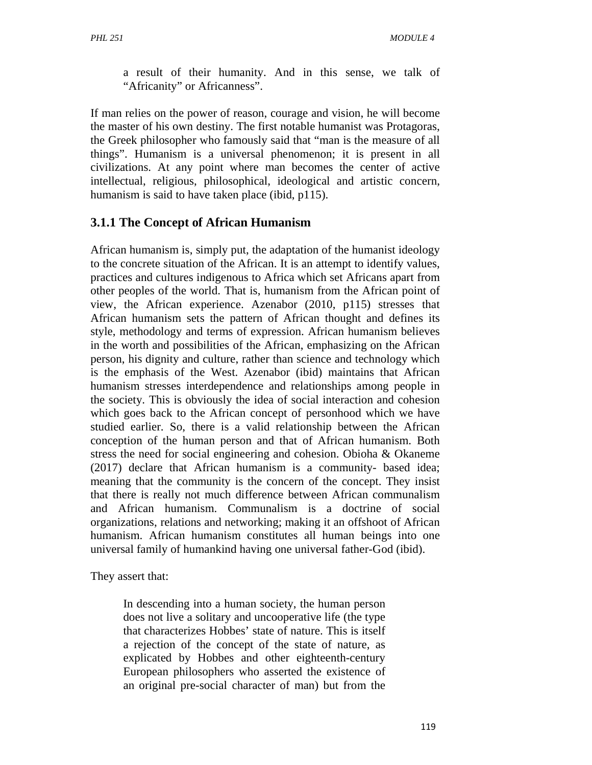a result of their humanity. And in this sense, we talk of "Africanity" or Africanness".

If man relies on the power of reason, courage and vision, he will become the master of his own destiny. The first notable humanist was Protagoras, the Greek philosopher who famously said that "man is the measure of all things". Humanism is a universal phenomenon; it is present in all civilizations. At any point where man becomes the center of active intellectual, religious, philosophical, ideological and artistic concern, humanism is said to have taken place (ibid, p115).

### 3.1.1 The Concept of African Humanism

African humanism is, simply put, the adaptation of the humanist ideology to the concrete situation of the African. It is an attempt to identify values, practices and cultures indigenous to Africa which set Africans apart from other peoples of the world. That is, humanism from the African point of view, the African experience. Azenabor (2010, p115) stresses that African humanism sets the pattern of African thought and defines its style, methodology and terms of expression. African humanism believes in the worth and possibilities of the African, emphasizing on the African person, his dignity and culture, rather than science and technology which is the emphasis of the West. Azenabor (ibid) maintains that African humanism stresses interdependence and relationships among people in the society. This is obviously the idea of social interaction and cohesion which goes back to the African concept of personhood which we have studied earlier. So, there is a valid relationship between the African conception of the human person and that of African humanism. Both stress the need for social engineering and cohesion. Obioha & Okaneme (2017) declare that African humanism is a community- based idea; meaning that the community is the concern of the concept. They insist that there is really not much difference between African communalism and African humanism. Communalism is a doctrine of social organizations, relations and networking; making it an offshoot of African humanism. African humanism constitutes all human beings into one universal family of humankind having one universal father-God (ibid).

They assert that:

> In descending into a human society, the human person does not live a solitary and uncooperative life (the type that characterizes Hobbes' state of nature. This is itself a rejection of the concept of the state of nature, as explicated by Hobbes and other eighteenth-century European philosophers who asserted the existence of an original pre-social character of man) but from the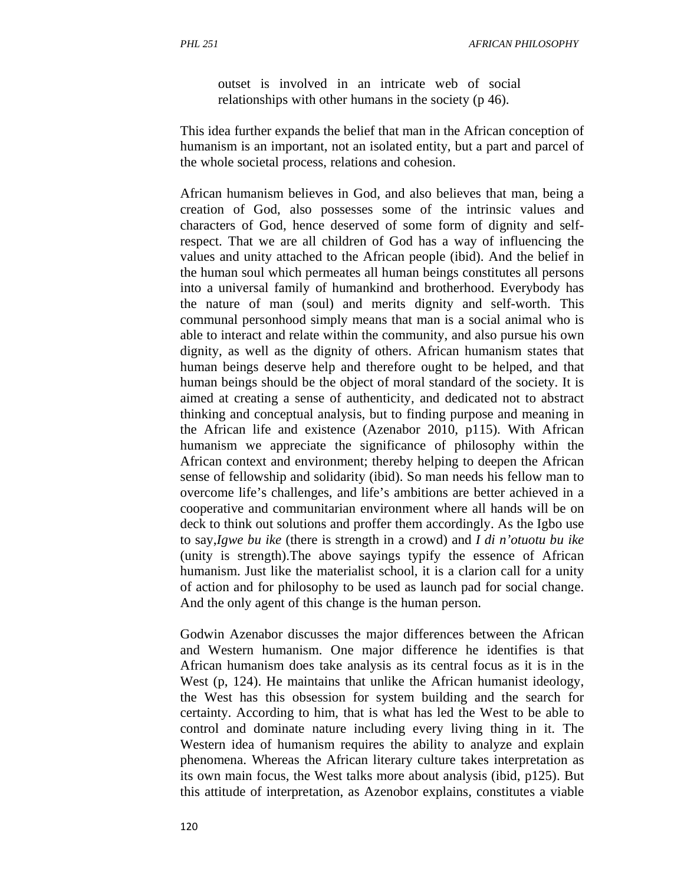> outset is involved in an intricate web of social relationships with other humans in the society (p 46).

This idea further expands the belief that man in the African conception of humanism is an important, not an isolated entity, but a part and parcel of the whole societal process, relations and cohesion.

African humanism believes in God, and also believes that man, being a creation of God, also possesses some of the intrinsic values and characters of God, hence deserved of some form of dignity and self-respect. That we are all children of God has a way of influencing the values and unity attached to the African people (ibid). And the belief in the human soul which permeates all human beings constitutes all persons into a universal family of humankind and brotherhood. Everybody has the nature of man (soul) and merits dignity and self-worth. This communal personhood simply means that man is a social animal who is able to interact and relate within the community, and also pursue his own dignity, as well as the dignity of others. African humanism states that human beings deserve help and therefore ought to be helped, and that human beings should be the object of moral standard of the society. It is aimed at creating a sense of authenticity, and dedicated not to abstract thinking and conceptual analysis, but to finding purpose and meaning in the African life and existence (Azenabor 2010, p115). With African humanism we appreciate the significance of philosophy within the African context and environment; thereby helping to deepen the African sense of fellowship and solidarity (ibid). So man needs his fellow man to overcome life's challenges, and life's ambitions are better achieved in a cooperative and communitarian environment where all hands will be on deck to think out solutions and proffer them accordingly. As the Igbo use to say,*Igwe bu ike* (there is strength in a crowd) and *I di n'otuotu bu ike* (unity is strength).The above sayings typify the essence of African humanism. Just like the materialist school, it is a clarion call for a unity of action and for philosophy to be used as launch pad for social change. And the only agent of this change is the human person.

Godwin Azenabor discusses the major differences between the African and Western humanism. One major difference he identifies is that African humanism does take analysis as its central focus as it is in the West (p, 124). He maintains that unlike the African humanist ideology, the West has this obsession for system building and the search for certainty. According to him, that is what has led the West to be able to control and dominate nature including every living thing in it. The Western idea of humanism requires the ability to analyze and explain phenomena. Whereas the African literary culture takes interpretation as its own main focus, the West talks more about analysis (ibid, p125). But this attitude of interpretation, as Azenobor explains, constitutes a viable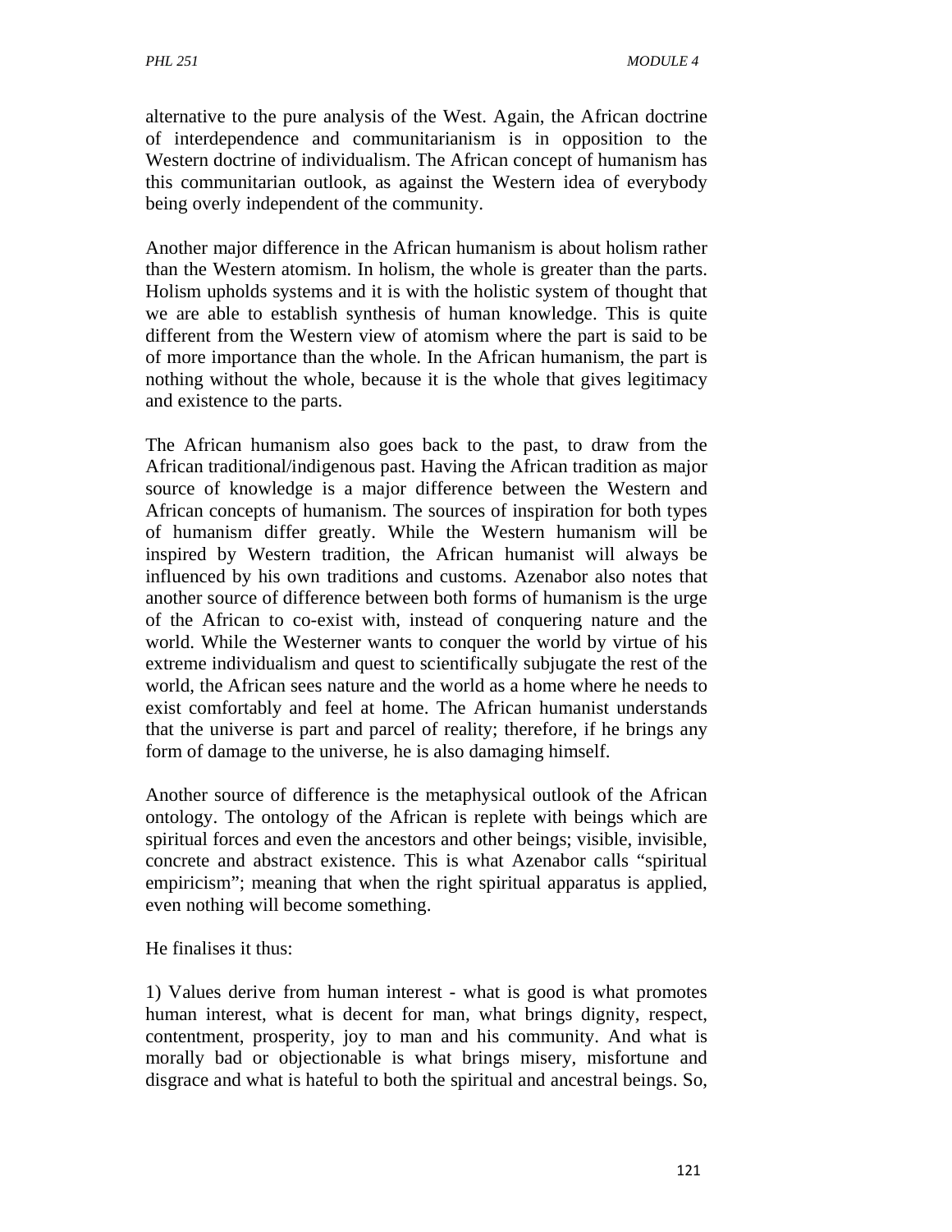alternative to the pure analysis of the West. Again, the African doctrine of interdependence and communitarianism is in opposition to the Western doctrine of individualism. The African concept of humanism has this communitarian outlook, as against the Western idea of everybody being overly independent of the community.

Another major difference in the African humanism is about holism rather than the Western atomism. In holism, the whole is greater than the parts. Holism upholds systems and it is with the holistic system of thought that we are able to establish synthesis of human knowledge. This is quite different from the Western view of atomism where the part is said to be of more importance than the whole. In the African humanism, the part is nothing without the whole, because it is the whole that gives legitimacy and existence to the parts.

The African humanism also goes back to the past, to draw from the African traditional/indigenous past. Having the African tradition as major source of knowledge is a major difference between the Western and African concepts of humanism. The sources of inspiration for both types of humanism differ greatly. While the Western humanism will be inspired by Western tradition, the African humanist will always be influenced by his own traditions and customs. Azenabor also notes that another source of difference between both forms of humanism is the urge of the African to co-exist with, instead of conquering nature and the world. While the Westerner wants to conquer the world by virtue of his extreme individualism and quest to scientifically subjugate the rest of the world, the African sees nature and the world as a home where he needs to exist comfortably and feel at home. The African humanist understands that the universe is part and parcel of reality; therefore, if he brings any form of damage to the universe, he is also damaging himself.

Another source of difference is the metaphysical outlook of the African ontology. The ontology of the African is replete with beings which are spiritual forces and even the ancestors and other beings; visible, invisible, concrete and abstract existence. This is what Azenabor calls "spiritual empiricism"; meaning that when the right spiritual apparatus is applied, even nothing will become something.

He finalises it thus:

1) Values derive from human interest - what is good is what promotes human interest, what is decent for man, what brings dignity, respect, contentment, prosperity, joy to man and his community. And what is morally bad or objectionable is what brings misery, misfortune and disgrace and what is hateful to both the spiritual and ancestral beings. So,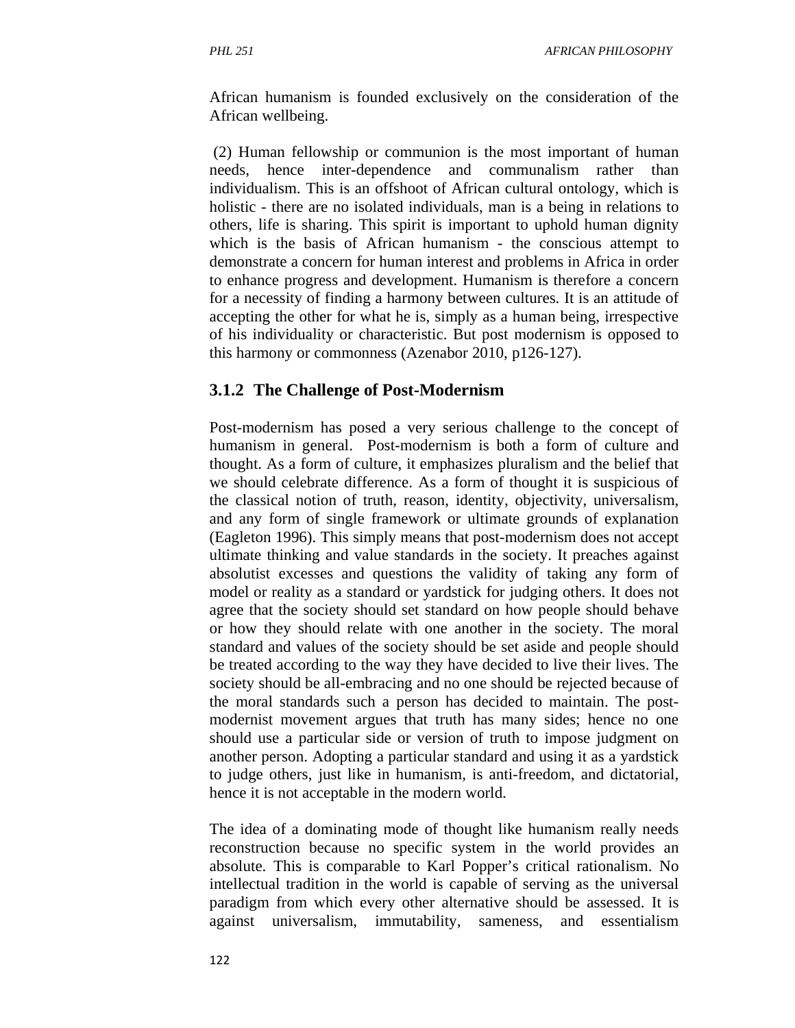African humanism is founded exclusively on the consideration of the African wellbeing.

(2) Human fellowship or communion is the most important of human needs, hence inter-dependence and communalism rather than individualism. This is an offshoot of African cultural ontology, which is holistic - there are no isolated individuals, man is a being in relations to others, life is sharing. This spirit is important to uphold human dignity which is the basis of African humanism - the conscious attempt to demonstrate a concern for human interest and problems in Africa in order to enhance progress and development. Humanism is therefore a concern for a necessity of finding a harmony between cultures. It is an attitude of accepting the other for what he is, simply as a human being, irrespective of his individuality or characteristic. But post modernism is opposed to this harmony or commonness (Azenabor 2010, p126-127).

### 3.1.2 The Challenge of Post-Modernism

Post-modernism has posed a very serious challenge to the concept of humanism in general. Post-modernism is both a form of culture and thought. As a form of culture, it emphasizes pluralism and the belief that we should celebrate difference. As a form of thought it is suspicious of the classical notion of truth, reason, identity, objectivity, universalism, and any form of single framework or ultimate grounds of explanation (Eagleton 1996). This simply means that post-modernism does not accept ultimate thinking and value standards in the society. It preaches against absolutist excesses and questions the validity of taking any form of model or reality as a standard or yardstick for judging others. It does not agree that the society should set standard on how people should behave or how they should relate with one another in the society. The moral standard and values of the society should be set aside and people should be treated according to the way they have decided to live their lives. The society should be all-embracing and no one should be rejected because of the moral standards such a person has decided to maintain. The post-modernist movement argues that truth has many sides; hence no one should use a particular side or version of truth to impose judgment on another person. Adopting a particular standard and using it as a yardstick to judge others, just like in humanism, is anti-freedom, and dictatorial, hence it is not acceptable in the modern world.

The idea of a dominating mode of thought like humanism really needs reconstruction because no specific system in the world provides an absolute. This is comparable to Karl Popper's critical rationalism. No intellectual tradition in the world is capable of serving as the universal paradigm from which every other alternative should be assessed. It is against universalism, immutability, sameness, and essentialism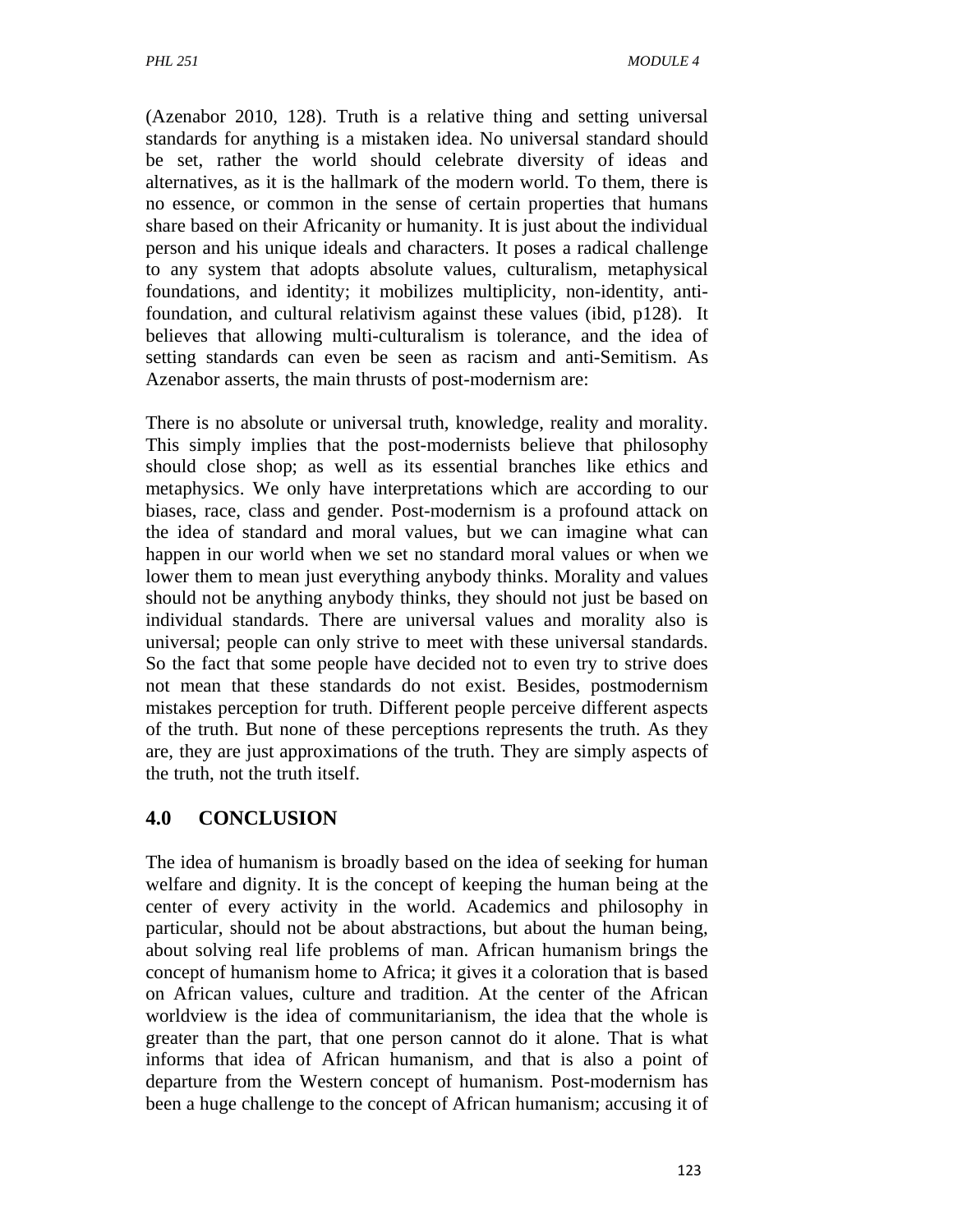(Azenabor 2010, 128). Truth is a relative thing and setting universal standards for anything is a mistaken idea. No universal standard should be set, rather the world should celebrate diversity of ideas and alternatives, as it is the hallmark of the modern world. To them, there is no essence, or common in the sense of certain properties that humans share based on their Africanity or humanity. It is just about the individual person and his unique ideals and characters. It poses a radical challenge to any system that adopts absolute values, culturalism, metaphysical foundations, and identity; it mobilizes multiplicity, non-identity, anti-foundation, and cultural relativism against these values (ibid, p128). It believes that allowing multi-culturalism is tolerance, and the idea of setting standards can even be seen as racism and anti-Semitism. As Azenabor asserts, the main thrusts of post-modernism are:

There is no absolute or universal truth, knowledge, reality and morality. This simply implies that the post-modernists believe that philosophy should close shop; as well as its essential branches like ethics and metaphysics. We only have interpretations which are according to our biases, race, class and gender. Post-modernism is a profound attack on the idea of standard and moral values, but we can imagine what can happen in our world when we set no standard moral values or when we lower them to mean just everything anybody thinks. Morality and values should not be anything anybody thinks, they should not just be based on individual standards. There are universal values and morality also is universal; people can only strive to meet with these universal standards. So the fact that some people have decided not to even try to strive does not mean that these standards do not exist. Besides, postmodernism mistakes perception for truth. Different people perceive different aspects of the truth. But none of these perceptions represents the truth. As they are, they are just approximations of the truth. They are simply aspects of the truth, not the truth itself.

## 4.0 CONCLUSION

The idea of humanism is broadly based on the idea of seeking for human welfare and dignity. It is the concept of keeping the human being at the center of every activity in the world. Academics and philosophy in particular, should not be about abstractions, but about the human being, about solving real life problems of man. African humanism brings the concept of humanism home to Africa; it gives it a coloration that is based on African values, culture and tradition. At the center of the African worldview is the idea of communitarianism, the idea that the whole is greater than the part, that one person cannot do it alone. That is what informs that idea of African humanism, and that is also a point of departure from the Western concept of humanism. Post-modernism has been a huge challenge to the concept of African humanism; accusing it of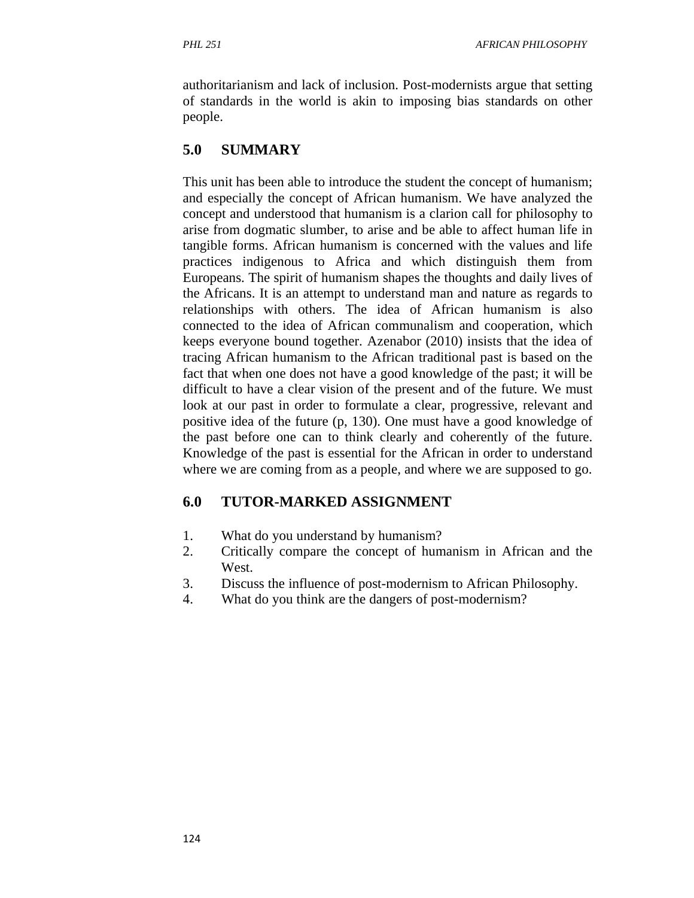authoritarianism and lack of inclusion. Post-modernists argue that setting of standards in the world is akin to imposing bias standards on other people.

## 5.0 SUMMARY

This unit has been able to introduce the student the concept of humanism; and especially the concept of African humanism. We have analyzed the concept and understood that humanism is a clarion call for philosophy to arise from dogmatic slumber, to arise and be able to affect human life in tangible forms. African humanism is concerned with the values and life practices indigenous to Africa and which distinguish them from Europeans. The spirit of humanism shapes the thoughts and daily lives of the Africans. It is an attempt to understand man and nature as regards to relationships with others. The idea of African humanism is also connected to the idea of African communalism and cooperation, which keeps everyone bound together. Azenabor (2010) insists that the idea of tracing African humanism to the African traditional past is based on the fact that when one does not have a good knowledge of the past; it will be difficult to have a clear vision of the present and of the future. We must look at our past in order to formulate a clear, progressive, relevant and positive idea of the future (p, 130). One must have a good knowledge of the past before one can to think clearly and coherently of the future. Knowledge of the past is essential for the African in order to understand where we are coming from as a people, and where we are supposed to go.

## 6.0 TUTOR-MARKED ASSIGNMENT

1. What do you understand by humanism?
2. Critically compare the concept of humanism in African and the West.
3. Discuss the influence of post-modernism to African Philosophy.
4. What do you think are the dangers of post-modernism?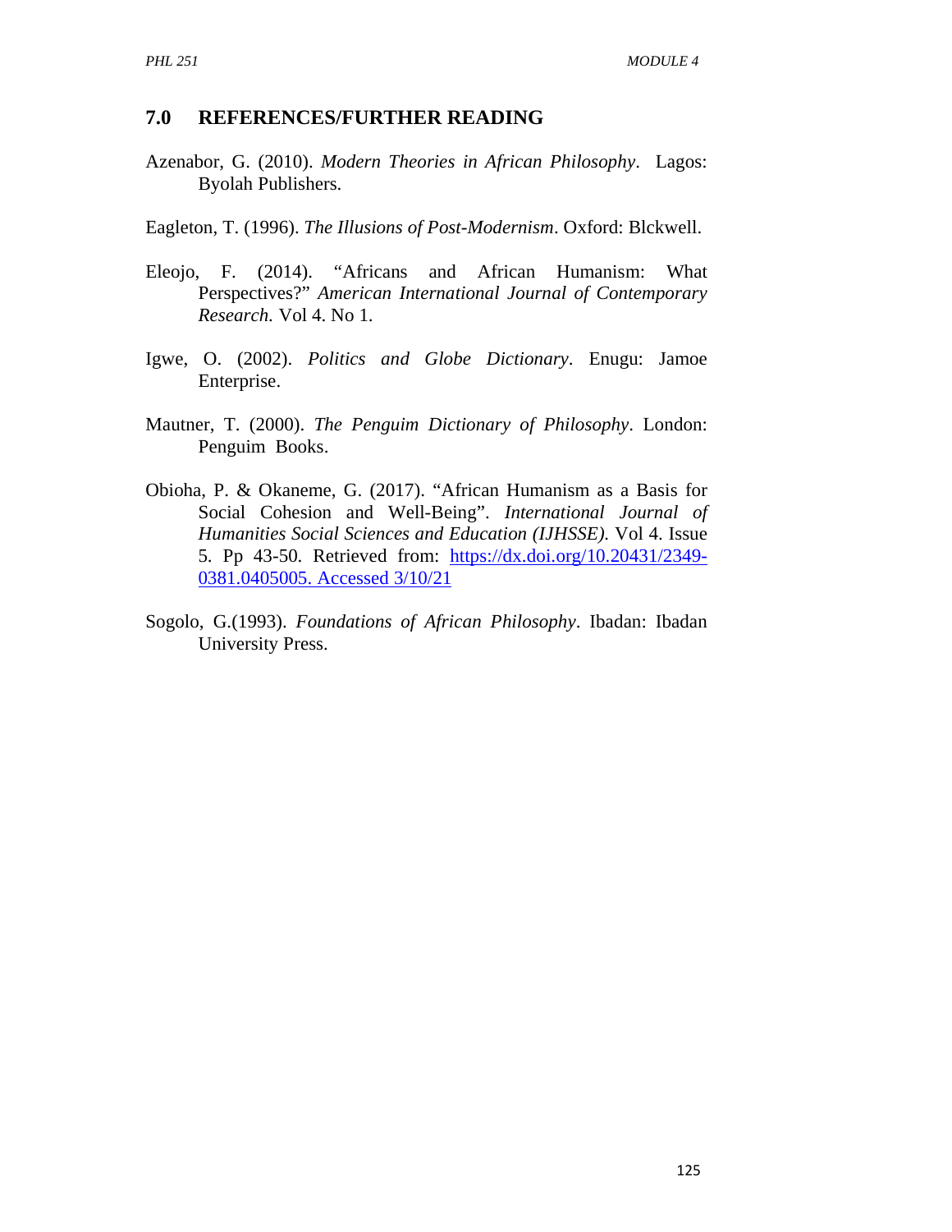## 7.0 REFERENCES/FURTHER READING

Azenabor, G. (2010). *Modern Theories in African Philosophy*. Lagos: Byolah Publishers.

Eagleton, T. (1996). *The Illusions of Post-Modernism*. Oxford: Blckwell.

Eleojo, F. (2014). "Africans and African Humanism: What Perspectives?" *American International Journal of Contemporary Research.* Vol 4. No 1.

Igwe, O. (2002). *Politics and Globe Dictionary*. Enugu: Jamoe Enterprise.

Mautner, T. (2000). *The Penguim Dictionary of Philosophy*. London: Penguim Books.

Obioha, P. & Okaneme, G. (2017). "African Humanism as a Basis for Social Cohesion and Well-Being". *International Journal of Humanities Social Sciences and Education (IJHSSE).* Vol 4. Issue 5. Pp 43-50. Retrieved from: https://dx.doi.org/10.20431/2349-0381.0405005. Accessed 3/10/21

Sogolo, G.(1993). *Foundations of African Philosophy*. Ibadan: Ibadan University Press.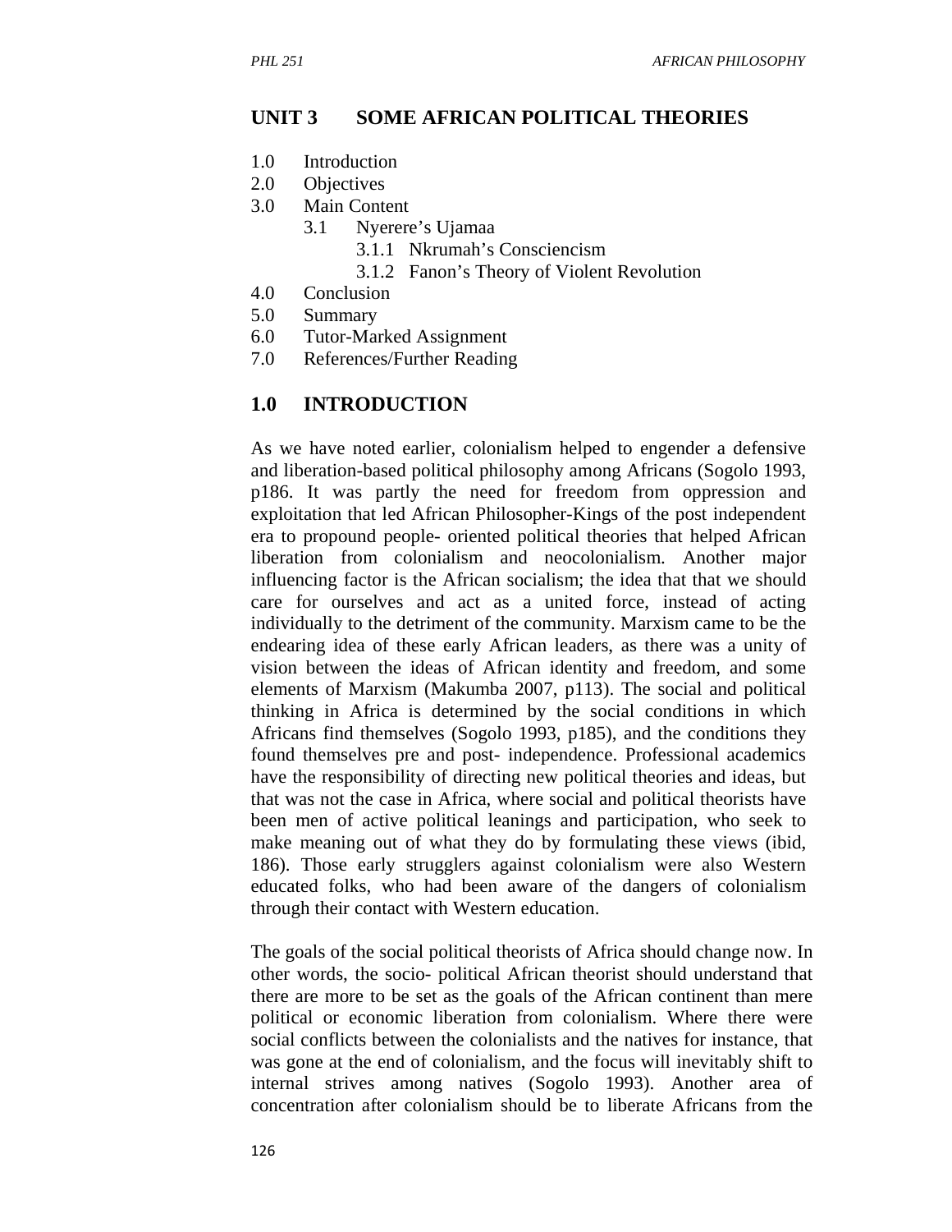## UNIT 3 SOME AFRICAN POLITICAL THEORIES

1.0 Introduction
2.0 Objectives
3.0 Main Content
  3.1 Nyerere's Ujamaa
    3.1.1 Nkrumah's Consciencism
    3.1.2 Fanon's Theory of Violent Revolution
4.0 Conclusion
5.0 Summary
6.0 Tutor-Marked Assignment
7.0 References/Further Reading

## 1.0 INTRODUCTION

As we have noted earlier, colonialism helped to engender a defensive and liberation-based political philosophy among Africans (Sogolo 1993, p186. It was partly the need for freedom from oppression and exploitation that led African Philosopher-Kings of the post independent era to propound people- oriented political theories that helped African liberation from colonialism and neocolonialism. Another major influencing factor is the African socialism; the idea that that we should care for ourselves and act as a united force, instead of acting individually to the detriment of the community. Marxism came to be the endearing idea of these early African leaders, as there was a unity of vision between the ideas of African identity and freedom, and some elements of Marxism (Makumba 2007, p113). The social and political thinking in Africa is determined by the social conditions in which Africans find themselves (Sogolo 1993, p185), and the conditions they found themselves pre and post- independence. Professional academics have the responsibility of directing new political theories and ideas, but that was not the case in Africa, where social and political theorists have been men of active political leanings and participation, who seek to make meaning out of what they do by formulating these views (ibid, 186). Those early strugglers against colonialism were also Western educated folks, who had been aware of the dangers of colonialism through their contact with Western education.

The goals of the social political theorists of Africa should change now. In other words, the socio- political African theorist should understand that there are more to be set as the goals of the African continent than mere political or economic liberation from colonialism. Where there were social conflicts between the colonialists and the natives for instance, that was gone at the end of colonialism, and the focus will inevitably shift to internal strives among natives (Sogolo 1993). Another area of concentration after colonialism should be to liberate Africans from the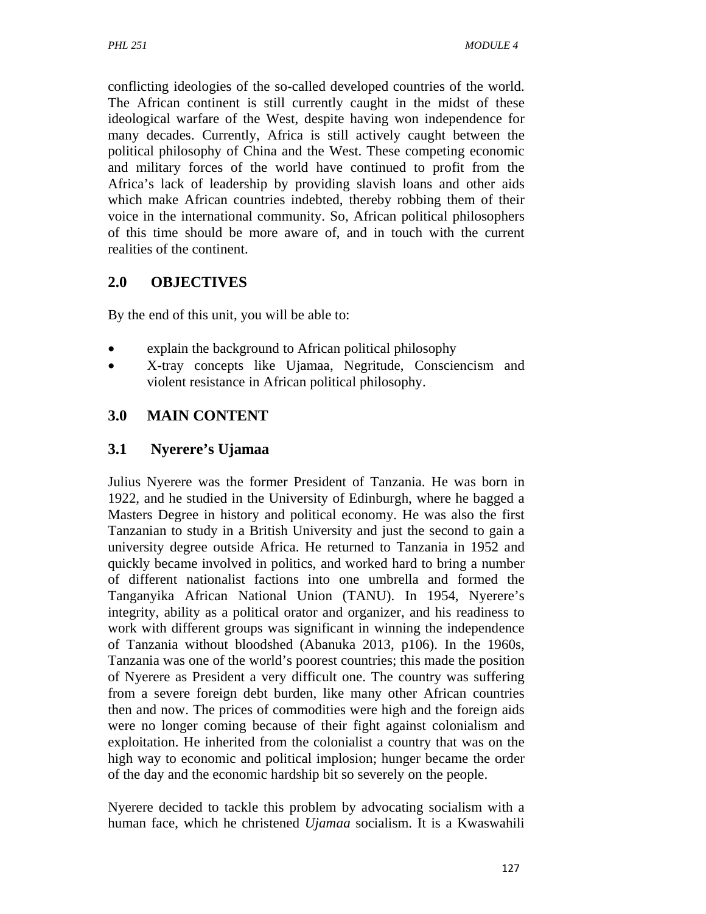conflicting ideologies of the so-called developed countries of the world. The African continent is still currently caught in the midst of these ideological warfare of the West, despite having won independence for many decades. Currently, Africa is still actively caught between the political philosophy of China and the West. These competing economic and military forces of the world have continued to profit from the Africa's lack of leadership by providing slavish loans and other aids which make African countries indebted, thereby robbing them of their voice in the international community. So, African political philosophers of this time should be more aware of, and in touch with the current realities of the continent.

## 2.0 OBJECTIVES

By the end of this unit, you will be able to:

- explain the background to African political philosophy
- X-tray concepts like Ujamaa, Negritude, Consciencism and violent resistance in African political philosophy.

## 3.0 MAIN CONTENT

### 3.1 Nyerere's Ujamaa

Julius Nyerere was the former President of Tanzania. He was born in 1922, and he studied in the University of Edinburgh, where he bagged a Masters Degree in history and political economy. He was also the first Tanzanian to study in a British University and just the second to gain a university degree outside Africa. He returned to Tanzania in 1952 and quickly became involved in politics, and worked hard to bring a number of different nationalist factions into one umbrella and formed the Tanganyika African National Union (TANU). In 1954, Nyerere's integrity, ability as a political orator and organizer, and his readiness to work with different groups was significant in winning the independence of Tanzania without bloodshed (Abanuka 2013, p106). In the 1960s, Tanzania was one of the world's poorest countries; this made the position of Nyerere as President a very difficult one. The country was suffering from a severe foreign debt burden, like many other African countries then and now. The prices of commodities were high and the foreign aids were no longer coming because of their fight against colonialism and exploitation. He inherited from the colonialist a country that was on the high way to economic and political implosion; hunger became the order of the day and the economic hardship bit so severely on the people.

Nyerere decided to tackle this problem by advocating socialism with a human face, which he christened *Ujamaa* socialism. It is a Kwaswahili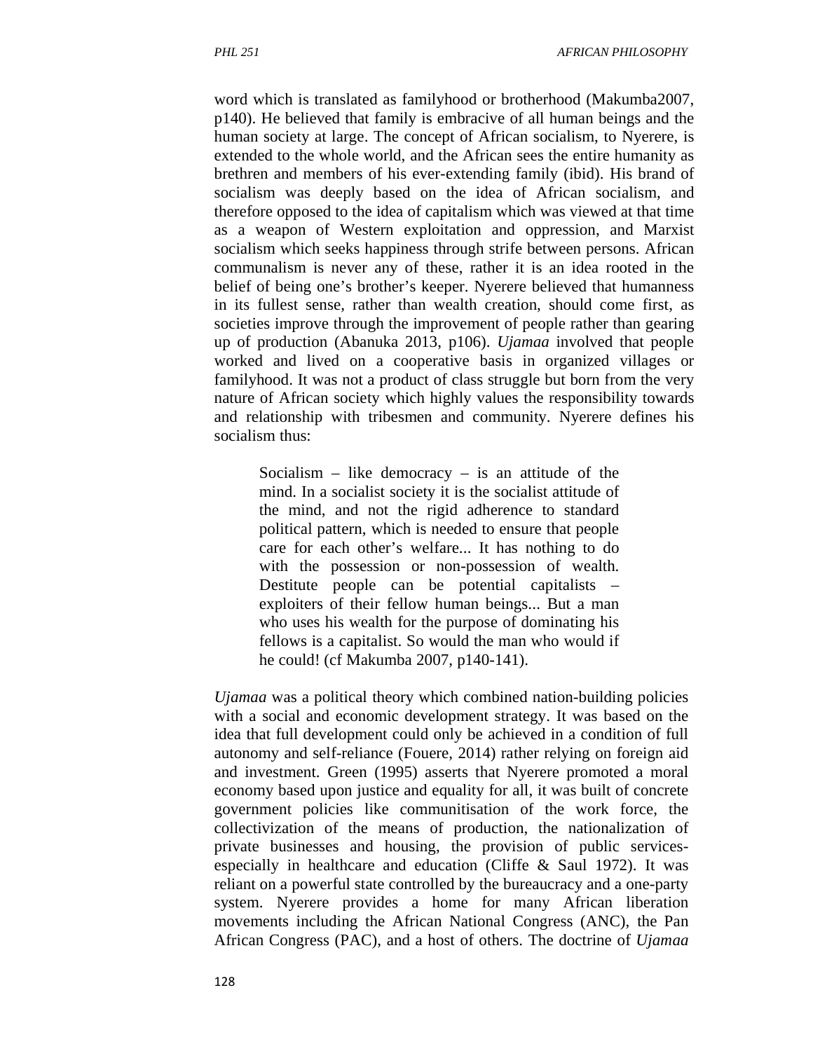word which is translated as familyhood or brotherhood (Makumba2007, p140). He believed that family is embracive of all human beings and the human society at large. The concept of African socialism, to Nyerere, is extended to the whole world, and the African sees the entire humanity as brethren and members of his ever-extending family (ibid). His brand of socialism was deeply based on the idea of African socialism, and therefore opposed to the idea of capitalism which was viewed at that time as a weapon of Western exploitation and oppression, and Marxist socialism which seeks happiness through strife between persons. African communalism is never any of these, rather it is an idea rooted in the belief of being one's brother's keeper. Nyerere believed that humanness in its fullest sense, rather than wealth creation, should come first, as societies improve through the improvement of people rather than gearing up of production (Abanuka 2013, p106). *Ujamaa* involved that people worked and lived on a cooperative basis in organized villages or familyhood. It was not a product of class struggle but born from the very nature of African society which highly values the responsibility towards and relationship with tribesmen and community. Nyerere defines his socialism thus:

> Socialism – like democracy – is an attitude of the mind. In a socialist society it is the socialist attitude of the mind, and not the rigid adherence to standard political pattern, which is needed to ensure that people care for each other's welfare... It has nothing to do with the possession or non-possession of wealth. Destitute people can be potential capitalists – exploiters of their fellow human beings... But a man who uses his wealth for the purpose of dominating his fellows is a capitalist. So would the man who would if he could! (cf Makumba 2007, p140-141).

*Ujamaa* was a political theory which combined nation-building policies with a social and economic development strategy. It was based on the idea that full development could only be achieved in a condition of full autonomy and self-reliance (Fouere, 2014) rather relying on foreign aid and investment. Green (1995) asserts that Nyerere promoted a moral economy based upon justice and equality for all, it was built of concrete government policies like communitisation of the work force, the collectivization of the means of production, the nationalization of private businesses and housing, the provision of public services-especially in healthcare and education (Cliffe & Saul 1972). It was reliant on a powerful state controlled by the bureaucracy and a one-party system. Nyerere provides a home for many African liberation movements including the African National Congress (ANC), the Pan African Congress (PAC), and a host of others. The doctrine of *Ujamaa*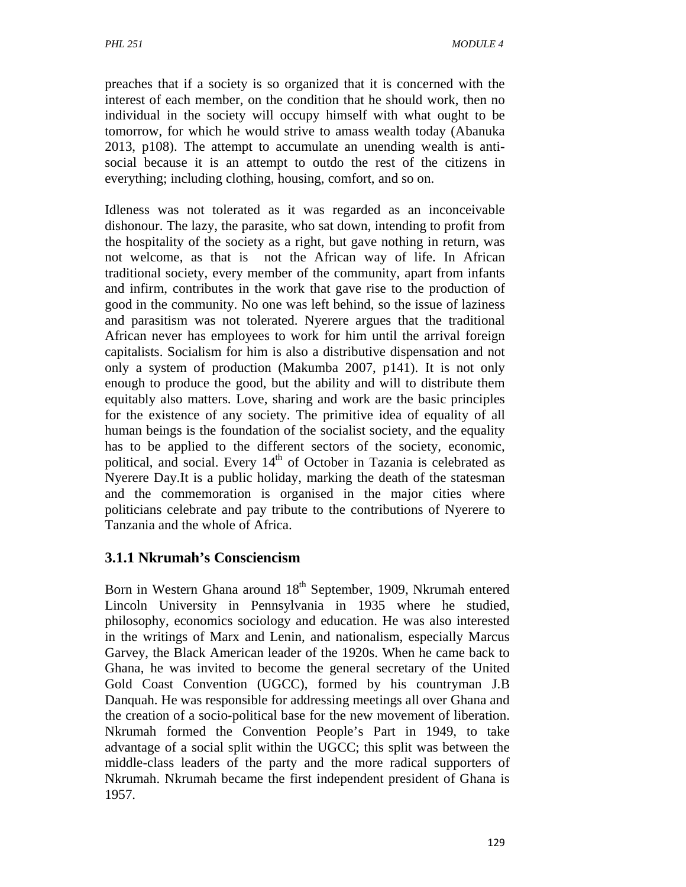preaches that if a society is so organized that it is concerned with the interest of each member, on the condition that he should work, then no individual in the society will occupy himself with what ought to be tomorrow, for which he would strive to amass wealth today (Abanuka 2013, p108). The attempt to accumulate an unending wealth is anti-social because it is an attempt to outdo the rest of the citizens in everything; including clothing, housing, comfort, and so on.

Idleness was not tolerated as it was regarded as an inconceivable dishonour. The lazy, the parasite, who sat down, intending to profit from the hospitality of the society as a right, but gave nothing in return, was not welcome, as that is not the African way of life. In African traditional society, every member of the community, apart from infants and infirm, contributes in the work that gave rise to the production of good in the community. No one was left behind, so the issue of laziness and parasitism was not tolerated. Nyerere argues that the traditional African never has employees to work for him until the arrival foreign capitalists. Socialism for him is also a distributive dispensation and not only a system of production (Makumba 2007, p141). It is not only enough to produce the good, but the ability and will to distribute them equitably also matters. Love, sharing and work are the basic principles for the existence of any society. The primitive idea of equality of all human beings is the foundation of the socialist society, and the equality has to be applied to the different sectors of the society, economic, political, and social. Every 14th of October in Tazania is celebrated as Nyerere Day.It is a public holiday, marking the death of the statesman and the commemoration is organised in the major cities where politicians celebrate and pay tribute to the contributions of Nyerere to Tanzania and the whole of Africa.

### 3.1.1 Nkrumah's Consciencism

Born in Western Ghana around 18th September, 1909, Nkrumah entered Lincoln University in Pennsylvania in 1935 where he studied, philosophy, economics sociology and education. He was also interested in the writings of Marx and Lenin, and nationalism, especially Marcus Garvey, the Black American leader of the 1920s. When he came back to Ghana, he was invited to become the general secretary of the United Gold Coast Convention (UGCC), formed by his countryman J.B Danquah. He was responsible for addressing meetings all over Ghana and the creation of a socio-political base for the new movement of liberation. Nkrumah formed the Convention People's Part in 1949, to take advantage of a social split within the UGCC; this split was between the middle-class leaders of the party and the more radical supporters of Nkrumah. Nkrumah became the first independent president of Ghana is 1957.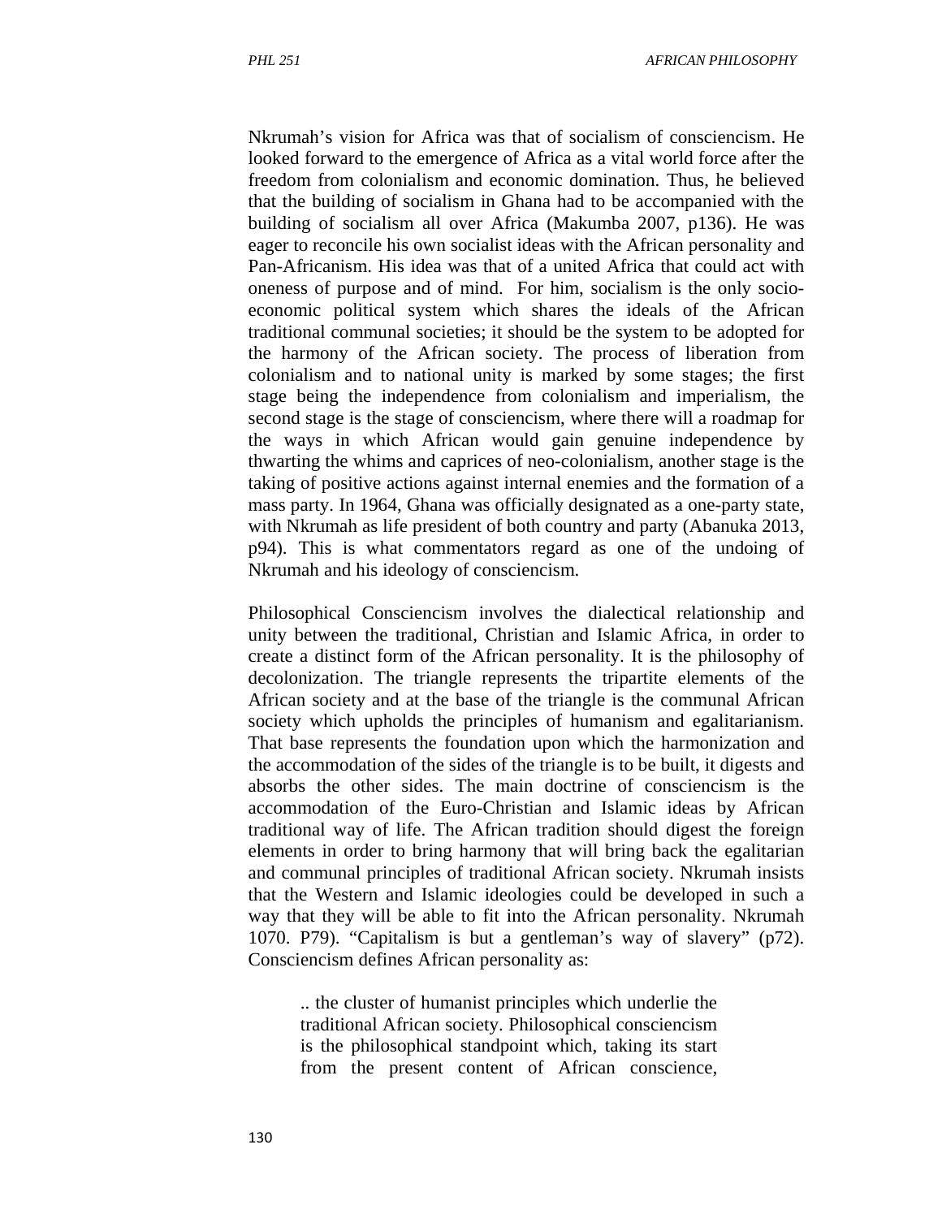Nkrumah's vision for Africa was that of socialism of consciencism. He looked forward to the emergence of Africa as a vital world force after the freedom from colonialism and economic domination. Thus, he believed that the building of socialism in Ghana had to be accompanied with the building of socialism all over Africa (Makumba 2007, p136). He was eager to reconcile his own socialist ideas with the African personality and Pan-Africanism. His idea was that of a united Africa that could act with oneness of purpose and of mind. For him, socialism is the only socio-economic political system which shares the ideals of the African traditional communal societies; it should be the system to be adopted for the harmony of the African society. The process of liberation from colonialism and to national unity is marked by some stages; the first stage being the independence from colonialism and imperialism, the second stage is the stage of consciencism, where there will a roadmap for the ways in which African would gain genuine independence by thwarting the whims and caprices of neo-colonialism, another stage is the taking of positive actions against internal enemies and the formation of a mass party. In 1964, Ghana was officially designated as a one-party state, with Nkrumah as life president of both country and party (Abanuka 2013, p94). This is what commentators regard as one of the undoing of Nkrumah and his ideology of consciencism.

Philosophical Consciencism involves the dialectical relationship and unity between the traditional, Christian and Islamic Africa, in order to create a distinct form of the African personality. It is the philosophy of decolonization. The triangle represents the tripartite elements of the African society and at the base of the triangle is the communal African society which upholds the principles of humanism and egalitarianism. That base represents the foundation upon which the harmonization and the accommodation of the sides of the triangle is to be built, it digests and absorbs the other sides. The main doctrine of consciencism is the accommodation of the Euro-Christian and Islamic ideas by African traditional way of life. The African tradition should digest the foreign elements in order to bring harmony that will bring back the egalitarian and communal principles of traditional African society. Nkrumah insists that the Western and Islamic ideologies could be developed in such a way that they will be able to fit into the African personality. Nkrumah 1070. P79). "Capitalism is but a gentleman's way of slavery" (p72). Consciencism defines African personality as:

> .. the cluster of humanist principles which underlie the traditional African society. Philosophical consciencism is the philosophical standpoint which, taking its start from the present content of African conscience,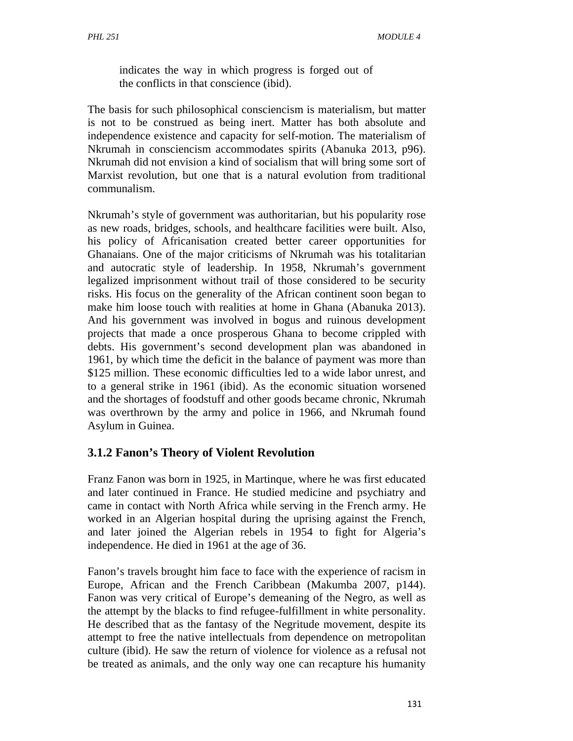> indicates the way in which progress is forged out of the conflicts in that conscience (ibid).

The basis for such philosophical consciencism is materialism, but matter is not to be construed as being inert. Matter has both absolute and independence existence and capacity for self-motion. The materialism of Nkrumah in consciencism accommodates spirits (Abanuka 2013, p96). Nkrumah did not envision a kind of socialism that will bring some sort of Marxist revolution, but one that is a natural evolution from traditional communalism.

Nkrumah's style of government was authoritarian, but his popularity rose as new roads, bridges, schools, and healthcare facilities were built. Also, his policy of Africanisation created better career opportunities for Ghanaians. One of the major criticisms of Nkrumah was his totalitarian and autocratic style of leadership. In 1958, Nkrumah's government legalized imprisonment without trail of those considered to be security risks. His focus on the generality of the African continent soon began to make him loose touch with realities at home in Ghana (Abanuka 2013). And his government was involved in bogus and ruinous development projects that made a once prosperous Ghana to become crippled with debts. His government's second development plan was abandoned in 1961, by which time the deficit in the balance of payment was more than $125 million. These economic difficulties led to a wide labor unrest, and to a general strike in 1961 (ibid). As the economic situation worsened and the shortages of foodstuff and other goods became chronic, Nkrumah was overthrown by the army and police in 1966, and Nkrumah found Asylum in Guinea.

### 3.1.2 Fanon's Theory of Violent Revolution

Franz Fanon was born in 1925, in Martinque, where he was first educated and later continued in France. He studied medicine and psychiatry and came in contact with North Africa while serving in the French army. He worked in an Algerian hospital during the uprising against the French, and later joined the Algerian rebels in 1954 to fight for Algeria's independence. He died in 1961 at the age of 36.

Fanon's travels brought him face to face with the experience of racism in Europe, African and the French Caribbean (Makumba 2007, p144). Fanon was very critical of Europe's demeaning of the Negro, as well as the attempt by the blacks to find refugee-fulfillment in white personality. He described that as the fantasy of the Negritude movement, despite its attempt to free the native intellectuals from dependence on metropolitan culture (ibid). He saw the return of violence for violence as a refusal not be treated as animals, and the only way one can recapture his humanity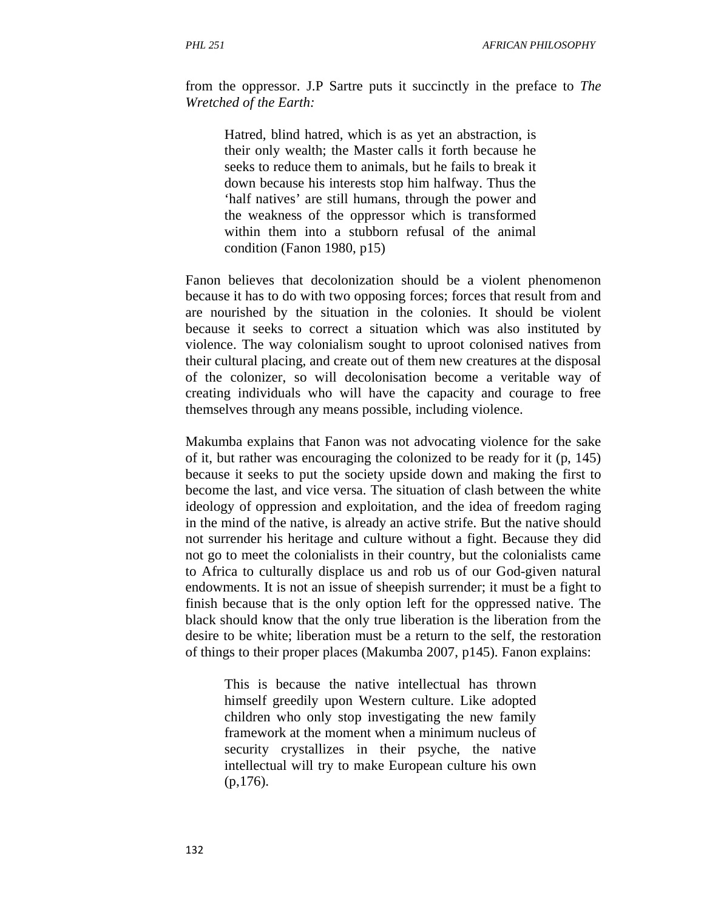from the oppressor. J.P Sartre puts it succinctly in the preface to *The Wretched of the Earth:*

> Hatred, blind hatred, which is as yet an abstraction, is their only wealth; the Master calls it forth because he seeks to reduce them to animals, but he fails to break it down because his interests stop him halfway. Thus the 'half natives' are still humans, through the power and the weakness of the oppressor which is transformed within them into a stubborn refusal of the animal condition (Fanon 1980, p15)

Fanon believes that decolonization should be a violent phenomenon because it has to do with two opposing forces; forces that result from and are nourished by the situation in the colonies. It should be violent because it seeks to correct a situation which was also instituted by violence. The way colonialism sought to uproot colonised natives from their cultural placing, and create out of them new creatures at the disposal of the colonizer, so will decolonisation become a veritable way of creating individuals who will have the capacity and courage to free themselves through any means possible, including violence.

Makumba explains that Fanon was not advocating violence for the sake of it, but rather was encouraging the colonized to be ready for it (p, 145) because it seeks to put the society upside down and making the first to become the last, and vice versa. The situation of clash between the white ideology of oppression and exploitation, and the idea of freedom raging in the mind of the native, is already an active strife. But the native should not surrender his heritage and culture without a fight. Because they did not go to meet the colonialists in their country, but the colonialists came to Africa to culturally displace us and rob us of our God-given natural endowments. It is not an issue of sheepish surrender; it must be a fight to finish because that is the only option left for the oppressed native. The black should know that the only true liberation is the liberation from the desire to be white; liberation must be a return to the self, the restoration of things to their proper places (Makumba 2007, p145). Fanon explains:

> This is because the native intellectual has thrown himself greedily upon Western culture. Like adopted children who only stop investigating the new family framework at the moment when a minimum nucleus of security crystallizes in their psyche, the native intellectual will try to make European culture his own (p,176).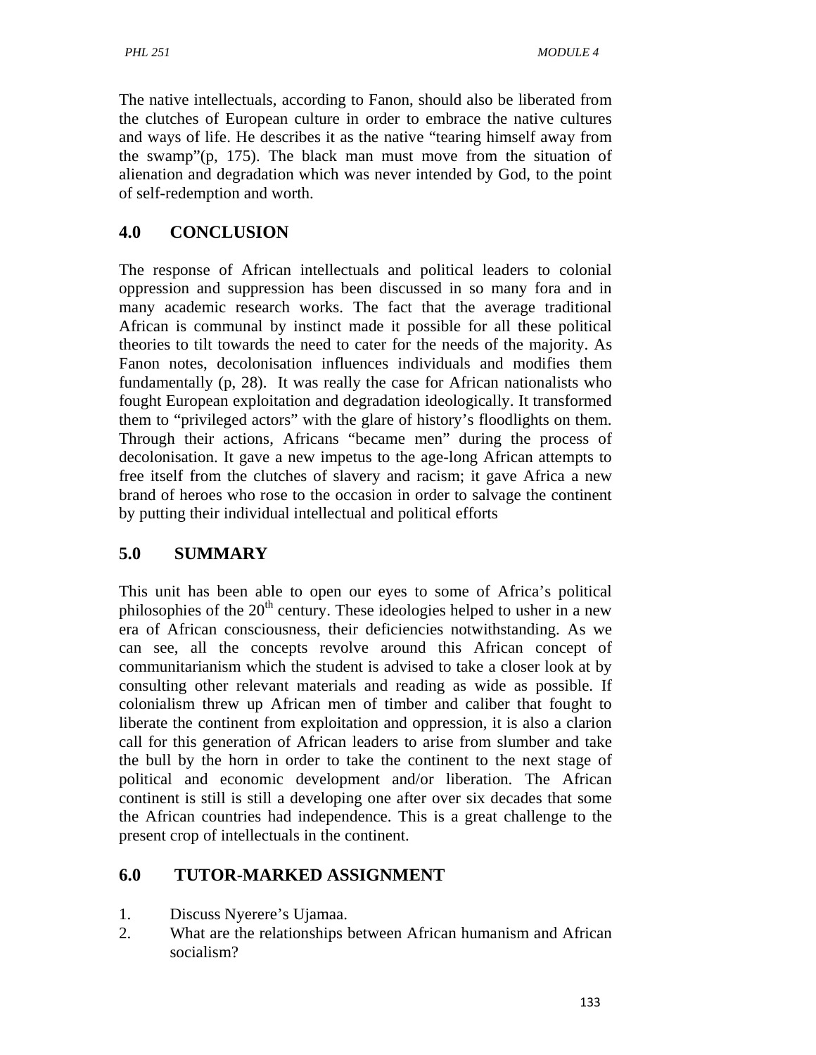The native intellectuals, according to Fanon, should also be liberated from the clutches of European culture in order to embrace the native cultures and ways of life. He describes it as the native "tearing himself away from the swamp"(p, 175). The black man must move from the situation of alienation and degradation which was never intended by God, to the point of self-redemption and worth.

## 4.0 CONCLUSION

The response of African intellectuals and political leaders to colonial oppression and suppression has been discussed in so many fora and in many academic research works. The fact that the average traditional African is communal by instinct made it possible for all these political theories to tilt towards the need to cater for the needs of the majority. As Fanon notes, decolonisation influences individuals and modifies them fundamentally (p, 28). It was really the case for African nationalists who fought European exploitation and degradation ideologically. It transformed them to "privileged actors" with the glare of history's floodlights on them. Through their actions, Africans "became men" during the process of decolonisation. It gave a new impetus to the age-long African attempts to free itself from the clutches of slavery and racism; it gave Africa a new brand of heroes who rose to the occasion in order to salvage the continent by putting their individual intellectual and political efforts

## 5.0 SUMMARY

This unit has been able to open our eyes to some of Africa's political philosophies of the 20th century. These ideologies helped to usher in a new era of African consciousness, their deficiencies notwithstanding. As we can see, all the concepts revolve around this African concept of communitarianism which the student is advised to take a closer look at by consulting other relevant materials and reading as wide as possible. If colonialism threw up African men of timber and caliber that fought to liberate the continent from exploitation and oppression, it is also a clarion call for this generation of African leaders to arise from slumber and take the bull by the horn in order to take the continent to the next stage of political and economic development and/or liberation. The African continent is still is still a developing one after over six decades that some the African countries had independence. This is a great challenge to the present crop of intellectuals in the continent.

## 6.0 TUTOR-MARKED ASSIGNMENT

1. Discuss Nyerere's Ujamaa.
2. What are the relationships between African humanism and African socialism?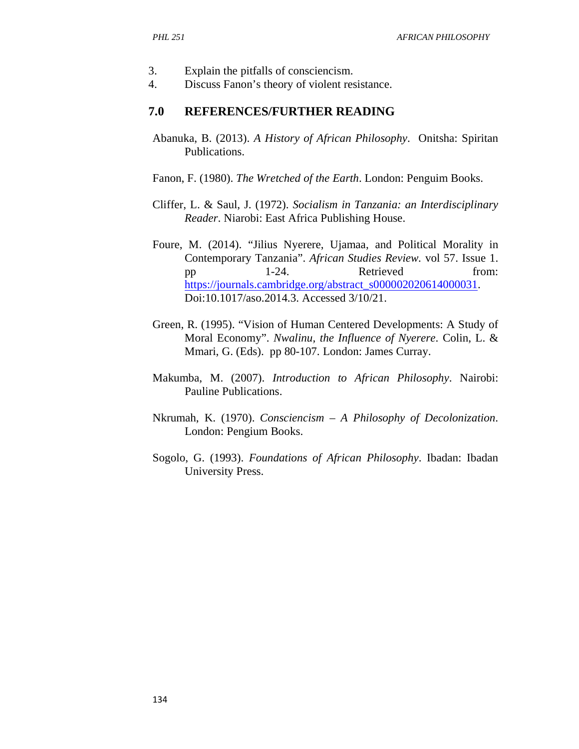3. Explain the pitfalls of consciencism.
4. Discuss Fanon's theory of violent resistance.

## 7.0 REFERENCES/FURTHER READING

Abanuka, B. (2013). *A History of African Philosophy*. Onitsha: Spiritan Publications.

Fanon, F. (1980). *The Wretched of the Earth*. London: Penguim Books.

Cliffer, L. & Saul, J. (1972). *Socialism in Tanzania: an Interdisciplinary Reader*. Niarobi: East Africa Publishing House.

Foure, M. (2014). "Jilius Nyerere, Ujamaa, and Political Morality in Contemporary Tanzania". *African Studies Review*. vol 57. Issue 1. pp 1-24. Retrieved from: https://journals.cambridge.org/abstract_s000002020614000031. Doi:10.1017/aso.2014.3. Accessed 3/10/21.

Green, R. (1995). "Vision of Human Centered Developments: A Study of Moral Economy". *Nwalinu, the Influence of Nyerere*. Colin, L. & Mmari, G. (Eds). pp 80-107. London: James Curray.

Makumba, M. (2007). *Introduction to African Philosophy*. Nairobi: Pauline Publications.

Nkrumah, K. (1970). *Consciencism – A Philosophy of Decolonization*. London: Pengium Books.

Sogolo, G. (1993). *Foundations of African Philosophy*. Ibadan: Ibadan University Press.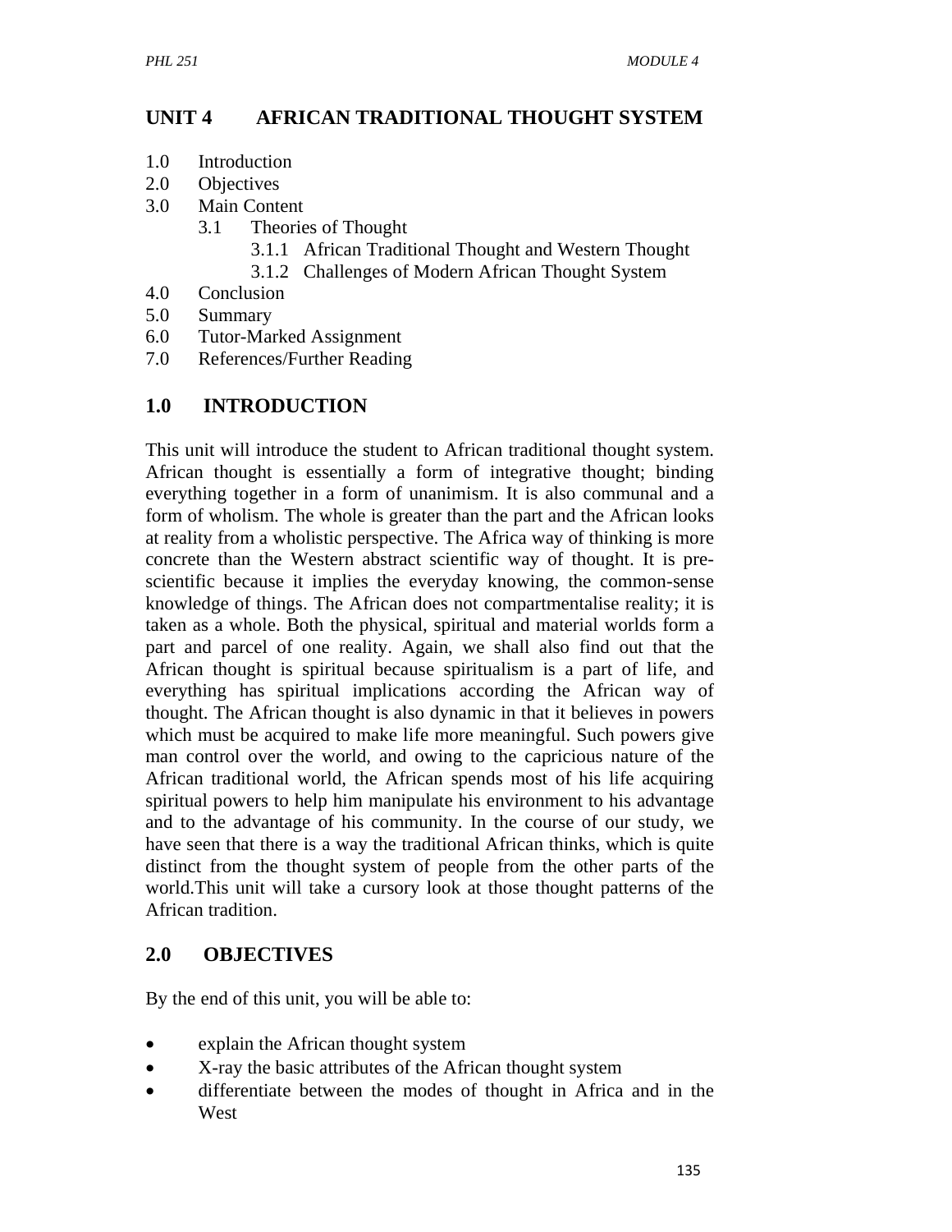## UNIT 4 AFRICAN TRADITIONAL THOUGHT SYSTEM

1.0 Introduction
2.0 Objectives
3.0 Main Content
  3.1 Theories of Thought
    3.1.1 African Traditional Thought and Western Thought
    3.1.2 Challenges of Modern African Thought System
4.0 Conclusion
5.0 Summary
6.0 Tutor-Marked Assignment
7.0 References/Further Reading

## 1.0 INTRODUCTION

This unit will introduce the student to African traditional thought system. African thought is essentially a form of integrative thought; binding everything together in a form of unanimism. It is also communal and a form of wholism. The whole is greater than the part and the African looks at reality from a wholistic perspective. The Africa way of thinking is more concrete than the Western abstract scientific way of thought. It is pre-scientific because it implies the everyday knowing, the common-sense knowledge of things. The African does not compartmentalise reality; it is taken as a whole. Both the physical, spiritual and material worlds form a part and parcel of one reality. Again, we shall also find out that the African thought is spiritual because spiritualism is a part of life, and everything has spiritual implications according the African way of thought. The African thought is also dynamic in that it believes in powers which must be acquired to make life more meaningful. Such powers give man control over the world, and owing to the capricious nature of the African traditional world, the African spends most of his life acquiring spiritual powers to help him manipulate his environment to his advantage and to the advantage of his community. In the course of our study, we have seen that there is a way the traditional African thinks, which is quite distinct from the thought system of people from the other parts of the world.This unit will take a cursory look at those thought patterns of the African tradition.

## 2.0 OBJECTIVES

By the end of this unit, you will be able to:

- explain the African thought system
- X-ray the basic attributes of the African thought system
- differentiate between the modes of thought in Africa and in the West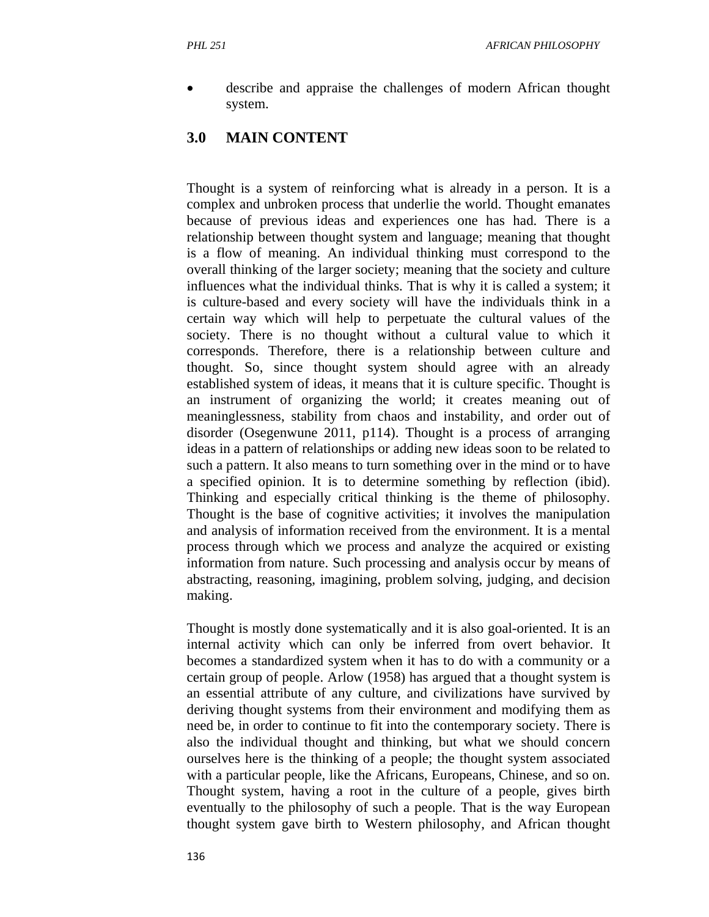- describe and appraise the challenges of modern African thought system.

## 3.0 MAIN CONTENT

Thought is a system of reinforcing what is already in a person. It is a complex and unbroken process that underlie the world. Thought emanates because of previous ideas and experiences one has had. There is a relationship between thought system and language; meaning that thought is a flow of meaning. An individual thinking must correspond to the overall thinking of the larger society; meaning that the society and culture influences what the individual thinks. That is why it is called a system; it is culture-based and every society will have the individuals think in a certain way which will help to perpetuate the cultural values of the society. There is no thought without a cultural value to which it corresponds. Therefore, there is a relationship between culture and thought. So, since thought system should agree with an already established system of ideas, it means that it is culture specific. Thought is an instrument of organizing the world; it creates meaning out of meaninglessness, stability from chaos and instability, and order out of disorder (Osegenwune 2011, p114). Thought is a process of arranging ideas in a pattern of relationships or adding new ideas soon to be related to such a pattern. It also means to turn something over in the mind or to have a specified opinion. It is to determine something by reflection (ibid). Thinking and especially critical thinking is the theme of philosophy. Thought is the base of cognitive activities; it involves the manipulation and analysis of information received from the environment. It is a mental process through which we process and analyze the acquired or existing information from nature. Such processing and analysis occur by means of abstracting, reasoning, imagining, problem solving, judging, and decision making.

Thought is mostly done systematically and it is also goal-oriented. It is an internal activity which can only be inferred from overt behavior. It becomes a standardized system when it has to do with a community or a certain group of people. Arlow (1958) has argued that a thought system is an essential attribute of any culture, and civilizations have survived by deriving thought systems from their environment and modifying them as need be, in order to continue to fit into the contemporary society. There is also the individual thought and thinking, but what we should concern ourselves here is the thinking of a people; the thought system associated with a particular people, like the Africans, Europeans, Chinese, and so on. Thought system, having a root in the culture of a people, gives birth eventually to the philosophy of such a people. That is the way European thought system gave birth to Western philosophy, and African thought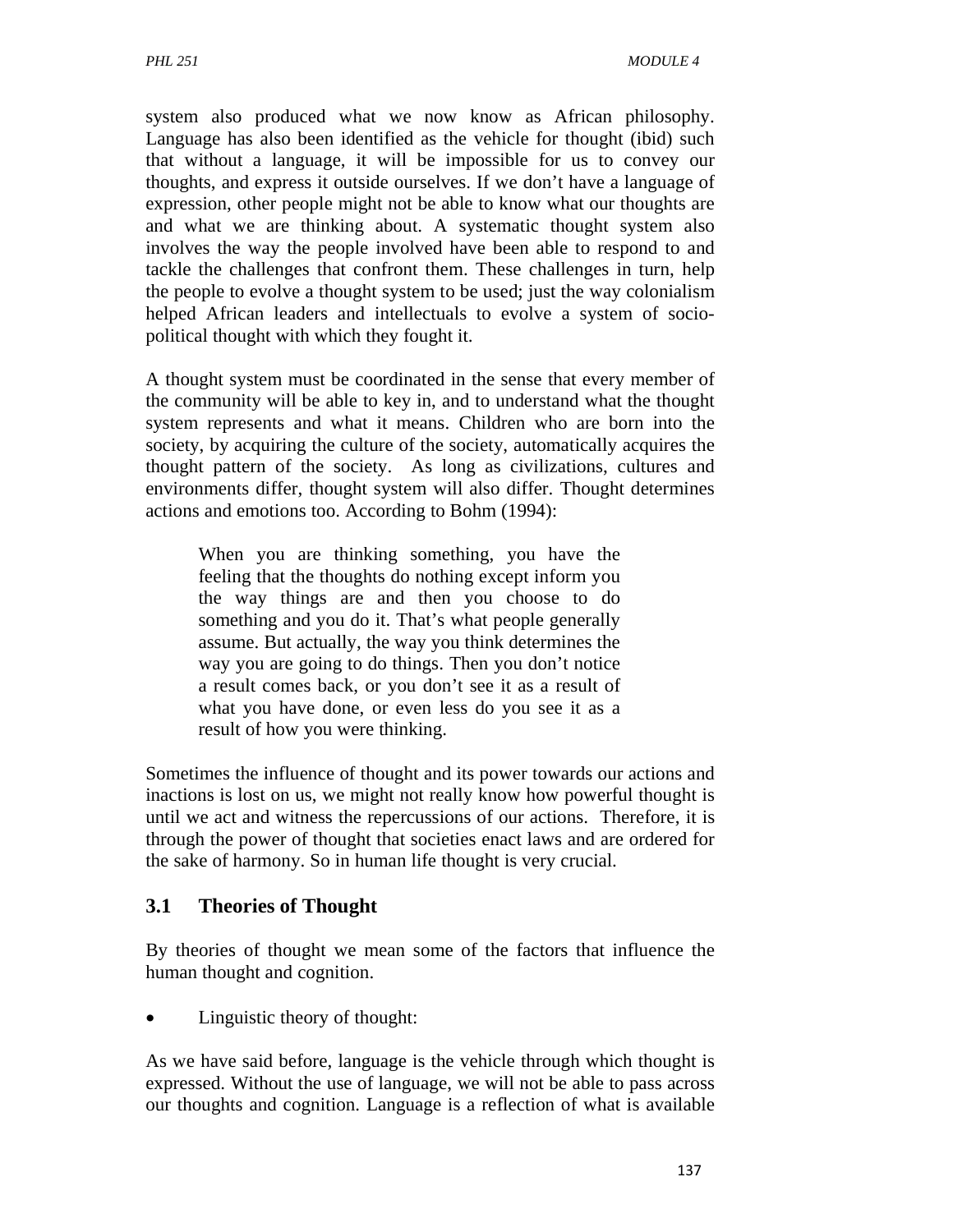system also produced what we now know as African philosophy. Language has also been identified as the vehicle for thought (ibid) such that without a language, it will be impossible for us to convey our thoughts, and express it outside ourselves. If we don't have a language of expression, other people might not be able to know what our thoughts are and what we are thinking about. A systematic thought system also involves the way the people involved have been able to respond to and tackle the challenges that confront them. These challenges in turn, help the people to evolve a thought system to be used; just the way colonialism helped African leaders and intellectuals to evolve a system of socio-political thought with which they fought it.

A thought system must be coordinated in the sense that every member of the community will be able to key in, and to understand what the thought system represents and what it means. Children who are born into the society, by acquiring the culture of the society, automatically acquires the thought pattern of the society. As long as civilizations, cultures and environments differ, thought system will also differ. Thought determines actions and emotions too. According to Bohm (1994):

> When you are thinking something, you have the feeling that the thoughts do nothing except inform you the way things are and then you choose to do something and you do it. That's what people generally assume. But actually, the way you think determines the way you are going to do things. Then you don't notice a result comes back, or you don't see it as a result of what you have done, or even less do you see it as a result of how you were thinking.

Sometimes the influence of thought and its power towards our actions and inactions is lost on us, we might not really know how powerful thought is until we act and witness the repercussions of our actions. Therefore, it is through the power of thought that societies enact laws and are ordered for the sake of harmony. So in human life thought is very crucial.

## 3.1 Theories of Thought

By theories of thought we mean some of the factors that influence the human thought and cognition.

- Linguistic theory of thought:

As we have said before, language is the vehicle through which thought is expressed. Without the use of language, we will not be able to pass across our thoughts and cognition. Language is a reflection of what is available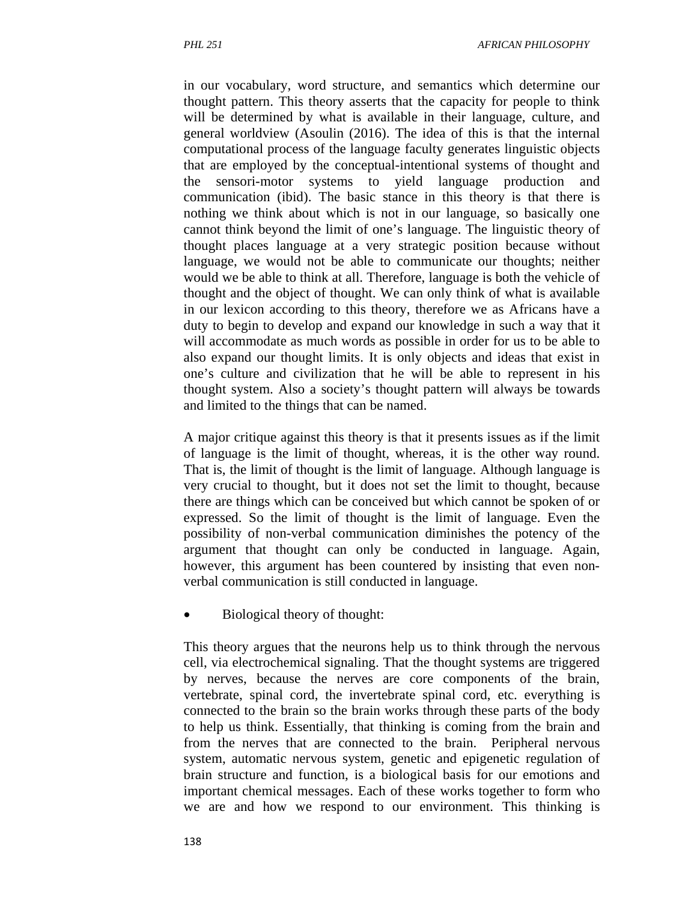in our vocabulary, word structure, and semantics which determine our thought pattern. This theory asserts that the capacity for people to think will be determined by what is available in their language, culture, and general worldview (Asoulin (2016). The idea of this is that the internal computational process of the language faculty generates linguistic objects that are employed by the conceptual-intentional systems of thought and the sensori-motor systems to yield language production and communication (ibid). The basic stance in this theory is that there is nothing we think about which is not in our language, so basically one cannot think beyond the limit of one's language. The linguistic theory of thought places language at a very strategic position because without language, we would not be able to communicate our thoughts; neither would we be able to think at all. Therefore, language is both the vehicle of thought and the object of thought. We can only think of what is available in our lexicon according to this theory, therefore we as Africans have a duty to begin to develop and expand our knowledge in such a way that it will accommodate as much words as possible in order for us to be able to also expand our thought limits. It is only objects and ideas that exist in one's culture and civilization that he will be able to represent in his thought system. Also a society's thought pattern will always be towards and limited to the things that can be named.

A major critique against this theory is that it presents issues as if the limit of language is the limit of thought, whereas, it is the other way round. That is, the limit of thought is the limit of language. Although language is very crucial to thought, but it does not set the limit to thought, because there are things which can be conceived but which cannot be spoken of or expressed. So the limit of thought is the limit of language. Even the possibility of non-verbal communication diminishes the potency of the argument that thought can only be conducted in language. Again, however, this argument has been countered by insisting that even non-verbal communication is still conducted in language.

- Biological theory of thought:

This theory argues that the neurons help us to think through the nervous cell, via electrochemical signaling. That the thought systems are triggered by nerves, because the nerves are core components of the brain, vertebrate, spinal cord, the invertebrate spinal cord, etc. everything is connected to the brain so the brain works through these parts of the body to help us think. Essentially, that thinking is coming from the brain and from the nerves that are connected to the brain. Peripheral nervous system, automatic nervous system, genetic and epigenetic regulation of brain structure and function, is a biological basis for our emotions and important chemical messages. Each of these works together to form who we are and how we respond to our environment. This thinking is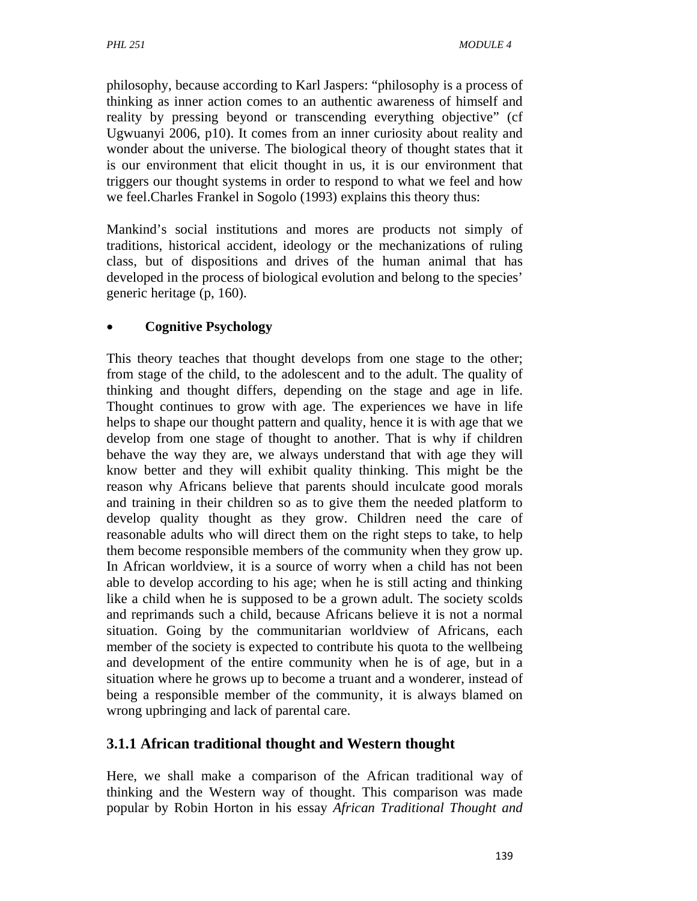philosophy, because according to Karl Jaspers: "philosophy is a process of thinking as inner action comes to an authentic awareness of himself and reality by pressing beyond or transcending everything objective" (cf Ugwuanyi 2006, p10). It comes from an inner curiosity about reality and wonder about the universe. The biological theory of thought states that it is our environment that elicit thought in us, it is our environment that triggers our thought systems in order to respond to what we feel and how we feel.Charles Frankel in Sogolo (1993) explains this theory thus:

Mankind's social institutions and mores are products not simply of traditions, historical accident, ideology or the mechanizations of ruling class, but of dispositions and drives of the human animal that has developed in the process of biological evolution and belong to the species' generic heritage (p, 160).

- **Cognitive Psychology**

This theory teaches that thought develops from one stage to the other; from stage of the child, to the adolescent and to the adult. The quality of thinking and thought differs, depending on the stage and age in life. Thought continues to grow with age. The experiences we have in life helps to shape our thought pattern and quality, hence it is with age that we develop from one stage of thought to another. That is why if children behave the way they are, we always understand that with age they will know better and they will exhibit quality thinking. This might be the reason why Africans believe that parents should inculcate good morals and training in their children so as to give them the needed platform to develop quality thought as they grow. Children need the care of reasonable adults who will direct them on the right steps to take, to help them become responsible members of the community when they grow up. In African worldview, it is a source of worry when a child has not been able to develop according to his age; when he is still acting and thinking like a child when he is supposed to be a grown adult. The society scolds and reprimands such a child, because Africans believe it is not a normal situation. Going by the communitarian worldview of Africans, each member of the society is expected to contribute his quota to the wellbeing and development of the entire community when he is of age, but in a situation where he grows up to become a truant and a wonderer, instead of being a responsible member of the community, it is always blamed on wrong upbringing and lack of parental care.

### 3.1.1 African traditional thought and Western thought

Here, we shall make a comparison of the African traditional way of thinking and the Western way of thought. This comparison was made popular by Robin Horton in his essay *African Traditional Thought and*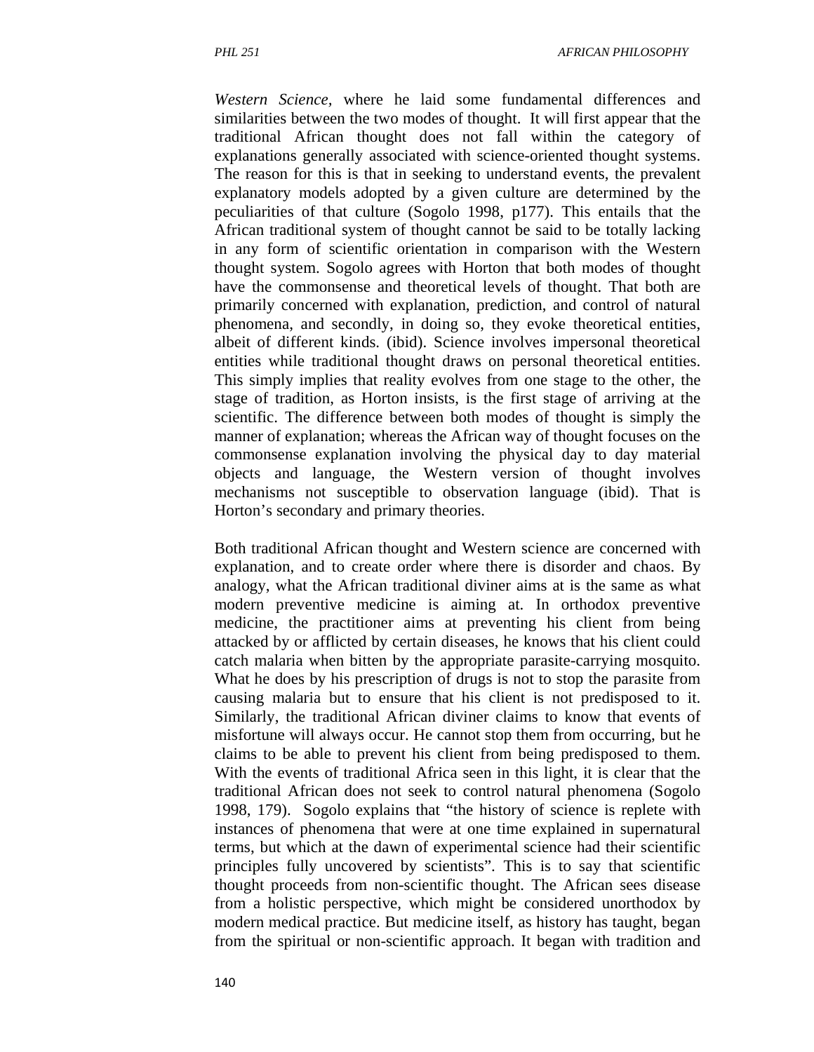*Western Science*, where he laid some fundamental differences and similarities between the two modes of thought. It will first appear that the traditional African thought does not fall within the category of explanations generally associated with science-oriented thought systems. The reason for this is that in seeking to understand events, the prevalent explanatory models adopted by a given culture are determined by the peculiarities of that culture (Sogolo 1998, p177). This entails that the African traditional system of thought cannot be said to be totally lacking in any form of scientific orientation in comparison with the Western thought system. Sogolo agrees with Horton that both modes of thought have the commonsense and theoretical levels of thought. That both are primarily concerned with explanation, prediction, and control of natural phenomena, and secondly, in doing so, they evoke theoretical entities, albeit of different kinds. (ibid). Science involves impersonal theoretical entities while traditional thought draws on personal theoretical entities. This simply implies that reality evolves from one stage to the other, the stage of tradition, as Horton insists, is the first stage of arriving at the scientific. The difference between both modes of thought is simply the manner of explanation; whereas the African way of thought focuses on the commonsense explanation involving the physical day to day material objects and language, the Western version of thought involves mechanisms not susceptible to observation language (ibid). That is Horton's secondary and primary theories.

Both traditional African thought and Western science are concerned with explanation, and to create order where there is disorder and chaos. By analogy, what the African traditional diviner aims at is the same as what modern preventive medicine is aiming at. In orthodox preventive medicine, the practitioner aims at preventing his client from being attacked by or afflicted by certain diseases, he knows that his client could catch malaria when bitten by the appropriate parasite-carrying mosquito. What he does by his prescription of drugs is not to stop the parasite from causing malaria but to ensure that his client is not predisposed to it. Similarly, the traditional African diviner claims to know that events of misfortune will always occur. He cannot stop them from occurring, but he claims to be able to prevent his client from being predisposed to them. With the events of traditional Africa seen in this light, it is clear that the traditional African does not seek to control natural phenomena (Sogolo 1998, 179). Sogolo explains that "the history of science is replete with instances of phenomena that were at one time explained in supernatural terms, but which at the dawn of experimental science had their scientific principles fully uncovered by scientists". This is to say that scientific thought proceeds from non-scientific thought. The African sees disease from a holistic perspective, which might be considered unorthodox by modern medical practice. But medicine itself, as history has taught, began from the spiritual or non-scientific approach. It began with tradition and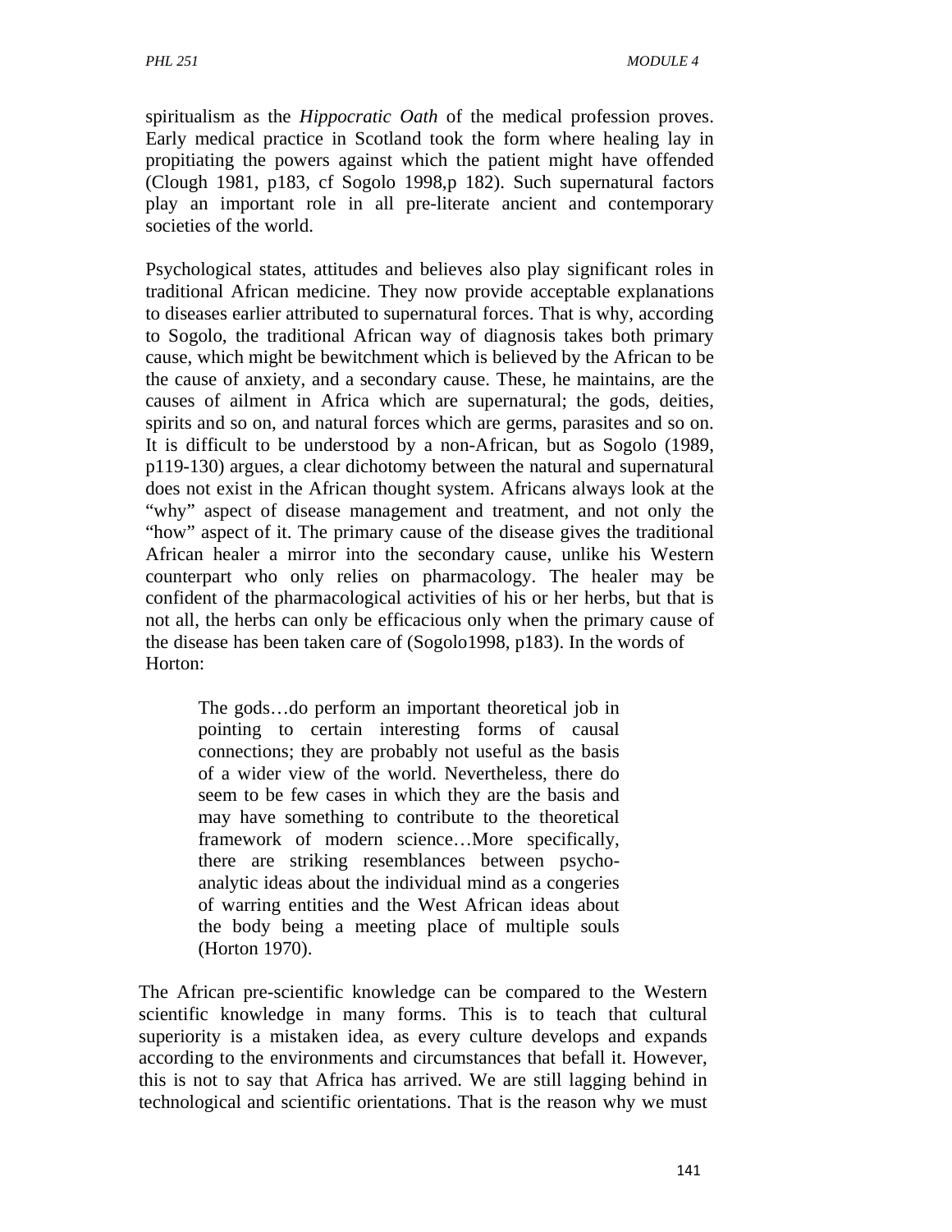spiritualism as the *Hippocratic Oath* of the medical profession proves. Early medical practice in Scotland took the form where healing lay in propitiating the powers against which the patient might have offended (Clough 1981, p183, cf Sogolo 1998,p 182). Such supernatural factors play an important role in all pre-literate ancient and contemporary societies of the world.

Psychological states, attitudes and believes also play significant roles in traditional African medicine. They now provide acceptable explanations to diseases earlier attributed to supernatural forces. That is why, according to Sogolo, the traditional African way of diagnosis takes both primary cause, which might be bewitchment which is believed by the African to be the cause of anxiety, and a secondary cause. These, he maintains, are the causes of ailment in Africa which are supernatural; the gods, deities, spirits and so on, and natural forces which are germs, parasites and so on. It is difficult to be understood by a non-African, but as Sogolo (1989, p119-130) argues, a clear dichotomy between the natural and supernatural does not exist in the African thought system. Africans always look at the "why" aspect of disease management and treatment, and not only the "how" aspect of it. The primary cause of the disease gives the traditional African healer a mirror into the secondary cause, unlike his Western counterpart who only relies on pharmacology. The healer may be confident of the pharmacological activities of his or her herbs, but that is not all, the herbs can only be efficacious only when the primary cause of the disease has been taken care of (Sogolo1998, p183). In the words of Horton:

> The gods…do perform an important theoretical job in pointing to certain interesting forms of causal connections; they are probably not useful as the basis of a wider view of the world. Nevertheless, there do seem to be few cases in which they are the basis and may have something to contribute to the theoretical framework of modern science…More specifically, there are striking resemblances between psycho-analytic ideas about the individual mind as a congeries of warring entities and the West African ideas about the body being a meeting place of multiple souls (Horton 1970).

The African pre-scientific knowledge can be compared to the Western scientific knowledge in many forms. This is to teach that cultural superiority is a mistaken idea, as every culture develops and expands according to the environments and circumstances that befall it. However, this is not to say that Africa has arrived. We are still lagging behind in technological and scientific orientations. That is the reason why we must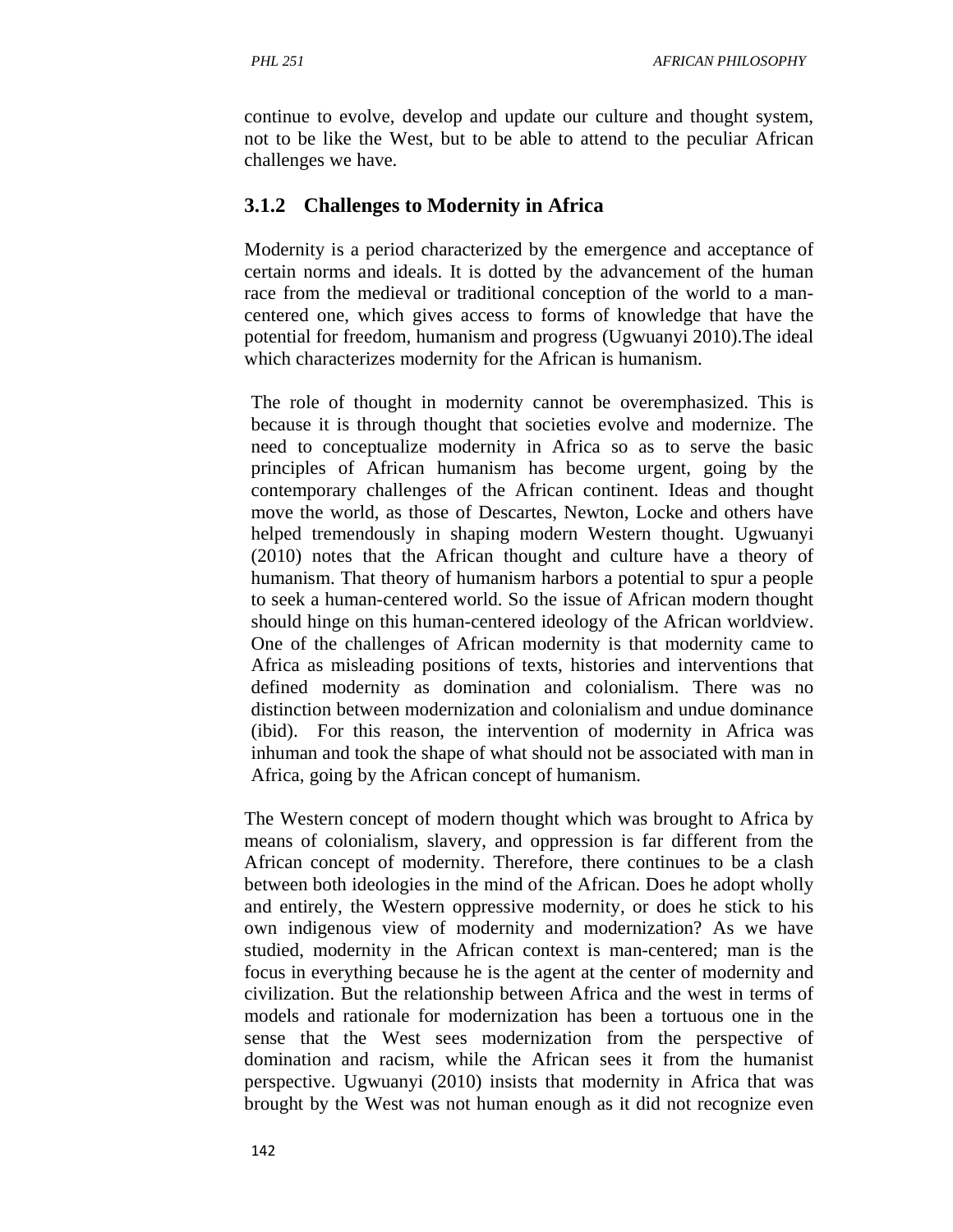continue to evolve, develop and update our culture and thought system, not to be like the West, but to be able to attend to the peculiar African challenges we have.

### 3.1.2 Challenges to Modernity in Africa

Modernity is a period characterized by the emergence and acceptance of certain norms and ideals. It is dotted by the advancement of the human race from the medieval or traditional conception of the world to a man-centered one, which gives access to forms of knowledge that have the potential for freedom, humanism and progress (Ugwuanyi 2010).The ideal which characterizes modernity for the African is humanism.

The role of thought in modernity cannot be overemphasized. This is because it is through thought that societies evolve and modernize. The need to conceptualize modernity in Africa so as to serve the basic principles of African humanism has become urgent, going by the contemporary challenges of the African continent. Ideas and thought move the world, as those of Descartes, Newton, Locke and others have helped tremendously in shaping modern Western thought. Ugwuanyi (2010) notes that the African thought and culture have a theory of humanism. That theory of humanism harbors a potential to spur a people to seek a human-centered world. So the issue of African modern thought should hinge on this human-centered ideology of the African worldview. One of the challenges of African modernity is that modernity came to Africa as misleading positions of texts, histories and interventions that defined modernity as domination and colonialism. There was no distinction between modernization and colonialism and undue dominance (ibid). For this reason, the intervention of modernity in Africa was inhuman and took the shape of what should not be associated with man in Africa, going by the African concept of humanism.

The Western concept of modern thought which was brought to Africa by means of colonialism, slavery, and oppression is far different from the African concept of modernity. Therefore, there continues to be a clash between both ideologies in the mind of the African. Does he adopt wholly and entirely, the Western oppressive modernity, or does he stick to his own indigenous view of modernity and modernization? As we have studied, modernity in the African context is man-centered; man is the focus in everything because he is the agent at the center of modernity and civilization. But the relationship between Africa and the west in terms of models and rationale for modernization has been a tortuous one in the sense that the West sees modernization from the perspective of domination and racism, while the African sees it from the humanist perspective. Ugwuanyi (2010) insists that modernity in Africa that was brought by the West was not human enough as it did not recognize even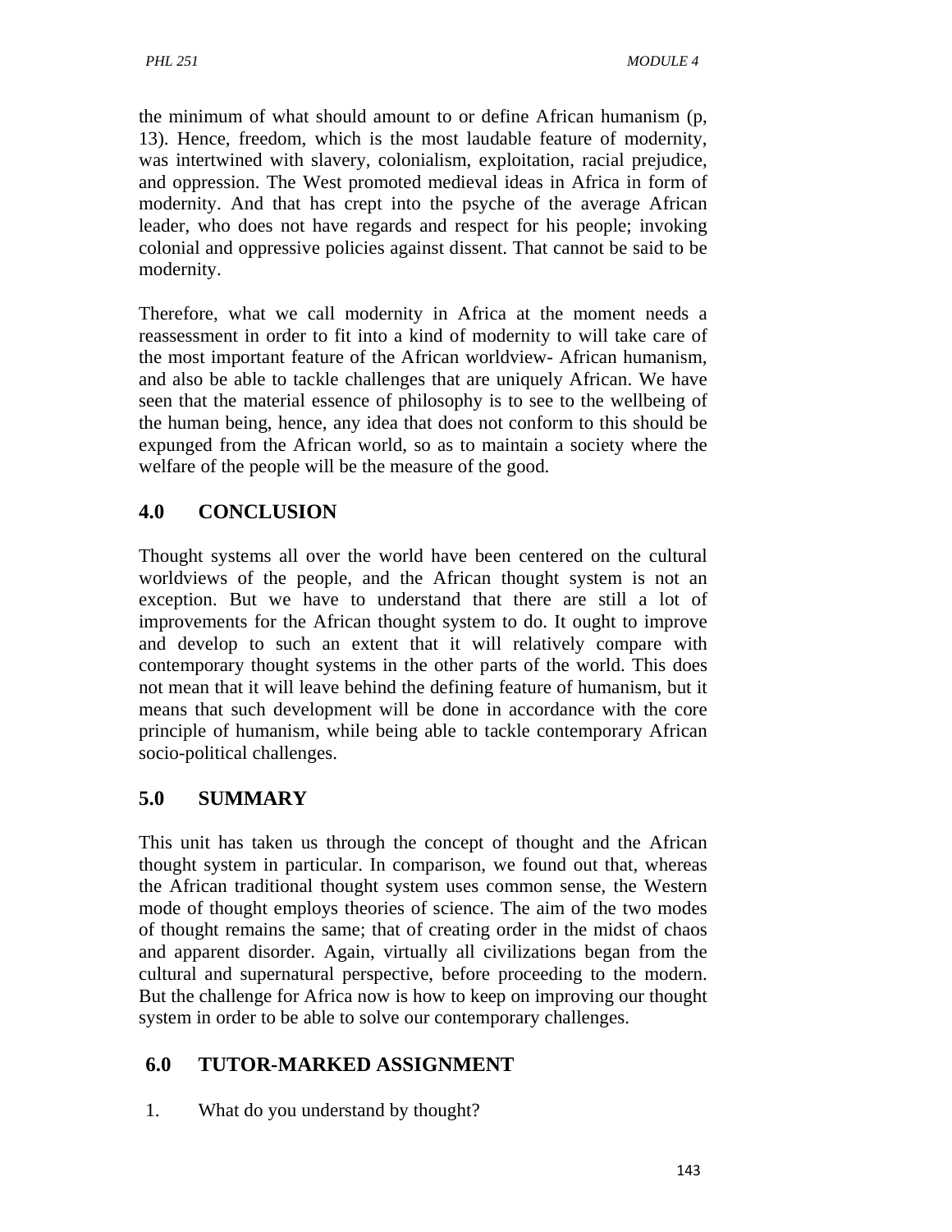the minimum of what should amount to or define African humanism (p, 13). Hence, freedom, which is the most laudable feature of modernity, was intertwined with slavery, colonialism, exploitation, racial prejudice, and oppression. The West promoted medieval ideas in Africa in form of modernity. And that has crept into the psyche of the average African leader, who does not have regards and respect for his people; invoking colonial and oppressive policies against dissent. That cannot be said to be modernity.

Therefore, what we call modernity in Africa at the moment needs a reassessment in order to fit into a kind of modernity to will take care of the most important feature of the African worldview- African humanism, and also be able to tackle challenges that are uniquely African. We have seen that the material essence of philosophy is to see to the wellbeing of the human being, hence, any idea that does not conform to this should be expunged from the African world, so as to maintain a society where the welfare of the people will be the measure of the good.

## 4.0 CONCLUSION

Thought systems all over the world have been centered on the cultural worldviews of the people, and the African thought system is not an exception. But we have to understand that there are still a lot of improvements for the African thought system to do. It ought to improve and develop to such an extent that it will relatively compare with contemporary thought systems in the other parts of the world. This does not mean that it will leave behind the defining feature of humanism, but it means that such development will be done in accordance with the core principle of humanism, while being able to tackle contemporary African socio-political challenges.

## 5.0 SUMMARY

This unit has taken us through the concept of thought and the African thought system in particular. In comparison, we found out that, whereas the African traditional thought system uses common sense, the Western mode of thought employs theories of science. The aim of the two modes of thought remains the same; that of creating order in the midst of chaos and apparent disorder. Again, virtually all civilizations began from the cultural and supernatural perspective, before proceeding to the modern. But the challenge for Africa now is how to keep on improving our thought system in order to be able to solve our contemporary challenges.

## 6.0 TUTOR-MARKED ASSIGNMENT

1. What do you understand by thought?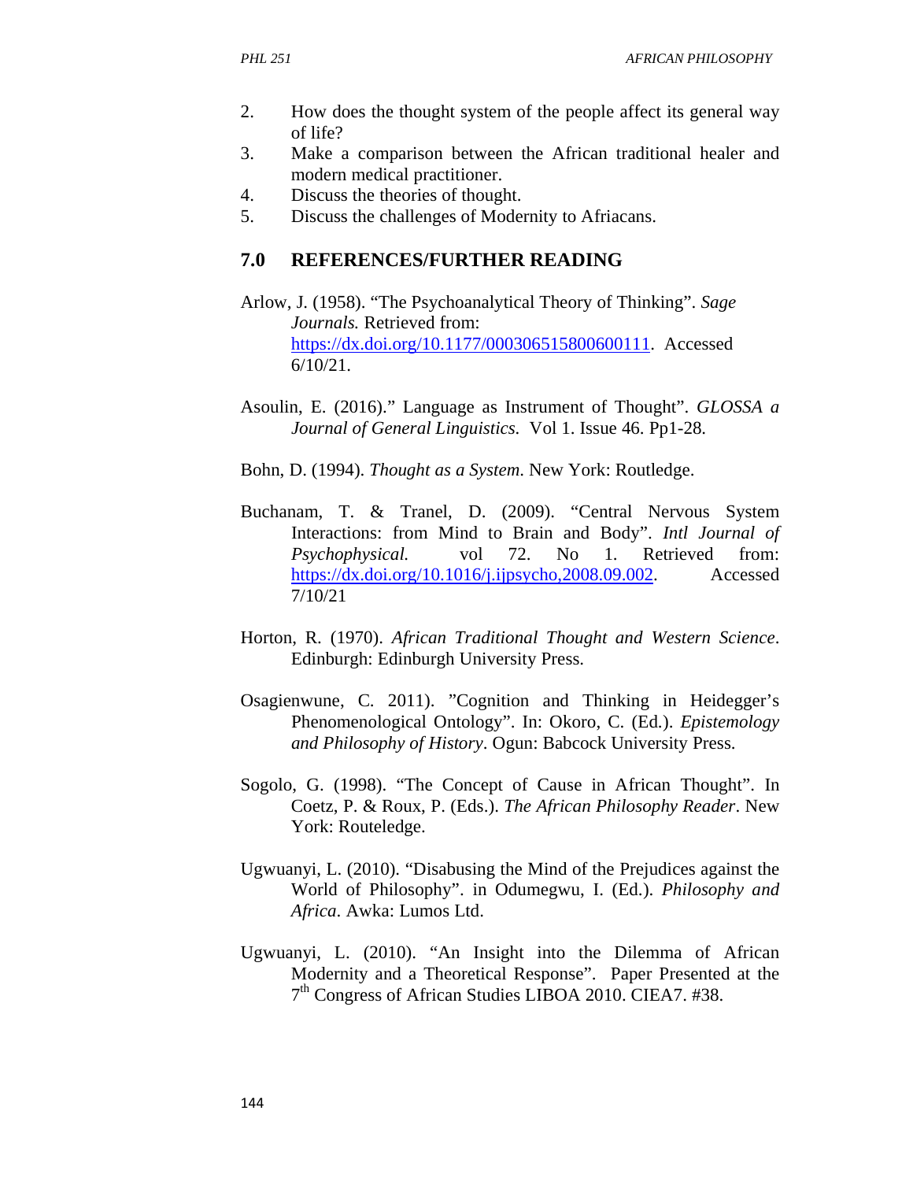2. How does the thought system of the people affect its general way of life?
3. Make a comparison between the African traditional healer and modern medical practitioner.
4. Discuss the theories of thought.
5. Discuss the challenges of Modernity to Afriacans.

## 7.0 REFERENCES/FURTHER READING

Arlow, J. (1958). "The Psychoanalytical Theory of Thinking". *Sage Journals.* Retrieved from: https://dx.doi.org/10.1177/000306515800600111. Accessed 6/10/21.

Asoulin, E. (2016)." Language as Instrument of Thought". *GLOSSA a Journal of General Linguistics.* Vol 1. Issue 46. Pp1-28.

Bohn, D. (1994). *Thought as a System*. New York: Routledge.

Buchanam, T. & Tranel, D. (2009). "Central Nervous System Interactions: from Mind to Brain and Body". *Intl Journal of Psychophysical.* vol 72. No 1. Retrieved from: https://dx.doi.org/10.1016/j.ijpsycho,2008.09.002. Accessed 7/10/21

Horton, R. (1970). *African Traditional Thought and Western Science*. Edinburgh: Edinburgh University Press.

Osagienwune, C. 2011). "Cognition and Thinking in Heidegger's Phenomenological Ontology". In: Okoro, C. (Ed.). *Epistemology and Philosophy of History*. Ogun: Babcock University Press.

Sogolo, G. (1998). "The Concept of Cause in African Thought". In Coetz, P. & Roux, P. (Eds.). *The African Philosophy Reader*. New York: Routeledge.

Ugwuanyi, L. (2010). "Disabusing the Mind of the Prejudices against the World of Philosophy". in Odumegwu, I. (Ed.). *Philosophy and Africa*. Awka: Lumos Ltd.

Ugwuanyi, L. (2010). "An Insight into the Dilemma of African Modernity and a Theoretical Response". Paper Presented at the 7th Congress of African Studies LIBOA 2010. CIEA7. #38.